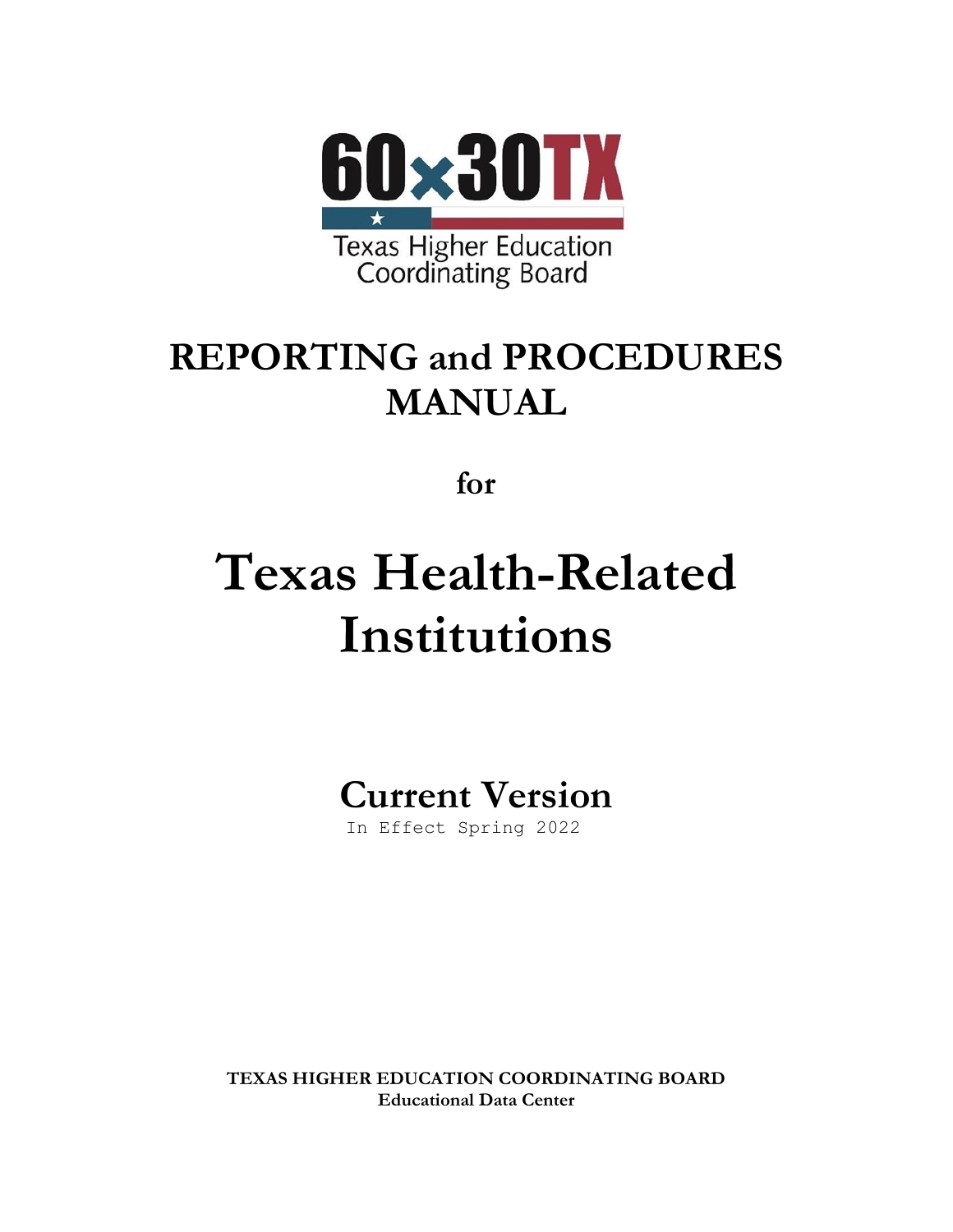60x30TX

Texas Higher Education Coordinating Board

# REPORTING and PROCEDURES MANUAL

**for**

# Texas Health-Related Institutions

## Current Version

In Effect Spring 2022

**TEXAS HIGHER EDUCATION COORDINATING BOARD**
**Educational Data Center**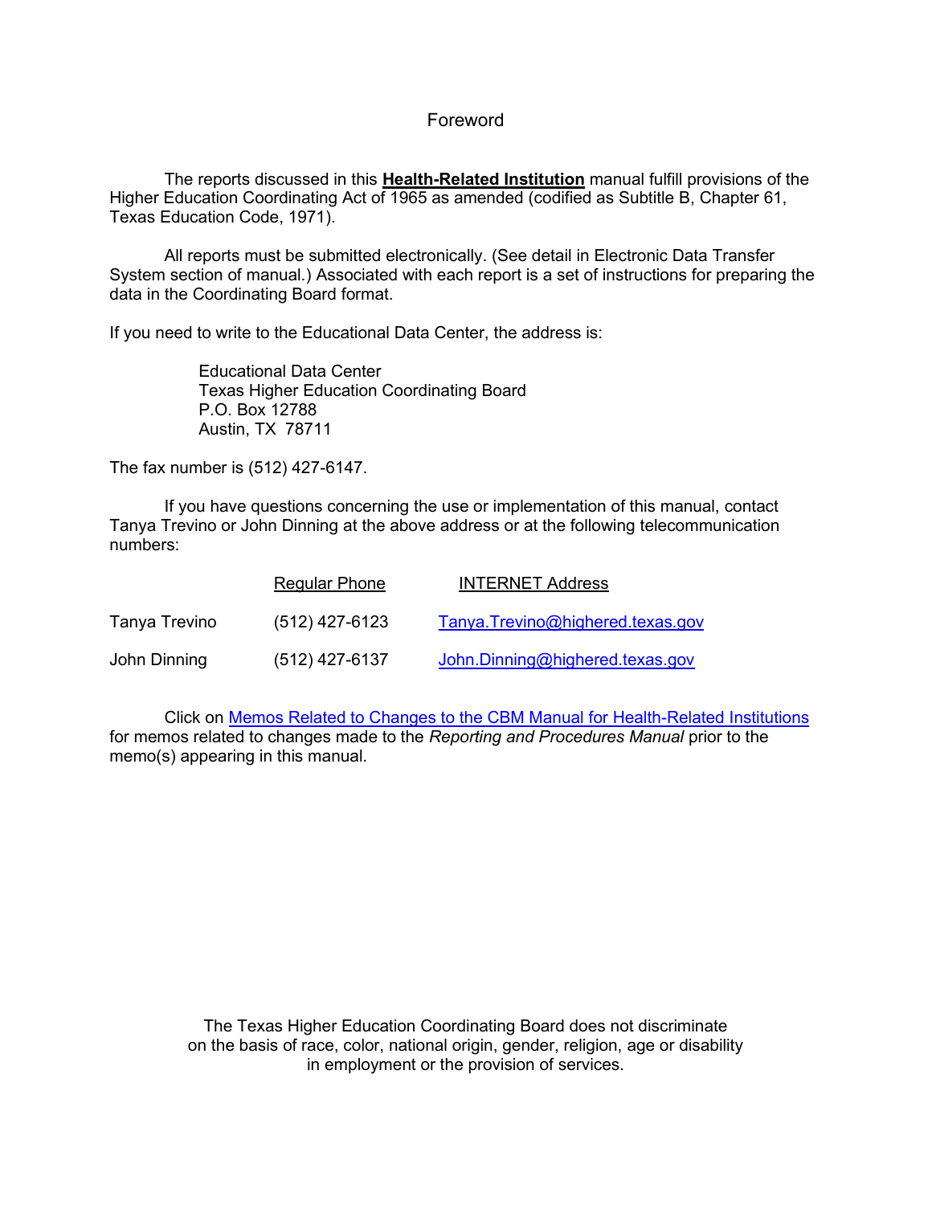# Foreword

The reports discussed in this **Health-Related Institution** manual fulfill provisions of the Higher Education Coordinating Act of 1965 as amended (codified as Subtitle B, Chapter 61, Texas Education Code, 1971).

All reports must be submitted electronically. (See detail in Electronic Data Transfer System section of manual.) Associated with each report is a set of instructions for preparing the data in the Coordinating Board format.

If you need to write to the Educational Data Center, the address is:

Educational Data Center
Texas Higher Education Coordinating Board
P.O. Box 12788
Austin, TX 78711

The fax number is (512) 427-6147.

If you have questions concerning the use or implementation of this manual, contact Tanya Trevino or John Dinning at the above address or at the following telecommunication numbers:

| | Regular Phone | INTERNET Address |
|---|---|---|
| Tanya Trevino | (512) 427-6123 | Tanya.Trevino@highered.texas.gov |
| John Dinning | (512) 427-6137 | John.Dinning@highered.texas.gov |

Click on Memos Related to Changes to the CBM Manual for Health-Related Institutions for memos related to changes made to the *Reporting and Procedures Manual* prior to the memo(s) appearing in this manual.

The Texas Higher Education Coordinating Board does not discriminate on the basis of race, color, national origin, gender, religion, age or disability in employment or the provision of services.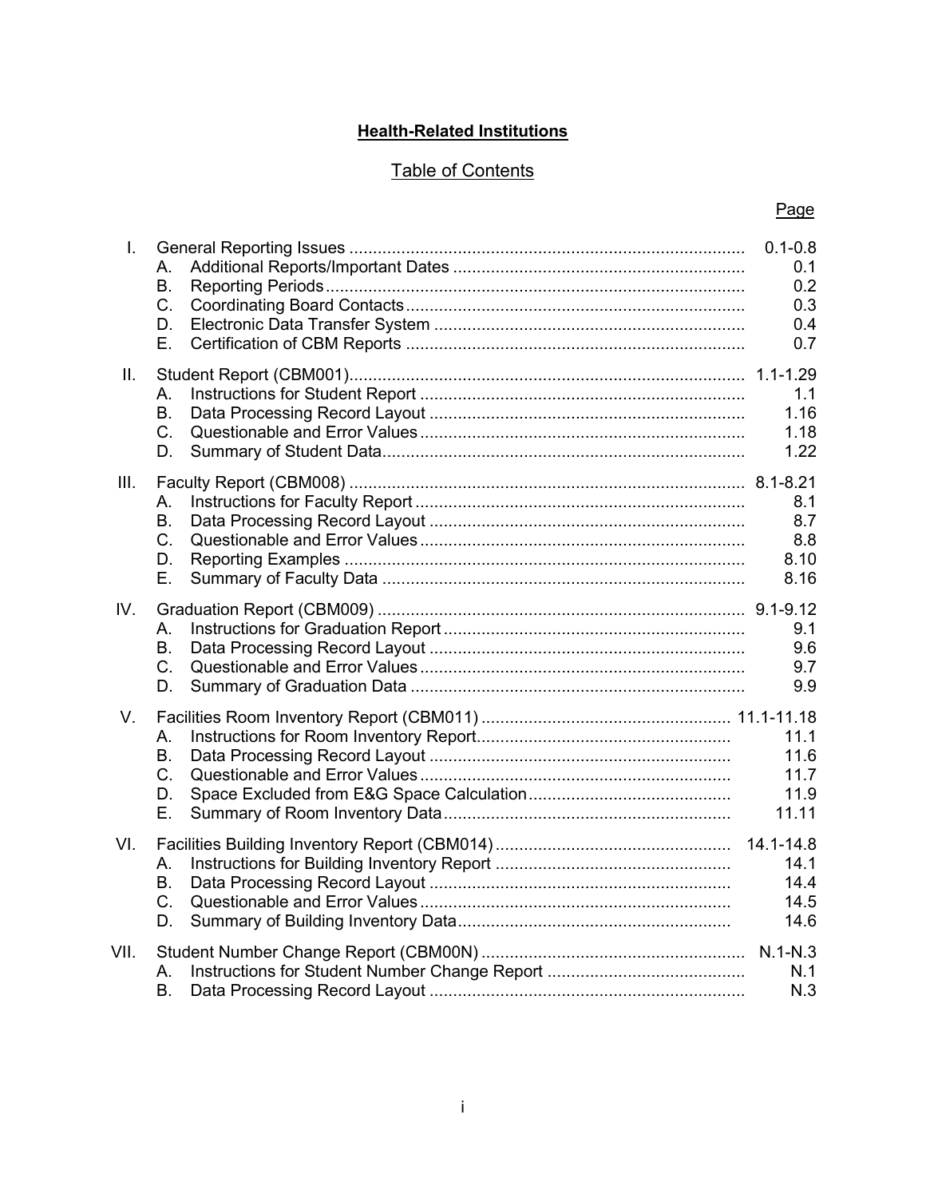**Health-Related Institutions**

Table of Contents

| | | Page |
|---|---|---|
| I. | General Reporting Issues | 0.1-0.8 |
| | A. Additional Reports/Important Dates | 0.1 |
| | B. Reporting Periods | 0.2 |
| | C. Coordinating Board Contacts | 0.3 |
| | D. Electronic Data Transfer System | 0.4 |
| | E. Certification of CBM Reports | 0.7 |
| II. | Student Report (CBM001) | 1.1-1.29 |
| | A. Instructions for Student Report | 1.1 |
| | B. Data Processing Record Layout | 1.16 |
| | C. Questionable and Error Values | 1.18 |
| | D. Summary of Student Data | 1.22 |
| III. | Faculty Report (CBM008) | 8.1-8.21 |
| | A. Instructions for Faculty Report | 8.1 |
| | B. Data Processing Record Layout | 8.7 |
| | C. Questionable and Error Values | 8.8 |
| | D. Reporting Examples | 8.10 |
| | E. Summary of Faculty Data | 8.16 |
| IV. | Graduation Report (CBM009) | 9.1-9.12 |
| | A. Instructions for Graduation Report | 9.1 |
| | B. Data Processing Record Layout | 9.6 |
| | C. Questionable and Error Values | 9.7 |
| | D. Summary of Graduation Data | 9.9 |
| V. | Facilities Room Inventory Report (CBM011) | 11.1-11.18 |
| | A. Instructions for Room Inventory Report | 11.1 |
| | B. Data Processing Record Layout | 11.6 |
| | C. Questionable and Error Values | 11.7 |
| | D. Space Excluded from E&G Space Calculation | 11.9 |
| | E. Summary of Room Inventory Data | 11.11 |
| VI. | Facilities Building Inventory Report (CBM014) | 14.1-14.8 |
| | A. Instructions for Building Inventory Report | 14.1 |
| | B. Data Processing Record Layout | 14.4 |
| | C. Questionable and Error Values | 14.5 |
| | D. Summary of Building Inventory Data | 14.6 |
| VII. | Student Number Change Report (CBM00N) | N.1-N.3 |
| | A. Instructions for Student Number Change Report | N.1 |
| | B. Data Processing Record Layout | N.3 |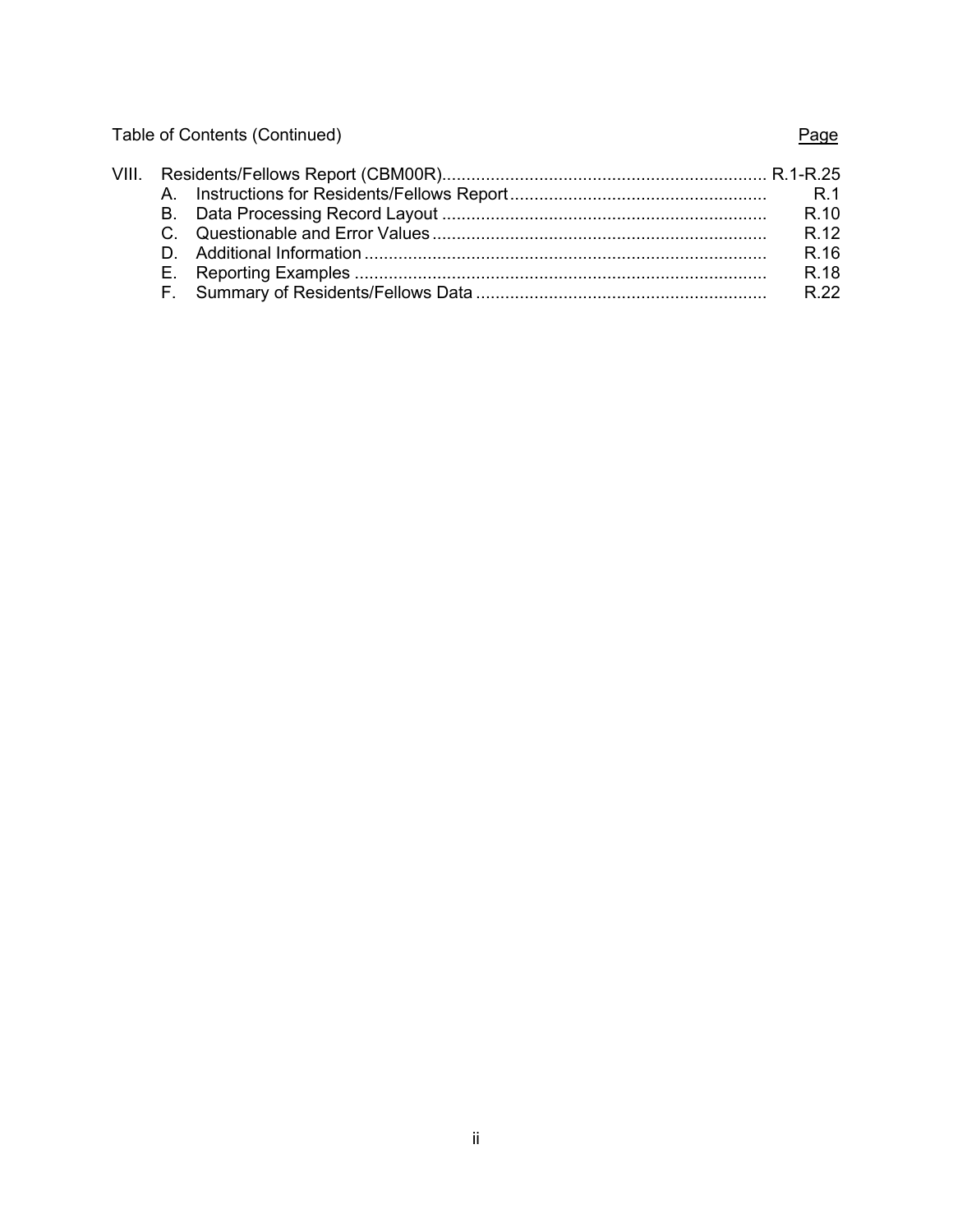Table of Contents (Continued)

| | | Page |
|---|---|---|
| VIII. | Residents/Fellows Report (CBM00R) | R.1-R.25 |
| | A. Instructions for Residents/Fellows Report | R.1 |
| | B. Data Processing Record Layout | R.10 |
| | C. Questionable and Error Values | R.12 |
| | D. Additional Information | R.16 |
| | E. Reporting Examples | R.18 |
| | F. Summary of Residents/Fellows Data | R.22 |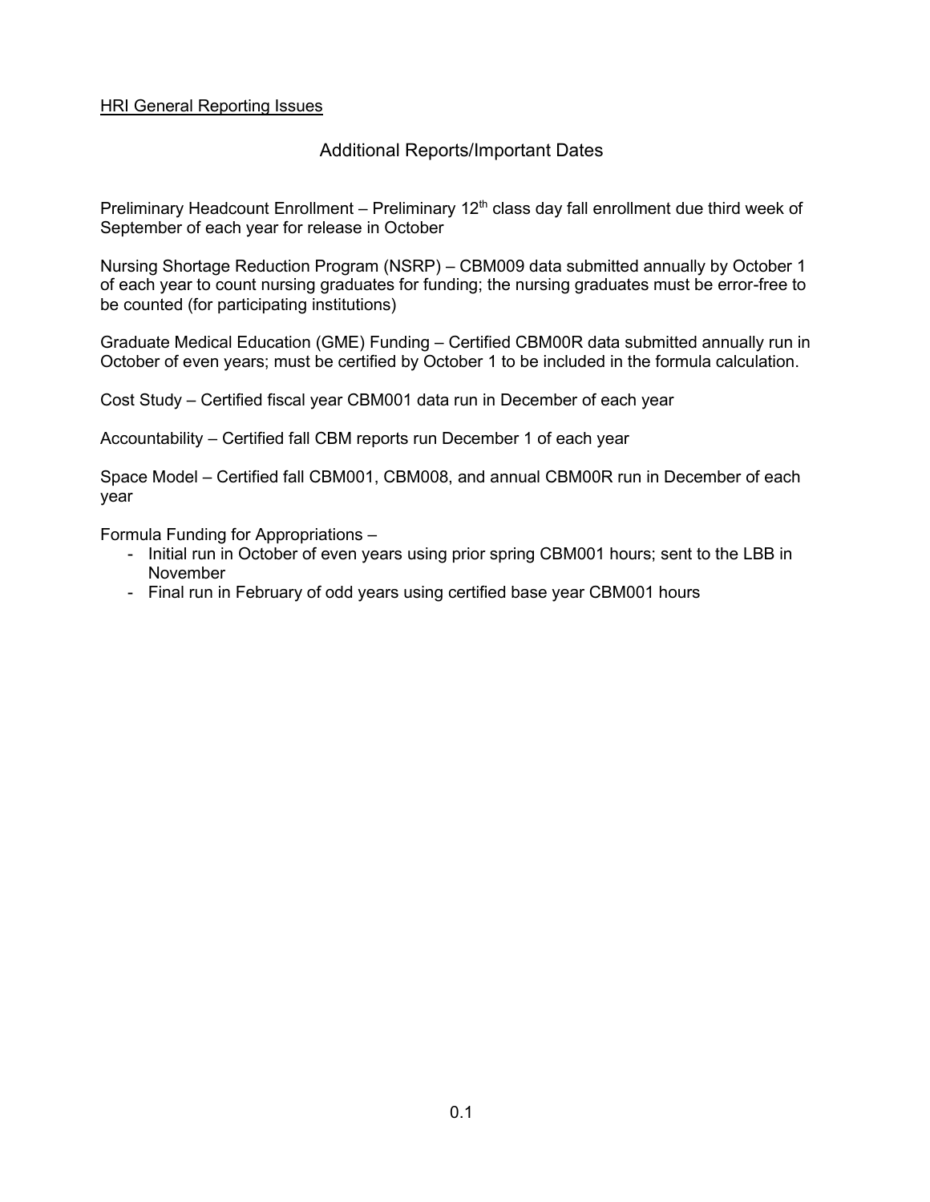HRI General Reporting Issues

## Additional Reports/Important Dates

Preliminary Headcount Enrollment – Preliminary 12th class day fall enrollment due third week of September of each year for release in October

Nursing Shortage Reduction Program (NSRP) – CBM009 data submitted annually by October 1 of each year to count nursing graduates for funding; the nursing graduates must be error-free to be counted (for participating institutions)

Graduate Medical Education (GME) Funding – Certified CBM00R data submitted annually run in October of even years; must be certified by October 1 to be included in the formula calculation.

Cost Study – Certified fiscal year CBM001 data run in December of each year

Accountability – Certified fall CBM reports run December 1 of each year

Space Model – Certified fall CBM001, CBM008, and annual CBM00R run in December of each year

Formula Funding for Appropriations –

- Initial run in October of even years using prior spring CBM001 hours; sent to the LBB in November
- Final run in February of odd years using certified base year CBM001 hours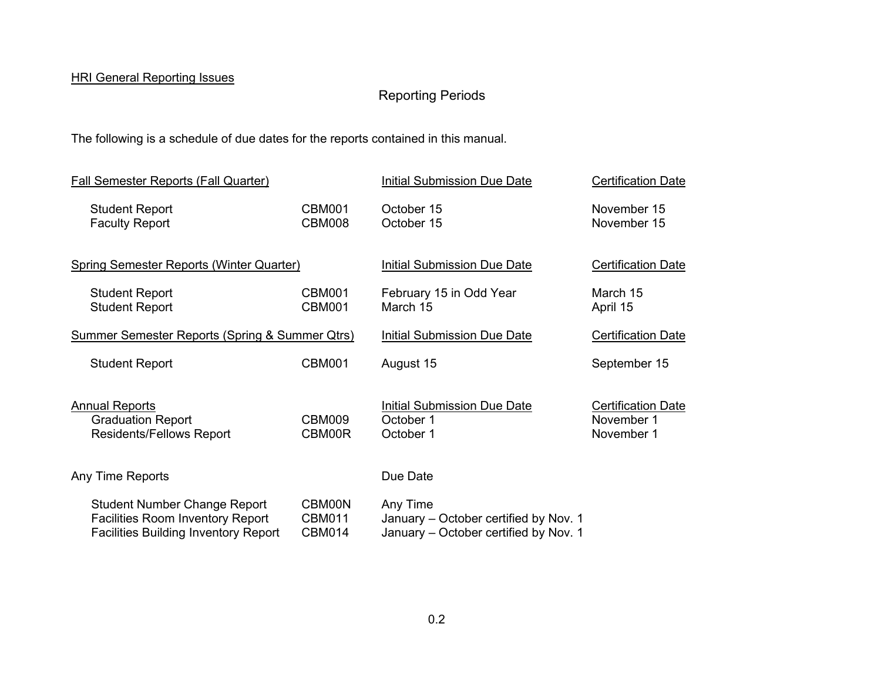HRI General Reporting Issues

# Reporting Periods

The following is a schedule of due dates for the reports contained in this manual.

| Fall Semester Reports (Fall Quarter) | | Initial Submission Due Date | Certification Date |
|---|---|---|---|
| Student Report | CBM001 | October 15 | November 15 |
| Faculty Report | CBM008 | October 15 | November 15 |

| Spring Semester Reports (Winter Quarter) | | Initial Submission Due Date | Certification Date |
|---|---|---|---|
| Student Report | CBM001 | February 15 in Odd Year | March 15 |
| Student Report | CBM001 | March 15 | April 15 |

| Summer Semester Reports (Spring & Summer Qtrs) | | Initial Submission Due Date | Certification Date |
|---|---|---|---|
| Student Report | CBM001 | August 15 | September 15 |

| Annual Reports | | Initial Submission Due Date | Certification Date |
|---|---|---|---|
| Graduation Report | CBM009 | October 1 | November 1 |
| Residents/Fellows Report | CBM00R | October 1 | November 1 |

| Any Time Reports | | Due Date |
|---|---|---|
| Student Number Change Report | CBM00N | Any Time |
| Facilities Room Inventory Report | CBM011 | January – October certified by Nov. 1 |
| Facilities Building Inventory Report | CBM014 | January – October certified by Nov. 1 |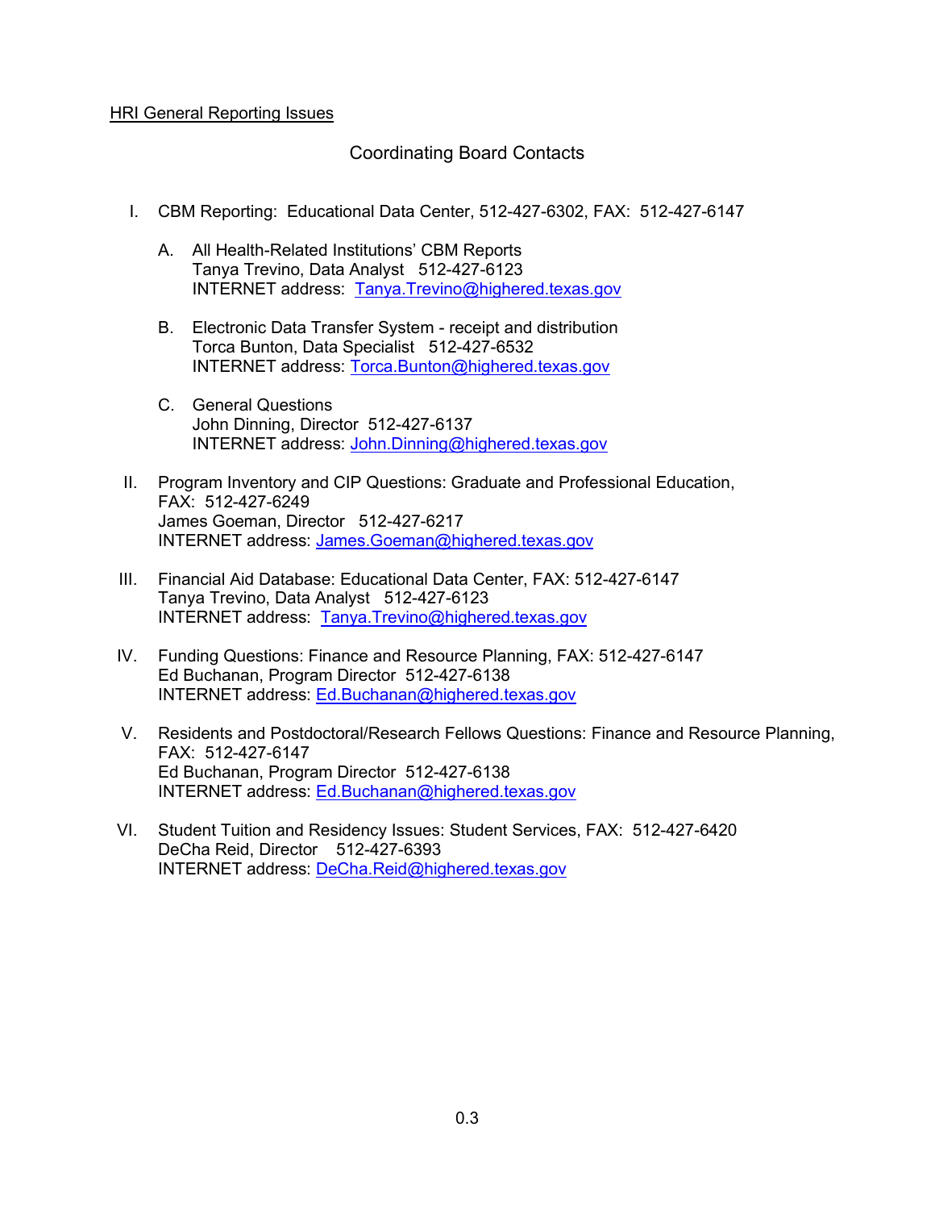HRI General Reporting Issues

## Coordinating Board Contacts

I. CBM Reporting: Educational Data Center, 512-427-6302, FAX: 512-427-6147

   A. All Health-Related Institutions' CBM Reports
      Tanya Trevino, Data Analyst 512-427-6123
      INTERNET address: Tanya.Trevino@highered.texas.gov

   B. Electronic Data Transfer System - receipt and distribution
      Torca Bunton, Data Specialist 512-427-6532
      INTERNET address: Torca.Bunton@highered.texas.gov

   C. General Questions
      John Dinning, Director 512-427-6137
      INTERNET address: John.Dinning@highered.texas.gov

II. Program Inventory and CIP Questions: Graduate and Professional Education, FAX: 512-427-6249
    James Goeman, Director 512-427-6217
    INTERNET address: James.Goeman@highered.texas.gov

III. Financial Aid Database: Educational Data Center, FAX: 512-427-6147
     Tanya Trevino, Data Analyst 512-427-6123
     INTERNET address: Tanya.Trevino@highered.texas.gov

IV. Funding Questions: Finance and Resource Planning, FAX: 512-427-6147
    Ed Buchanan, Program Director 512-427-6138
    INTERNET address: Ed.Buchanan@highered.texas.gov

V. Residents and Postdoctoral/Research Fellows Questions: Finance and Resource Planning, FAX: 512-427-6147
   Ed Buchanan, Program Director 512-427-6138
   INTERNET address: Ed.Buchanan@highered.texas.gov

VI. Student Tuition and Residency Issues: Student Services, FAX: 512-427-6420
    DeCha Reid, Director 512-427-6393
    INTERNET address: DeCha.Reid@highered.texas.gov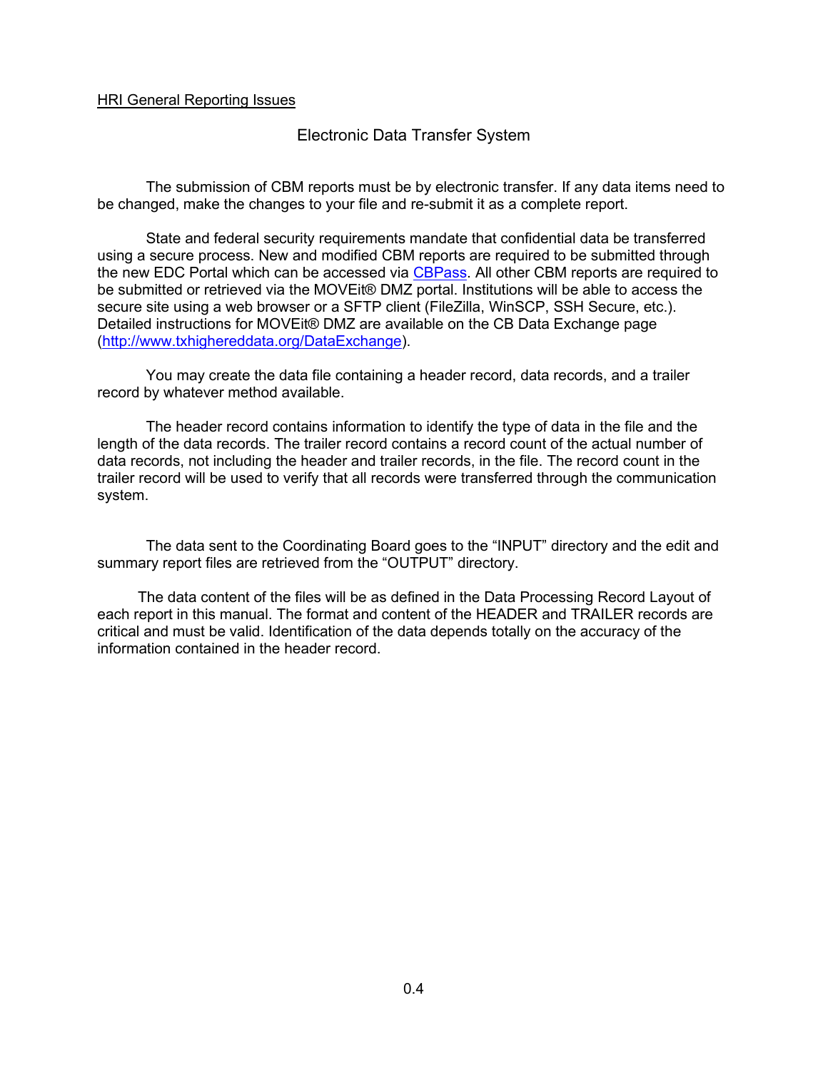HRI General Reporting Issues

## Electronic Data Transfer System

The submission of CBM reports must be by electronic transfer. If any data items need to be changed, make the changes to your file and re-submit it as a complete report.

State and federal security requirements mandate that confidential data be transferred using a secure process. New and modified CBM reports are required to be submitted through the new EDC Portal which can be accessed via CBPass. All other CBM reports are required to be submitted or retrieved via the MOVEit® DMZ portal. Institutions will be able to access the secure site using a web browser or a SFTP client (FileZilla, WinSCP, SSH Secure, etc.). Detailed instructions for MOVEit® DMZ are available on the CB Data Exchange page (http://www.txhighereddata.org/DataExchange).

You may create the data file containing a header record, data records, and a trailer record by whatever method available.

The header record contains information to identify the type of data in the file and the length of the data records. The trailer record contains a record count of the actual number of data records, not including the header and trailer records, in the file. The record count in the trailer record will be used to verify that all records were transferred through the communication system.

The data sent to the Coordinating Board goes to the “INPUT” directory and the edit and summary report files are retrieved from the “OUTPUT” directory.

The data content of the files will be as defined in the Data Processing Record Layout of each report in this manual. The format and content of the HEADER and TRAILER records are critical and must be valid. Identification of the data depends totally on the accuracy of the information contained in the header record.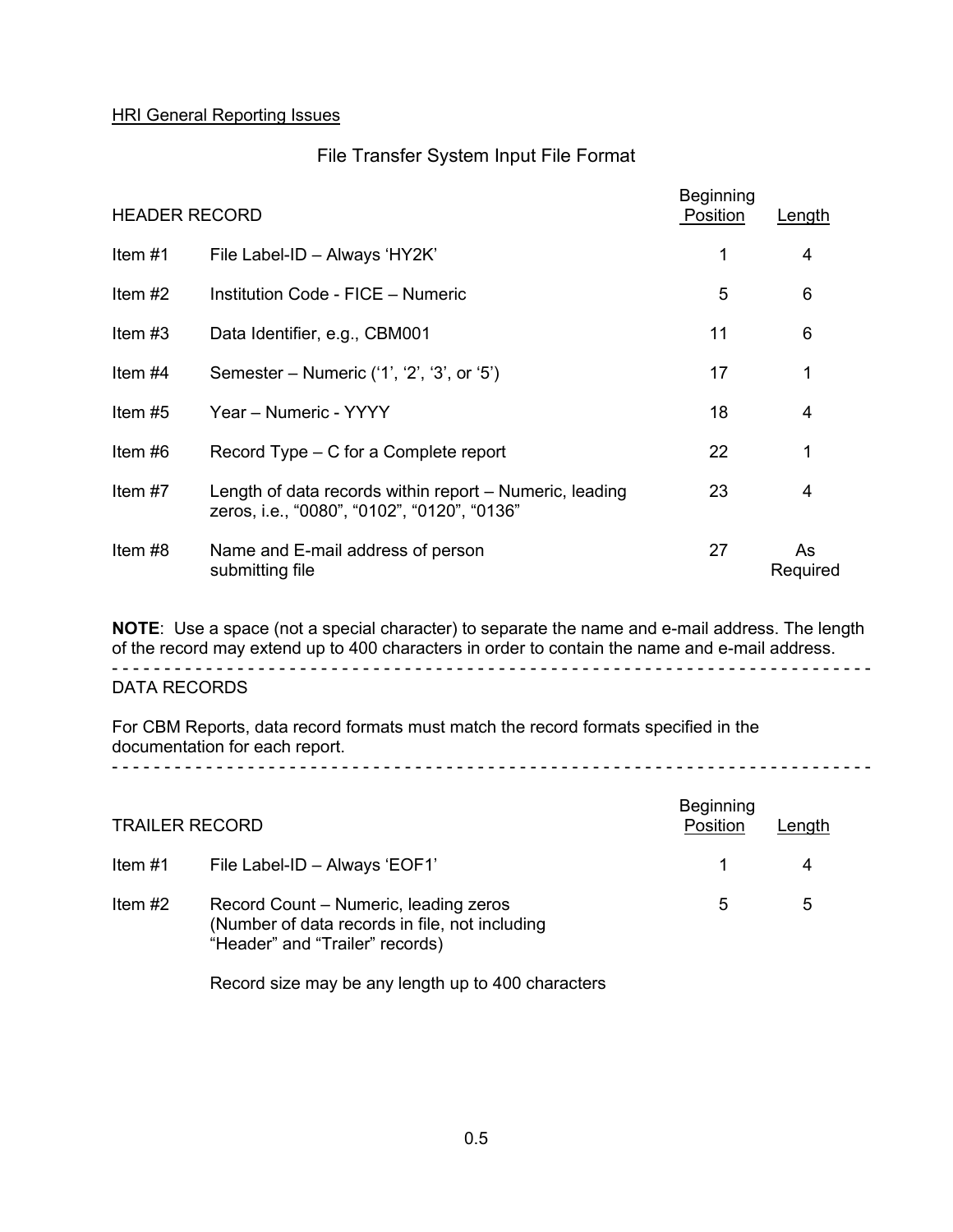HRI General Reporting Issues

## File Transfer System Input File Format

| HEADER RECORD | | Beginning Position | Length |
|---|---|---|---|
| Item #1 | File Label-ID – Always 'HY2K' | 1 | 4 |
| Item #2 | Institution Code - FICE – Numeric | 5 | 6 |
| Item #3 | Data Identifier, e.g., CBM001 | 11 | 6 |
| Item #4 | Semester – Numeric ('1', '2', '3', or '5') | 17 | 1 |
| Item #5 | Year – Numeric - YYYY | 18 | 4 |
| Item #6 | Record Type – C for a Complete report | 22 | 1 |
| Item #7 | Length of data records within report – Numeric, leading zeros, i.e., "0080", "0102", "0120", "0136" | 23 | 4 |
| Item #8 | Name and E-mail address of person submitting file | 27 | As Required |

**NOTE**: Use a space (not a special character) to separate the name and e-mail address. The length of the record may extend up to 400 characters in order to contain the name and e-mail address.

- - - - - - - - - - - - - - - - - - - - - - - - - - - - - - - - - - - - - - - - - - - - - - - - - - - - - - - - - - - - - - - - - - - -

DATA RECORDS

For CBM Reports, data record formats must match the record formats specified in the documentation for each report.

- - - - - - - - - - - - - - - - - - - - - - - - - - - - - - - - - - - - - - - - - - - - - - - - - - - - - - - - - - - - - - - - - - - -

| TRAILER RECORD | | Beginning Position | Length |
|---|---|---|---|
| Item #1 | File Label-ID – Always 'EOF1' | 1 | 4 |
| Item #2 | Record Count – Numeric, leading zeros (Number of data records in file, not including "Header" and "Trailer" records) | 5 | 5 |

Record size may be any length up to 400 characters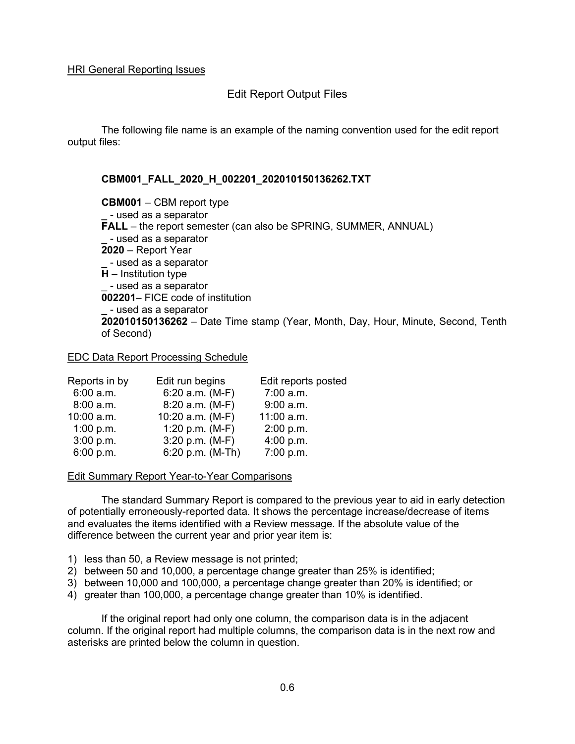HRI General Reporting Issues

## Edit Report Output Files

The following file name is an example of the naming convention used for the edit report output files:

**CBM001_FALL_2020_H_002201_202010150136262.TXT**

**CBM001** – CBM report type
**_** - used as a separator
**FALL** – the report semester (can also be SPRING, SUMMER, ANNUAL)
_ - used as a separator
**2020** – Report Year
**_** - used as a separator
**H** – Institution type
_ - used as a separator
**002201**– FICE code of institution
**_** - used as a separator
**202010150136262** – Date Time stamp (Year, Month, Day, Hour, Minute, Second, Tenth of Second)

EDC Data Report Processing Schedule

| Reports in by | Edit run begins | Edit reports posted |
|---|---|---|
| 6:00 a.m. | 6:20 a.m. (M-F) | 7:00 a.m. |
| 8:00 a.m. | 8:20 a.m. (M-F) | 9:00 a.m. |
| 10:00 a.m. | 10:20 a.m. (M-F) | 11:00 a.m. |
| 1:00 p.m. | 1:20 p.m. (M-F) | 2:00 p.m. |
| 3:00 p.m. | 3:20 p.m. (M-F) | 4:00 p.m. |
| 6:00 p.m. | 6:20 p.m. (M-Th) | 7:00 p.m. |

Edit Summary Report Year-to-Year Comparisons

The standard Summary Report is compared to the previous year to aid in early detection of potentially erroneously-reported data. It shows the percentage increase/decrease of items and evaluates the items identified with a Review message. If the absolute value of the difference between the current year and prior year item is:

1) less than 50, a Review message is not printed;
2) between 50 and 10,000, a percentage change greater than 25% is identified;
3) between 10,000 and 100,000, a percentage change greater than 20% is identified; or
4) greater than 100,000, a percentage change greater than 10% is identified.

If the original report had only one column, the comparison data is in the adjacent column. If the original report had multiple columns, the comparison data is in the next row and asterisks are printed below the column in question.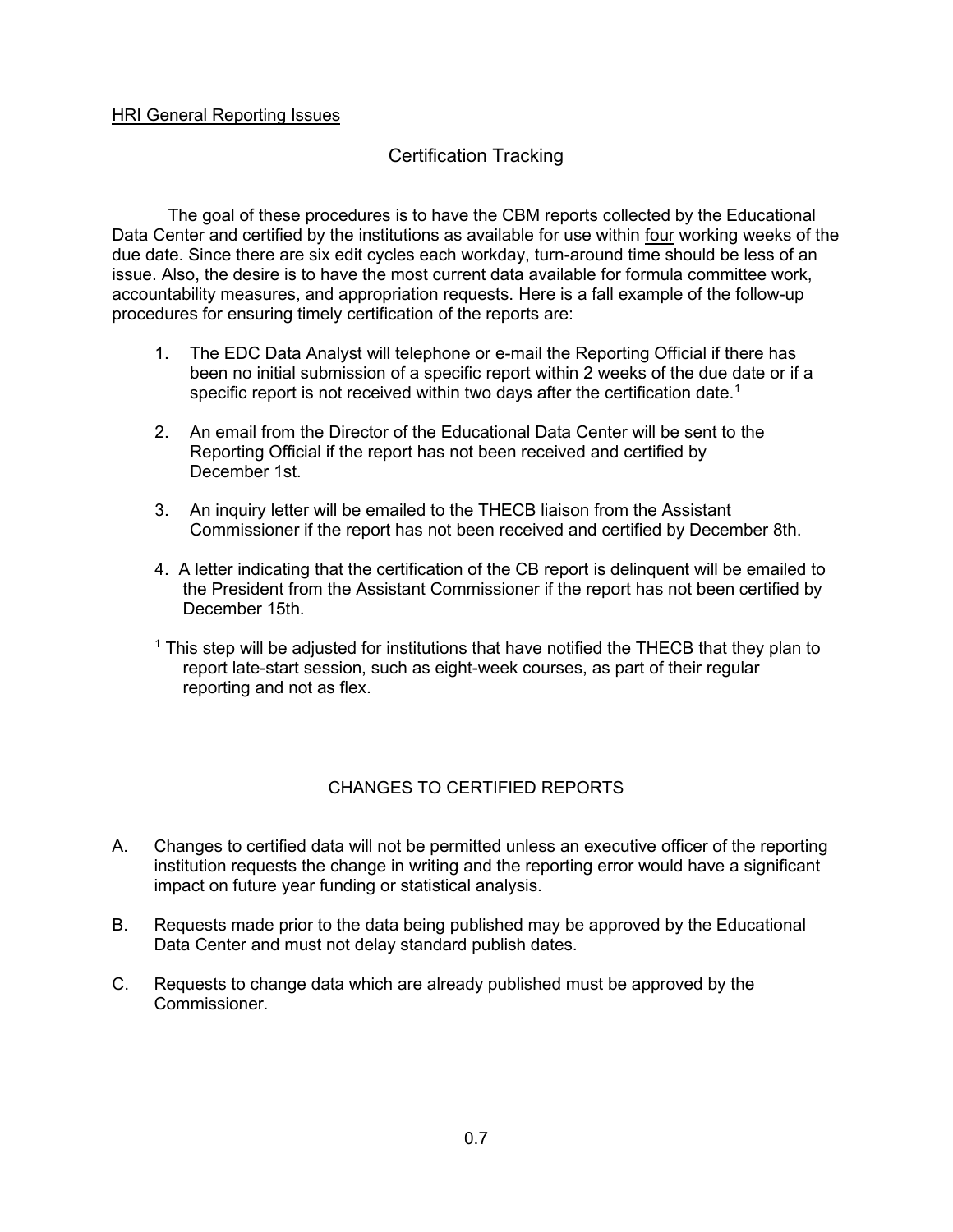HRI General Reporting Issues

## Certification Tracking

The goal of these procedures is to have the CBM reports collected by the Educational Data Center and certified by the institutions as available for use within four working weeks of the due date. Since there are six edit cycles each workday, turn-around time should be less of an issue. Also, the desire is to have the most current data available for formula committee work, accountability measures, and appropriation requests. Here is a fall example of the follow-up procedures for ensuring timely certification of the reports are:

1. The EDC Data Analyst will telephone or e-mail the Reporting Official if there has been no initial submission of a specific report within 2 weeks of the due date or if a specific report is not received within two days after the certification date.[1]
2. An email from the Director of the Educational Data Center will be sent to the Reporting Official if the report has not been received and certified by December 1st.
3. An inquiry letter will be emailed to the THECB liaison from the Assistant Commissioner if the report has not been received and certified by December 8th.
4. A letter indicating that the certification of the CB report is delinquent will be emailed to the President from the Assistant Commissioner if the report has not been certified by December 15th.

[1] This step will be adjusted for institutions that have notified the THECB that they plan to report late-start session, such as eight-week courses, as part of their regular reporting and not as flex.

## CHANGES TO CERTIFIED REPORTS

A. Changes to certified data will not be permitted unless an executive officer of the reporting institution requests the change in writing and the reporting error would have a significant impact on future year funding or statistical analysis.

B. Requests made prior to the data being published may be approved by the Educational Data Center and must not delay standard publish dates.

C. Requests to change data which are already published must be approved by the Commissioner.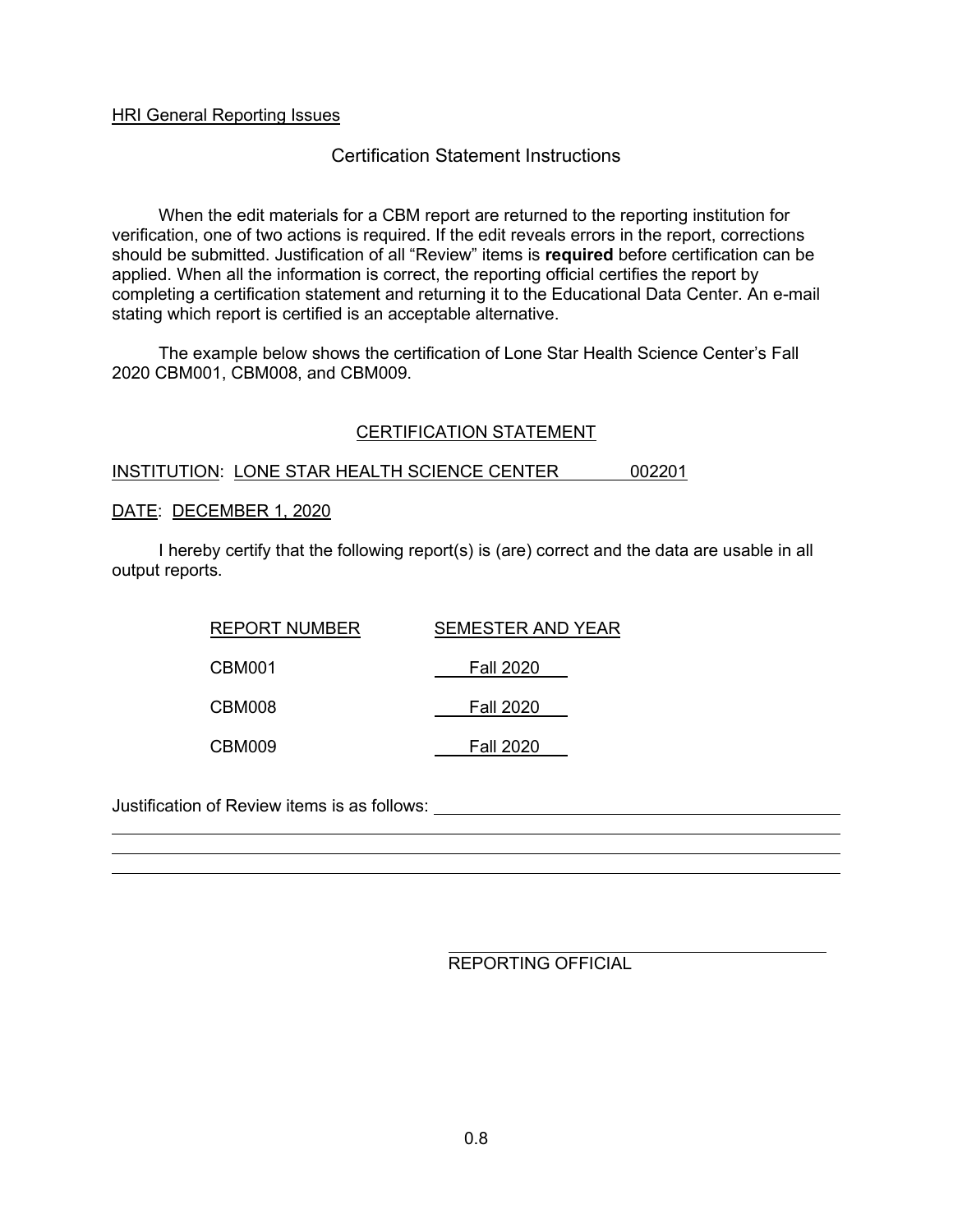HRI General Reporting Issues

## Certification Statement Instructions

When the edit materials for a CBM report are returned to the reporting institution for verification, one of two actions is required. If the edit reveals errors in the report, corrections should be submitted. Justification of all "Review" items is **required** before certification can be applied. When all the information is correct, the reporting official certifies the report by completing a certification statement and returning it to the Educational Data Center. An e-mail stating which report is certified is an acceptable alternative.

The example below shows the certification of Lone Star Health Science Center's Fall 2020 CBM001, CBM008, and CBM009.

### CERTIFICATION STATEMENT

INSTITUTION: LONE STAR HEALTH SCIENCE CENTER 002201

DATE: DECEMBER 1, 2020

I hereby certify that the following report(s) is (are) correct and the data are usable in all output reports.

| REPORT NUMBER | SEMESTER AND YEAR |
| --- | --- |
| CBM001 | Fall 2020 |
| CBM008 | Fall 2020 |
| CBM009 | Fall 2020 |

Justification of Review items is as follows: ______________________________

______________________________________________________________________

______________________________________________________________________

______________________________________________________________________

______________________________

REPORTING OFFICIAL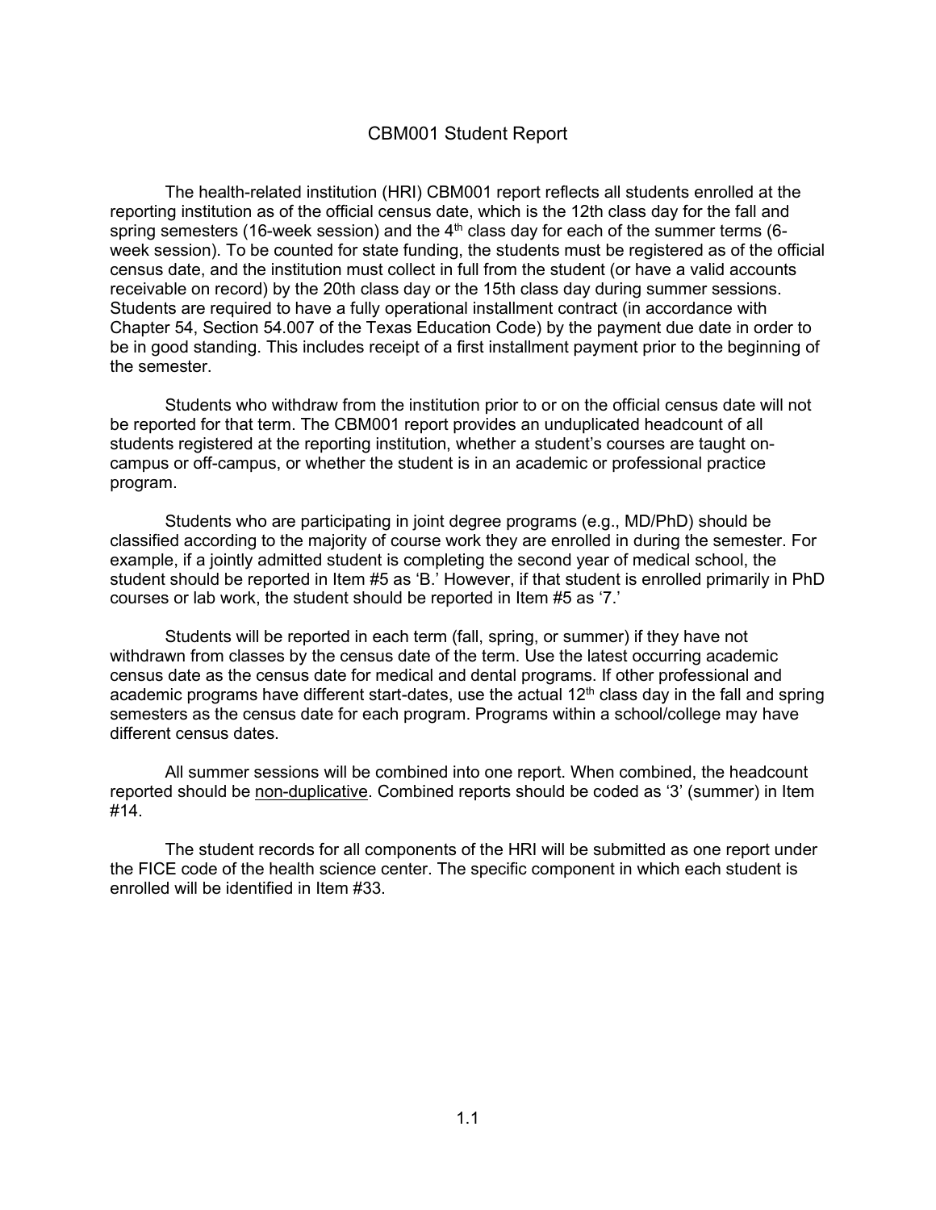# CBM001 Student Report

The health-related institution (HRI) CBM001 report reflects all students enrolled at the reporting institution as of the official census date, which is the 12th class day for the fall and spring semesters (16-week session) and the 4th class day for each of the summer terms (6-week session). To be counted for state funding, the students must be registered as of the official census date, and the institution must collect in full from the student (or have a valid accounts receivable on record) by the 20th class day or the 15th class day during summer sessions. Students are required to have a fully operational installment contract (in accordance with Chapter 54, Section 54.007 of the Texas Education Code) by the payment due date in order to be in good standing. This includes receipt of a first installment payment prior to the beginning of the semester.

Students who withdraw from the institution prior to or on the official census date will not be reported for that term. The CBM001 report provides an unduplicated headcount of all students registered at the reporting institution, whether a student's courses are taught on-campus or off-campus, or whether the student is in an academic or professional practice program.

Students who are participating in joint degree programs (e.g., MD/PhD) should be classified according to the majority of course work they are enrolled in during the semester. For example, if a jointly admitted student is completing the second year of medical school, the student should be reported in Item #5 as 'B.' However, if that student is enrolled primarily in PhD courses or lab work, the student should be reported in Item #5 as '7.'

Students will be reported in each term (fall, spring, or summer) if they have not withdrawn from classes by the census date of the term. Use the latest occurring academic census date as the census date for medical and dental programs. If other professional and academic programs have different start-dates, use the actual 12th class day in the fall and spring semesters as the census date for each program. Programs within a school/college may have different census dates.

All summer sessions will be combined into one report. When combined, the headcount reported should be non-duplicative. Combined reports should be coded as '3' (summer) in Item #14.

The student records for all components of the HRI will be submitted as one report under the FICE code of the health science center. The specific component in which each student is enrolled will be identified in Item #33.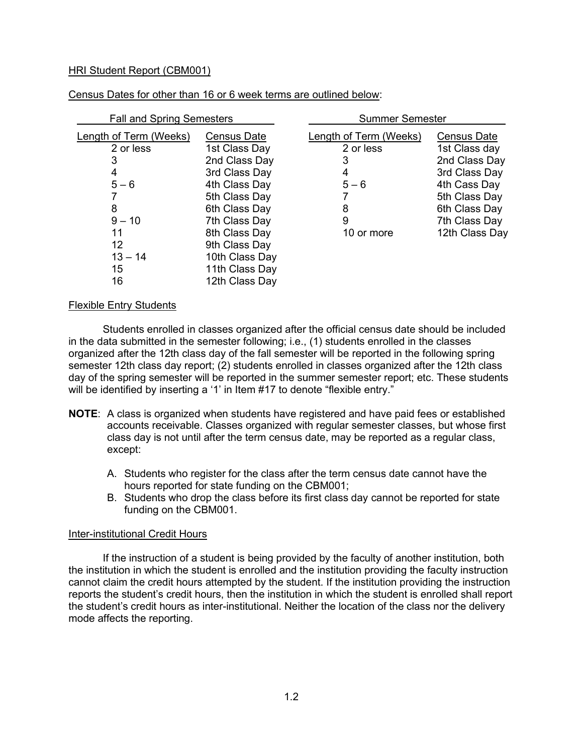HRI Student Report (CBM001)

Census Dates for other than 16 or 6 week terms are outlined below:

| Fall and Spring Semesters | | Summer Semester | |
|---|---|---|---|
| Length of Term (Weeks) | Census Date | Length of Term (Weeks) | Census Date |
| 2 or less | 1st Class Day | 2 or less | 1st Class day |
| 3 | 2nd Class Day | 3 | 2nd Class Day |
| 4 | 3rd Class Day | 4 | 3rd Class Day |
| 5 – 6 | 4th Class Day | 5 – 6 | 4th Cass Day |
| 7 | 5th Class Day | 7 | 5th Class Day |
| 8 | 6th Class Day | 8 | 6th Class Day |
| 9 – 10 | 7th Class Day | 9 | 7th Class Day |
| 11 | 8th Class Day | 10 or more | 12th Class Day |
| 12 | 9th Class Day | | |
| 13 – 14 | 10th Class Day | | |
| 15 | 11th Class Day | | |
| 16 | 12th Class Day | | |

Flexible Entry Students

Students enrolled in classes organized after the official census date should be included in the data submitted in the semester following; i.e., (1) students enrolled in the classes organized after the 12th class day of the fall semester will be reported in the following spring semester 12th class day report; (2) students enrolled in classes organized after the 12th class day of the spring semester will be reported in the summer semester report; etc. These students will be identified by inserting a '1' in Item #17 to denote "flexible entry."

**NOTE**: A class is organized when students have registered and have paid fees or established accounts receivable. Classes organized with regular semester classes, but whose first class day is not until after the term census date, may be reported as a regular class, except:

A. Students who register for the class after the term census date cannot have the hours reported for state funding on the CBM001;
B. Students who drop the class before its first class day cannot be reported for state funding on the CBM001.

Inter-institutional Credit Hours

If the instruction of a student is being provided by the faculty of another institution, both the institution in which the student is enrolled and the institution providing the faculty instruction cannot claim the credit hours attempted by the student. If the institution providing the instruction reports the student's credit hours, then the institution in which the student is enrolled shall report the student's credit hours as inter-institutional. Neither the location of the class nor the delivery mode affects the reporting.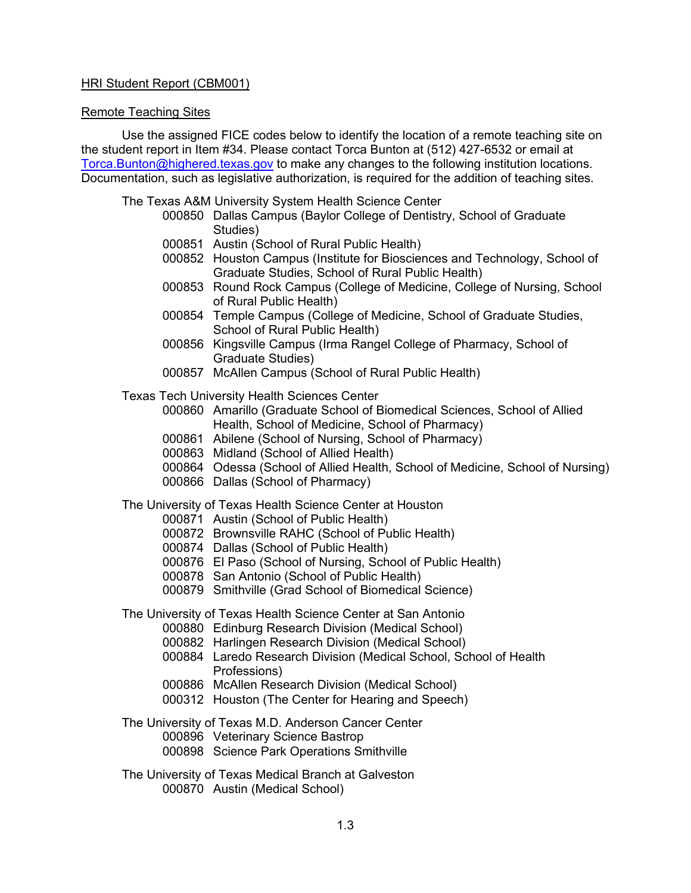## HRI Student Report (CBM001)

### Remote Teaching Sites

Use the assigned FICE codes below to identify the location of a remote teaching site on the student report in Item #34. Please contact Torca Bunton at (512) 427-6532 or email at Torca.Bunton@highered.texas.gov to make any changes to the following institution locations. Documentation, such as legislative authorization, is required for the addition of teaching sites.

The Texas A&M University System Health Science Center

- 000850 Dallas Campus (Baylor College of Dentistry, School of Graduate Studies)
- 000851 Austin (School of Rural Public Health)
- 000852 Houston Campus (Institute for Biosciences and Technology, School of Graduate Studies, School of Rural Public Health)
- 000853 Round Rock Campus (College of Medicine, College of Nursing, School of Rural Public Health)
- 000854 Temple Campus (College of Medicine, School of Graduate Studies, School of Rural Public Health)
- 000856 Kingsville Campus (Irma Rangel College of Pharmacy, School of Graduate Studies)
- 000857 McAllen Campus (School of Rural Public Health)

Texas Tech University Health Sciences Center

- 000860 Amarillo (Graduate School of Biomedical Sciences, School of Allied Health, School of Medicine, School of Pharmacy)
- 000861 Abilene (School of Nursing, School of Pharmacy)
- 000863 Midland (School of Allied Health)
- 000864 Odessa (School of Allied Health, School of Medicine, School of Nursing)
- 000866 Dallas (School of Pharmacy)

The University of Texas Health Science Center at Houston

- 000871 Austin (School of Public Health)
- 000872 Brownsville RAHC (School of Public Health)
- 000874 Dallas (School of Public Health)
- 000876 El Paso (School of Nursing, School of Public Health)
- 000878 San Antonio (School of Public Health)
- 000879 Smithville (Grad School of Biomedical Science)

The University of Texas Health Science Center at San Antonio

- 000880 Edinburg Research Division (Medical School)
- 000882 Harlingen Research Division (Medical School)
- 000884 Laredo Research Division (Medical School, School of Health Professions)
- 000886 McAllen Research Division (Medical School)
- 000312 Houston (The Center for Hearing and Speech)

The University of Texas M.D. Anderson Cancer Center

- 000896 Veterinary Science Bastrop
- 000898 Science Park Operations Smithville

The University of Texas Medical Branch at Galveston

- 000870 Austin (Medical School)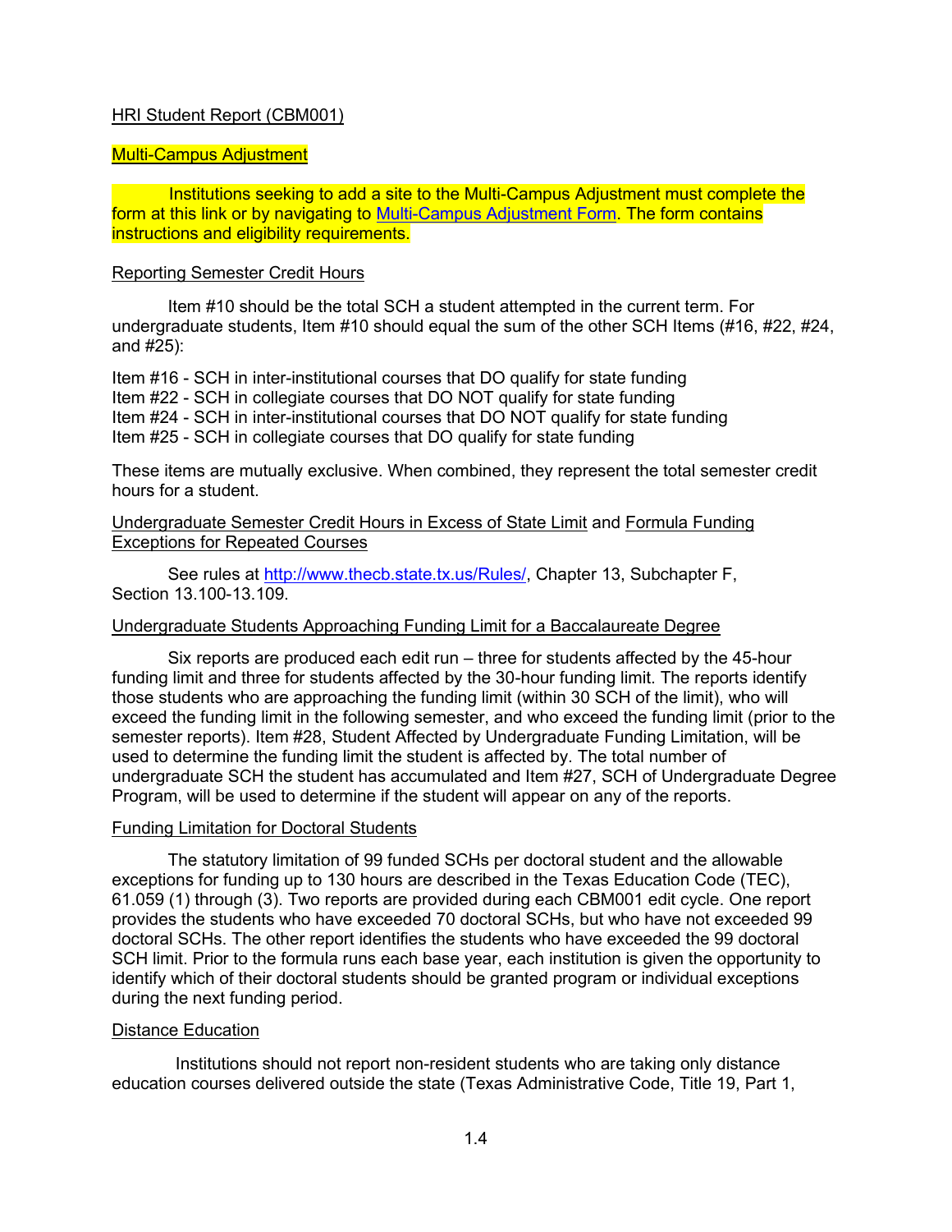HRI Student Report (CBM001)

Multi-Campus Adjustment

Institutions seeking to add a site to the Multi-Campus Adjustment must complete the form at this link or by navigating to Multi-Campus Adjustment Form. The form contains instructions and eligibility requirements.

Reporting Semester Credit Hours

Item #10 should be the total SCH a student attempted in the current term. For undergraduate students, Item #10 should equal the sum of the other SCH Items (#16, #22, #24, and #25):

Item #16 - SCH in inter-institutional courses that DO qualify for state funding
Item #22 - SCH in collegiate courses that DO NOT qualify for state funding
Item #24 - SCH in inter-institutional courses that DO NOT qualify for state funding
Item #25 - SCH in collegiate courses that DO qualify for state funding

These items are mutually exclusive. When combined, they represent the total semester credit hours for a student.

Undergraduate Semester Credit Hours in Excess of State Limit and Formula Funding Exceptions for Repeated Courses

See rules at http://www.thecb.state.tx.us/Rules/, Chapter 13, Subchapter F, Section 13.100-13.109.

Undergraduate Students Approaching Funding Limit for a Baccalaureate Degree

Six reports are produced each edit run – three for students affected by the 45-hour funding limit and three for students affected by the 30-hour funding limit. The reports identify those students who are approaching the funding limit (within 30 SCH of the limit), who will exceed the funding limit in the following semester, and who exceed the funding limit (prior to the semester reports). Item #28, Student Affected by Undergraduate Funding Limitation, will be used to determine the funding limit the student is affected by. The total number of undergraduate SCH the student has accumulated and Item #27, SCH of Undergraduate Degree Program, will be used to determine if the student will appear on any of the reports.

Funding Limitation for Doctoral Students

The statutory limitation of 99 funded SCHs per doctoral student and the allowable exceptions for funding up to 130 hours are described in the Texas Education Code (TEC), 61.059 (1) through (3). Two reports are provided during each CBM001 edit cycle. One report provides the students who have exceeded 70 doctoral SCHs, but who have not exceeded 99 doctoral SCHs. The other report identifies the students who have exceeded the 99 doctoral SCH limit. Prior to the formula runs each base year, each institution is given the opportunity to identify which of their doctoral students should be granted program or individual exceptions during the next funding period.

Distance Education

Institutions should not report non-resident students who are taking only distance education courses delivered outside the state (Texas Administrative Code, Title 19, Part 1,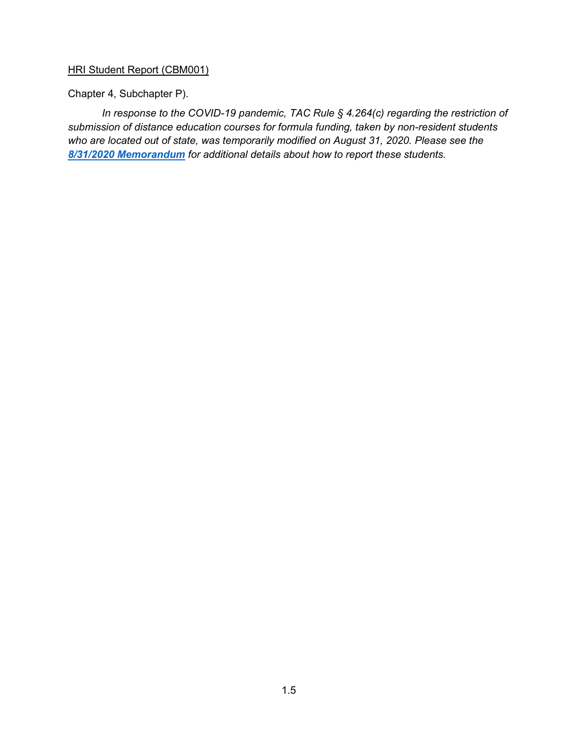Chapter 4, Subchapter P).

*In response to the COVID-19 pandemic, TAC Rule § 4.264(c) regarding the restriction of submission of distance education courses for formula funding, taken by non-resident students who are located out of state, was temporarily modified on August 31, 2020. Please see the **8/31/2020 Memorandum** for additional details about how to report these students.*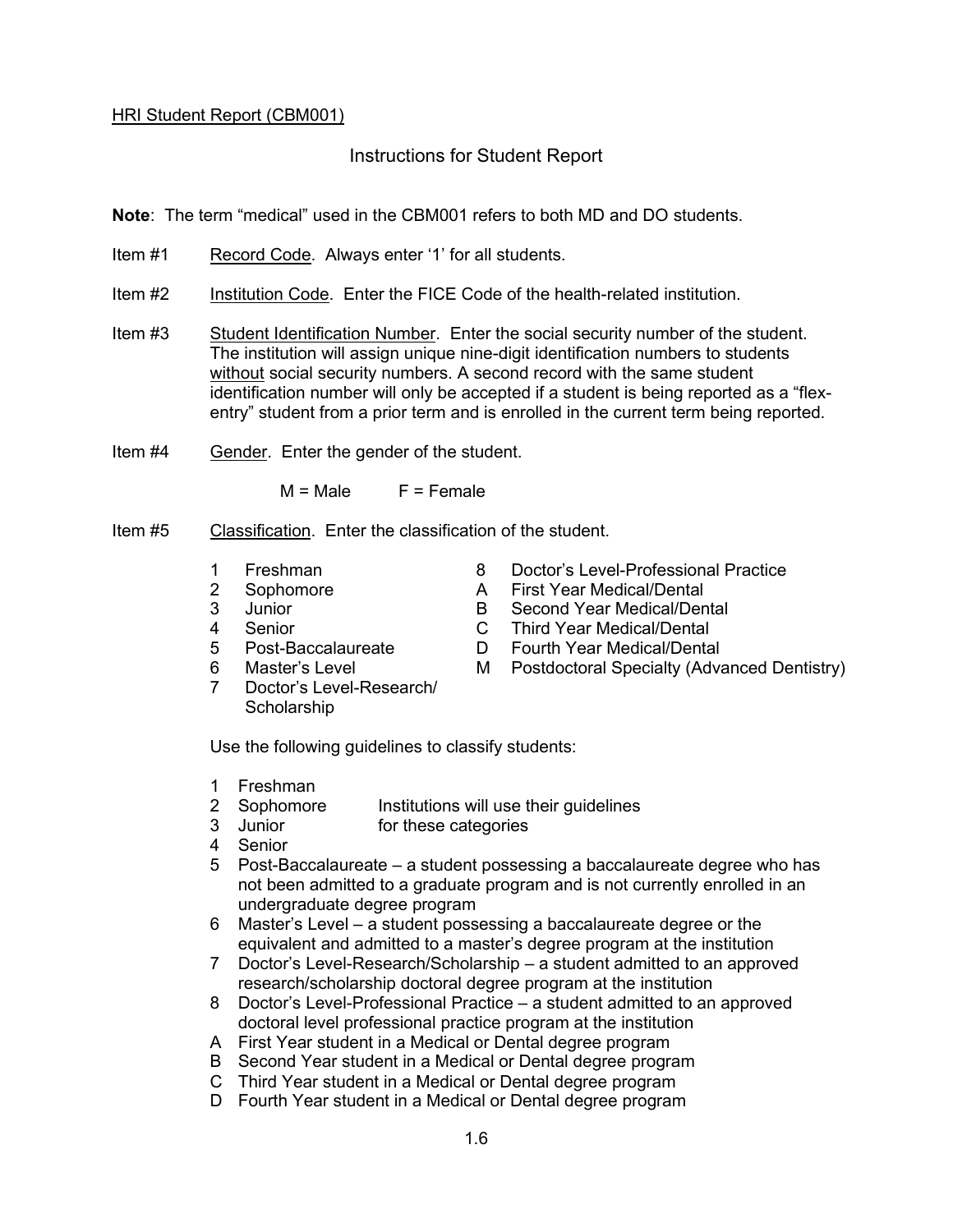HRI Student Report (CBM001)

## Instructions for Student Report

**Note**: The term "medical" used in the CBM001 refers to both MD and DO students.

Item #1 Record Code. Always enter '1' for all students.

Item #2 Institution Code. Enter the FICE Code of the health-related institution.

Item #3 Student Identification Number. Enter the social security number of the student. The institution will assign unique nine-digit identification numbers to students without social security numbers. A second record with the same student identification number will only be accepted if a student is being reported as a "flex-entry" student from a prior term and is enrolled in the current term being reported.

Item #4 Gender. Enter the gender of the student.

M = Male F = Female

Item #5 Classification. Enter the classification of the student.

| | | | |
|---|---|---|---|
| 1 | Freshman | 8 | Doctor's Level-Professional Practice |
| 2 | Sophomore | A | First Year Medical/Dental |
| 3 | Junior | B | Second Year Medical/Dental |
| 4 | Senior | C | Third Year Medical/Dental |
| 5 | Post-Baccalaureate | D | Fourth Year Medical/Dental |
| 6 | Master's Level | M | Postdoctoral Specialty (Advanced Dentistry) |
| 7 | Doctor's Level-Research/ Scholarship | | |

Use the following guidelines to classify students:

1 Freshman
2 Sophomore — Institutions will use their guidelines
3 Junior — for these categories
4 Senior
5 Post-Baccalaureate – a student possessing a baccalaureate degree who has not been admitted to a graduate program and is not currently enrolled in an undergraduate degree program
6 Master's Level – a student possessing a baccalaureate degree or the equivalent and admitted to a master's degree program at the institution
7 Doctor's Level-Research/Scholarship – a student admitted to an approved research/scholarship doctoral degree program at the institution
8 Doctor's Level-Professional Practice – a student admitted to an approved doctoral level professional practice program at the institution
A First Year student in a Medical or Dental degree program
B Second Year student in a Medical or Dental degree program
C Third Year student in a Medical or Dental degree program
D Fourth Year student in a Medical or Dental degree program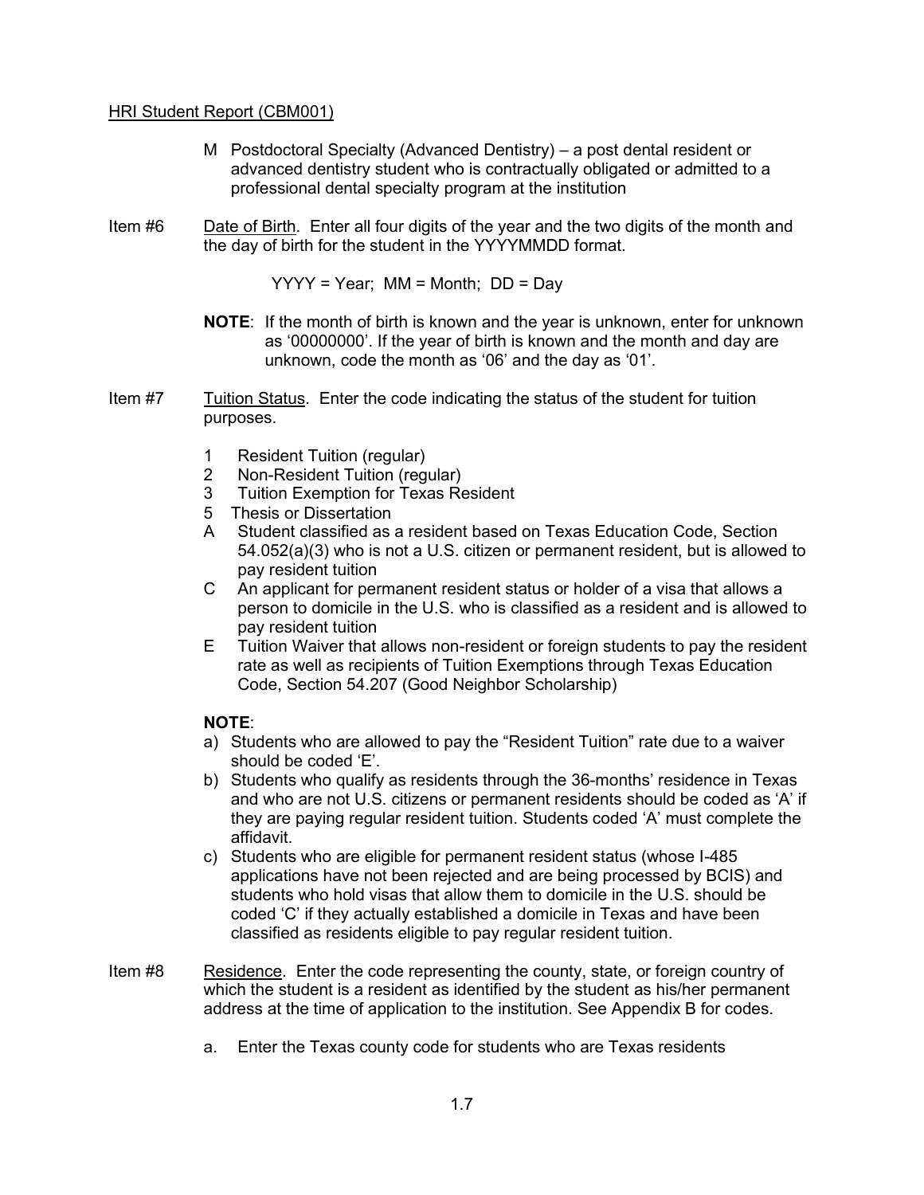HRI Student Report (CBM001)

- M Postdoctoral Specialty (Advanced Dentistry) – a post dental resident or advanced dentistry student who is contractually obligated or admitted to a professional dental specialty program at the institution

Item #6 Date of Birth. Enter all four digits of the year and the two digits of the month and the day of birth for the student in the YYYYMMDD format.

YYYY = Year; MM = Month; DD = Day

**NOTE**: If the month of birth is known and the year is unknown, enter for unknown as '00000000'. If the year of birth is known and the month and day are unknown, code the month as '06' and the day as '01'.

Item #7 Tuition Status. Enter the code indicating the status of the student for tuition purposes.

- 1 Resident Tuition (regular)
- 2 Non-Resident Tuition (regular)
- 3 Tuition Exemption for Texas Resident
- 5 Thesis or Dissertation
- A Student classified as a resident based on Texas Education Code, Section 54.052(a)(3) who is not a U.S. citizen or permanent resident, but is allowed to pay resident tuition
- C An applicant for permanent resident status or holder of a visa that allows a person to domicile in the U.S. who is classified as a resident and is allowed to pay resident tuition
- E Tuition Waiver that allows non-resident or foreign students to pay the resident rate as well as recipients of Tuition Exemptions through Texas Education Code, Section 54.207 (Good Neighbor Scholarship)

**NOTE**:

a) Students who are allowed to pay the "Resident Tuition" rate due to a waiver should be coded 'E'.

b) Students who qualify as residents through the 36-months' residence in Texas and who are not U.S. citizens or permanent residents should be coded as 'A' if they are paying regular resident tuition. Students coded 'A' must complete the affidavit.

c) Students who are eligible for permanent resident status (whose I-485 applications have not been rejected and are being processed by BCIS) and students who hold visas that allow them to domicile in the U.S. should be coded 'C' if they actually established a domicile in Texas and have been classified as residents eligible to pay regular resident tuition.

Item #8 Residence. Enter the code representing the county, state, or foreign country of which the student is a resident as identified by the student as his/her permanent address at the time of application to the institution. See Appendix B for codes.

a. Enter the Texas county code for students who are Texas residents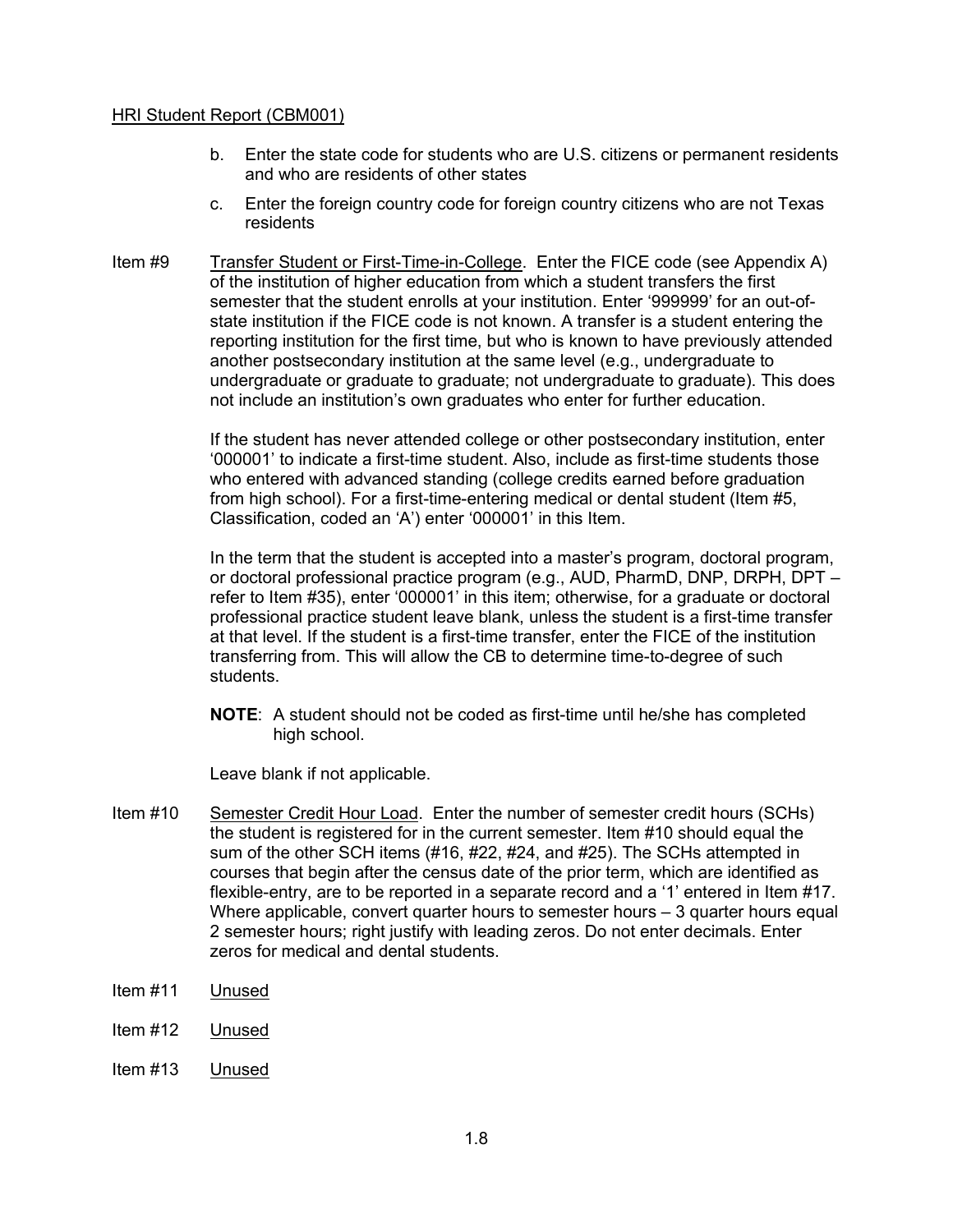b. Enter the state code for students who are U.S. citizens or permanent residents and who are residents of other states

c. Enter the foreign country code for foreign country citizens who are not Texas residents

Item #9 Transfer Student or First-Time-in-College. Enter the FICE code (see Appendix A) of the institution of higher education from which a student transfers the first semester that the student enrolls at your institution. Enter '999999' for an out-of-state institution if the FICE code is not known. A transfer is a student entering the reporting institution for the first time, but who is known to have previously attended another postsecondary institution at the same level (e.g., undergraduate to undergraduate or graduate to graduate; not undergraduate to graduate). This does not include an institution's own graduates who enter for further education.

If the student has never attended college or other postsecondary institution, enter '000001' to indicate a first-time student. Also, include as first-time students those who entered with advanced standing (college credits earned before graduation from high school). For a first-time-entering medical or dental student (Item #5, Classification, coded an 'A') enter '000001' in this Item.

In the term that the student is accepted into a master's program, doctoral program, or doctoral professional practice program (e.g., AUD, PharmD, DNP, DRPH, DPT – refer to Item #35), enter '000001' in this item; otherwise, for a graduate or doctoral professional practice student leave blank, unless the student is a first-time transfer at that level. If the student is a first-time transfer, enter the FICE of the institution transferring from. This will allow the CB to determine time-to-degree of such students.

**NOTE**: A student should not be coded as first-time until he/she has completed high school.

Leave blank if not applicable.

Item #10 Semester Credit Hour Load. Enter the number of semester credit hours (SCHs) the student is registered for in the current semester. Item #10 should equal the sum of the other SCH items (#16, #22, #24, and #25). The SCHs attempted in courses that begin after the census date of the prior term, which are identified as flexible-entry, are to be reported in a separate record and a '1' entered in Item #17. Where applicable, convert quarter hours to semester hours – 3 quarter hours equal 2 semester hours; right justify with leading zeros. Do not enter decimals. Enter zeros for medical and dental students.

Item #11 Unused

Item #12 Unused

Item #13 Unused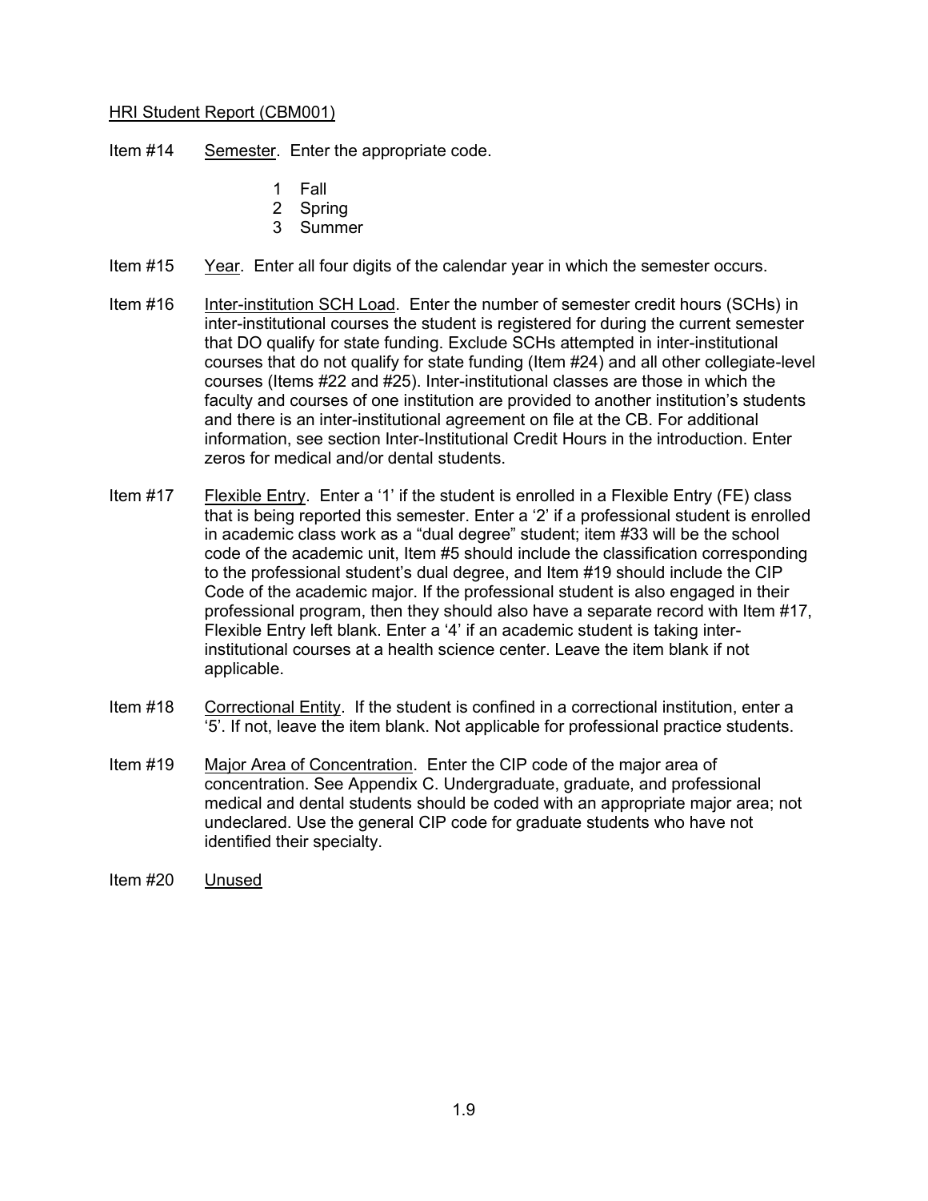HRI Student Report (CBM001)

Item #14 Semester. Enter the appropriate code.

1 Fall
2 Spring
3 Summer

Item #15 Year. Enter all four digits of the calendar year in which the semester occurs.

Item #16 Inter-institution SCH Load. Enter the number of semester credit hours (SCHs) in inter-institutional courses the student is registered for during the current semester that DO qualify for state funding. Exclude SCHs attempted in inter-institutional courses that do not qualify for state funding (Item #24) and all other collegiate-level courses (Items #22 and #25). Inter-institutional classes are those in which the faculty and courses of one institution are provided to another institution's students and there is an inter-institutional agreement on file at the CB. For additional information, see section Inter-Institutional Credit Hours in the introduction. Enter zeros for medical and/or dental students.

Item #17 Flexible Entry. Enter a '1' if the student is enrolled in a Flexible Entry (FE) class that is being reported this semester. Enter a '2' if a professional student is enrolled in academic class work as a "dual degree" student; item #33 will be the school code of the academic unit, Item #5 should include the classification corresponding to the professional student's dual degree, and Item #19 should include the CIP Code of the academic major. If the professional student is also engaged in their professional program, then they should also have a separate record with Item #17, Flexible Entry left blank. Enter a '4' if an academic student is taking inter-institutional courses at a health science center. Leave the item blank if not applicable.

Item #18 Correctional Entity. If the student is confined in a correctional institution, enter a '5'. If not, leave the item blank. Not applicable for professional practice students.

Item #19 Major Area of Concentration. Enter the CIP code of the major area of concentration. See Appendix C. Undergraduate, graduate, and professional medical and dental students should be coded with an appropriate major area; not undeclared. Use the general CIP code for graduate students who have not identified their specialty.

Item #20 Unused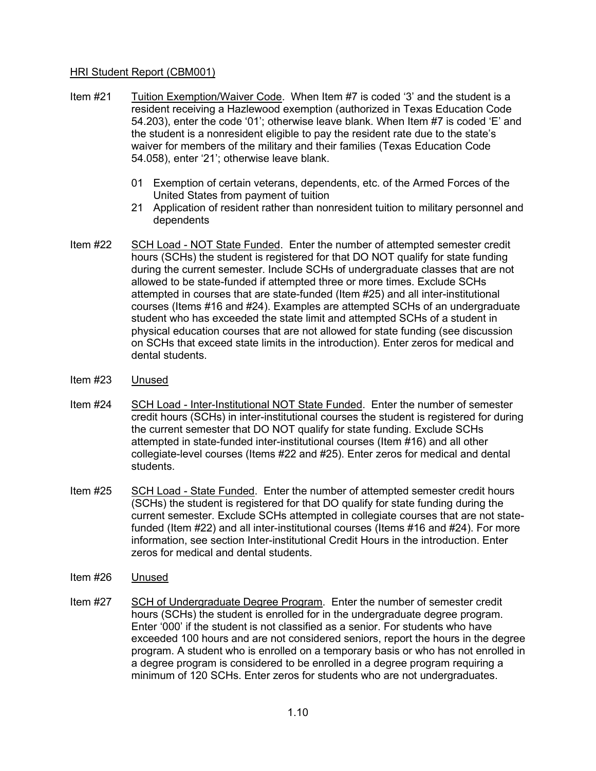HRI Student Report (CBM001)

Item #21 Tuition Exemption/Waiver Code. When Item #7 is coded '3' and the student is a resident receiving a Hazlewood exemption (authorized in Texas Education Code 54.203), enter the code '01'; otherwise leave blank. When Item #7 is coded 'E' and the student is a nonresident eligible to pay the resident rate due to the state's waiver for members of the military and their families (Texas Education Code 54.058), enter '21'; otherwise leave blank.

- 01 Exemption of certain veterans, dependents, etc. of the Armed Forces of the United States from payment of tuition
- 21 Application of resident rather than nonresident tuition to military personnel and dependents

Item #22 SCH Load - NOT State Funded. Enter the number of attempted semester credit hours (SCHs) the student is registered for that DO NOT qualify for state funding during the current semester. Include SCHs of undergraduate classes that are not allowed to be state-funded if attempted three or more times. Exclude SCHs attempted in courses that are state-funded (Item #25) and all inter-institutional courses (Items #16 and #24). Examples are attempted SCHs of an undergraduate student who has exceeded the state limit and attempted SCHs of a student in physical education courses that are not allowed for state funding (see discussion on SCHs that exceed state limits in the introduction). Enter zeros for medical and dental students.

Item #23 Unused

Item #24 SCH Load - Inter-Institutional NOT State Funded. Enter the number of semester credit hours (SCHs) in inter-institutional courses the student is registered for during the current semester that DO NOT qualify for state funding. Exclude SCHs attempted in state-funded inter-institutional courses (Item #16) and all other collegiate-level courses (Items #22 and #25). Enter zeros for medical and dental students.

Item #25 SCH Load - State Funded. Enter the number of attempted semester credit hours (SCHs) the student is registered for that DO qualify for state funding during the current semester. Exclude SCHs attempted in collegiate courses that are not state-funded (Item #22) and all inter-institutional courses (Items #16 and #24). For more information, see section Inter-institutional Credit Hours in the introduction. Enter zeros for medical and dental students.

Item #26 Unused

Item #27 SCH of Undergraduate Degree Program. Enter the number of semester credit hours (SCHs) the student is enrolled for in the undergraduate degree program. Enter '000' if the student is not classified as a senior. For students who have exceeded 100 hours and are not considered seniors, report the hours in the degree program. A student who is enrolled on a temporary basis or who has not enrolled in a degree program is considered to be enrolled in a degree program requiring a minimum of 120 SCHs. Enter zeros for students who are not undergraduates.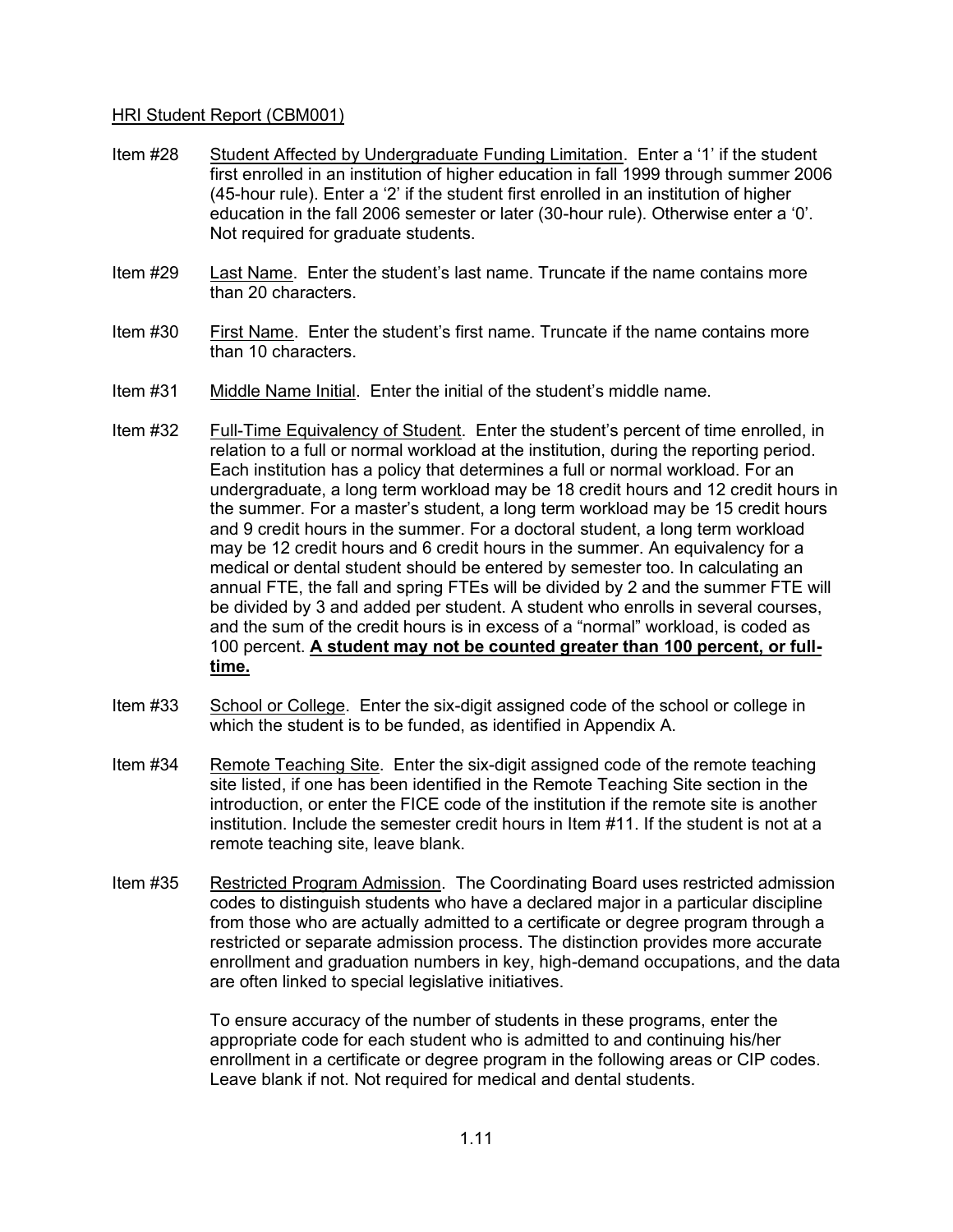HRI Student Report (CBM001)

Item #28 Student Affected by Undergraduate Funding Limitation. Enter a '1' if the student first enrolled in an institution of higher education in fall 1999 through summer 2006 (45-hour rule). Enter a '2' if the student first enrolled in an institution of higher education in the fall 2006 semester or later (30-hour rule). Otherwise enter a '0'. Not required for graduate students.

Item #29 Last Name. Enter the student's last name. Truncate if the name contains more than 20 characters.

Item #30 First Name. Enter the student's first name. Truncate if the name contains more than 10 characters.

Item #31 Middle Name Initial. Enter the initial of the student's middle name.

Item #32 Full-Time Equivalency of Student. Enter the student's percent of time enrolled, in relation to a full or normal workload at the institution, during the reporting period. Each institution has a policy that determines a full or normal workload. For an undergraduate, a long term workload may be 18 credit hours and 12 credit hours in the summer. For a master's student, a long term workload may be 15 credit hours and 9 credit hours in the summer. For a doctoral student, a long term workload may be 12 credit hours and 6 credit hours in the summer. An equivalency for a medical or dental student should be entered by semester too. In calculating an annual FTE, the fall and spring FTEs will be divided by 2 and the summer FTE will be divided by 3 and added per student. A student who enrolls in several courses, and the sum of the credit hours is in excess of a "normal" workload, is coded as 100 percent. **A student may not be counted greater than 100 percent, or full-time.**

Item #33 School or College. Enter the six-digit assigned code of the school or college in which the student is to be funded, as identified in Appendix A.

Item #34 Remote Teaching Site. Enter the six-digit assigned code of the remote teaching site listed, if one has been identified in the Remote Teaching Site section in the introduction, or enter the FICE code of the institution if the remote site is another institution. Include the semester credit hours in Item #11. If the student is not at a remote teaching site, leave blank.

Item #35 Restricted Program Admission. The Coordinating Board uses restricted admission codes to distinguish students who have a declared major in a particular discipline from those who are actually admitted to a certificate or degree program through a restricted or separate admission process. The distinction provides more accurate enrollment and graduation numbers in key, high-demand occupations, and the data are often linked to special legislative initiatives.

To ensure accuracy of the number of students in these programs, enter the appropriate code for each student who is admitted to and continuing his/her enrollment in a certificate or degree program in the following areas or CIP codes. Leave blank if not. Not required for medical and dental students.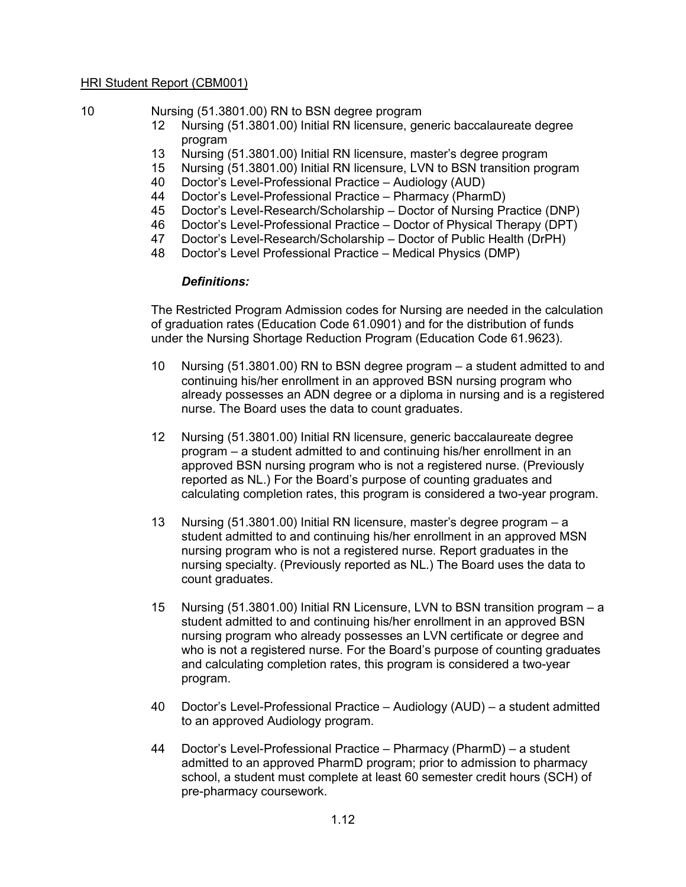10 Nursing (51.3801.00) RN to BSN degree program
12 Nursing (51.3801.00) Initial RN licensure, generic baccalaureate degree program
13 Nursing (51.3801.00) Initial RN licensure, master's degree program
15 Nursing (51.3801.00) Initial RN licensure, LVN to BSN transition program
40 Doctor's Level-Professional Practice – Audiology (AUD)
44 Doctor's Level-Professional Practice – Pharmacy (PharmD)
45 Doctor's Level-Research/Scholarship – Doctor of Nursing Practice (DNP)
46 Doctor's Level-Professional Practice – Doctor of Physical Therapy (DPT)
47 Doctor's Level-Research/Scholarship – Doctor of Public Health (DrPH)
48 Doctor's Level Professional Practice – Medical Physics (DMP)

***Definitions:***

The Restricted Program Admission codes for Nursing are needed in the calculation of graduation rates (Education Code 61.0901) and for the distribution of funds under the Nursing Shortage Reduction Program (Education Code 61.9623).

10 Nursing (51.3801.00) RN to BSN degree program – a student admitted to and continuing his/her enrollment in an approved BSN nursing program who already possesses an ADN degree or a diploma in nursing and is a registered nurse. The Board uses the data to count graduates.

12 Nursing (51.3801.00) Initial RN licensure, generic baccalaureate degree program – a student admitted to and continuing his/her enrollment in an approved BSN nursing program who is not a registered nurse. (Previously reported as NL.) For the Board's purpose of counting graduates and calculating completion rates, this program is considered a two-year program.

13 Nursing (51.3801.00) Initial RN licensure, master's degree program – a student admitted to and continuing his/her enrollment in an approved MSN nursing program who is not a registered nurse. Report graduates in the nursing specialty. (Previously reported as NL.) The Board uses the data to count graduates.

15 Nursing (51.3801.00) Initial RN Licensure, LVN to BSN transition program – a student admitted to and continuing his/her enrollment in an approved BSN nursing program who already possesses an LVN certificate or degree and who is not a registered nurse. For the Board's purpose of counting graduates and calculating completion rates, this program is considered a two-year program.

40 Doctor's Level-Professional Practice – Audiology (AUD) – a student admitted to an approved Audiology program.

44 Doctor's Level-Professional Practice – Pharmacy (PharmD) – a student admitted to an approved PharmD program; prior to admission to pharmacy school, a student must complete at least 60 semester credit hours (SCH) of pre-pharmacy coursework.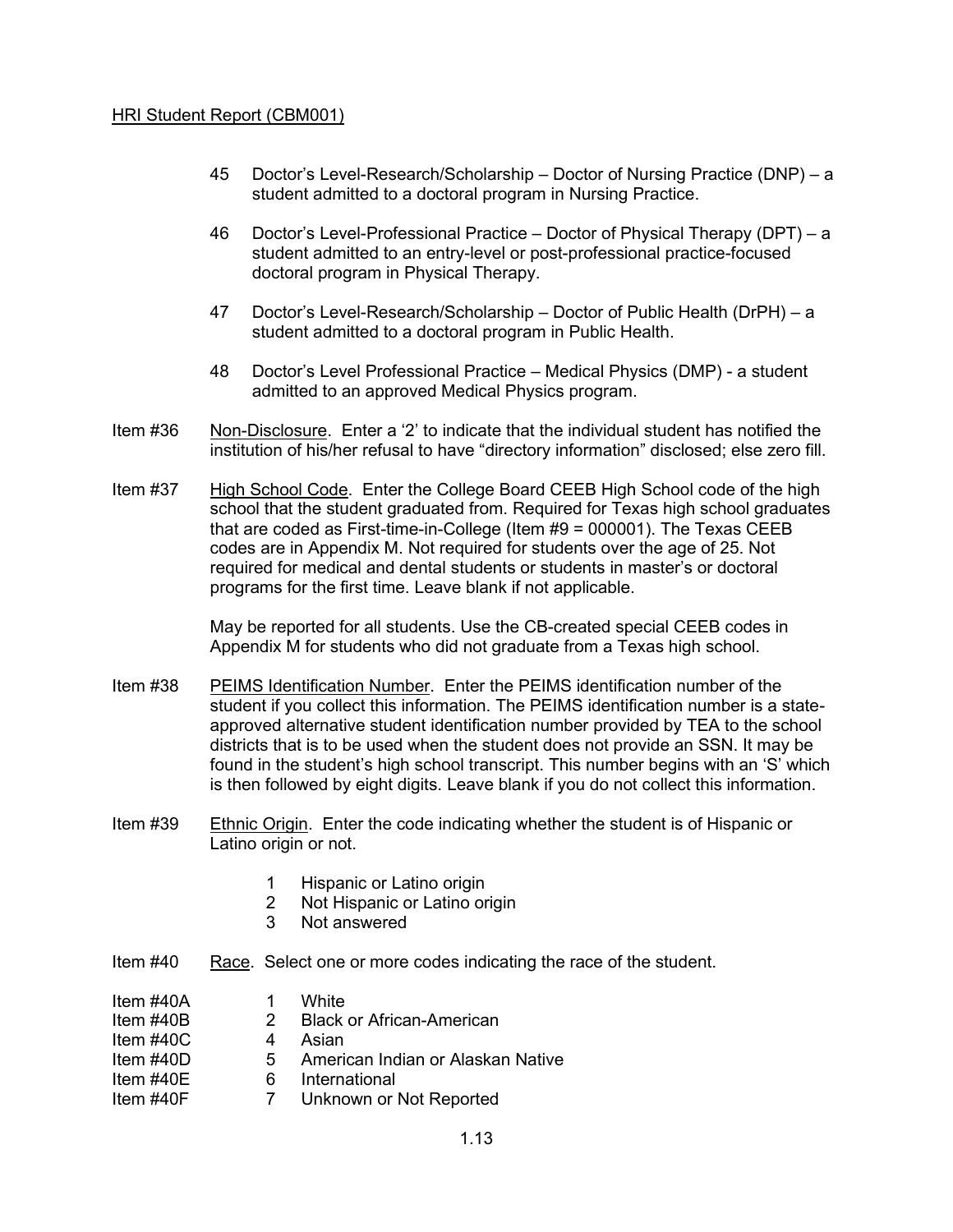45 Doctor's Level-Research/Scholarship – Doctor of Nursing Practice (DNP) – a student admitted to a doctoral program in Nursing Practice.

46 Doctor's Level-Professional Practice – Doctor of Physical Therapy (DPT) – a student admitted to an entry-level or post-professional practice-focused doctoral program in Physical Therapy.

47 Doctor's Level-Research/Scholarship – Doctor of Public Health (DrPH) – a student admitted to a doctoral program in Public Health.

48 Doctor's Level Professional Practice – Medical Physics (DMP) - a student admitted to an approved Medical Physics program.

Item #36 Non-Disclosure. Enter a '2' to indicate that the individual student has notified the institution of his/her refusal to have "directory information" disclosed; else zero fill.

Item #37 High School Code. Enter the College Board CEEB High School code of the high school that the student graduated from. Required for Texas high school graduates that are coded as First-time-in-College (Item #9 = 000001). The Texas CEEB codes are in Appendix M. Not required for students over the age of 25. Not required for medical and dental students or students in master's or doctoral programs for the first time. Leave blank if not applicable.

May be reported for all students. Use the CB-created special CEEB codes in Appendix M for students who did not graduate from a Texas high school.

Item #38 PEIMS Identification Number. Enter the PEIMS identification number of the student if you collect this information. The PEIMS identification number is a state-approved alternative student identification number provided by TEA to the school districts that is to be used when the student does not provide an SSN. It may be found in the student's high school transcript. This number begins with an 'S' which is then followed by eight digits. Leave blank if you do not collect this information.

Item #39 Ethnic Origin. Enter the code indicating whether the student is of Hispanic or Latino origin or not.

1 Hispanic or Latino origin
2 Not Hispanic or Latino origin
3 Not answered

Item #40 Race. Select one or more codes indicating the race of the student.

Item #40A 1 White
Item #40B 2 Black or African-American
Item #40C 4 Asian
Item #40D 5 American Indian or Alaskan Native
Item #40E 6 International
Item #40F 7 Unknown or Not Reported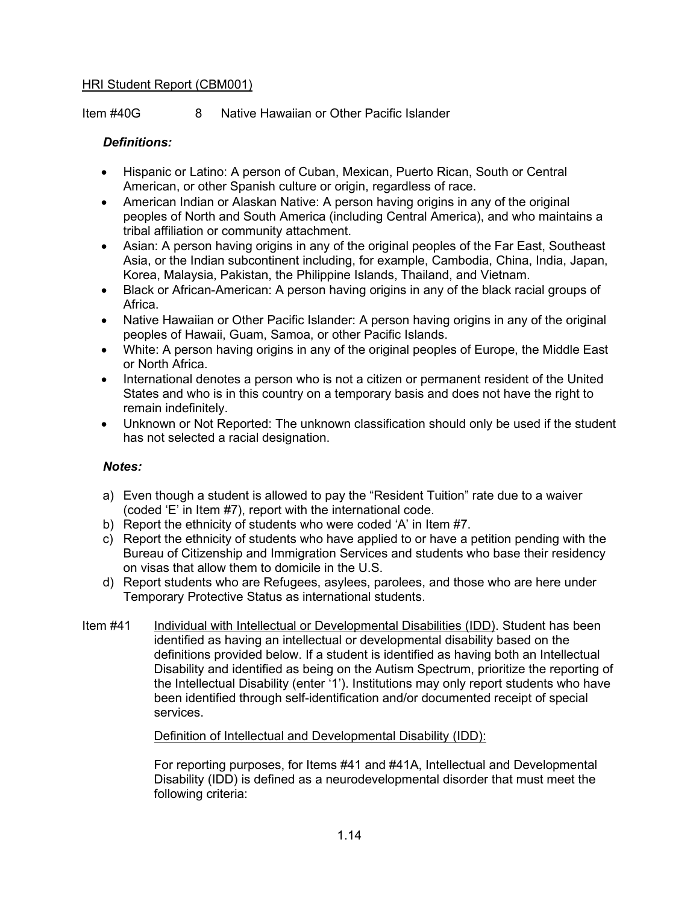HRI Student Report (CBM001)

Item #40G 8 Native Hawaiian or Other Pacific Islander

***Definitions:***

- Hispanic or Latino: A person of Cuban, Mexican, Puerto Rican, South or Central American, or other Spanish culture or origin, regardless of race.
- American Indian or Alaskan Native: A person having origins in any of the original peoples of North and South America (including Central America), and who maintains a tribal affiliation or community attachment.
- Asian: A person having origins in any of the original peoples of the Far East, Southeast Asia, or the Indian subcontinent including, for example, Cambodia, China, India, Japan, Korea, Malaysia, Pakistan, the Philippine Islands, Thailand, and Vietnam.
- Black or African-American: A person having origins in any of the black racial groups of Africa.
- Native Hawaiian or Other Pacific Islander: A person having origins in any of the original peoples of Hawaii, Guam, Samoa, or other Pacific Islands.
- White: A person having origins in any of the original peoples of Europe, the Middle East or North Africa.
- International denotes a person who is not a citizen or permanent resident of the United States and who is in this country on a temporary basis and does not have the right to remain indefinitely.
- Unknown or Not Reported: The unknown classification should only be used if the student has not selected a racial designation.

***Notes:***

a) Even though a student is allowed to pay the "Resident Tuition" rate due to a waiver (coded 'E' in Item #7), report with the international code.
b) Report the ethnicity of students who were coded 'A' in Item #7.
c) Report the ethnicity of students who have applied to or have a petition pending with the Bureau of Citizenship and Immigration Services and students who base their residency on visas that allow them to domicile in the U.S.
d) Report students who are Refugees, asylees, parolees, and those who are here under Temporary Protective Status as international students.

Item #41 Individual with Intellectual or Developmental Disabilities (IDD). Student has been identified as having an intellectual or developmental disability based on the definitions provided below. If a student is identified as having both an Intellectual Disability and identified as being on the Autism Spectrum, prioritize the reporting of the Intellectual Disability (enter '1'). Institutions may only report students who have been identified through self-identification and/or documented receipt of special services.

Definition of Intellectual and Developmental Disability (IDD):

For reporting purposes, for Items #41 and #41A, Intellectual and Developmental Disability (IDD) is defined as a neurodevelopmental disorder that must meet the following criteria: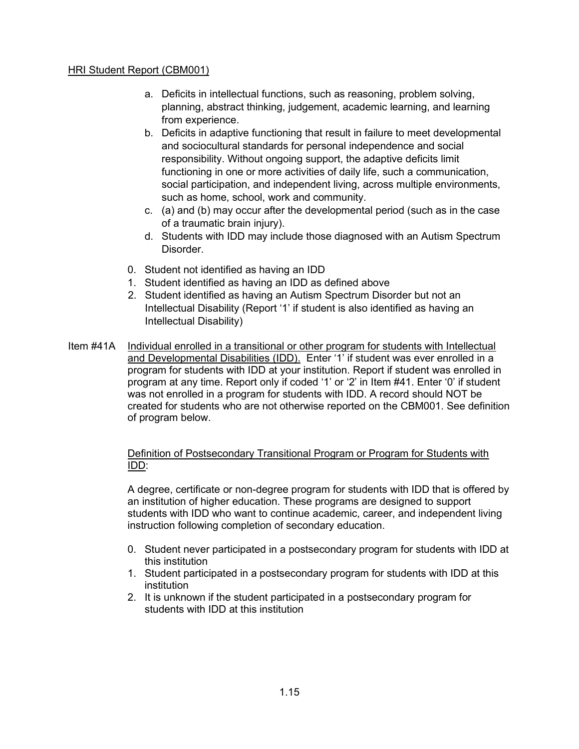a. Deficits in intellectual functions, such as reasoning, problem solving, planning, abstract thinking, judgement, academic learning, and learning from experience.
b. Deficits in adaptive functioning that result in failure to meet developmental and sociocultural standards for personal independence and social responsibility. Without ongoing support, the adaptive deficits limit functioning in one or more activities of daily life, such a communication, social participation, and independent living, across multiple environments, such as home, school, work and community.
c. (a) and (b) may occur after the developmental period (such as in the case of a traumatic brain injury).
d. Students with IDD may include those diagnosed with an Autism Spectrum Disorder.

0. Student not identified as having an IDD
1. Student identified as having an IDD as defined above
2. Student identified as having an Autism Spectrum Disorder but not an Intellectual Disability (Report '1' if student is also identified as having an Intellectual Disability)

Item #41A <u>Individual enrolled in a transitional or other program for students with Intellectual and Developmental Disabilities (IDD).</u> Enter '1' if student was ever enrolled in a program for students with IDD at your institution. Report if student was enrolled in program at any time. Report only if coded '1' or '2' in Item #41. Enter '0' if student was not enrolled in a program for students with IDD. A record should NOT be created for students who are not otherwise reported on the CBM001. See definition of program below.

<u>Definition of Postsecondary Transitional Program or Program for Students with IDD</u>:

A degree, certificate or non-degree program for students with IDD that is offered by an institution of higher education. These programs are designed to support students with IDD who want to continue academic, career, and independent living instruction following completion of secondary education.

0. Student never participated in a postsecondary program for students with IDD at this institution
1. Student participated in a postsecondary program for students with IDD at this institution
2. It is unknown if the student participated in a postsecondary program for students with IDD at this institution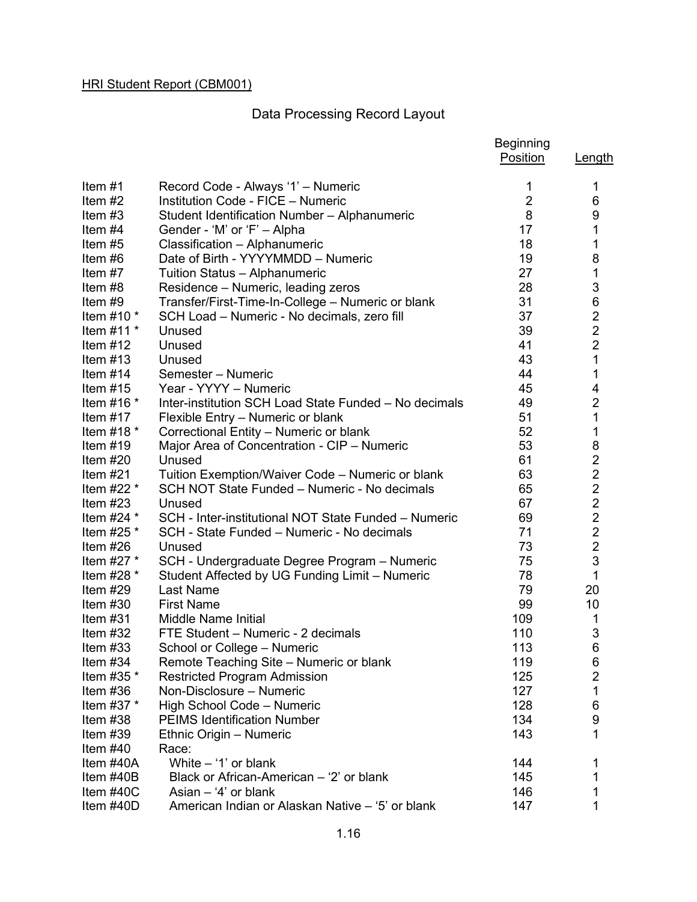HRI Student Report (CBM001)

## Data Processing Record Layout

| | | Beginning Position | Length |
|---|---|---|---|
| Item #1 | Record Code - Always '1' – Numeric | 1 | 1 |
| Item #2 | Institution Code - FICE – Numeric | 2 | 6 |
| Item #3 | Student Identification Number – Alphanumeric | 8 | 9 |
| Item #4 | Gender - 'M' or 'F' – Alpha | 17 | 1 |
| Item #5 | Classification – Alphanumeric | 18 | 1 |
| Item #6 | Date of Birth - YYYYMMDD – Numeric | 19 | 8 |
| Item #7 | Tuition Status – Alphanumeric | 27 | 1 |
| Item #8 | Residence – Numeric, leading zeros | 28 | 3 |
| Item #9 | Transfer/First-Time-In-College – Numeric or blank | 31 | 6 |
| Item #10 * | SCH Load – Numeric - No decimals, zero fill | 37 | 2 |
| Item #11 * | Unused | 39 | 2 |
| Item #12 | Unused | 41 | 2 |
| Item #13 | Unused | 43 | 1 |
| Item #14 | Semester – Numeric | 44 | 1 |
| Item #15 | Year - YYYY – Numeric | 45 | 4 |
| Item #16 * | Inter-institution SCH Load State Funded – No decimals | 49 | 2 |
| Item #17 | Flexible Entry – Numeric or blank | 51 | 1 |
| Item #18 * | Correctional Entity – Numeric or blank | 52 | 1 |
| Item #19 | Major Area of Concentration - CIP – Numeric | 53 | 8 |
| Item #20 | Unused | 61 | 2 |
| Item #21 | Tuition Exemption/Waiver Code – Numeric or blank | 63 | 2 |
| Item #22 * | SCH NOT State Funded – Numeric - No decimals | 65 | 2 |
| Item #23 | Unused | 67 | 2 |
| Item #24 * | SCH - Inter-institutional NOT State Funded – Numeric | 69 | 2 |
| Item #25 * | SCH - State Funded – Numeric - No decimals | 71 | 2 |
| Item #26 | Unused | 73 | 2 |
| Item #27 * | SCH - Undergraduate Degree Program – Numeric | 75 | 3 |
| Item #28 * | Student Affected by UG Funding Limit – Numeric | 78 | 1 |
| Item #29 | Last Name | 79 | 20 |
| Item #30 | First Name | 99 | 10 |
| Item #31 | Middle Name Initial | 109 | 1 |
| Item #32 | FTE Student – Numeric - 2 decimals | 110 | 3 |
| Item #33 | School or College – Numeric | 113 | 6 |
| Item #34 | Remote Teaching Site – Numeric or blank | 119 | 6 |
| Item #35 * | Restricted Program Admission | 125 | 2 |
| Item #36 | Non-Disclosure – Numeric | 127 | 1 |
| Item #37 * | High School Code – Numeric | 128 | 6 |
| Item #38 | PEIMS Identification Number | 134 | 9 |
| Item #39 | Ethnic Origin – Numeric | 143 | 1 |
| Item #40 | Race: | | |
| Item #40A | White – '1' or blank | 144 | 1 |
| Item #40B | Black or African-American – '2' or blank | 145 | 1 |
| Item #40C | Asian – '4' or blank | 146 | 1 |
| Item #40D | American Indian or Alaskan Native – '5' or blank | 147 | 1 |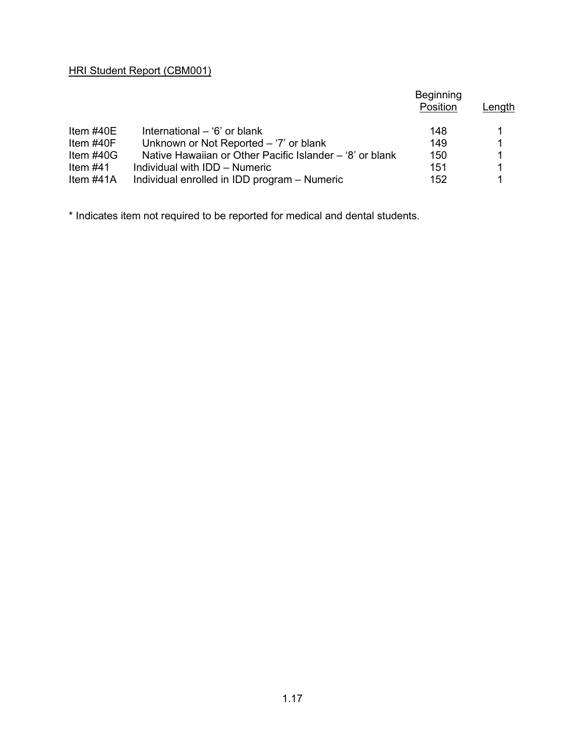HRI Student Report (CBM001)

| | | Beginning Position | Length |
|---|---|---|---|
| Item #40E | International – '6' or blank | 148 | 1 |
| Item #40F | Unknown or Not Reported – '7' or blank | 149 | 1 |
| Item #40G | Native Hawaiian or Other Pacific Islander – '8' or blank | 150 | 1 |
| Item #41 | Individual with IDD – Numeric | 151 | 1 |
| Item #41A | Individual enrolled in IDD program – Numeric | 152 | 1 |

* Indicates item not required to be reported for medical and dental students.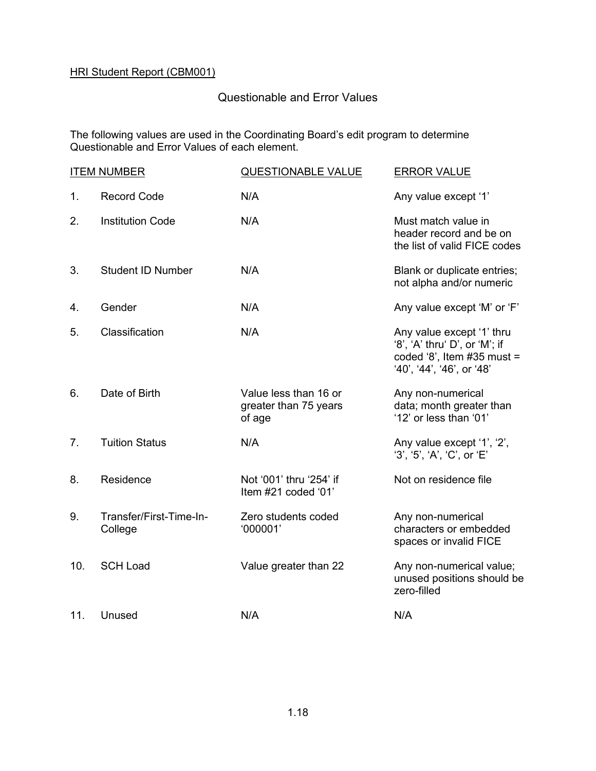HRI Student Report (CBM001)

## Questionable and Error Values

The following values are used in the Coordinating Board's edit program to determine Questionable and Error Values of each element.

| ITEM NUMBER | | QUESTIONABLE VALUE | ERROR VALUE |
|---|---|---|---|
| 1. | Record Code | N/A | Any value except '1' |
| 2. | Institution Code | N/A | Must match value in header record and be on the list of valid FICE codes |
| 3. | Student ID Number | N/A | Blank or duplicate entries; not alpha and/or numeric |
| 4. | Gender | N/A | Any value except 'M' or 'F' |
| 5. | Classification | N/A | Any value except '1' thru '8', 'A' thru' D', or 'M'; if coded '8', Item #35 must = '40', '44', '46', or '48' |
| 6. | Date of Birth | Value less than 16 or greater than 75 years of age | Any non-numerical data; month greater than '12' or less than '01' |
| 7. | Tuition Status | N/A | Any value except '1', '2', '3', '5', 'A', 'C', or 'E' |
| 8. | Residence | Not '001' thru '254' if Item #21 coded '01' | Not on residence file |
| 9. | Transfer/First-Time-In-College | Zero students coded '000001' | Any non-numerical characters or embedded spaces or invalid FICE |
| 10. | SCH Load | Value greater than 22 | Any non-numerical value; unused positions should be zero-filled |
| 11. | Unused | N/A | N/A |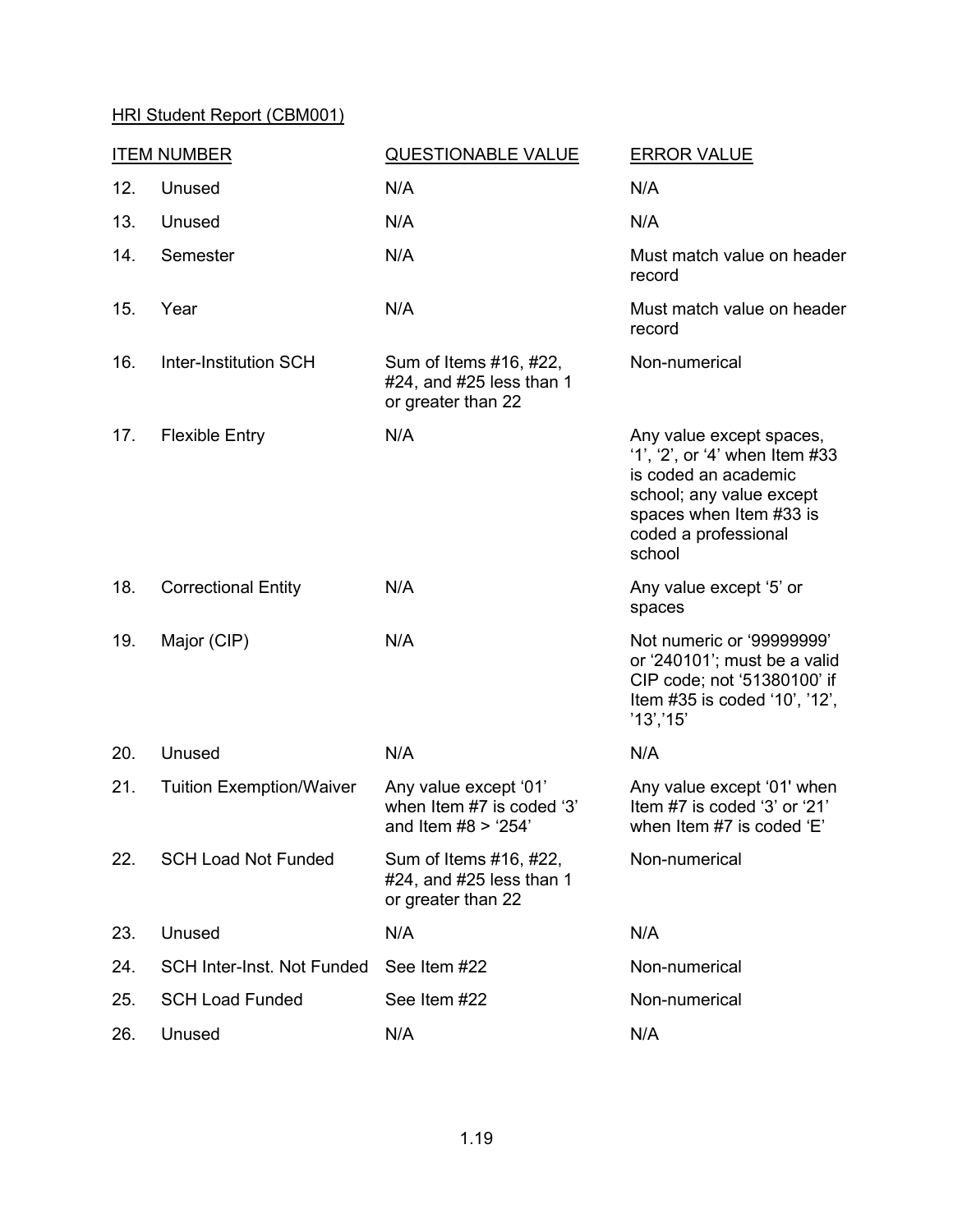HRI Student Report (CBM001)

| ITEM NUMBER | | QUESTIONABLE VALUE | ERROR VALUE |
|---|---|---|---|
| 12. | Unused | N/A | N/A |
| 13. | Unused | N/A | N/A |
| 14. | Semester | N/A | Must match value on header record |
| 15. | Year | N/A | Must match value on header record |
| 16. | Inter-Institution SCH | Sum of Items #16, #22, #24, and #25 less than 1 or greater than 22 | Non-numerical |
| 17. | Flexible Entry | N/A | Any value except spaces, '1', '2', or '4' when Item #33 is coded an academic school; any value except spaces when Item #33 is coded a professional school |
| 18. | Correctional Entity | N/A | Any value except '5' or spaces |
| 19. | Major (CIP) | N/A | Not numeric or '99999999' or '240101'; must be a valid CIP code; not '51380100' if Item #35 is coded '10', '12', '13','15' |
| 20. | Unused | N/A | N/A |
| 21. | Tuition Exemption/Waiver | Any value except '01' when Item #7 is coded '3' and Item #8 > '254' | Any value except '01' when Item #7 is coded '3' or '21' when Item #7 is coded 'E' |
| 22. | SCH Load Not Funded | Sum of Items #16, #22, #24, and #25 less than 1 or greater than 22 | Non-numerical |
| 23. | Unused | N/A | N/A |
| 24. | SCH Inter-Inst. Not Funded | See Item #22 | Non-numerical |
| 25. | SCH Load Funded | See Item #22 | Non-numerical |
| 26. | Unused | N/A | N/A |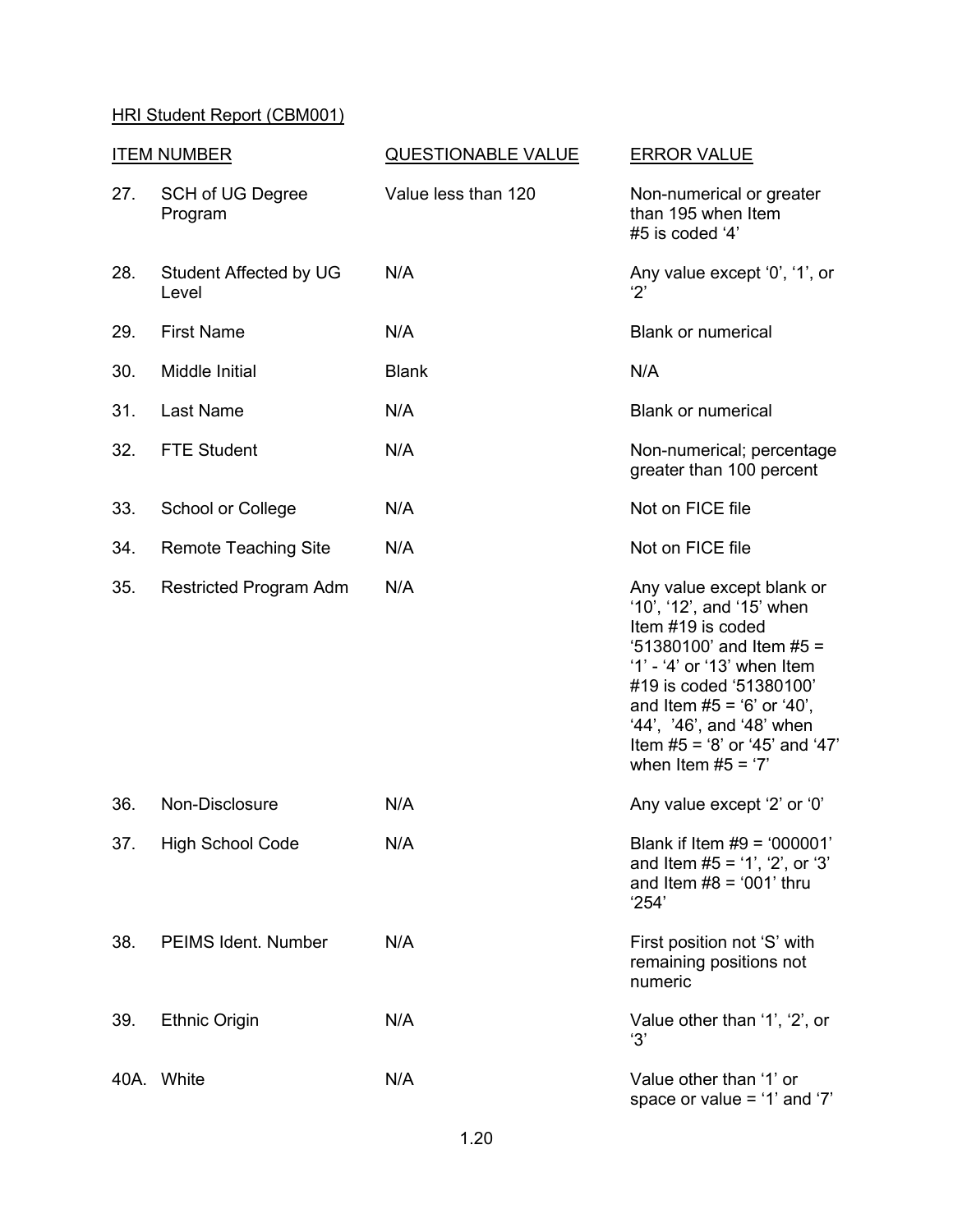HRI Student Report (CBM001)

| ITEM NUMBER | | QUESTIONABLE VALUE | ERROR VALUE |
|---|---|---|---|
| 27. | SCH of UG Degree Program | Value less than 120 | Non-numerical or greater than 195 when Item #5 is coded '4' |
| 28. | Student Affected by UG Level | N/A | Any value except '0', '1', or '2' |
| 29. | First Name | N/A | Blank or numerical |
| 30. | Middle Initial | Blank | N/A |
| 31. | Last Name | N/A | Blank or numerical |
| 32. | FTE Student | N/A | Non-numerical; percentage greater than 100 percent |
| 33. | School or College | N/A | Not on FICE file |
| 34. | Remote Teaching Site | N/A | Not on FICE file |
| 35. | Restricted Program Adm | N/A | Any value except blank or '10', '12', and '15' when Item #19 is coded '51380100' and Item #5 = '1' - '4' or '13' when Item #19 is coded '51380100' and Item #5 = '6' or '40', '44', '46', and '48' when Item #5 = '8' or '45' and '47' when Item #5 = '7' |
| 36. | Non-Disclosure | N/A | Any value except '2' or '0' |
| 37. | High School Code | N/A | Blank if Item #9 = '000001' and Item #5 = '1', '2', or '3' and Item #8 = '001' thru '254' |
| 38. | PEIMS Ident. Number | N/A | First position not 'S' with remaining positions not numeric |
| 39. | Ethnic Origin | N/A | Value other than '1', '2', or '3' |
| 40A. | White | N/A | Value other than '1' or space or value = '1' and '7' |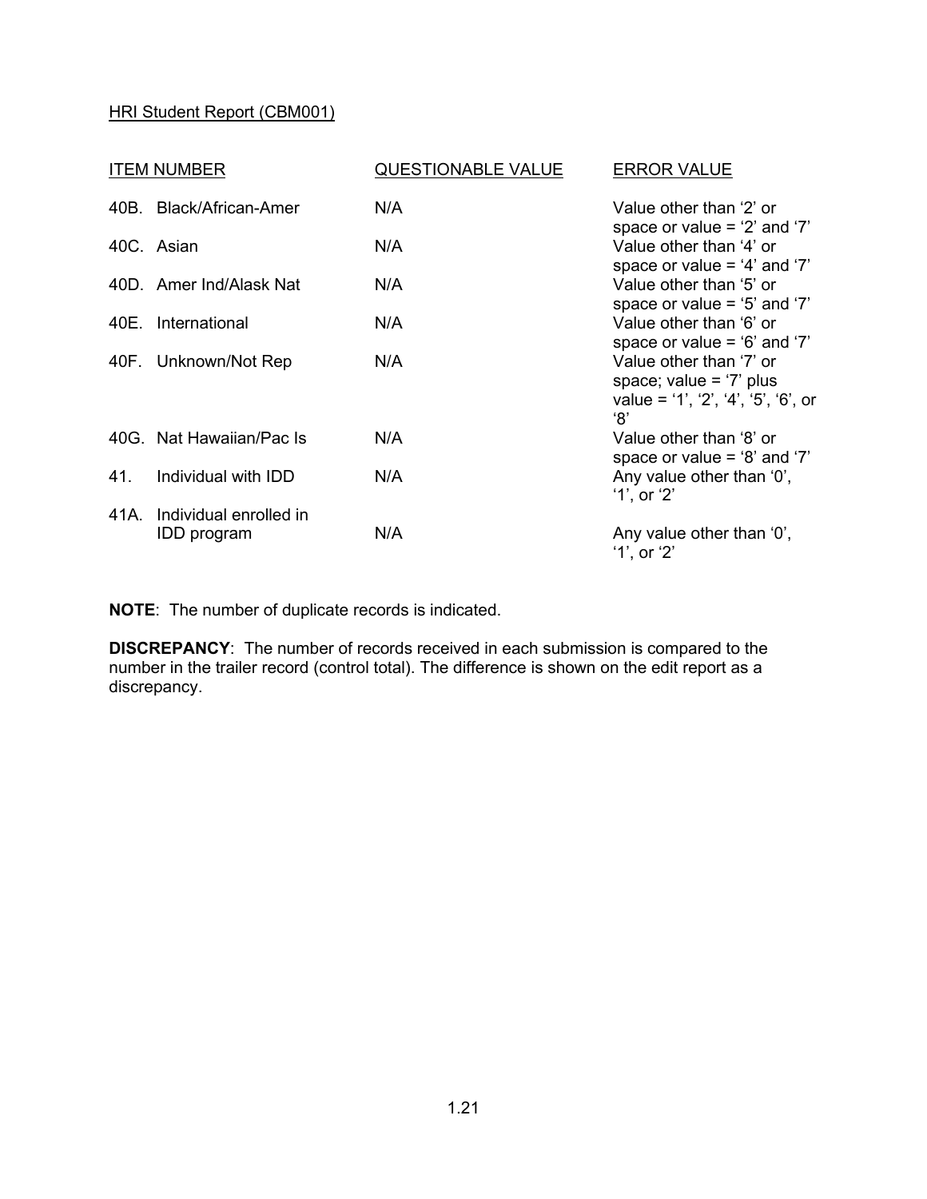HRI Student Report (CBM001)

| ITEM NUMBER | QUESTIONABLE VALUE | ERROR VALUE |
|---|---|---|
| 40B. Black/African-Amer | N/A | Value other than ‘2’ or space or value = ‘2’ and ‘7’ |
| 40C. Asian | N/A | Value other than ‘4’ or space or value = ‘4’ and ‘7’ |
| 40D. Amer Ind/Alask Nat | N/A | Value other than ‘5’ or space or value = ‘5’ and ‘7’ |
| 40E. International | N/A | Value other than ‘6’ or space or value = ‘6’ and ‘7’ |
| 40F. Unknown/Not Rep | N/A | Value other than ‘7’ or space; value = ‘7’ plus value = ‘1’, ‘2’, ‘4’, ‘5’, ‘6’, or ‘8’ |
| 40G. Nat Hawaiian/Pac Is | N/A | Value other than ‘8’ or space or value = ‘8’ and ‘7’ |
| 41. Individual with IDD | N/A | Any value other than ‘0’, ‘1’, or ‘2’ |
| 41A. Individual enrolled in IDD program | N/A | Any value other than ‘0’, ‘1’, or ‘2’ |

**NOTE**: The number of duplicate records is indicated.

**DISCREPANCY**: The number of records received in each submission is compared to the number in the trailer record (control total). The difference is shown on the edit report as a discrepancy.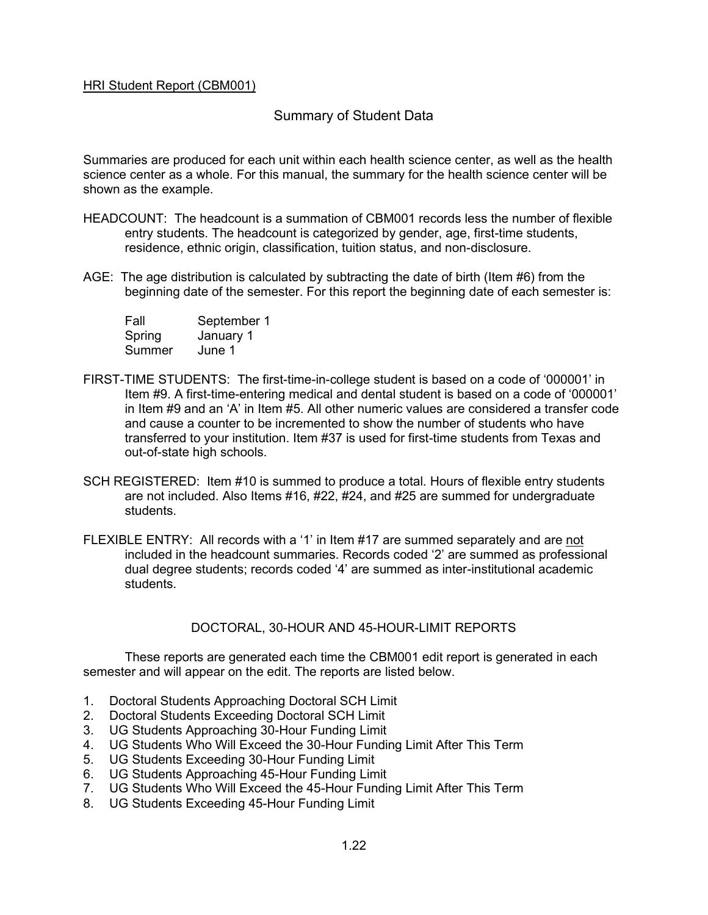HRI Student Report (CBM001)

## Summary of Student Data

Summaries are produced for each unit within each health science center, as well as the health science center as a whole. For this manual, the summary for the health science center will be shown as the example.

HEADCOUNT: The headcount is a summation of CBM001 records less the number of flexible entry students. The headcount is categorized by gender, age, first-time students, residence, ethnic origin, classification, tuition status, and non-disclosure.

AGE: The age distribution is calculated by subtracting the date of birth (Item #6) from the beginning date of the semester. For this report the beginning date of each semester is:

| | |
|---|---|
| Fall | September 1 |
| Spring | January 1 |
| Summer | June 1 |

FIRST-TIME STUDENTS: The first-time-in-college student is based on a code of '000001' in Item #9. A first-time-entering medical and dental student is based on a code of '000001' in Item #9 and an 'A' in Item #5. All other numeric values are considered a transfer code and cause a counter to be incremented to show the number of students who have transferred to your institution. Item #37 is used for first-time students from Texas and out-of-state high schools.

SCH REGISTERED: Item #10 is summed to produce a total. Hours of flexible entry students are not included. Also Items #16, #22, #24, and #25 are summed for undergraduate students.

FLEXIBLE ENTRY: All records with a '1' in Item #17 are summed separately and are not included in the headcount summaries. Records coded '2' are summed as professional dual degree students; records coded '4' are summed as inter-institutional academic students.

## DOCTORAL, 30-HOUR AND 45-HOUR-LIMIT REPORTS

These reports are generated each time the CBM001 edit report is generated in each semester and will appear on the edit. The reports are listed below.

1. Doctoral Students Approaching Doctoral SCH Limit
2. Doctoral Students Exceeding Doctoral SCH Limit
3. UG Students Approaching 30-Hour Funding Limit
4. UG Students Who Will Exceed the 30-Hour Funding Limit After This Term
5. UG Students Exceeding 30-Hour Funding Limit
6. UG Students Approaching 45-Hour Funding Limit
7. UG Students Who Will Exceed the 45-Hour Funding Limit After This Term
8. UG Students Exceeding 45-Hour Funding Limit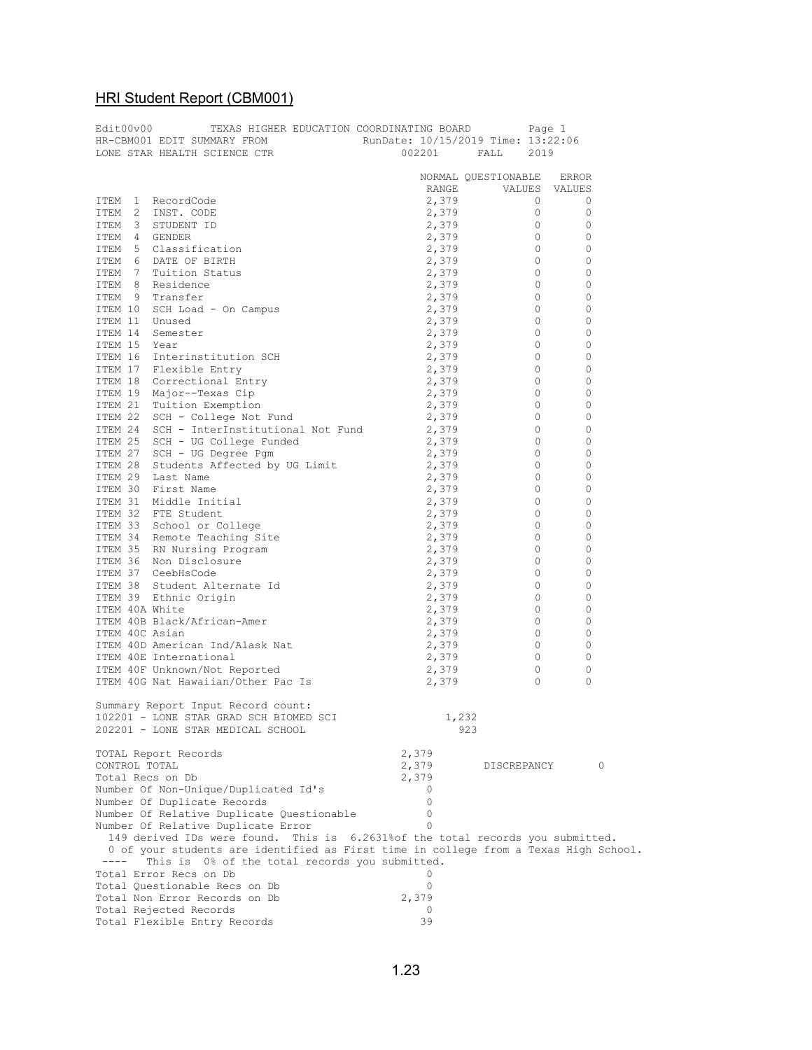## HRI Student Report (CBM001)

```
Edit00v00          TEXAS HIGHER EDUCATION COORDINATING BOARD          Page 1
HR-CBM001 EDIT SUMMARY FROM                 RunDate: 10/15/2019 Time: 13:22:06
LONE STAR HEALTH SCIENCE CTR                    002201      FALL    2019

                                              NORMAL QUESTIONABLE   ERROR
                                               RANGE       VALUES  VALUES
ITEM  1  RecordCode                            2,379            0       0
ITEM  2  INST. CODE                            2,379            0       0
ITEM  3  STUDENT ID                            2,379            0       0
ITEM  4  GENDER                                2,379            0       0
ITEM  5  Classification                        2,379            0       0
ITEM  6  DATE OF BIRTH                         2,379            0       0
ITEM  7  Tuition Status                        2,379            0       0
ITEM  8  Residence                             2,379            0       0
ITEM  9  Transfer                              2,379            0       0
ITEM 10  SCH Load - On Campus                  2,379            0       0
ITEM 11  Unused                                2,379            0       0
ITEM 14  Semester                              2,379            0       0
ITEM 15  Year                                  2,379            0       0
ITEM 16  Interinstitution SCH                  2,379            0       0
ITEM 17  Flexible Entry                        2,379            0       0
ITEM 18  Correctional Entry                    2,379            0       0
ITEM 19  Major--Texas Cip                      2,379            0       0
ITEM 21  Tuition Exemption                     2,379            0       0
ITEM 22  SCH - College Not Fund                2,379            0       0
ITEM 24  SCH - InterInstitutional Not Fund     2,379            0       0
ITEM 25  SCH - UG College Funded               2,379            0       0
ITEM 27  SCH - UG Degree Pgm                   2,379            0       0
ITEM 28  Students Affected by UG Limit         2,379            0       0
ITEM 29  Last Name                             2,379            0       0
ITEM 30  First Name                            2,379            0       0
ITEM 31  Middle Initial                        2,379            0       0
ITEM 32  FTE Student                           2,379            0       0
ITEM 33  School or College                     2,379            0       0
ITEM 34  Remote Teaching Site                  2,379            0       0
ITEM 35  RN Nursing Program                    2,379            0       0
ITEM 36  Non Disclosure                        2,379            0       0
ITEM 37  CeebHsCode                            2,379            0       0
ITEM 38  Student Alternate Id                  2,379            0       0
ITEM 39  Ethnic Origin                         2,379            0       0
ITEM 40A White                                 2,379            0       0
ITEM 40B Black/African-Amer                    2,379            0       0
ITEM 40C Asian                                 2,379            0       0
ITEM 40D American Ind/Alask Nat                2,379            0       0
ITEM 40E International                         2,379            0       0
ITEM 40F Unknown/Not Reported                  2,379            0       0
ITEM 40G Nat Hawaiian/Other Pac Is             2,379            0       0

Summary Report Input Record count:
102201 - LONE STAR GRAD SCH BIOMED SCI                 1,232
202201 - LONE STAR MEDICAL SCHOOL                        923

TOTAL Report Records                          2,379
CONTROL TOTAL                                 2,379        DISCREPANCY        0
Total Recs on Db                              2,379
Number Of Non-Unique/Duplicated Id's              0
Number Of Duplicate Records                       0
Number Of Relative Duplicate Questionable         0
Number Of Relative Duplicate Error                0
  149 derived IDs were found.  This is  6.2631%of the total records you submitted.
  0 of your students are identified as First time in college from a Texas High School.
 ----   This is  0% of the total records you submitted.
Total Error Recs on Db                            0
Total Questionable Recs on Db                     0
Total Non Error Records on Db                 2,379
Total Rejected Records                            0
Total Flexible Entry Records                     39
```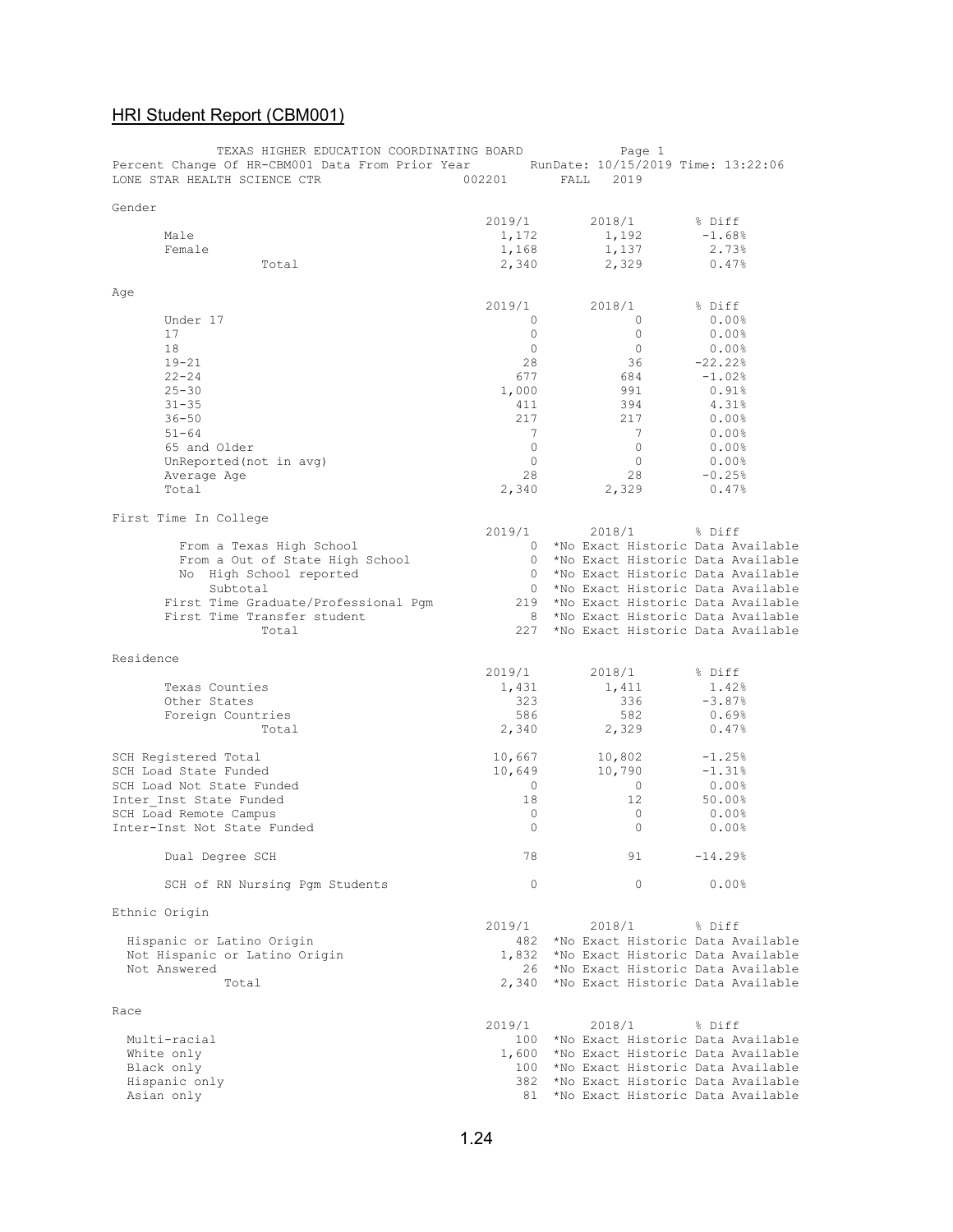## HRI Student Report (CBM001)

TEXAS HIGHER EDUCATION COORDINATING BOARD — Page 1
Percent Change Of HR-CBM001 Data From Prior Year — RunDate: 10/15/2019 Time: 13:22:06
LONE STAR HEALTH SCIENCE CTR — 002201 — FALL 2019

**Gender**

| | 2019/1 | 2018/1 | % Diff |
|---|---|---|---|
| Male | 1,172 | 1,192 | -1.68% |
| Female | 1,168 | 1,137 | 2.73% |
| Total | 2,340 | 2,329 | 0.47% |

**Age**

| | 2019/1 | 2018/1 | % Diff |
|---|---|---|---|
| Under 17 | 0 | 0 | 0.00% |
| 17 | 0 | 0 | 0.00% |
| 18 | 0 | 0 | 0.00% |
| 19-21 | 28 | 36 | -22.22% |
| 22-24 | 677 | 684 | -1.02% |
| 25-30 | 1,000 | 991 | 0.91% |
| 31-35 | 411 | 394 | 4.31% |
| 36-50 | 217 | 217 | 0.00% |
| 51-64 | 7 | 7 | 0.00% |
| 65 and Older | 0 | 0 | 0.00% |
| UnReported(not in avg) | 0 | 0 | 0.00% |
| Average Age | 28 | 28 | -0.25% |
| Total | 2,340 | 2,329 | 0.47% |

**First Time In College**

| | 2019/1 | 2018/1 | % Diff |
|---|---|---|---|
| From a Texas High School | 0 | *No Exact Historic Data Available | |
| From a Out of State High School | 0 | *No Exact Historic Data Available | |
| No High School reported | 0 | *No Exact Historic Data Available | |
| Subtotal | 0 | *No Exact Historic Data Available | |
| First Time Graduate/Professional Pgm | 219 | *No Exact Historic Data Available | |
| First Time Transfer student | 8 | *No Exact Historic Data Available | |
| Total | 227 | *No Exact Historic Data Available | |

**Residence**

| | 2019/1 | 2018/1 | % Diff |
|---|---|---|---|
| Texas Counties | 1,431 | 1,411 | 1.42% |
| Other States | 323 | 336 | -3.87% |
| Foreign Countries | 586 | 582 | 0.69% |
| Total | 2,340 | 2,329 | 0.47% |

| | 2019/1 | 2018/1 | % Diff |
|---|---|---|---|
| SCH Registered Total | 10,667 | 10,802 | -1.25% |
| SCH Load State Funded | 10,649 | 10,790 | -1.31% |
| SCH Load Not State Funded | 0 | 0 | 0.00% |
| Inter_Inst State Funded | 18 | 12 | 50.00% |
| SCH Load Remote Campus | 0 | 0 | 0.00% |
| Inter-Inst Not State Funded | 0 | 0 | 0.00% |
| Dual Degree SCH | 78 | 91 | -14.29% |
| SCH of RN Nursing Pgm Students | 0 | 0 | 0.00% |

**Ethnic Origin**

| | 2019/1 | 2018/1 | % Diff |
|---|---|---|---|
| Hispanic or Latino Origin | 482 | *No Exact Historic Data Available | |
| Not Hispanic or Latino Origin | 1,832 | *No Exact Historic Data Available | |
| Not Answered | 26 | *No Exact Historic Data Available | |
| Total | 2,340 | *No Exact Historic Data Available | |

**Race**

| | 2019/1 | 2018/1 | % Diff |
|---|---|---|---|
| Multi-racial | 100 | *No Exact Historic Data Available | |
| White only | 1,600 | *No Exact Historic Data Available | |
| Black only | 100 | *No Exact Historic Data Available | |
| Hispanic only | 382 | *No Exact Historic Data Available | |
| Asian only | 81 | *No Exact Historic Data Available | |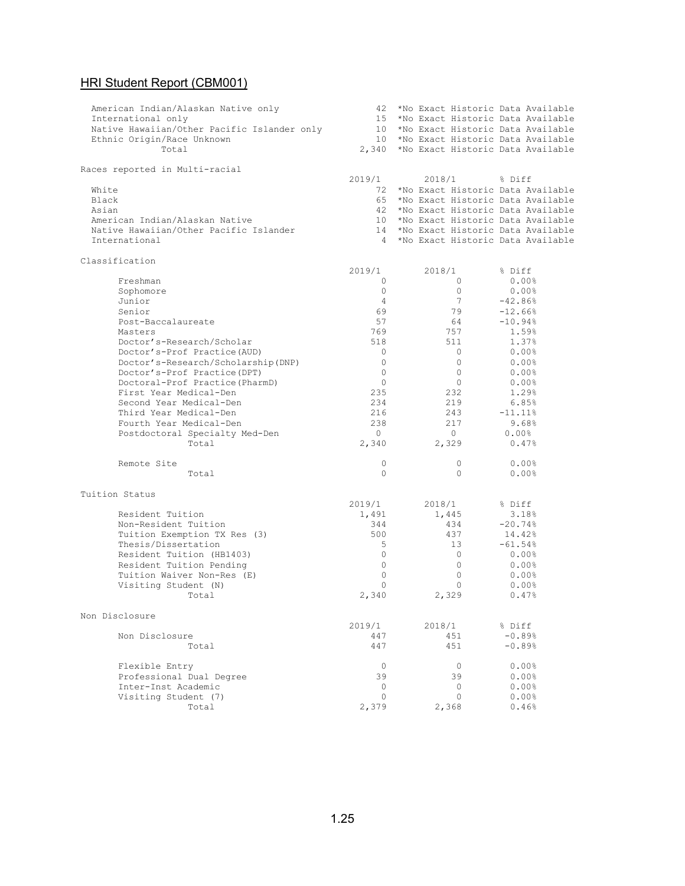## HRI Student Report (CBM001)

| | 2019/1 | 2018/1 | % Diff |
|---|---|---|---|
| American Indian/Alaskan Native only | 42 | *No Exact Historic Data Available | |
| International only | 15 | *No Exact Historic Data Available | |
| Native Hawaiian/Other Pacific Islander only | 10 | *No Exact Historic Data Available | |
| Ethnic Origin/Race Unknown | 10 | *No Exact Historic Data Available | |
| Total | 2,340 | *No Exact Historic Data Available | |

Races reported in Multi-racial

| | 2019/1 | 2018/1 | % Diff |
|---|---|---|---|
| White | 72 | *No Exact Historic Data Available | |
| Black | 65 | *No Exact Historic Data Available | |
| Asian | 42 | *No Exact Historic Data Available | |
| American Indian/Alaskan Native | 10 | *No Exact Historic Data Available | |
| Native Hawaiian/Other Pacific Islander | 14 | *No Exact Historic Data Available | |
| International | 4 | *No Exact Historic Data Available | |

Classification

| | 2019/1 | 2018/1 | % Diff |
|---|---|---|---|
| Freshman | 0 | 0 | 0.00% |
| Sophomore | 0 | 0 | 0.00% |
| Junior | 4 | 7 | -42.86% |
| Senior | 69 | 79 | -12.66% |
| Post-Baccalaureate | 57 | 64 | -10.94% |
| Masters | 769 | 757 | 1.59% |
| Doctor's-Research/Scholar | 518 | 511 | 1.37% |
| Doctor's-Prof Practice(AUD) | 0 | 0 | 0.00% |
| Doctor's-Research/Scholarship(DNP) | 0 | 0 | 0.00% |
| Doctor's-Prof Practice(DPT) | 0 | 0 | 0.00% |
| Doctoral-Prof Practice(PharmD) | 0 | 0 | 0.00% |
| First Year Medical-Den | 235 | 232 | 1.29% |
| Second Year Medical-Den | 234 | 219 | 6.85% |
| Third Year Medical-Den | 216 | 243 | -11.11% |
| Fourth Year Medical-Den | 238 | 217 | 9.68% |
| Postdoctoral Specialty Med-Den | 0 | 0 | 0.00% |
| Total | 2,340 | 2,329 | 0.47% |
| | | | |
| Remote Site | 0 | 0 | 0.00% |
| Total | 0 | 0 | 0.00% |

Tuition Status

| | 2019/1 | 2018/1 | % Diff |
|---|---|---|---|
| Resident Tuition | 1,491 | 1,445 | 3.18% |
| Non-Resident Tuition | 344 | 434 | -20.74% |
| Tuition Exemption TX Res (3) | 500 | 437 | 14.42% |
| Thesis/Dissertation | 5 | 13 | -61.54% |
| Resident Tuition (HB1403) | 0 | 0 | 0.00% |
| Resident Tuition Pending | 0 | 0 | 0.00% |
| Tuition Waiver Non-Res (E) | 0 | 0 | 0.00% |
| Visiting Student (N) | 0 | 0 | 0.00% |
| Total | 2,340 | 2,329 | 0.47% |

Non Disclosure

| | 2019/1 | 2018/1 | % Diff |
|---|---|---|---|
| Non Disclosure | 447 | 451 | -0.89% |
| Total | 447 | 451 | -0.89% |
| | | | |
| Flexible Entry | 0 | 0 | 0.00% |
| Professional Dual Degree | 39 | 39 | 0.00% |
| Inter-Inst Academic | 0 | 0 | 0.00% |
| Visiting Student (7) | 0 | 0 | 0.00% |
| Total | 2,379 | 2,368 | 0.46% |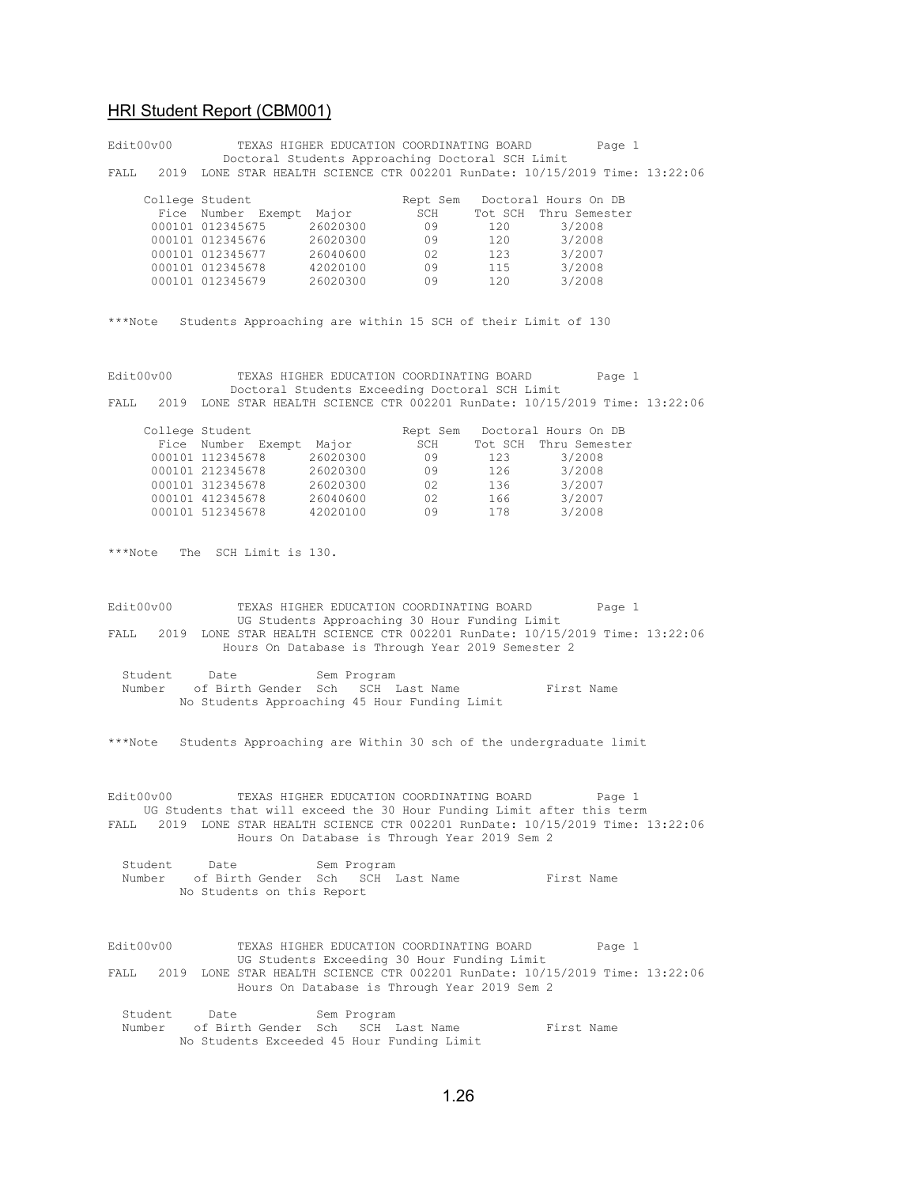## HRI Student Report (CBM001)

```
Edit00v00          TEXAS HIGHER EDUCATION COORDINATING BOARD          Page 1
               Doctoral Students Approaching Doctoral SCH Limit
FALL   2019  LONE STAR HEALTH SCIENCE CTR 002201 RunDate: 10/15/2019 Time: 13:22:06

     College Student                      Rept Sem   Doctoral Hours On DB
       Fice  Number  Exempt  Major          SCH      Tot SCH  Thru Semester
      000101 012345675      26020300        09        120       3/2008
      000101 012345676      26020300        09        120       3/2008
      000101 012345677      26040600        02        123       3/2007
      000101 012345678      42020100        09        115       3/2008
      000101 012345679      26020300        09        120       3/2008


***Note   Students Approaching are within 15 SCH of their Limit of 130


Edit00v00          TEXAS HIGHER EDUCATION COORDINATING BOARD          Page 1
                Doctoral Students Exceeding Doctoral SCH Limit
FALL   2019  LONE STAR HEALTH SCIENCE CTR 002201 RunDate: 10/15/2019 Time: 13:22:06

     College Student                      Rept Sem   Doctoral Hours On DB
       Fice  Number  Exempt  Major          SCH      Tot SCH  Thru Semester
      000101 112345678      26020300        09        123       3/2008
      000101 212345678      26020300        09        126       3/2008
      000101 312345678      26020300        02        136       3/2007
      000101 412345678      26040600        02        166       3/2007
      000101 512345678      42020100        09        178       3/2008


***Note   The  SCH Limit is 130.


Edit00v00          TEXAS HIGHER EDUCATION COORDINATING BOARD          Page 1
                UG Students Approaching 30 Hour Funding Limit
FALL   2019  LONE STAR HEALTH SCIENCE CTR 002201 RunDate: 10/15/2019 Time: 13:22:06
                 Hours On Database is Through Year 2019 Semester 2

  Student     Date           Sem Program
  Number    of Birth Gender  Sch   SCH  Last Name            First Name
          No Students Approaching 45 Hour Funding Limit


***Note   Students Approaching are Within 30 sch of the undergraduate limit


Edit00v00          TEXAS HIGHER EDUCATION COORDINATING BOARD          Page 1
     UG Students that will exceed the 30 Hour Funding Limit after this term
FALL   2019  LONE STAR HEALTH SCIENCE CTR 002201 RunDate: 10/15/2019 Time: 13:22:06
                   Hours On Database is Through Year 2019 Sem 2

  Student     Date           Sem Program
  Number    of Birth Gender  Sch   SCH  Last Name            First Name
          No Students on this Report


Edit00v00          TEXAS HIGHER EDUCATION COORDINATING BOARD          Page 1
                   UG Students Exceeding 30 Hour Funding Limit
FALL   2019  LONE STAR HEALTH SCIENCE CTR 002201 RunDate: 10/15/2019 Time: 13:22:06
                   Hours On Database is Through Year 2019 Sem 2

  Student     Date           Sem Program
  Number    of Birth Gender  Sch   SCH  Last Name            First Name
          No Students Exceeded 45 Hour Funding Limit
```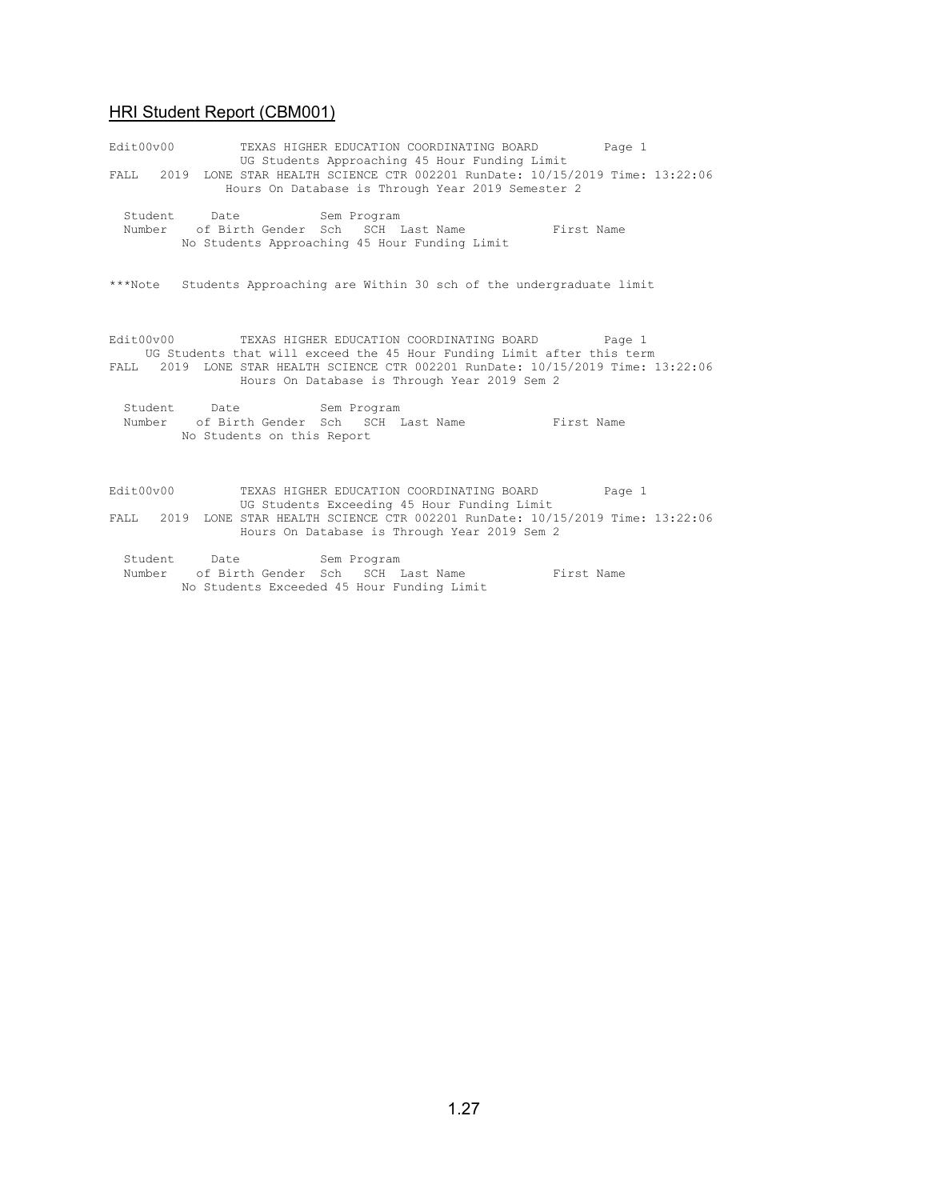## HRI Student Report (CBM001)

```
Edit00v00         TEXAS HIGHER EDUCATION COORDINATING BOARD         Page 1
                  UG Students Approaching 45 Hour Funding Limit
FALL   2019  LONE STAR HEALTH SCIENCE CTR 002201 RunDate: 10/15/2019 Time: 13:22:06
                Hours On Database is Through Year 2019 Semester 2

  Student     Date           Sem Program
  Number    of Birth Gender  Sch   SCH  Last Name            First Name
          No Students Approaching 45 Hour Funding Limit


***Note   Students Approaching are Within 30 sch of the undergraduate limit



Edit00v00         TEXAS HIGHER EDUCATION COORDINATING BOARD         Page 1
     UG Students that will exceed the 45 Hour Funding Limit after this term
FALL   2019  LONE STAR HEALTH SCIENCE CTR 002201 RunDate: 10/15/2019 Time: 13:22:06
                  Hours On Database is Through Year 2019 Sem 2

  Student     Date           Sem Program
  Number    of Birth Gender  Sch   SCH  Last Name            First Name
          No Students on this Report



Edit00v00         TEXAS HIGHER EDUCATION COORDINATING BOARD         Page 1
                  UG Students Exceeding 45 Hour Funding Limit
FALL   2019  LONE STAR HEALTH SCIENCE CTR 002201 RunDate: 10/15/2019 Time: 13:22:06
                  Hours On Database is Through Year 2019 Sem 2

  Student     Date           Sem Program
  Number    of Birth Gender  Sch   SCH  Last Name            First Name
          No Students Exceeded 45 Hour Funding Limit
```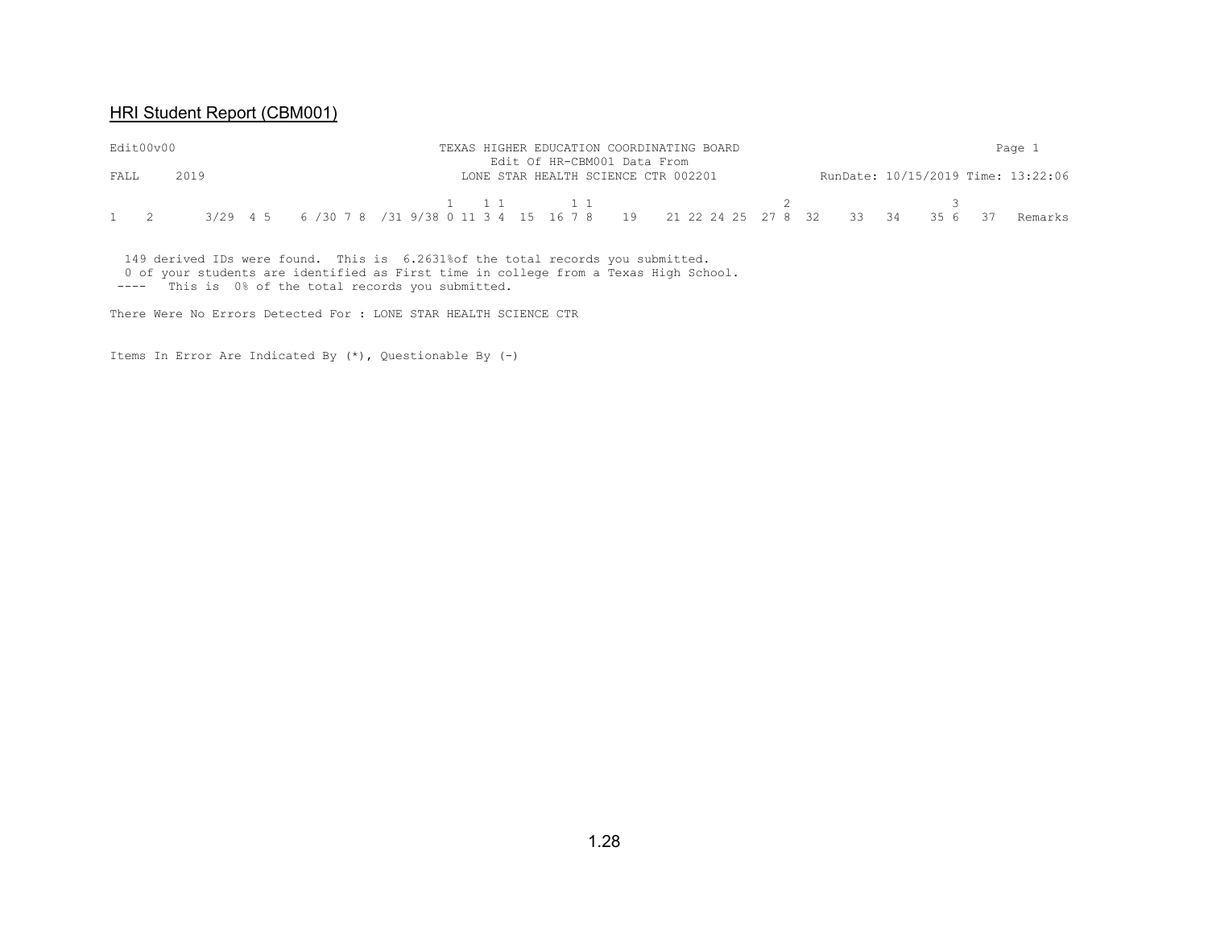## HRI Student Report (CBM001)

```
Edit00v00                                    TEXAS HIGHER EDUCATION COORDINATING BOARD                                    Page 1
                                                  Edit Of HR-CBM001 Data From
FALL     2019                                 LONE STAR HEALTH SCIENCE CTR 002201              RunDate: 10/15/2019 Time: 13:22:06

                                                  1    1 1        1 1                        2                       3
1    2       3/29  4 5    6 /30 7 8  /31 9/38 0 11 3 4  15  16 7 8    19    21 22 24 25  27 8  32    33  34    35 6   37   Remarks

  149 derived IDs were found.  This is  6.2631%of the total records you submitted.
  0 of your students are identified as First time in college from a Texas High School.
 ----   This is  0% of the total records you submitted.

There Were No Errors Detected For : LONE STAR HEALTH SCIENCE CTR


Items In Error Are Indicated By (*), Questionable By (-)
```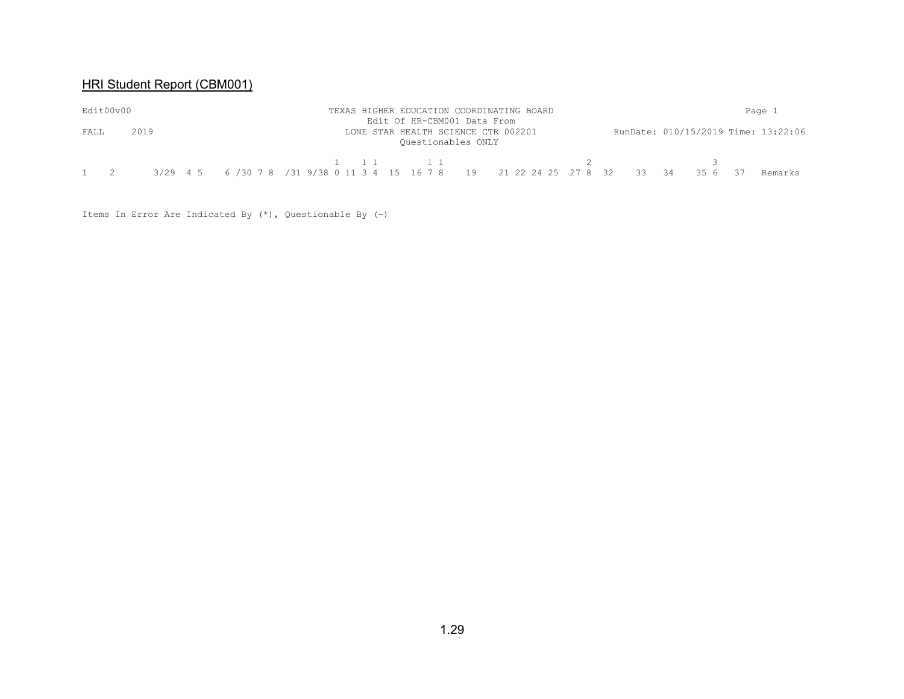## HRI Student Report (CBM001)

```
Edit00v00                          TEXAS HIGHER EDUCATION COORDINATING BOARD                         Page 1
                                        Edit Of HR-CBM001 Data From
FALL     2019                         LONE STAR HEALTH SCIENCE CTR 002201            RunDate: 010/15/2019 Time: 13:22:06
                                              Questionables ONLY

                                        1    1 1        1 1                       2                       3
1   2      3/29  4 5    6 /30 7 8  /31 9/38 0 11 3 4  15  16 7 8    19    21 22 24 25  27 8  32    33   34    35 6   37   Remarks


Items In Error Are Indicated By (*), Questionable By (-)
```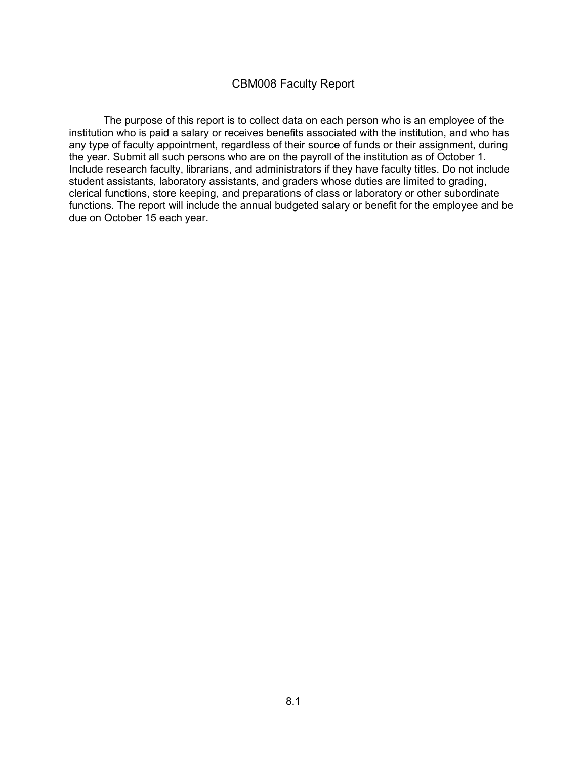# CBM008 Faculty Report

The purpose of this report is to collect data on each person who is an employee of the institution who is paid a salary or receives benefits associated with the institution, and who has any type of faculty appointment, regardless of their source of funds or their assignment, during the year. Submit all such persons who are on the payroll of the institution as of October 1. Include research faculty, librarians, and administrators if they have faculty titles. Do not include student assistants, laboratory assistants, and graders whose duties are limited to grading, clerical functions, store keeping, and preparations of class or laboratory or other subordinate functions. The report will include the annual budgeted salary or benefit for the employee and be due on October 15 each year.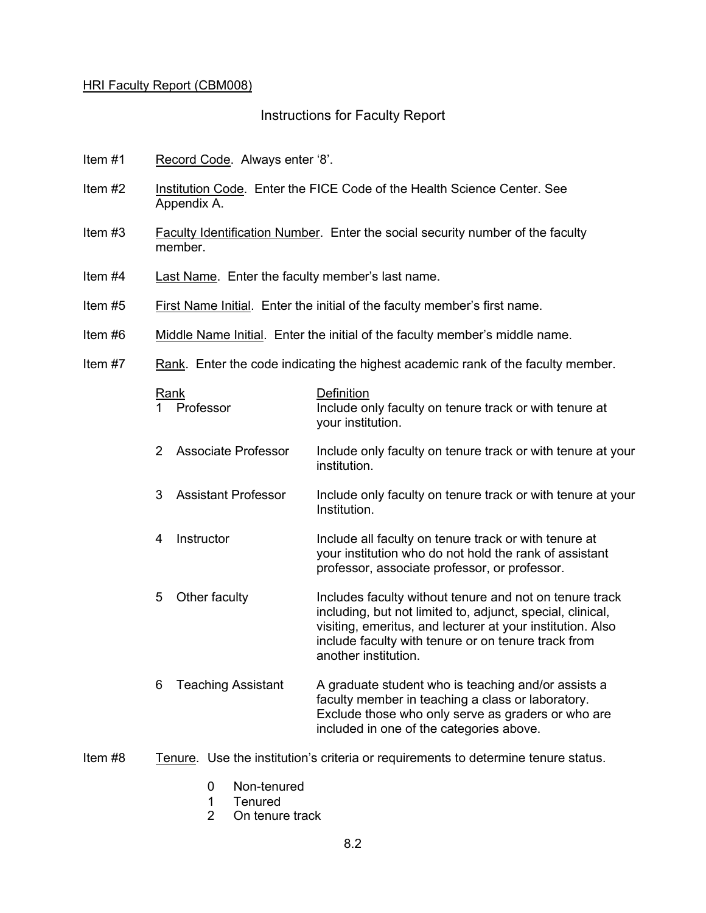HRI Faculty Report (CBM008)

## Instructions for Faculty Report

Item #1 Record Code. Always enter '8'.

Item #2 Institution Code. Enter the FICE Code of the Health Science Center. See Appendix A.

Item #3 Faculty Identification Number. Enter the social security number of the faculty member.

Item #4 Last Name. Enter the faculty member's last name.

Item #5 First Name Initial. Enter the initial of the faculty member's first name.

Item #6 Middle Name Initial. Enter the initial of the faculty member's middle name.

Item #7 Rank. Enter the code indicating the highest academic rank of the faculty member.

| Rank | Definition |
|---|---|
| 1 Professor | Include only faculty on tenure track or with tenure at your institution. |
| 2 Associate Professor | Include only faculty on tenure track or with tenure at your institution. |
| 3 Assistant Professor | Include only faculty on tenure track or with tenure at your Institution. |
| 4 Instructor | Include all faculty on tenure track or with tenure at your institution who do not hold the rank of assistant professor, associate professor, or professor. |
| 5 Other faculty | Includes faculty without tenure and not on tenure track including, but not limited to, adjunct, special, clinical, visiting, emeritus, and lecturer at your institution. Also include faculty with tenure or on tenure track from another institution. |
| 6 Teaching Assistant | A graduate student who is teaching and/or assists a faculty member in teaching a class or laboratory. Exclude those who only serve as graders or who are included in one of the categories above. |

Item #8 Tenure. Use the institution's criteria or requirements to determine tenure status.

- 0 Non-tenured
- 1 Tenured
- 2 On tenure track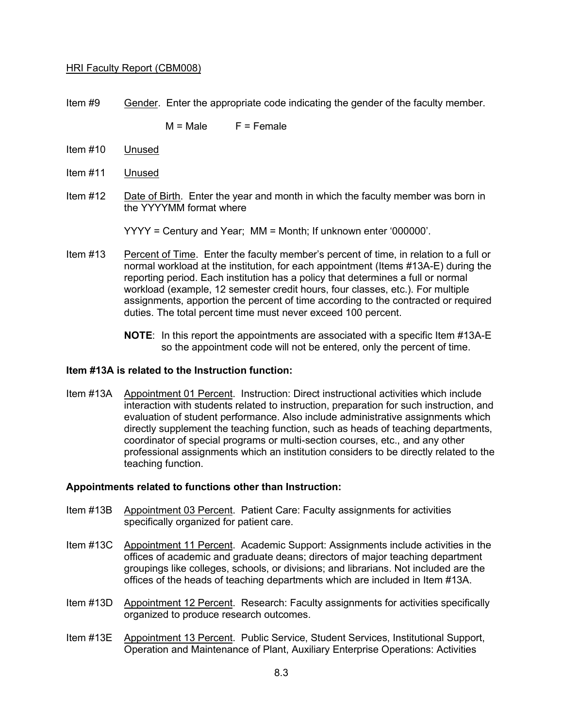HRI Faculty Report (CBM008)

Item #9 Gender. Enter the appropriate code indicating the gender of the faculty member.

M = Male F = Female

Item #10 Unused

Item #11 Unused

Item #12 Date of Birth. Enter the year and month in which the faculty member was born in the YYYYMM format where

YYYY = Century and Year; MM = Month; If unknown enter '000000'.

Item #13 Percent of Time. Enter the faculty member's percent of time, in relation to a full or normal workload at the institution, for each appointment (Items #13A-E) during the reporting period. Each institution has a policy that determines a full or normal workload (example, 12 semester credit hours, four classes, etc.). For multiple assignments, apportion the percent of time according to the contracted or required duties. The total percent time must never exceed 100 percent.

**NOTE**: In this report the appointments are associated with a specific Item #13A-E so the appointment code will not be entered, only the percent of time.

**Item #13A is related to the Instruction function:**

Item #13A Appointment 01 Percent. Instruction: Direct instructional activities which include interaction with students related to instruction, preparation for such instruction, and evaluation of student performance. Also include administrative assignments which directly supplement the teaching function, such as heads of teaching departments, coordinator of special programs or multi-section courses, etc., and any other professional assignments which an institution considers to be directly related to the teaching function.

**Appointments related to functions other than Instruction:**

Item #13B Appointment 03 Percent. Patient Care: Faculty assignments for activities specifically organized for patient care.

Item #13C Appointment 11 Percent. Academic Support: Assignments include activities in the offices of academic and graduate deans; directors of major teaching department groupings like colleges, schools, or divisions; and librarians. Not included are the offices of the heads of teaching departments which are included in Item #13A.

Item #13D Appointment 12 Percent. Research: Faculty assignments for activities specifically organized to produce research outcomes.

Item #13E Appointment 13 Percent. Public Service, Student Services, Institutional Support, Operation and Maintenance of Plant, Auxiliary Enterprise Operations: Activities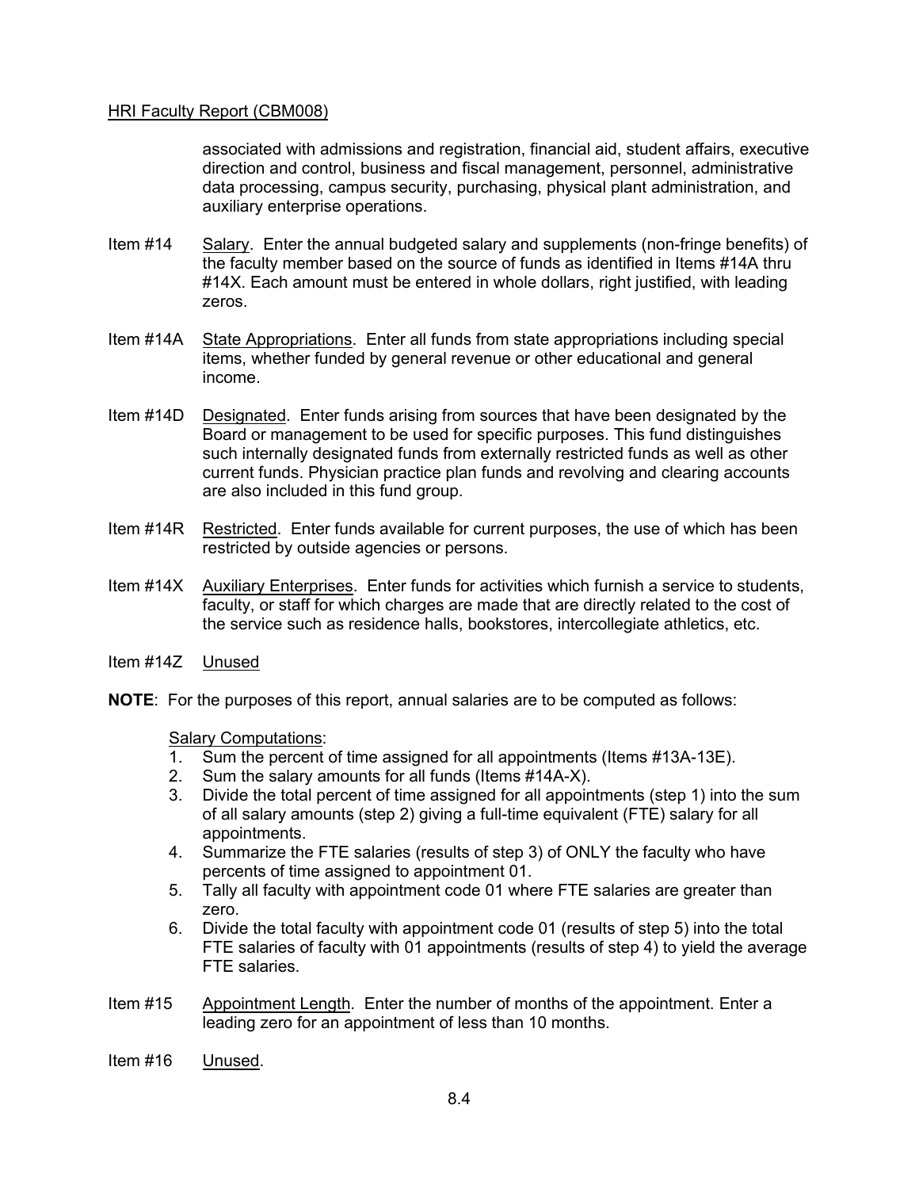associated with admissions and registration, financial aid, student affairs, executive direction and control, business and fiscal management, personnel, administrative data processing, campus security, purchasing, physical plant administration, and auxiliary enterprise operations.

Item #14 Salary. Enter the annual budgeted salary and supplements (non-fringe benefits) of the faculty member based on the source of funds as identified in Items #14A thru #14X. Each amount must be entered in whole dollars, right justified, with leading zeros.

Item #14A State Appropriations. Enter all funds from state appropriations including special items, whether funded by general revenue or other educational and general income.

Item #14D Designated. Enter funds arising from sources that have been designated by the Board or management to be used for specific purposes. This fund distinguishes such internally designated funds from externally restricted funds as well as other current funds. Physician practice plan funds and revolving and clearing accounts are also included in this fund group.

Item #14R Restricted. Enter funds available for current purposes, the use of which has been restricted by outside agencies or persons.

Item #14X Auxiliary Enterprises. Enter funds for activities which furnish a service to students, faculty, or staff for which charges are made that are directly related to the cost of the service such as residence halls, bookstores, intercollegiate athletics, etc.

Item #14Z Unused

**NOTE**: For the purposes of this report, annual salaries are to be computed as follows:

Salary Computations:

1. Sum the percent of time assigned for all appointments (Items #13A-13E).
2. Sum the salary amounts for all funds (Items #14A-X).
3. Divide the total percent of time assigned for all appointments (step 1) into the sum of all salary amounts (step 2) giving a full-time equivalent (FTE) salary for all appointments.
4. Summarize the FTE salaries (results of step 3) of ONLY the faculty who have percents of time assigned to appointment 01.
5. Tally all faculty with appointment code 01 where FTE salaries are greater than zero.
6. Divide the total faculty with appointment code 01 (results of step 5) into the total FTE salaries of faculty with 01 appointments (results of step 4) to yield the average FTE salaries.

Item #15 Appointment Length. Enter the number of months of the appointment. Enter a leading zero for an appointment of less than 10 months.

Item #16 Unused.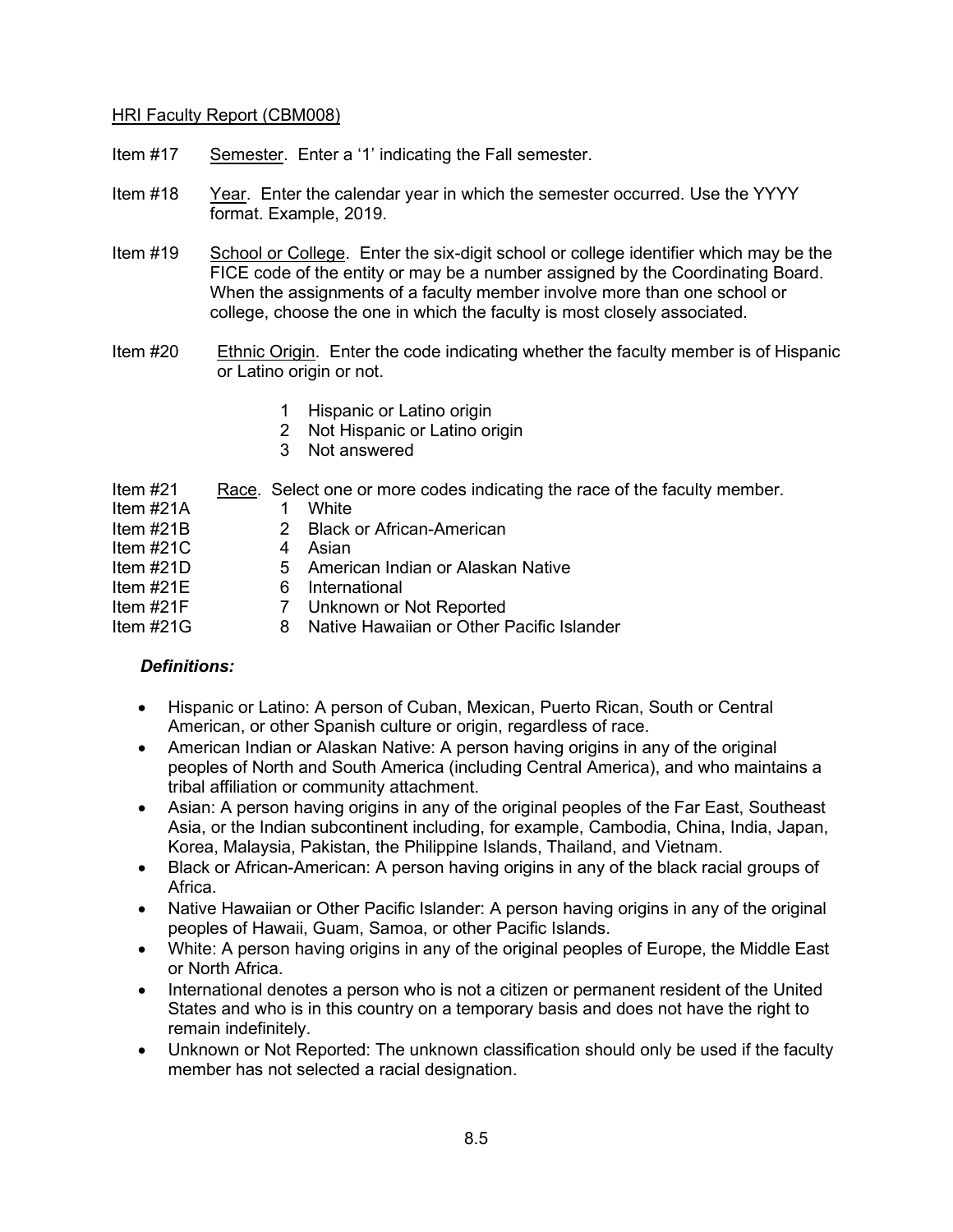HRI Faculty Report (CBM008)

Item #17 Semester. Enter a '1' indicating the Fall semester.

Item #18 Year. Enter the calendar year in which the semester occurred. Use the YYYY format. Example, 2019.

Item #19 School or College. Enter the six-digit school or college identifier which may be the FICE code of the entity or may be a number assigned by the Coordinating Board. When the assignments of a faculty member involve more than one school or college, choose the one in which the faculty is most closely associated.

Item #20 Ethnic Origin. Enter the code indicating whether the faculty member is of Hispanic or Latino origin or not.

- 1 Hispanic or Latino origin
- 2 Not Hispanic or Latino origin
- 3 Not answered

Item #21 Race. Select one or more codes indicating the race of the faculty member.

| Item | Code | Race |
|---|---|---|
| Item #21A | 1 | White |
| Item #21B | 2 | Black or African-American |
| Item #21C | 4 | Asian |
| Item #21D | 5 | American Indian or Alaskan Native |
| Item #21E | 6 | International |
| Item #21F | 7 | Unknown or Not Reported |
| Item #21G | 8 | Native Hawaiian or Other Pacific Islander |

***Definitions:***

- Hispanic or Latino: A person of Cuban, Mexican, Puerto Rican, South or Central American, or other Spanish culture or origin, regardless of race.
- American Indian or Alaskan Native: A person having origins in any of the original peoples of North and South America (including Central America), and who maintains a tribal affiliation or community attachment.
- Asian: A person having origins in any of the original peoples of the Far East, Southeast Asia, or the Indian subcontinent including, for example, Cambodia, China, India, Japan, Korea, Malaysia, Pakistan, the Philippine Islands, Thailand, and Vietnam.
- Black or African-American: A person having origins in any of the black racial groups of Africa.
- Native Hawaiian or Other Pacific Islander: A person having origins in any of the original peoples of Hawaii, Guam, Samoa, or other Pacific Islands.
- White: A person having origins in any of the original peoples of Europe, the Middle East or North Africa.
- International denotes a person who is not a citizen or permanent resident of the United States and who is in this country on a temporary basis and does not have the right to remain indefinitely.
- Unknown or Not Reported: The unknown classification should only be used if the faculty member has not selected a racial designation.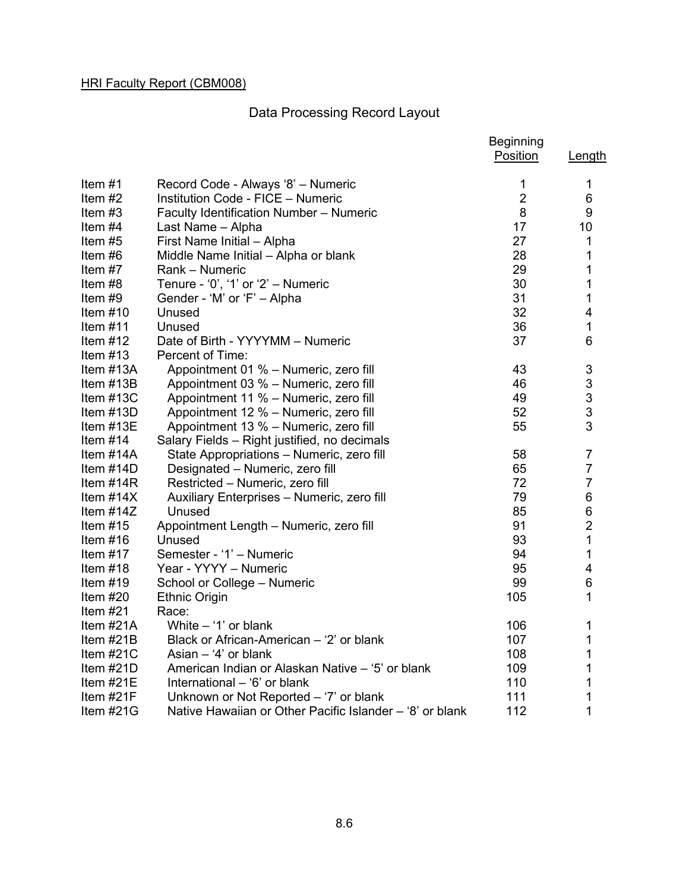HRI Faculty Report (CBM008)

## Data Processing Record Layout

| Item | Description | Beginning Position | Length |
|---|---|---|---|
| Item #1 | Record Code - Always '8' – Numeric | 1 | 1 |
| Item #2 | Institution Code - FICE – Numeric | 2 | 6 |
| Item #3 | Faculty Identification Number – Numeric | 8 | 9 |
| Item #4 | Last Name – Alpha | 17 | 10 |
| Item #5 | First Name Initial – Alpha | 27 | 1 |
| Item #6 | Middle Name Initial – Alpha or blank | 28 | 1 |
| Item #7 | Rank – Numeric | 29 | 1 |
| Item #8 | Tenure - '0', '1' or '2' – Numeric | 30 | 1 |
| Item #9 | Gender - 'M' or 'F' – Alpha | 31 | 1 |
| Item #10 | Unused | 32 | 4 |
| Item #11 | Unused | 36 | 1 |
| Item #12 | Date of Birth - YYYYMM – Numeric | 37 | 6 |
| Item #13 | Percent of Time: | | |
| Item #13A | Appointment 01 % – Numeric, zero fill | 43 | 3 |
| Item #13B | Appointment 03 % – Numeric, zero fill | 46 | 3 |
| Item #13C | Appointment 11 % – Numeric, zero fill | 49 | 3 |
| Item #13D | Appointment 12 % – Numeric, zero fill | 52 | 3 |
| Item #13E | Appointment 13 % – Numeric, zero fill | 55 | 3 |
| Item #14 | Salary Fields – Right justified, no decimals | | |
| Item #14A | State Appropriations – Numeric, zero fill | 58 | 7 |
| Item #14D | Designated – Numeric, zero fill | 65 | 7 |
| Item #14R | Restricted – Numeric, zero fill | 72 | 7 |
| Item #14X | Auxiliary Enterprises – Numeric, zero fill | 79 | 6 |
| Item #14Z | Unused | 85 | 6 |
| Item #15 | Appointment Length – Numeric, zero fill | 91 | 2 |
| Item #16 | Unused | 93 | 1 |
| Item #17 | Semester - '1' – Numeric | 94 | 1 |
| Item #18 | Year - YYYY – Numeric | 95 | 4 |
| Item #19 | School or College – Numeric | 99 | 6 |
| Item #20 | Ethnic Origin | 105 | 1 |
| Item #21 | Race: | | |
| Item #21A | White – '1' or blank | 106 | 1 |
| Item #21B | Black or African-American – '2' or blank | 107 | 1 |
| Item #21C | Asian – '4' or blank | 108 | 1 |
| Item #21D | American Indian or Alaskan Native – '5' or blank | 109 | 1 |
| Item #21E | International – '6' or blank | 110 | 1 |
| Item #21F | Unknown or Not Reported – '7' or blank | 111 | 1 |
| Item #21G | Native Hawaiian or Other Pacific Islander – '8' or blank | 112 | 1 |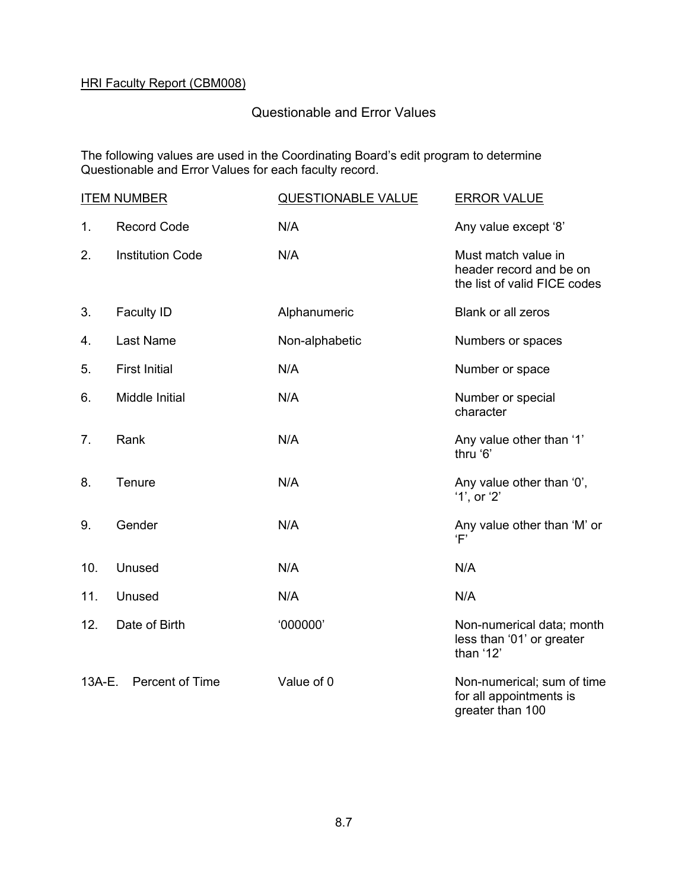HRI Faculty Report (CBM008)

## Questionable and Error Values

The following values are used in the Coordinating Board's edit program to determine Questionable and Error Values for each faculty record.

| ITEM NUMBER | | QUESTIONABLE VALUE | ERROR VALUE |
|---|---|---|---|
| 1. | Record Code | N/A | Any value except '8' |
| 2. | Institution Code | N/A | Must match value in header record and be on the list of valid FICE codes |
| 3. | Faculty ID | Alphanumeric | Blank or all zeros |
| 4. | Last Name | Non-alphabetic | Numbers or spaces |
| 5. | First Initial | N/A | Number or space |
| 6. | Middle Initial | N/A | Number or special character |
| 7. | Rank | N/A | Any value other than '1' thru '6' |
| 8. | Tenure | N/A | Any value other than '0', '1', or '2' |
| 9. | Gender | N/A | Any value other than 'M' or 'F' |
| 10. | Unused | N/A | N/A |
| 11. | Unused | N/A | N/A |
| 12. | Date of Birth | '000000' | Non-numerical data; month less than '01' or greater than '12' |
| 13A-E. | Percent of Time | Value of 0 | Non-numerical; sum of time for all appointments is greater than 100 |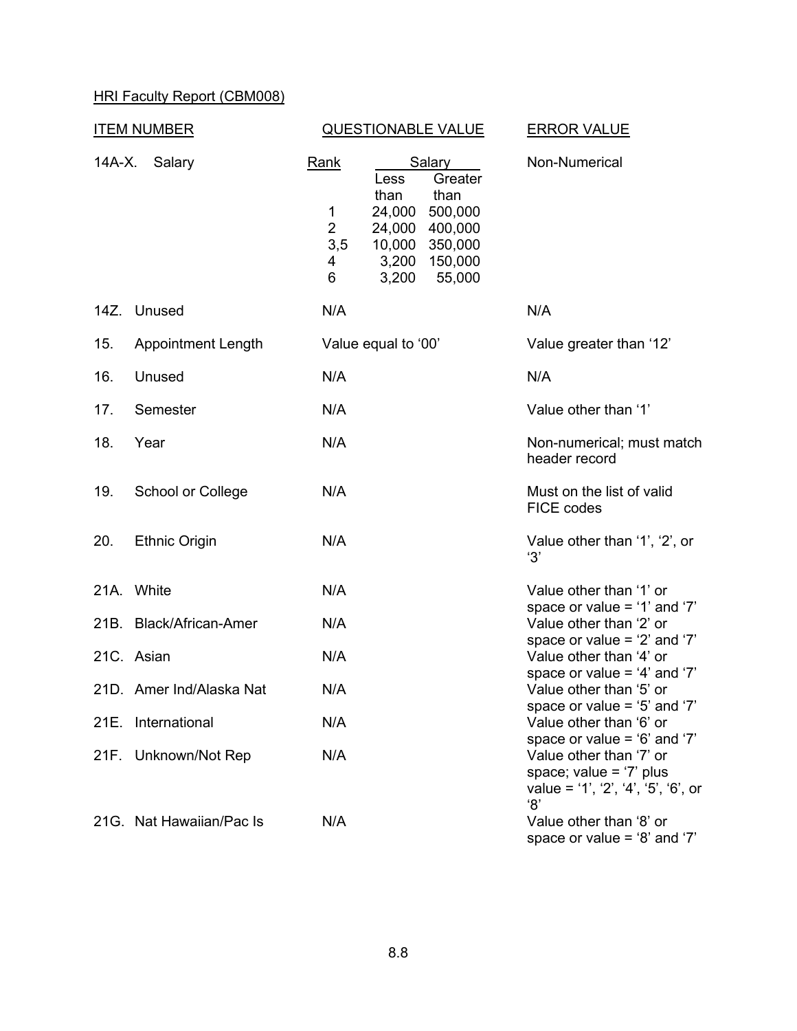HRI Faculty Report (CBM008)

| ITEM NUMBER | | QUESTIONABLE VALUE | ERROR VALUE |
|---|---|---|---|
| 14A-X. | Salary | (see salary table below) | Non-Numerical |
| 14Z. | Unused | N/A | N/A |
| 15. | Appointment Length | Value equal to '00' | Value greater than '12' |
| 16. | Unused | N/A | N/A |
| 17. | Semester | N/A | Value other than '1' |
| 18. | Year | N/A | Non-numerical; must match header record |
| 19. | School or College | N/A | Must on the list of valid FICE codes |
| 20. | Ethnic Origin | N/A | Value other than '1', '2', or '3' |
| 21A. | White | N/A | Value other than '1' or space or value = '1' and '7' |
| 21B. | Black/African-Amer | N/A | Value other than '2' or space or value = '2' and '7' |
| 21C. | Asian | N/A | Value other than '4' or space or value = '4' and '7' |
| 21D. | Amer Ind/Alaska Nat | N/A | Value other than '5' or space or value = '5' and '7' |
| 21E. | International | N/A | Value other than '6' or space or value = '6' and '7' |
| 21F. | Unknown/Not Rep | N/A | Value other than '7' or space; value = '7' plus value = '1', '2', '4', '5', '6', or '8' |
| 21G. | Nat Hawaiian/Pac Is | N/A | Value other than '8' or space or value = '8' and '7' |

Questionable Value for 14A-X. Salary:

| Rank | Salary Less than | Salary Greater than |
|---|---|---|
| 1 | 24,000 | 500,000 |
| 2 | 24,000 | 400,000 |
| 3,5 | 10,000 | 350,000 |
| 4 | 3,200 | 150,000 |
| 6 | 3,200 | 55,000 |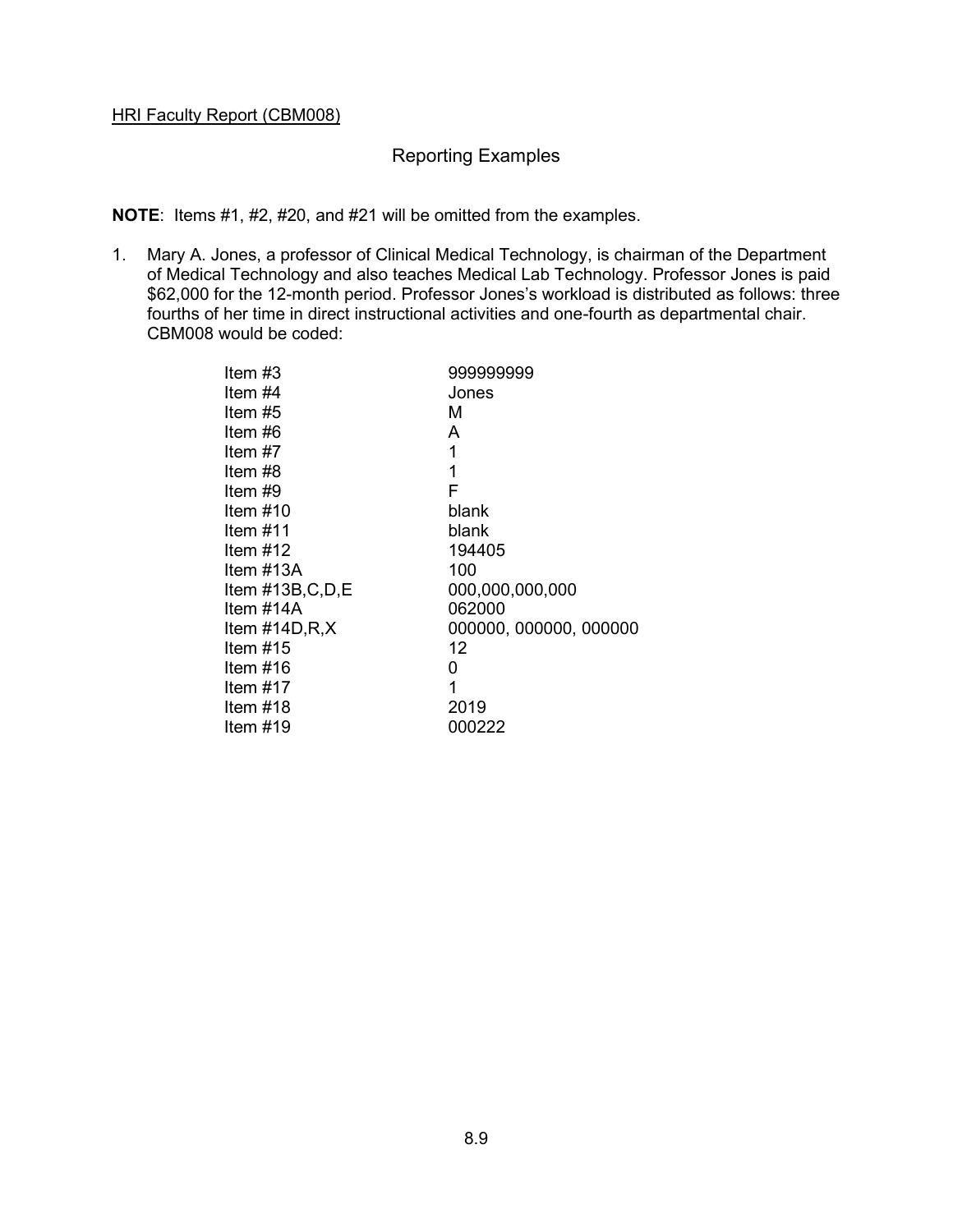HRI Faculty Report (CBM008)

## Reporting Examples

**NOTE**: Items #1, #2, #20, and #21 will be omitted from the examples.

1. Mary A. Jones, a professor of Clinical Medical Technology, is chairman of the Department of Medical Technology and also teaches Medical Lab Technology. Professor Jones is paid $62,000 for the 12-month period. Professor Jones's workload is distributed as follows: three fourths of her time in direct instructional activities and one-fourth as departmental chair. CBM008 would be coded:

| | |
|---|---|
| Item #3 | 999999999 |
| Item #4 | Jones |
| Item #5 | M |
| Item #6 | A |
| Item #7 | 1 |
| Item #8 | 1 |
| Item #9 | F |
| Item #10 | blank |
| Item #11 | blank |
| Item #12 | 194405 |
| Item #13A | 100 |
| Item #13B,C,D,E | 000,000,000,000 |
| Item #14A | 062000 |
| Item #14D,R,X | 000000, 000000, 000000 |
| Item #15 | 12 |
| Item #16 | 0 |
| Item #17 | 1 |
| Item #18 | 2019 |
| Item #19 | 000222 |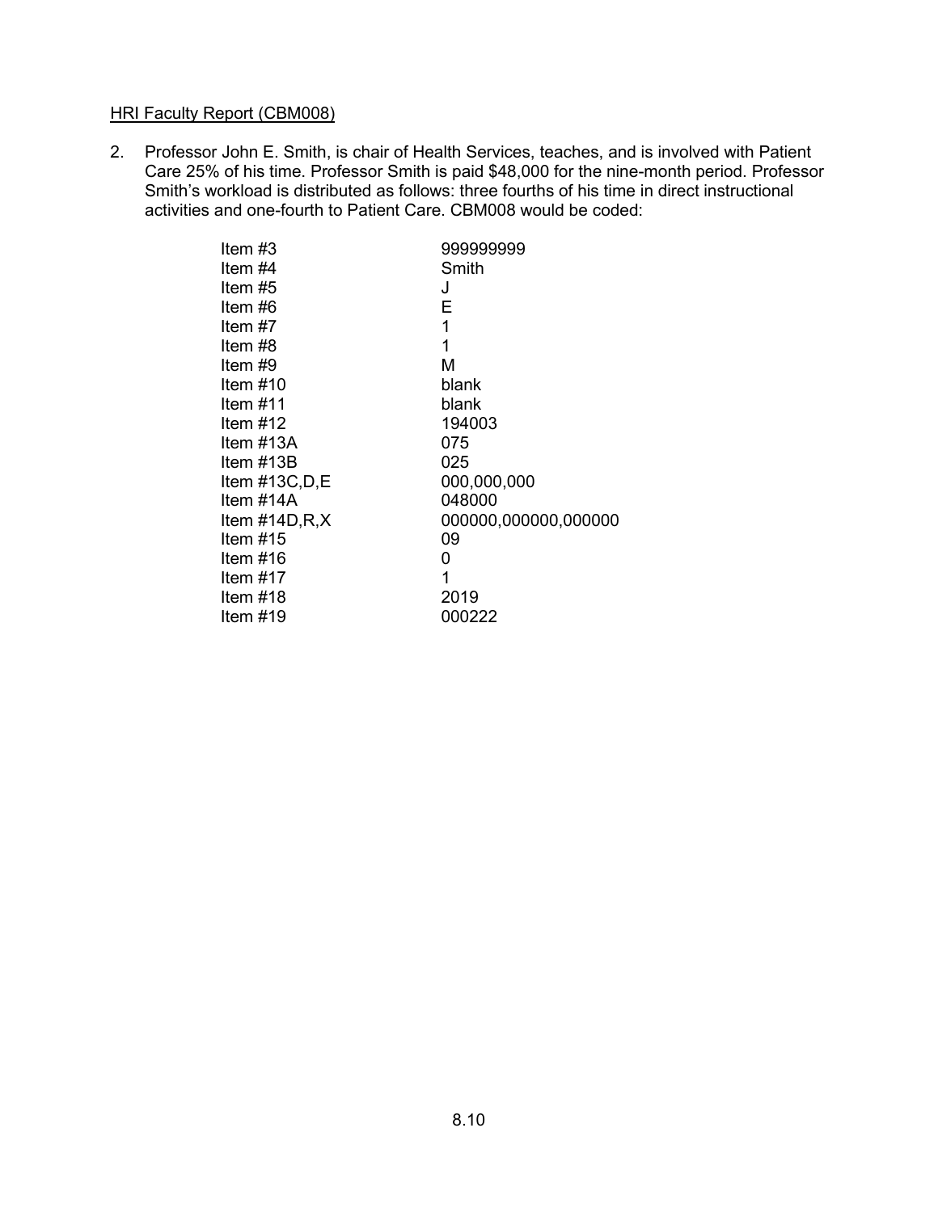HRI Faculty Report (CBM008)

2. Professor John E. Smith, is chair of Health Services, teaches, and is involved with Patient Care 25% of his time. Professor Smith is paid $48,000 for the nine-month period. Professor Smith's workload is distributed as follows: three fourths of his time in direct instructional activities and one-fourth to Patient Care. CBM008 would be coded:

| | |
|---|---|
| Item #3 | 999999999 |
| Item #4 | Smith |
| Item #5 | J |
| Item #6 | E |
| Item #7 | 1 |
| Item #8 | 1 |
| Item #9 | M |
| Item #10 | blank |
| Item #11 | blank |
| Item #12 | 194003 |
| Item #13A | 075 |
| Item #13B | 025 |
| Item #13C,D,E | 000,000,000 |
| Item #14A | 048000 |
| Item #14D,R,X | 000000,000000,000000 |
| Item #15 | 09 |
| Item #16 | 0 |
| Item #17 | 1 |
| Item #18 | 2019 |
| Item #19 | 000222 |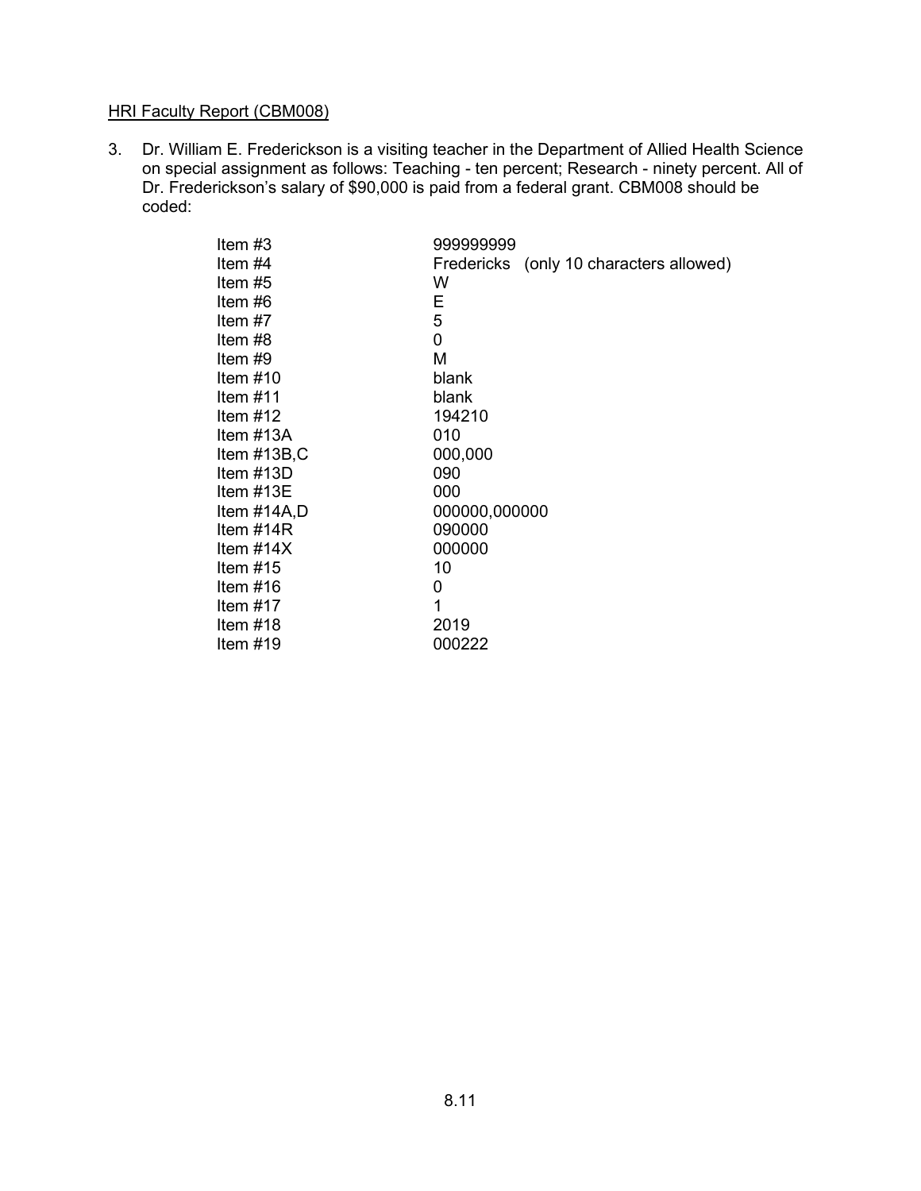HRI Faculty Report (CBM008)

3. Dr. William E. Frederickson is a visiting teacher in the Department of Allied Health Science on special assignment as follows: Teaching - ten percent; Research - ninety percent. All of Dr. Frederickson's salary of $90,000 is paid from a federal grant. CBM008 should be coded:

| | |
|---|---|
| Item #3 | 999999999 |
| Item #4 | Fredericks (only 10 characters allowed) |
| Item #5 | W |
| Item #6 | E |
| Item #7 | 5 |
| Item #8 | 0 |
| Item #9 | M |
| Item #10 | blank |
| Item #11 | blank |
| Item #12 | 194210 |
| Item #13A | 010 |
| Item #13B,C | 000,000 |
| Item #13D | 090 |
| Item #13E | 000 |
| Item #14A,D | 000000,000000 |
| Item #14R | 090000 |
| Item #14X | 000000 |
| Item #15 | 10 |
| Item #16 | 0 |
| Item #17 | 1 |
| Item #18 | 2019 |
| Item #19 | 000222 |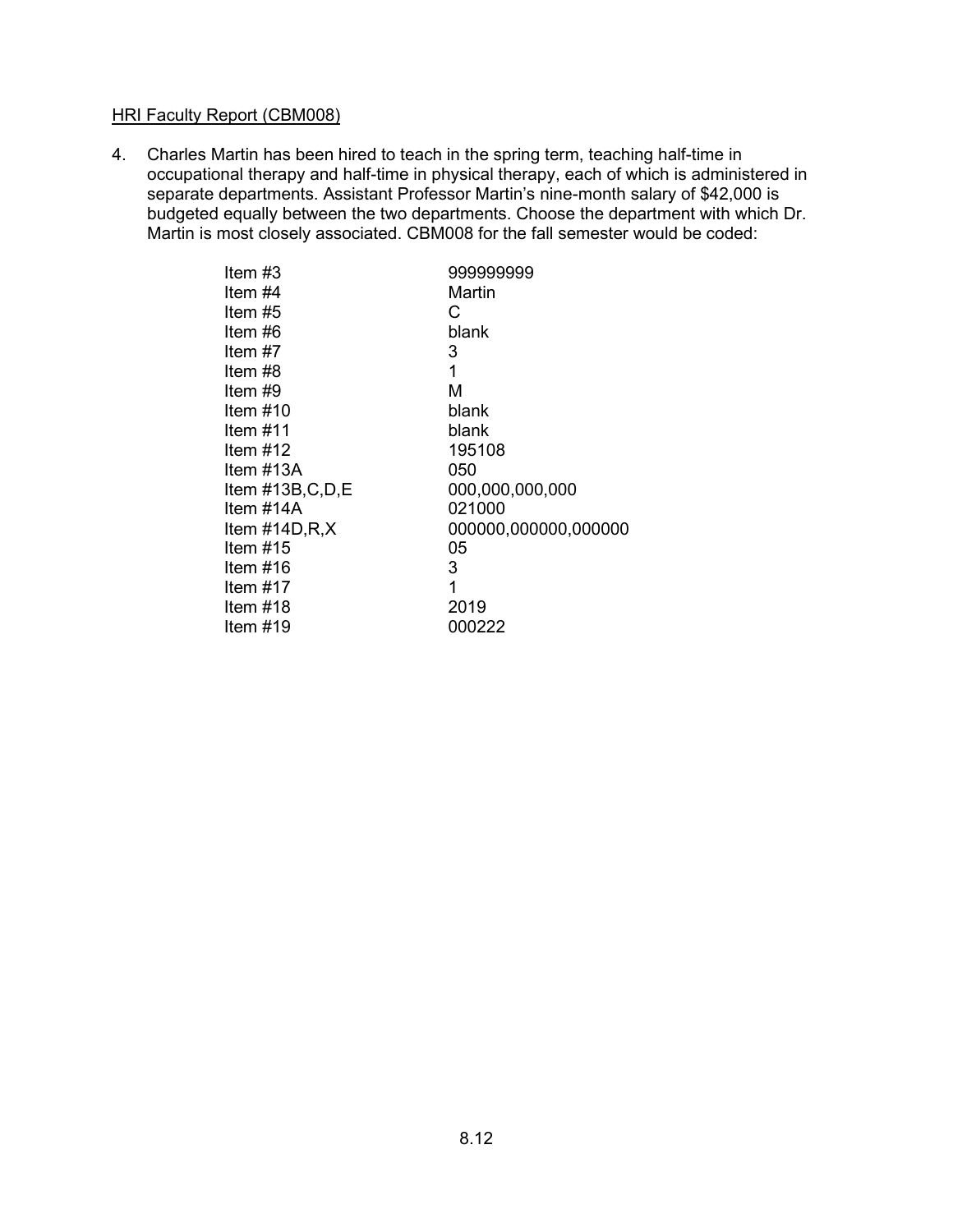HRI Faculty Report (CBM008)

4. Charles Martin has been hired to teach in the spring term, teaching half-time in occupational therapy and half-time in physical therapy, each of which is administered in separate departments. Assistant Professor Martin's nine-month salary of $42,000 is budgeted equally between the two departments. Choose the department with which Dr. Martin is most closely associated. CBM008 for the fall semester would be coded:

| | |
|---|---|
| Item #3 | 999999999 |
| Item #4 | Martin |
| Item #5 | C |
| Item #6 | blank |
| Item #7 | 3 |
| Item #8 | 1 |
| Item #9 | M |
| Item #10 | blank |
| Item #11 | blank |
| Item #12 | 195108 |
| Item #13A | 050 |
| Item #13B,C,D,E | 000,000,000,000 |
| Item #14A | 021000 |
| Item #14D,R,X | 000000,000000,000000 |
| Item #15 | 05 |
| Item #16 | 3 |
| Item #17 | 1 |
| Item #18 | 2019 |
| Item #19 | 000222 |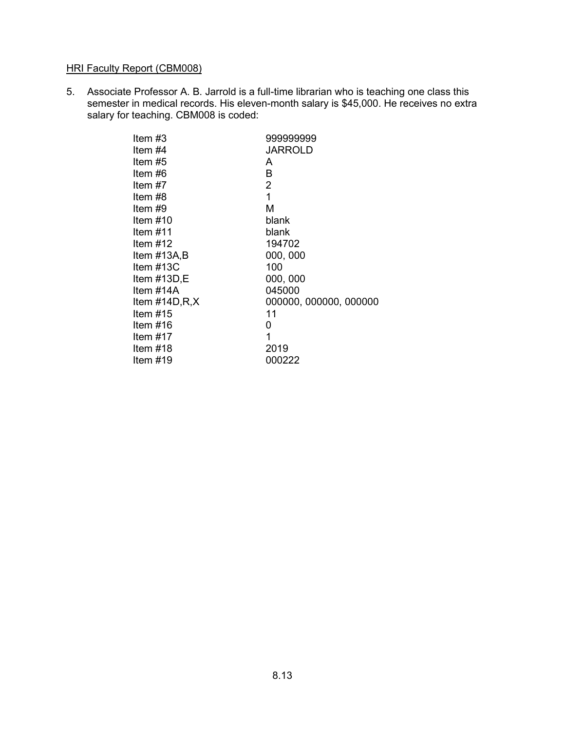HRI Faculty Report (CBM008)

5. Associate Professor A. B. Jarrold is a full-time librarian who is teaching one class this semester in medical records. His eleven-month salary is $45,000. He receives no extra salary for teaching. CBM008 is coded:

| | |
|---|---|
| Item #3 | 999999999 |
| Item #4 | JARROLD |
| Item #5 | A |
| Item #6 | B |
| Item #7 | 2 |
| Item #8 | 1 |
| Item #9 | M |
| Item #10 | blank |
| Item #11 | blank |
| Item #12 | 194702 |
| Item #13A,B | 000, 000 |
| Item #13C | 100 |
| Item #13D,E | 000, 000 |
| Item #14A | 045000 |
| Item #14D,R,X | 000000, 000000, 000000 |
| Item #15 | 11 |
| Item #16 | 0 |
| Item #17 | 1 |
| Item #18 | 2019 |
| Item #19 | 000222 |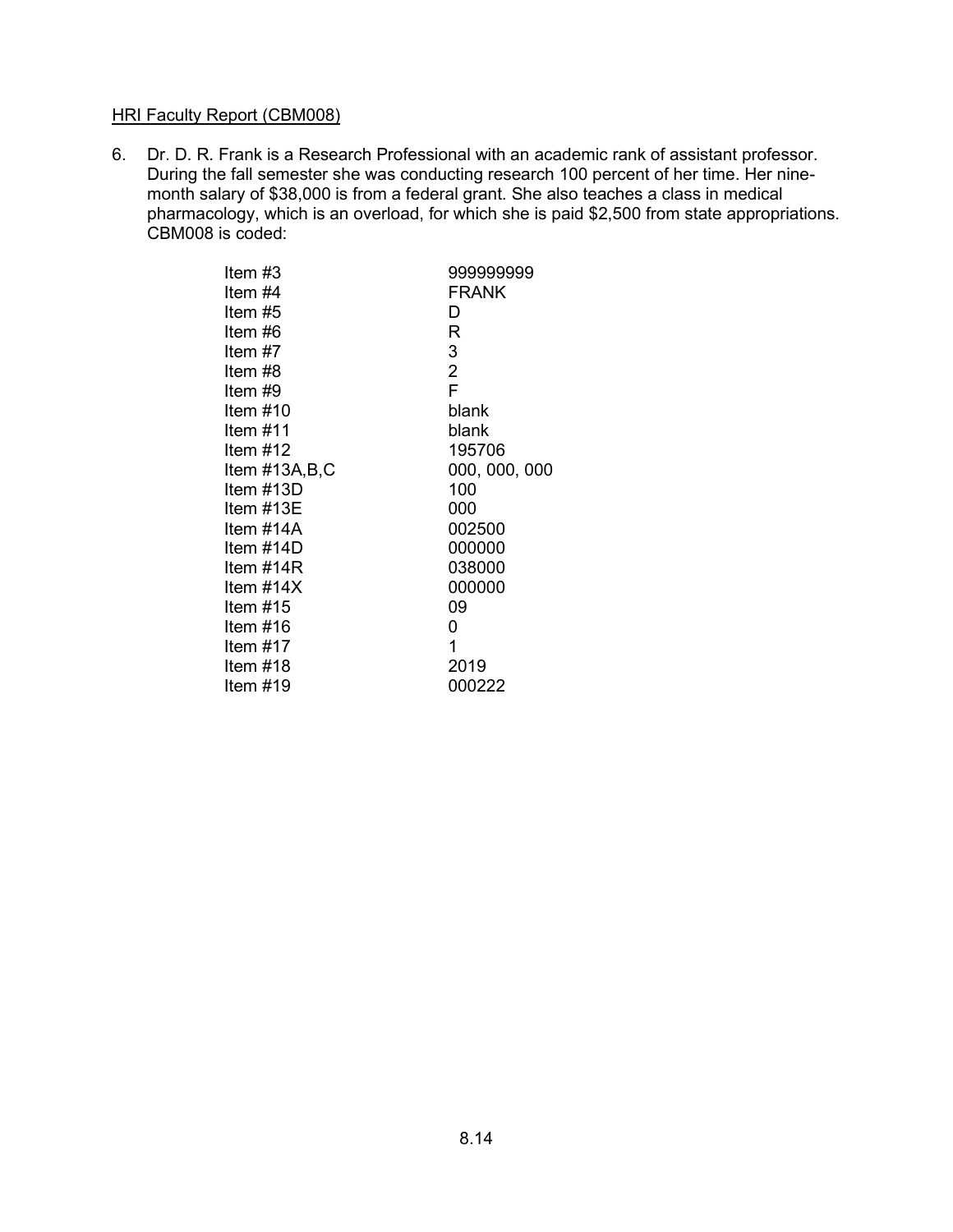HRI Faculty Report (CBM008)

6. Dr. D. R. Frank is a Research Professional with an academic rank of assistant professor. During the fall semester she was conducting research 100 percent of her time. Her nine-month salary of $38,000 is from a federal grant. She also teaches a class in medical pharmacology, which is an overload, for which she is paid $2,500 from state appropriations. CBM008 is coded:

| | |
|---|---|
| Item #3 | 999999999 |
| Item #4 | FRANK |
| Item #5 | D |
| Item #6 | R |
| Item #7 | 3 |
| Item #8 | 2 |
| Item #9 | F |
| Item #10 | blank |
| Item #11 | blank |
| Item #12 | 195706 |
| Item #13A,B,C | 000, 000, 000 |
| Item #13D | 100 |
| Item #13E | 000 |
| Item #14A | 002500 |
| Item #14D | 000000 |
| Item #14R | 038000 |
| Item #14X | 000000 |
| Item #15 | 09 |
| Item #16 | 0 |
| Item #17 | 1 |
| Item #18 | 2019 |
| Item #19 | 000222 |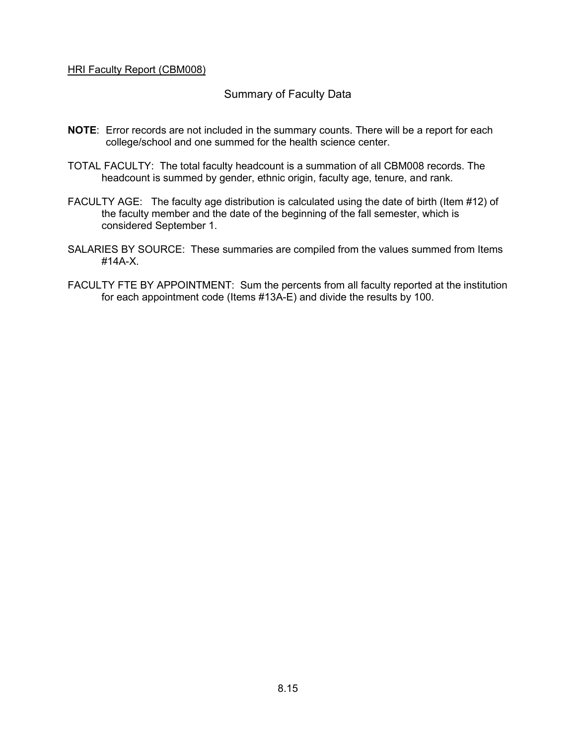HRI Faculty Report (CBM008)

## Summary of Faculty Data

**NOTE**: Error records are not included in the summary counts. There will be a report for each college/school and one summed for the health science center.

TOTAL FACULTY: The total faculty headcount is a summation of all CBM008 records. The headcount is summed by gender, ethnic origin, faculty age, tenure, and rank.

FACULTY AGE: The faculty age distribution is calculated using the date of birth (Item #12) of the faculty member and the date of the beginning of the fall semester, which is considered September 1.

SALARIES BY SOURCE: These summaries are compiled from the values summed from Items #14A-X.

FACULTY FTE BY APPOINTMENT: Sum the percents from all faculty reported at the institution for each appointment code (Items #13A-E) and divide the results by 100.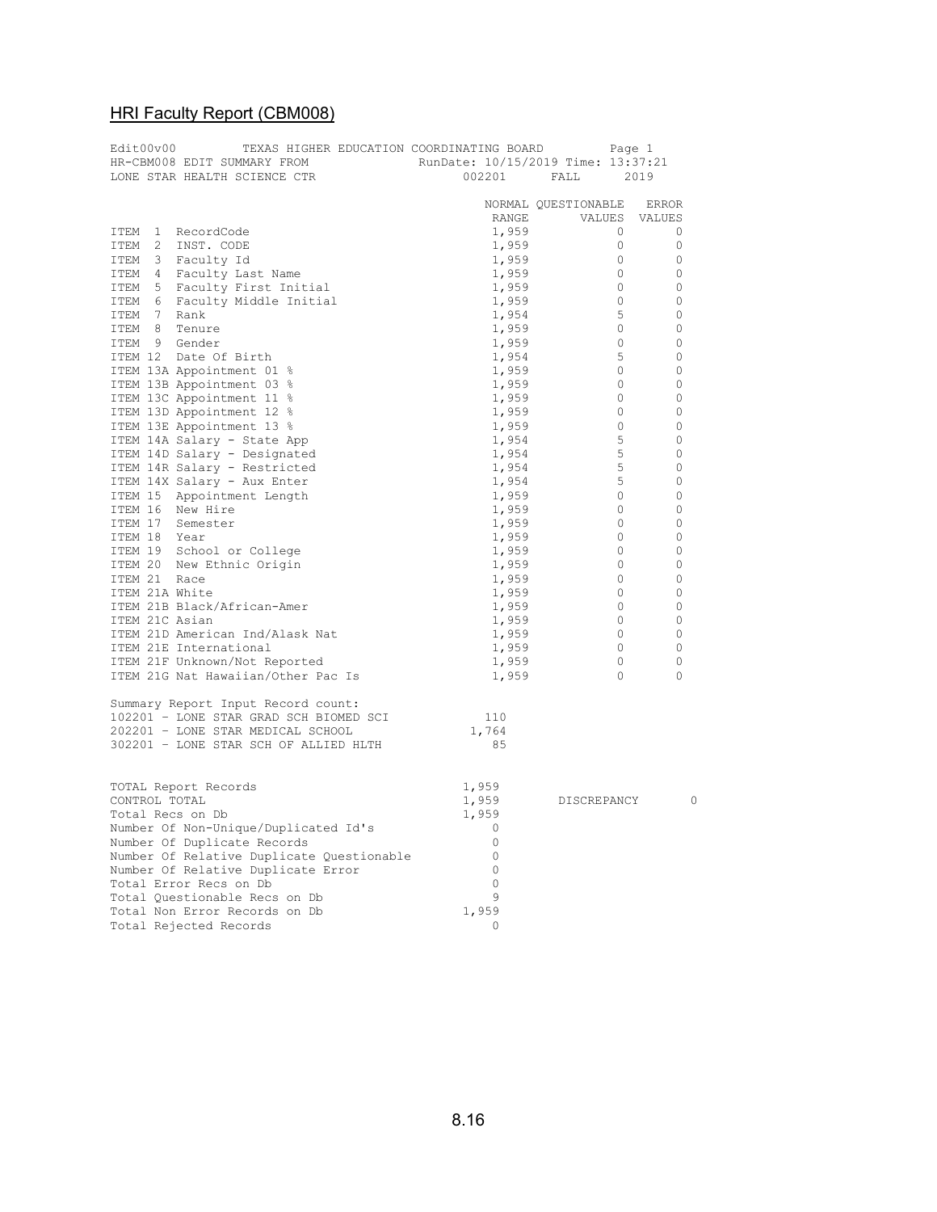## HRI Faculty Report (CBM008)

```
Edit00v00         TEXAS HIGHER EDUCATION COORDINATING BOARD          Page 1
HR-CBM008 EDIT SUMMARY FROM                 RunDate: 10/15/2019 Time: 13:37:21
LONE STAR HEALTH SCIENCE CTR                     002201      FALL      2019
```

| | NORMAL RANGE | QUESTIONABLE VALUES | ERROR VALUES |
|---|---|---|---|
| ITEM 1 RecordCode | 1,959 | 0 | 0 |
| ITEM 2 INST. CODE | 1,959 | 0 | 0 |
| ITEM 3 Faculty Id | 1,959 | 0 | 0 |
| ITEM 4 Faculty Last Name | 1,959 | 0 | 0 |
| ITEM 5 Faculty First Initial | 1,959 | 0 | 0 |
| ITEM 6 Faculty Middle Initial | 1,959 | 0 | 0 |
| ITEM 7 Rank | 1,954 | 5 | 0 |
| ITEM 8 Tenure | 1,959 | 0 | 0 |
| ITEM 9 Gender | 1,959 | 0 | 0 |
| ITEM 12 Date Of Birth | 1,954 | 5 | 0 |
| ITEM 13A Appointment 01 % | 1,959 | 0 | 0 |
| ITEM 13B Appointment 03 % | 1,959 | 0 | 0 |
| ITEM 13C Appointment 11 % | 1,959 | 0 | 0 |
| ITEM 13D Appointment 12 % | 1,959 | 0 | 0 |
| ITEM 13E Appointment 13 % | 1,959 | 0 | 0 |
| ITEM 14A Salary - State App | 1,954 | 5 | 0 |
| ITEM 14D Salary - Designated | 1,954 | 5 | 0 |
| ITEM 14R Salary - Restricted | 1,954 | 5 | 0 |
| ITEM 14X Salary - Aux Enter | 1,954 | 5 | 0 |
| ITEM 15 Appointment Length | 1,959 | 0 | 0 |
| ITEM 16 New Hire | 1,959 | 0 | 0 |
| ITEM 17 Semester | 1,959 | 0 | 0 |
| ITEM 18 Year | 1,959 | 0 | 0 |
| ITEM 19 School or College | 1,959 | 0 | 0 |
| ITEM 20 New Ethnic Origin | 1,959 | 0 | 0 |
| ITEM 21 Race | 1,959 | 0 | 0 |
| ITEM 21A White | 1,959 | 0 | 0 |
| ITEM 21B Black/African-Amer | 1,959 | 0 | 0 |
| ITEM 21C Asian | 1,959 | 0 | 0 |
| ITEM 21D American Ind/Alask Nat | 1,959 | 0 | 0 |
| ITEM 21E International | 1,959 | 0 | 0 |
| ITEM 21F Unknown/Not Reported | 1,959 | 0 | 0 |
| ITEM 21G Nat Hawaiian/Other Pac Is | 1,959 | 0 | 0 |

Summary Report Input Record count:

| | |
|---|---|
| 102201 - LONE STAR GRAD SCH BIOMED SCI | 110 |
| 202201 - LONE STAR MEDICAL SCHOOL | 1,764 |
| 302201 - LONE STAR SCH OF ALLIED HLTH | 85 |

| | | | |
|---|---|---|---|
| TOTAL Report Records | 1,959 | | |
| CONTROL TOTAL | 1,959 | DISCREPANCY | 0 |
| Total Recs on Db | 1,959 | | |
| Number Of Non-Unique/Duplicated Id's | 0 | | |
| Number Of Duplicate Records | 0 | | |
| Number Of Relative Duplicate Questionable | 0 | | |
| Number Of Relative Duplicate Error | 0 | | |
| Total Error Recs on Db | 0 | | |
| Total Questionable Recs on Db | 9 | | |
| Total Non Error Records on Db | 1,959 | | |
| Total Rejected Records | 0 | | |

8.16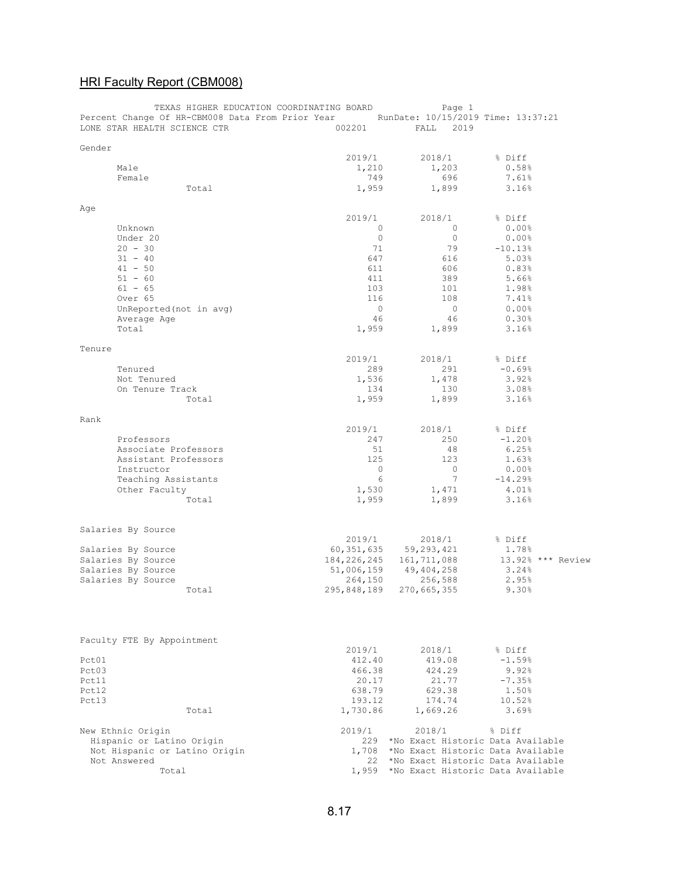## HRI Faculty Report (CBM008)

TEXAS HIGHER EDUCATION COORDINATING BOARD
Page 1
Percent Change Of HR-CBM008 Data From Prior Year
RunDate: 10/15/2019 Time: 13:37:21
LONE STAR HEALTH SCIENCE CTR 002201 FALL 2019

**Gender**

| | 2019/1 | 2018/1 | % Diff |
|---|---|---|---|
| Male | 1,210 | 1,203 | 0.58% |
| Female | 749 | 696 | 7.61% |
| Total | 1,959 | 1,899 | 3.16% |

**Age**

| | 2019/1 | 2018/1 | % Diff |
|---|---|---|---|
| Unknown | 0 | 0 | 0.00% |
| Under 20 | 0 | 0 | 0.00% |
| 20 - 30 | 71 | 79 | -10.13% |
| 31 - 40 | 647 | 616 | 5.03% |
| 41 - 50 | 611 | 606 | 0.83% |
| 51 - 60 | 411 | 389 | 5.66% |
| 61 - 65 | 103 | 101 | 1.98% |
| Over 65 | 116 | 108 | 7.41% |
| UnReported(not in avg) | 0 | 0 | 0.00% |
| Average Age | 46 | 46 | 0.30% |
| Total | 1,959 | 1,899 | 3.16% |

**Tenure**

| | 2019/1 | 2018/1 | % Diff |
|---|---|---|---|
| Tenured | 289 | 291 | -0.69% |
| Not Tenured | 1,536 | 1,478 | 3.92% |
| On Tenure Track | 134 | 130 | 3.08% |
| Total | 1,959 | 1,899 | 3.16% |

**Rank**

| | 2019/1 | 2018/1 | % Diff |
|---|---|---|---|
| Professors | 247 | 250 | -1.20% |
| Associate Professors | 51 | 48 | 6.25% |
| Assistant Professors | 125 | 123 | 1.63% |
| Instructor | 0 | 0 | 0.00% |
| Teaching Assistants | 6 | 7 | -14.29% |
| Other Faculty | 1,530 | 1,471 | 4.01% |
| Total | 1,959 | 1,899 | 3.16% |

**Salaries By Source**

| | 2019/1 | 2018/1 | % Diff |
|---|---|---|---|
| Salaries By Source | 60,351,635 | 59,293,421 | 1.78% |
| Salaries By Source | 184,226,245 | 161,711,088 | 13.92% *** Review |
| Salaries By Source | 51,006,159 | 49,404,258 | 3.24% |
| Salaries By Source | 264,150 | 256,588 | 2.95% |
| Total | 295,848,189 | 270,665,355 | 9.30% |

**Faculty FTE By Appointment**

| | 2019/1 | 2018/1 | % Diff |
|---|---|---|---|
| Pct01 | 412.40 | 419.08 | -1.59% |
| Pct03 | 466.38 | 424.29 | 9.92% |
| Pct11 | 20.17 | 21.77 | -7.35% |
| Pct12 | 638.79 | 629.38 | 1.50% |
| Pct13 | 193.12 | 174.74 | 10.52% |
| Total | 1,730.86 | 1,669.26 | 3.69% |

| New Ethnic Origin | 2019/1 | 2018/1 | % Diff |
|---|---|---|---|
| Hispanic or Latino Origin | 229 | *No Exact Historic Data Available | |
| Not Hispanic or Latino Origin | 1,708 | *No Exact Historic Data Available | |
| Not Answered | 22 | *No Exact Historic Data Available | |
| Total | 1,959 | *No Exact Historic Data Available | |

8.17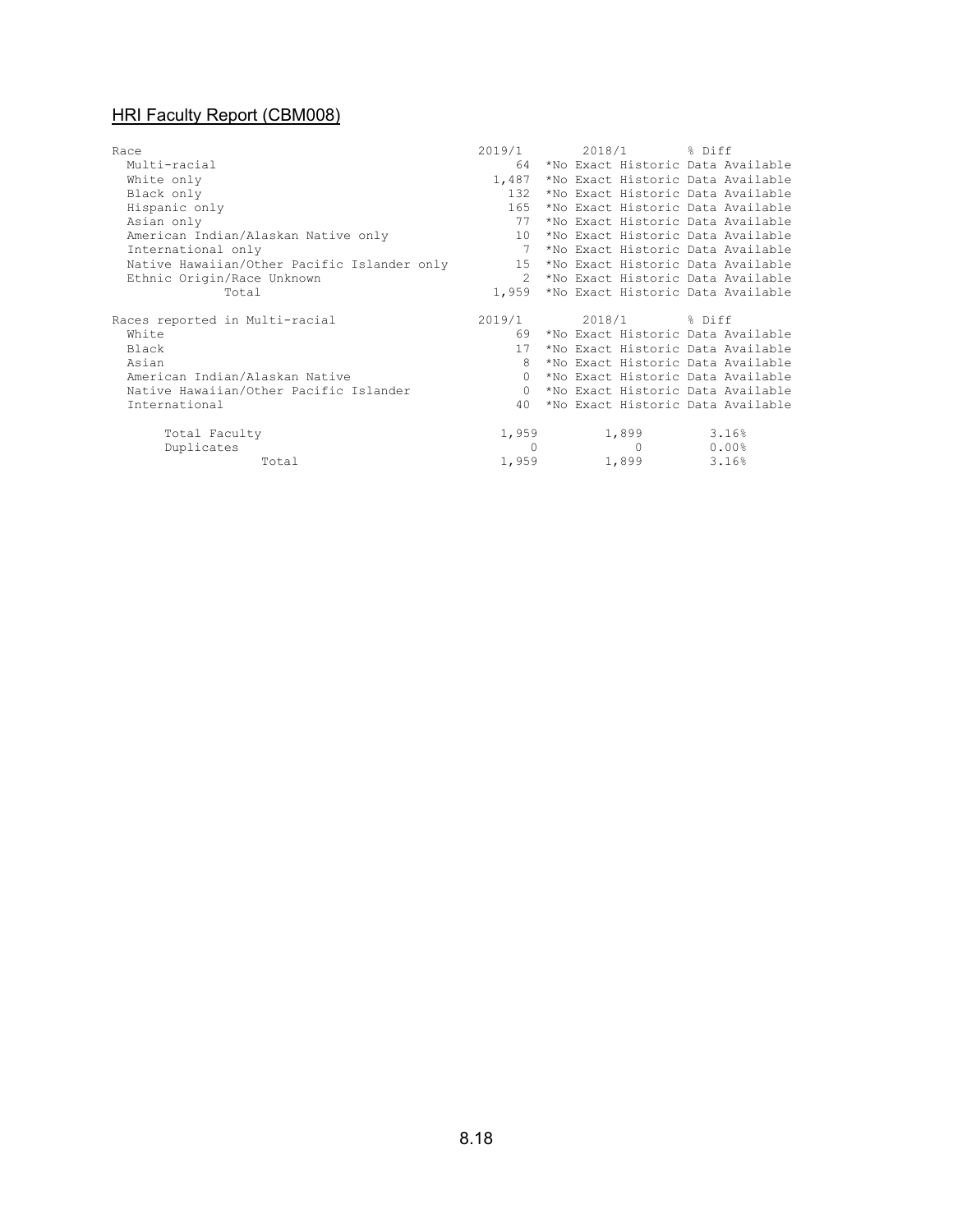## HRI Faculty Report (CBM008)

| Race | 2019/1 | 2018/1 | % Diff |
|---|---|---|---|
| Multi-racial | 64 | *No Exact Historic Data Available | |
| White only | 1,487 | *No Exact Historic Data Available | |
| Black only | 132 | *No Exact Historic Data Available | |
| Hispanic only | 165 | *No Exact Historic Data Available | |
| Asian only | 77 | *No Exact Historic Data Available | |
| American Indian/Alaskan Native only | 10 | *No Exact Historic Data Available | |
| International only | 7 | *No Exact Historic Data Available | |
| Native Hawaiian/Other Pacific Islander only | 15 | *No Exact Historic Data Available | |
| Ethnic Origin/Race Unknown | 2 | *No Exact Historic Data Available | |
| Total | 1,959 | *No Exact Historic Data Available | |

| Races reported in Multi-racial | 2019/1 | 2018/1 | % Diff |
|---|---|---|---|
| White | 69 | *No Exact Historic Data Available | |
| Black | 17 | *No Exact Historic Data Available | |
| Asian | 8 | *No Exact Historic Data Available | |
| American Indian/Alaskan Native | 0 | *No Exact Historic Data Available | |
| Native Hawaiian/Other Pacific Islander | 0 | *No Exact Historic Data Available | |
| International | 40 | *No Exact Historic Data Available | |

| | 2019/1 | 2018/1 | % Diff |
|---|---|---|---|
| Total Faculty | 1,959 | 1,899 | 3.16% |
| Duplicates | 0 | 0 | 0.00% |
| Total | 1,959 | 1,899 | 3.16% |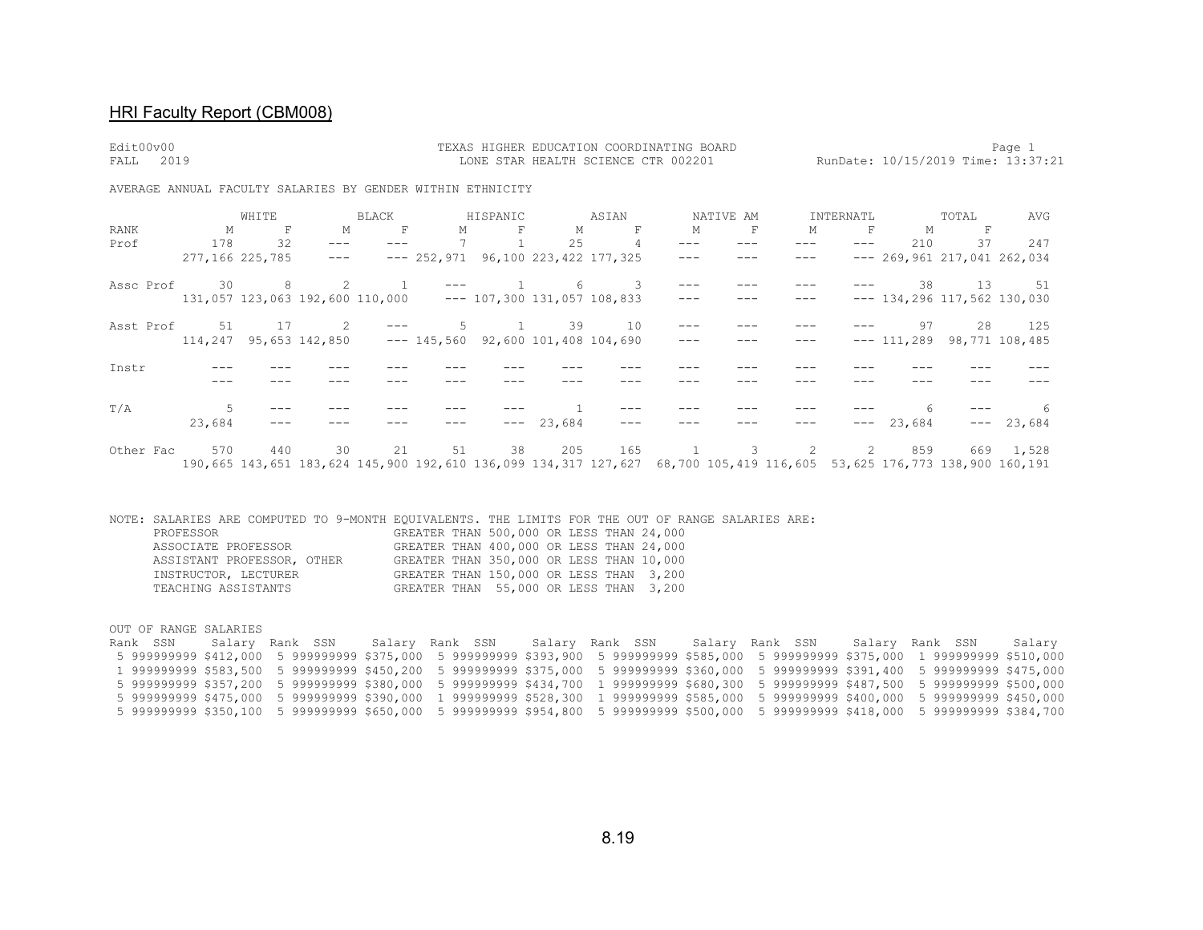## HRI Faculty Report (CBM008)

Edit00v00 — TEXAS HIGHER EDUCATION COORDINATING BOARD — Page 1

FALL 2019 — LONE STAR HEALTH SCIENCE CTR 002201 — RunDate: 10/15/2019 Time: 13:37:21

AVERAGE ANNUAL FACULTY SALARIES BY GENDER WITHIN ETHNICITY

| RANK | WHITE M | WHITE F | BLACK M | BLACK F | HISPANIC M | HISPANIC F | ASIAN M | ASIAN F | NATIVE AM M | NATIVE AM F | INTERNATL M | INTERNATL F | TOTAL M | TOTAL F | AVG |
|---|---|---|---|---|---|---|---|---|---|---|---|---|---|---|---|
| Prof | 178 | 32 | --- | --- | 7 | 1 | 25 | 4 | --- | --- | --- | --- | 210 | 37 | 247 |
| | 277,166 | 225,785 | --- | --- | 252,971 | 96,100 | 223,422 | 177,325 | --- | --- | --- | --- | 269,961 | 217,041 | 262,034 |
| Assc Prof | 30 | 8 | 2 | 1 | --- | 1 | 6 | 3 | --- | --- | --- | --- | 38 | 13 | 51 |
| | 131,057 | 123,063 | 192,600 | 110,000 | --- | 107,300 | 131,057 | 108,833 | --- | --- | --- | --- | 134,296 | 117,562 | 130,030 |
| Asst Prof | 51 | 17 | 2 | --- | 5 | 1 | 39 | 10 | --- | --- | --- | --- | 97 | 28 | 125 |
| | 114,247 | 95,653 | 142,850 | --- | 145,560 | 92,600 | 101,408 | 104,690 | --- | --- | --- | --- | 111,289 | 98,771 | 108,485 |
| Instr | --- | --- | --- | --- | --- | --- | --- | --- | --- | --- | --- | --- | --- | --- | --- |
| | --- | --- | --- | --- | --- | --- | --- | --- | --- | --- | --- | --- | --- | --- | --- |
| T/A | 5 | --- | --- | --- | --- | --- | 1 | --- | --- | --- | --- | --- | 6 | --- | 6 |
| | 23,684 | --- | --- | --- | --- | --- | 23,684 | --- | --- | --- | --- | --- | 23,684 | --- | 23,684 |
| Other Fac | 570 | 440 | 30 | 21 | 51 | 38 | 205 | 165 | 1 | 3 | 2 | 2 | 859 | 669 | 1,528 |
| | 190,665 | 143,651 | 183,624 | 145,900 | 192,610 | 136,099 | 134,317 | 127,627 | 68,700 | 105,419 | 116,605 | 53,625 | 176,773 | 138,900 | 160,191 |

NOTE: SALARIES ARE COMPUTED TO 9-MONTH EQUIVALENTS. THE LIMITS FOR THE OUT OF RANGE SALARIES ARE:

| | |
|---|---|
| PROFESSOR | GREATER THAN 500,000 OR LESS THAN 24,000 |
| ASSOCIATE PROFESSOR | GREATER THAN 400,000 OR LESS THAN 24,000 |
| ASSISTANT PROFESSOR, OTHER | GREATER THAN 350,000 OR LESS THAN 10,000 |
| INSTRUCTOR, LECTURER | GREATER THAN 150,000 OR LESS THAN 3,200 |
| TEACHING ASSISTANTS | GREATER THAN 55,000 OR LESS THAN 3,200 |

OUT OF RANGE SALARIES

| Rank | SSN | Salary | Rank | SSN | Salary | Rank | SSN | Salary | Rank | SSN | Salary | Rank | SSN | Salary | Rank | SSN | Salary |
|---|---|---|---|---|---|---|---|---|---|---|---|---|---|---|---|---|---|
| 5 | 999999999 | $412,000 | 5 | 999999999 | $375,000 | 5 | 999999999 | $393,900 | 5 | 999999999 | $585,000 | 5 | 999999999 | $375,000 | 1 | 999999999 | $510,000 |
| 1 | 999999999 | $583,500 | 5 | 999999999 | $450,200 | 5 | 999999999 | $375,000 | 5 | 999999999 | $360,000 | 5 | 999999999 | $391,400 | 5 | 999999999 | $475,000 |
| 5 | 999999999 | $357,200 | 5 | 999999999 | $380,000 | 5 | 999999999 | $434,700 | 1 | 999999999 | $680,300 | 5 | 999999999 | $487,500 | 5 | 999999999 | $500,000 |
| 5 | 999999999 | $475,000 | 5 | 999999999 | $390,000 | 1 | 999999999 | $528,300 | 1 | 999999999 | $585,000 | 5 | 999999999 | $400,000 | 5 | 999999999 | $450,000 |
| 5 | 999999999 | $350,100 | 5 | 999999999 | $650,000 | 5 | 999999999 | $954,800 | 5 | 999999999 | $500,000 | 5 | 999999999 | $418,000 | 5 | 999999999 | $384,700 |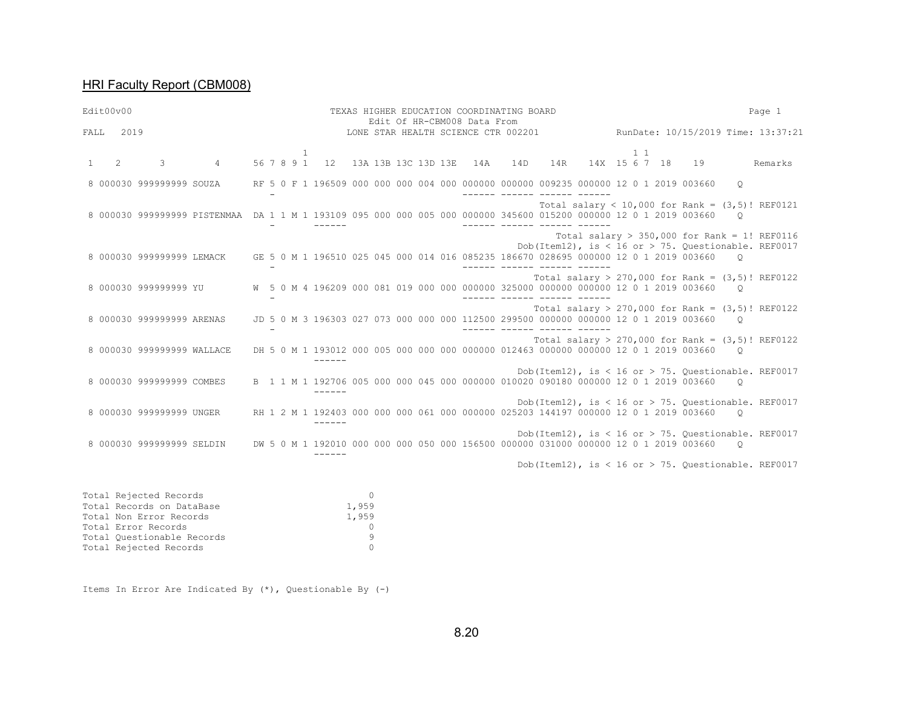## HRI Faculty Report (CBM008)

```
Edit00v00                                    TEXAS HIGHER EDUCATION COORDINATING BOARD                                    Page 1
                                                Edit Of HR-CBM008 Data From
FALL   2019                                  LONE STAR HEALTH SCIENCE CTR 002201              RunDate: 10/15/2019 Time: 13:37:21

                                           1                                                              1 1
 1    2        3           4       56 7 8 9 1   12   13A 13B 13C 13D 13E   14A    14D    14R    14X  15 6 7  18    19          Remarks

 8 000030 999999999 SOUZA      RF 5 0 F 1 196509 000 000 000 004 000 000000 000000 009235 000000 12 0 1 2019 003660    Q
                                  -                                    ------ ------ ------ ------
                                                                                     Total salary < 10,000 for Rank = (3,5)! REF0121
 8 000030 999999999 PISTENMAA  DA 1 1 M 1 193109 095 000 000 005 000 000000 345600 015200 000000 12 0 1 2019 003660    Q
                                  -       ------                       ------ ------ ------ ------
                                                                                       Total salary > 350,000 for Rank = 1! REF0116
                                                                              Dob(Item12), is < 16 or > 75. Questionable. REF0017
 8 000030 999999999 LEMACK     GE 5 0 M 1 196510 025 045 000 014 016 085235 186670 028695 000000 12 0 1 2019 003660    Q
                                  -                                    ------ ------ ------ ------
                                                                                     Total salary > 270,000 for Rank = (3,5)! REF0122
 8 000030 999999999 YU         W  5 0 M 4 196209 000 081 019 000 000 000000 325000 000000 000000 12 0 1 2019 003660    Q
                                  -                                    ------ ------ ------ ------
                                                                                     Total salary > 270,000 for Rank = (3,5)! REF0122
 8 000030 999999999 ARENAS     JD 5 0 M 3 196303 027 073 000 000 000 112500 299500 000000 000000 12 0 1 2019 003660    Q
                                  -                                    ------ ------ ------ ------
                                                                                     Total salary > 270,000 for Rank = (3,5)! REF0122
 8 000030 999999999 WALLACE    DH 5 0 M 1 193012 000 005 000 000 000 000000 012463 000000 000000 12 0 1 2019 003660    Q
                                          ------
                                                                              Dob(Item12), is < 16 or > 75. Questionable. REF0017
 8 000030 999999999 COMBES     B  1 1 M 1 192706 005 000 000 045 000 000000 010020 090180 000000 12 0 1 2019 003660    Q
                                          ------
                                                                              Dob(Item12), is < 16 or > 75. Questionable. REF0017
 8 000030 999999999 UNGER      RH 1 2 M 1 192403 000 000 000 061 000 000000 025203 144197 000000 12 0 1 2019 003660    Q
                                          ------
                                                                              Dob(Item12), is < 16 or > 75. Questionable. REF0017
 8 000030 999999999 SELDIN     DW 5 0 M 1 192010 000 000 000 050 000 156500 000000 031000 000000 12 0 1 2019 003660    Q
                                          ------
                                                                              Dob(Item12), is < 16 or > 75. Questionable. REF0017


Total Rejected Records                   0
Total Records on DataBase            1,959
Total Non Error Records              1,959
Total Error Records                      0
Total Questionable Records               9
Total Rejected Records                   0


Items In Error Are Indicated By (*), Questionable By (-)
```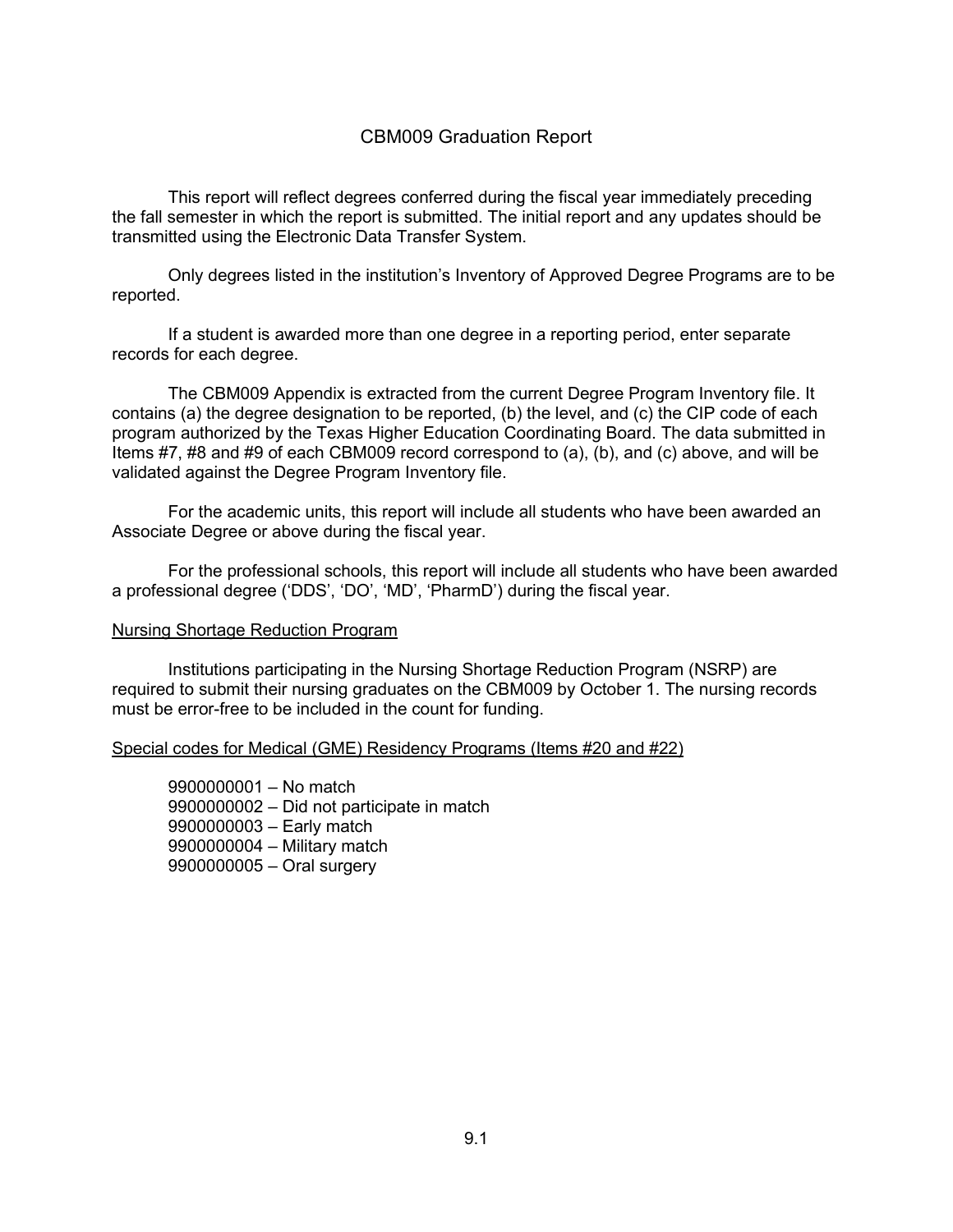# CBM009 Graduation Report

This report will reflect degrees conferred during the fiscal year immediately preceding the fall semester in which the report is submitted. The initial report and any updates should be transmitted using the Electronic Data Transfer System.

Only degrees listed in the institution's Inventory of Approved Degree Programs are to be reported.

If a student is awarded more than one degree in a reporting period, enter separate records for each degree.

The CBM009 Appendix is extracted from the current Degree Program Inventory file. It contains (a) the degree designation to be reported, (b) the level, and (c) the CIP code of each program authorized by the Texas Higher Education Coordinating Board. The data submitted in Items #7, #8 and #9 of each CBM009 record correspond to (a), (b), and (c) above, and will be validated against the Degree Program Inventory file.

For the academic units, this report will include all students who have been awarded an Associate Degree or above during the fiscal year.

For the professional schools, this report will include all students who have been awarded a professional degree ('DDS', 'DO', 'MD', 'PharmD') during the fiscal year.

## Nursing Shortage Reduction Program

Institutions participating in the Nursing Shortage Reduction Program (NSRP) are required to submit their nursing graduates on the CBM009 by October 1. The nursing records must be error-free to be included in the count for funding.

## Special codes for Medical (GME) Residency Programs (Items #20 and #22)

9900000001 – No match  
9900000002 – Did not participate in match  
9900000003 – Early match  
9900000004 – Military match  
9900000005 – Oral surgery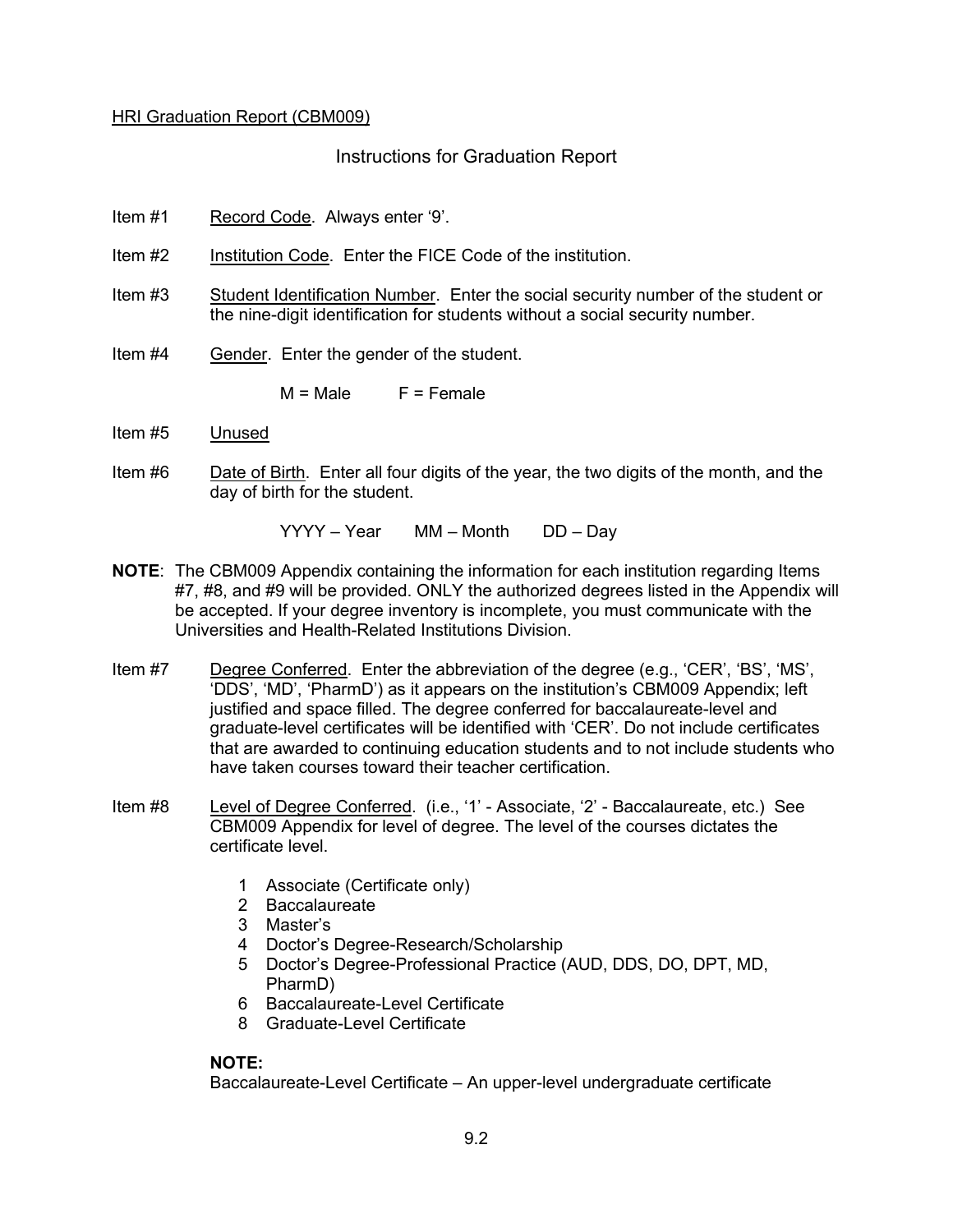HRI Graduation Report (CBM009)

## Instructions for Graduation Report

Item #1 Record Code. Always enter '9'.

Item #2 Institution Code. Enter the FICE Code of the institution.

Item #3 Student Identification Number. Enter the social security number of the student or the nine-digit identification for students without a social security number.

Item #4 Gender. Enter the gender of the student.

M = Male F = Female

Item #5 Unused

Item #6 Date of Birth. Enter all four digits of the year, the two digits of the month, and the day of birth for the student.

YYYY – Year MM – Month DD – Day

**NOTE**: The CBM009 Appendix containing the information for each institution regarding Items #7, #8, and #9 will be provided. ONLY the authorized degrees listed in the Appendix will be accepted. If your degree inventory is incomplete, you must communicate with the Universities and Health-Related Institutions Division.

Item #7 Degree Conferred. Enter the abbreviation of the degree (e.g., 'CER', 'BS', 'MS', 'DDS', 'MD', 'PharmD') as it appears on the institution's CBM009 Appendix; left justified and space filled. The degree conferred for baccalaureate-level and graduate-level certificates will be identified with 'CER'. Do not include certificates that are awarded to continuing education students and to not include students who have taken courses toward their teacher certification.

Item #8 Level of Degree Conferred. (i.e., '1' - Associate, '2' - Baccalaureate, etc.) See CBM009 Appendix for level of degree. The level of the courses dictates the certificate level.

1 Associate (Certificate only)
2 Baccalaureate
3 Master's
4 Doctor's Degree-Research/Scholarship
5 Doctor's Degree-Professional Practice (AUD, DDS, DO, DPT, MD, PharmD)
6 Baccalaureate-Level Certificate
8 Graduate-Level Certificate

**NOTE:**
Baccalaureate-Level Certificate – An upper-level undergraduate certificate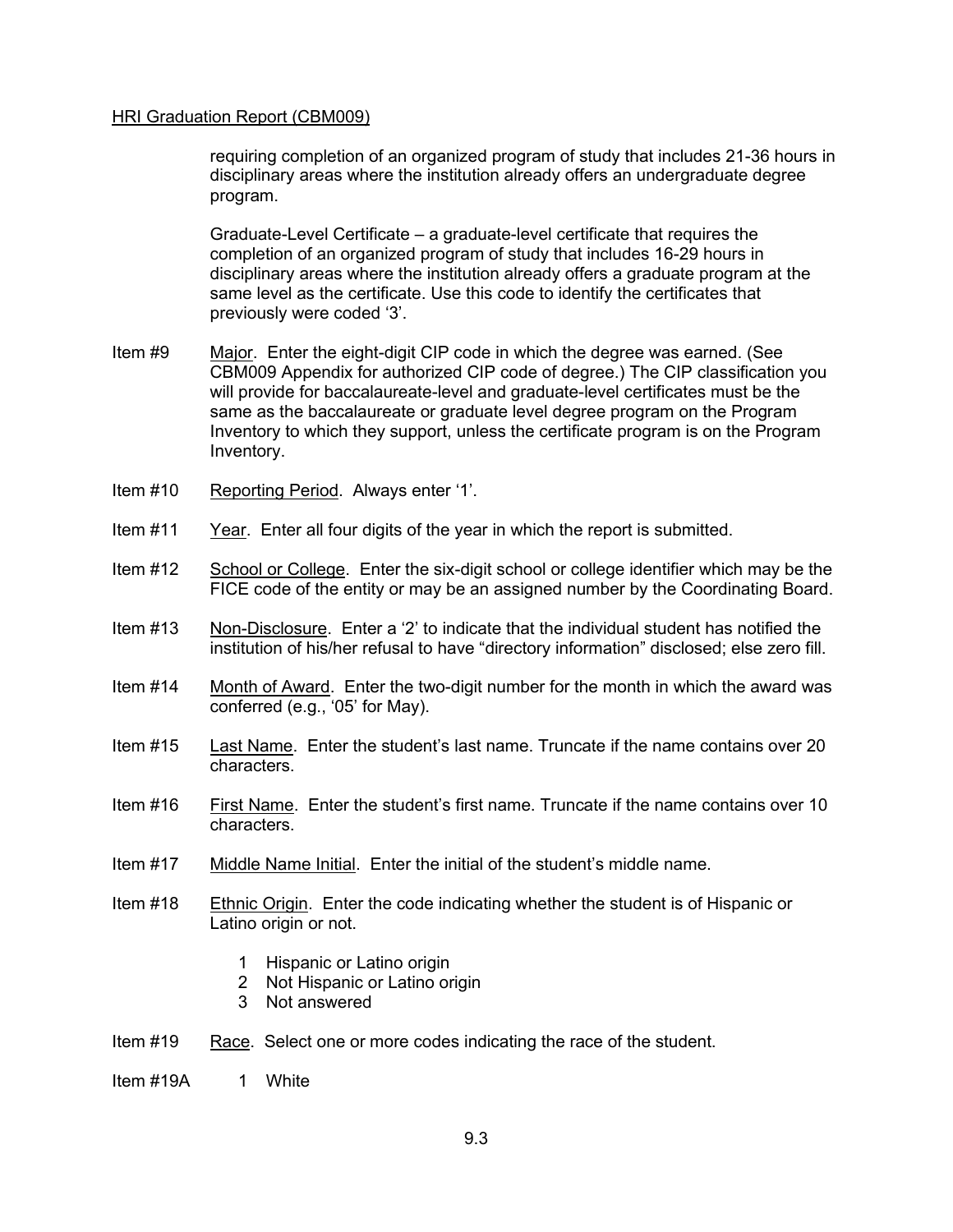requiring completion of an organized program of study that includes 21-36 hours in disciplinary areas where the institution already offers an undergraduate degree program.

Graduate-Level Certificate – a graduate-level certificate that requires the completion of an organized program of study that includes 16-29 hours in disciplinary areas where the institution already offers a graduate program at the same level as the certificate. Use this code to identify the certificates that previously were coded '3'.

Item #9 Major. Enter the eight-digit CIP code in which the degree was earned. (See CBM009 Appendix for authorized CIP code of degree.) The CIP classification you will provide for baccalaureate-level and graduate-level certificates must be the same as the baccalaureate or graduate level degree program on the Program Inventory to which they support, unless the certificate program is on the Program Inventory.

Item #10 Reporting Period. Always enter '1'.

Item #11 Year. Enter all four digits of the year in which the report is submitted.

Item #12 School or College. Enter the six-digit school or college identifier which may be the FICE code of the entity or may be an assigned number by the Coordinating Board.

Item #13 Non-Disclosure. Enter a '2' to indicate that the individual student has notified the institution of his/her refusal to have "directory information" disclosed; else zero fill.

Item #14 Month of Award. Enter the two-digit number for the month in which the award was conferred (e.g., '05' for May).

Item #15 Last Name. Enter the student's last name. Truncate if the name contains over 20 characters.

Item #16 First Name. Enter the student's first name. Truncate if the name contains over 10 characters.

Item #17 Middle Name Initial. Enter the initial of the student's middle name.

Item #18 Ethnic Origin. Enter the code indicating whether the student is of Hispanic or Latino origin or not.

- 1 Hispanic or Latino origin
- 2 Not Hispanic or Latino origin
- 3 Not answered

Item #19 Race. Select one or more codes indicating the race of the student.

Item #19A 1 White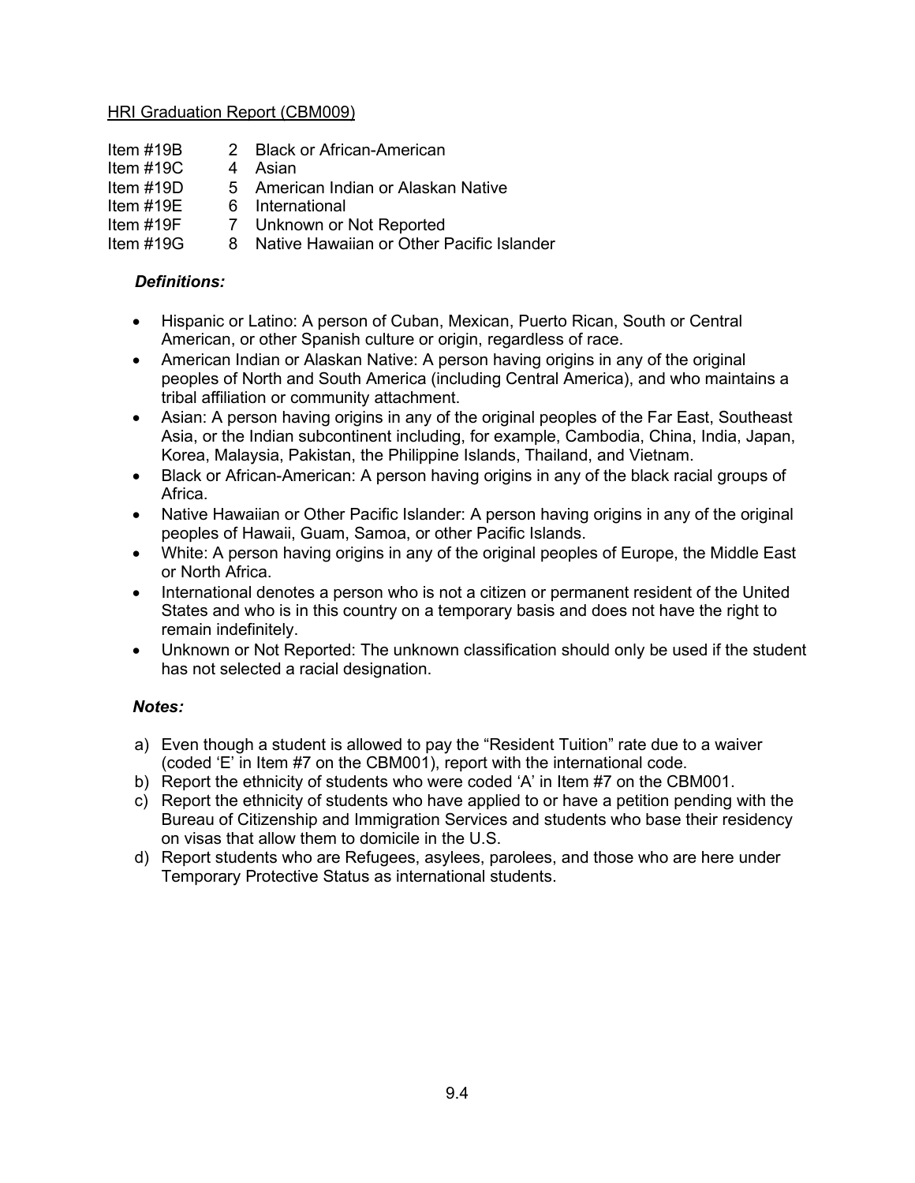HRI Graduation Report (CBM009)

| | | |
|---|---|---|
| Item #19B | 2 | Black or African-American |
| Item #19C | 4 | Asian |
| Item #19D | 5 | American Indian or Alaskan Native |
| Item #19E | 6 | International |
| Item #19F | 7 | Unknown or Not Reported |
| Item #19G | 8 | Native Hawaiian or Other Pacific Islander |

***Definitions:***

- Hispanic or Latino: A person of Cuban, Mexican, Puerto Rican, South or Central American, or other Spanish culture or origin, regardless of race.
- American Indian or Alaskan Native: A person having origins in any of the original peoples of North and South America (including Central America), and who maintains a tribal affiliation or community attachment.
- Asian: A person having origins in any of the original peoples of the Far East, Southeast Asia, or the Indian subcontinent including, for example, Cambodia, China, India, Japan, Korea, Malaysia, Pakistan, the Philippine Islands, Thailand, and Vietnam.
- Black or African-American: A person having origins in any of the black racial groups of Africa.
- Native Hawaiian or Other Pacific Islander: A person having origins in any of the original peoples of Hawaii, Guam, Samoa, or other Pacific Islands.
- White: A person having origins in any of the original peoples of Europe, the Middle East or North Africa.
- International denotes a person who is not a citizen or permanent resident of the United States and who is in this country on a temporary basis and does not have the right to remain indefinitely.
- Unknown or Not Reported: The unknown classification should only be used if the student has not selected a racial designation.

***Notes:***

a) Even though a student is allowed to pay the “Resident Tuition” rate due to a waiver (coded ‘E’ in Item #7 on the CBM001), report with the international code.
b) Report the ethnicity of students who were coded ‘A’ in Item #7 on the CBM001.
c) Report the ethnicity of students who have applied to or have a petition pending with the Bureau of Citizenship and Immigration Services and students who base their residency on visas that allow them to domicile in the U.S.
d) Report students who are Refugees, asylees, parolees, and those who are here under Temporary Protective Status as international students.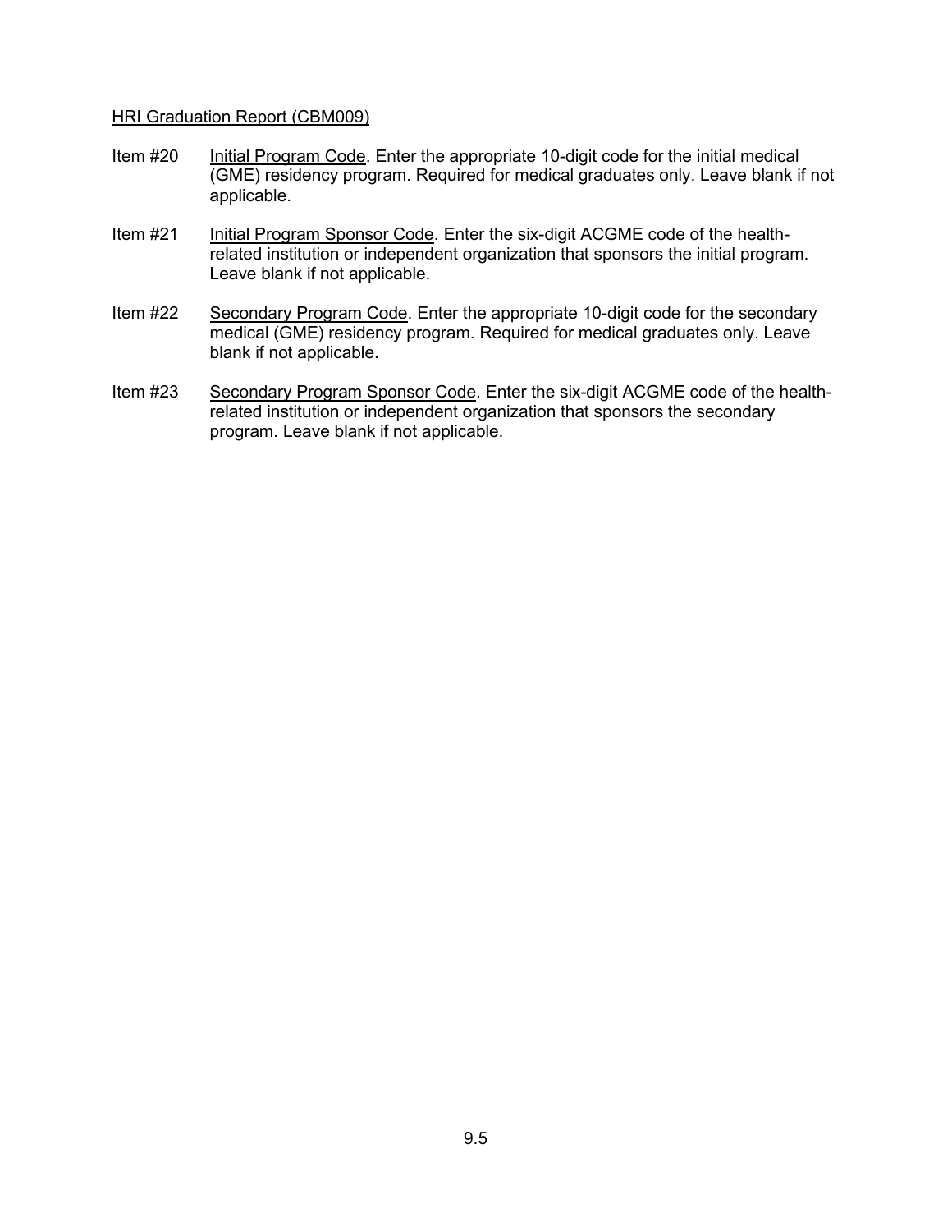HRI Graduation Report (CBM009)

Item #20 Initial Program Code. Enter the appropriate 10-digit code for the initial medical (GME) residency program. Required for medical graduates only. Leave blank if not applicable.

Item #21 Initial Program Sponsor Code. Enter the six-digit ACGME code of the health-related institution or independent organization that sponsors the initial program. Leave blank if not applicable.

Item #22 Secondary Program Code. Enter the appropriate 10-digit code for the secondary medical (GME) residency program. Required for medical graduates only. Leave blank if not applicable.

Item #23 Secondary Program Sponsor Code. Enter the six-digit ACGME code of the health-related institution or independent organization that sponsors the secondary program. Leave blank if not applicable.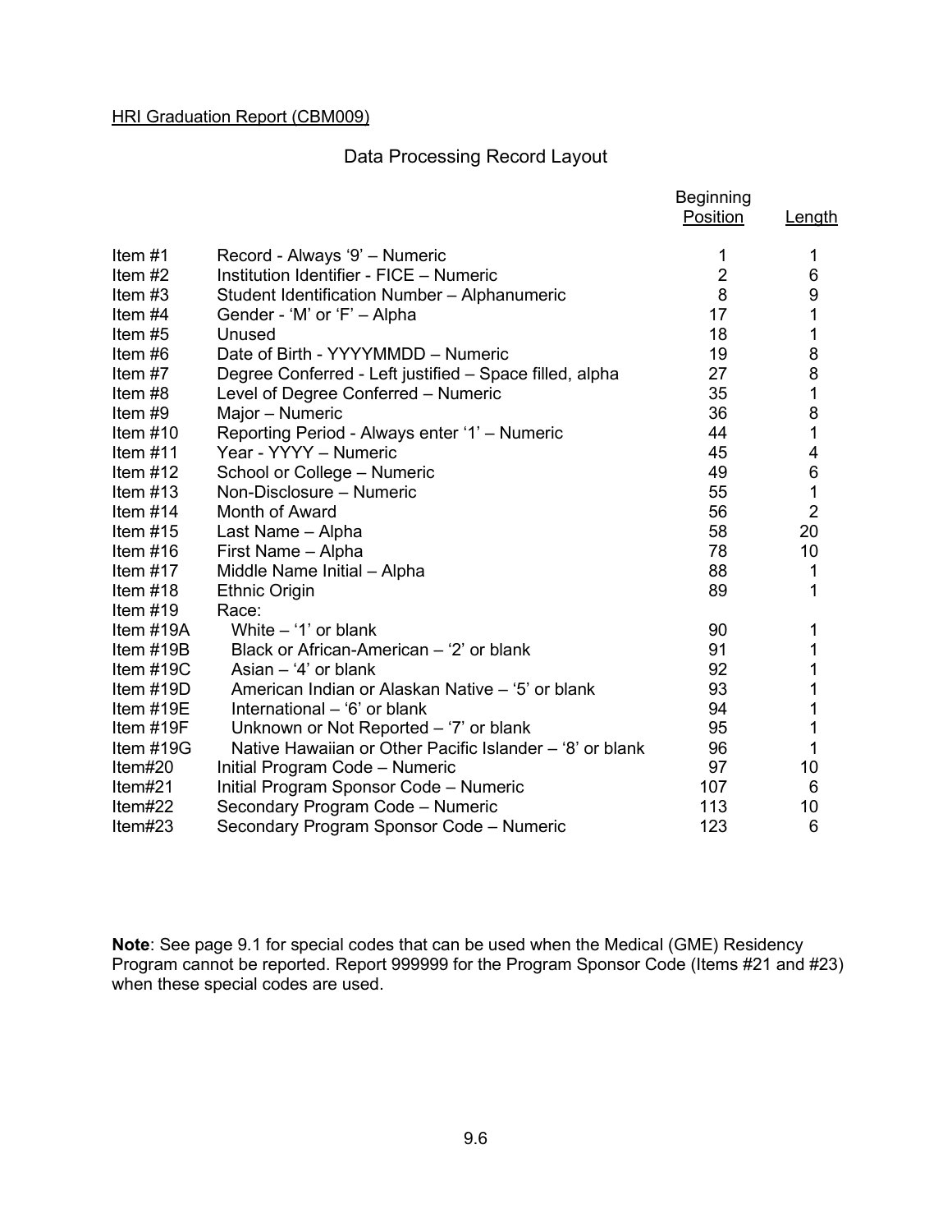HRI Graduation Report (CBM009)

## Data Processing Record Layout

| Item | Description | Beginning Position | Length |
|---|---|---|---|
| Item #1 | Record - Always ‘9’ – Numeric | 1 | 1 |
| Item #2 | Institution Identifier - FICE – Numeric | 2 | 6 |
| Item #3 | Student Identification Number – Alphanumeric | 8 | 9 |
| Item #4 | Gender - ‘M’ or ‘F’ – Alpha | 17 | 1 |
| Item #5 | Unused | 18 | 1 |
| Item #6 | Date of Birth - YYYYMMDD – Numeric | 19 | 8 |
| Item #7 | Degree Conferred - Left justified – Space filled, alpha | 27 | 8 |
| Item #8 | Level of Degree Conferred – Numeric | 35 | 1 |
| Item #9 | Major – Numeric | 36 | 8 |
| Item #10 | Reporting Period - Always enter ‘1’ – Numeric | 44 | 1 |
| Item #11 | Year - YYYY – Numeric | 45 | 4 |
| Item #12 | School or College – Numeric | 49 | 6 |
| Item #13 | Non-Disclosure – Numeric | 55 | 1 |
| Item #14 | Month of Award | 56 | 2 |
| Item #15 | Last Name – Alpha | 58 | 20 |
| Item #16 | First Name – Alpha | 78 | 10 |
| Item #17 | Middle Name Initial – Alpha | 88 | 1 |
| Item #18 | Ethnic Origin | 89 | 1 |
| Item #19 | Race: | | |
| Item #19A | White – ‘1’ or blank | 90 | 1 |
| Item #19B | Black or African-American – ‘2’ or blank | 91 | 1 |
| Item #19C | Asian – ‘4’ or blank | 92 | 1 |
| Item #19D | American Indian or Alaskan Native – ‘5’ or blank | 93 | 1 |
| Item #19E | International – ‘6’ or blank | 94 | 1 |
| Item #19F | Unknown or Not Reported – ‘7’ or blank | 95 | 1 |
| Item #19G | Native Hawaiian or Other Pacific Islander – ‘8’ or blank | 96 | 1 |
| Item#20 | Initial Program Code – Numeric | 97 | 10 |
| Item#21 | Initial Program Sponsor Code – Numeric | 107 | 6 |
| Item#22 | Secondary Program Code – Numeric | 113 | 10 |
| Item#23 | Secondary Program Sponsor Code – Numeric | 123 | 6 |

**Note**: See page 9.1 for special codes that can be used when the Medical (GME) Residency Program cannot be reported. Report 999999 for the Program Sponsor Code (Items #21 and #23) when these special codes are used.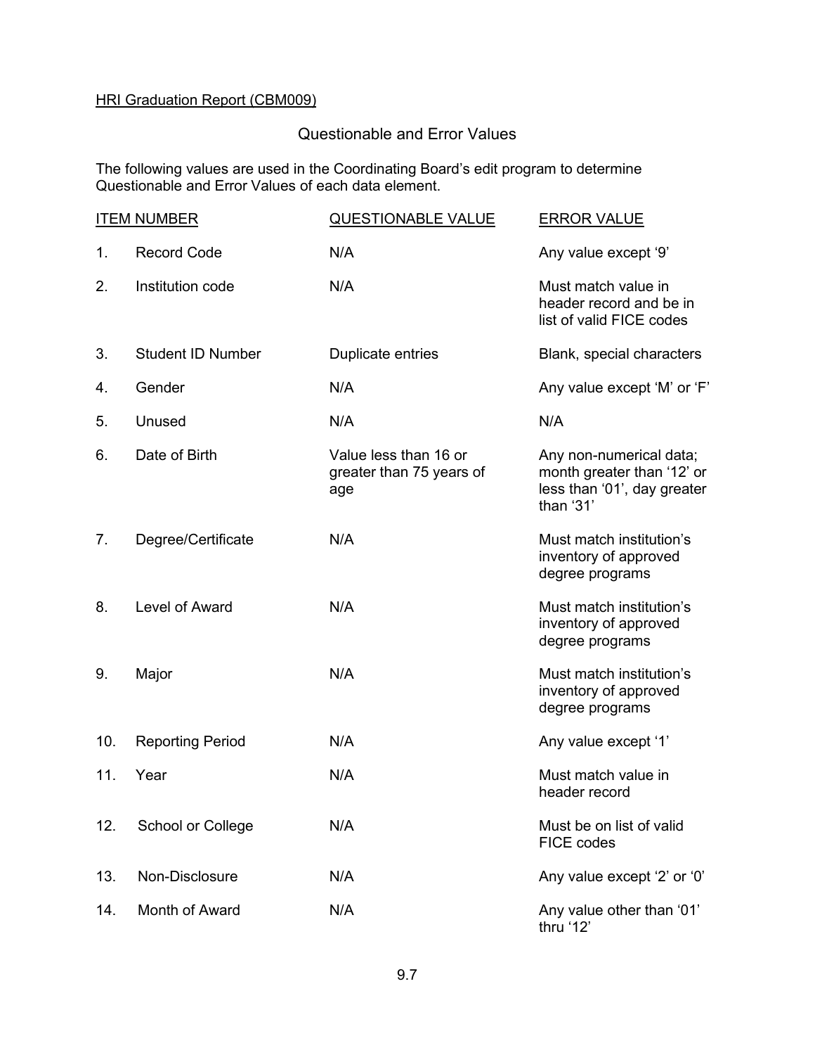HRI Graduation Report (CBM009)

## Questionable and Error Values

The following values are used in the Coordinating Board's edit program to determine Questionable and Error Values of each data element.

| ITEM NUMBER | | QUESTIONABLE VALUE | ERROR VALUE |
|---|---|---|---|
| 1. | Record Code | N/A | Any value except '9' |
| 2. | Institution code | N/A | Must match value in header record and be in list of valid FICE codes |
| 3. | Student ID Number | Duplicate entries | Blank, special characters |
| 4. | Gender | N/A | Any value except 'M' or 'F' |
| 5. | Unused | N/A | N/A |
| 6. | Date of Birth | Value less than 16 or greater than 75 years of age | Any non-numerical data; month greater than '12' or less than '01', day greater than '31' |
| 7. | Degree/Certificate | N/A | Must match institution's inventory of approved degree programs |
| 8. | Level of Award | N/A | Must match institution's inventory of approved degree programs |
| 9. | Major | N/A | Must match institution's inventory of approved degree programs |
| 10. | Reporting Period | N/A | Any value except '1' |
| 11. | Year | N/A | Must match value in header record |
| 12. | School or College | N/A | Must be on list of valid FICE codes |
| 13. | Non-Disclosure | N/A | Any value except '2' or '0' |
| 14. | Month of Award | N/A | Any value other than '01' thru '12' |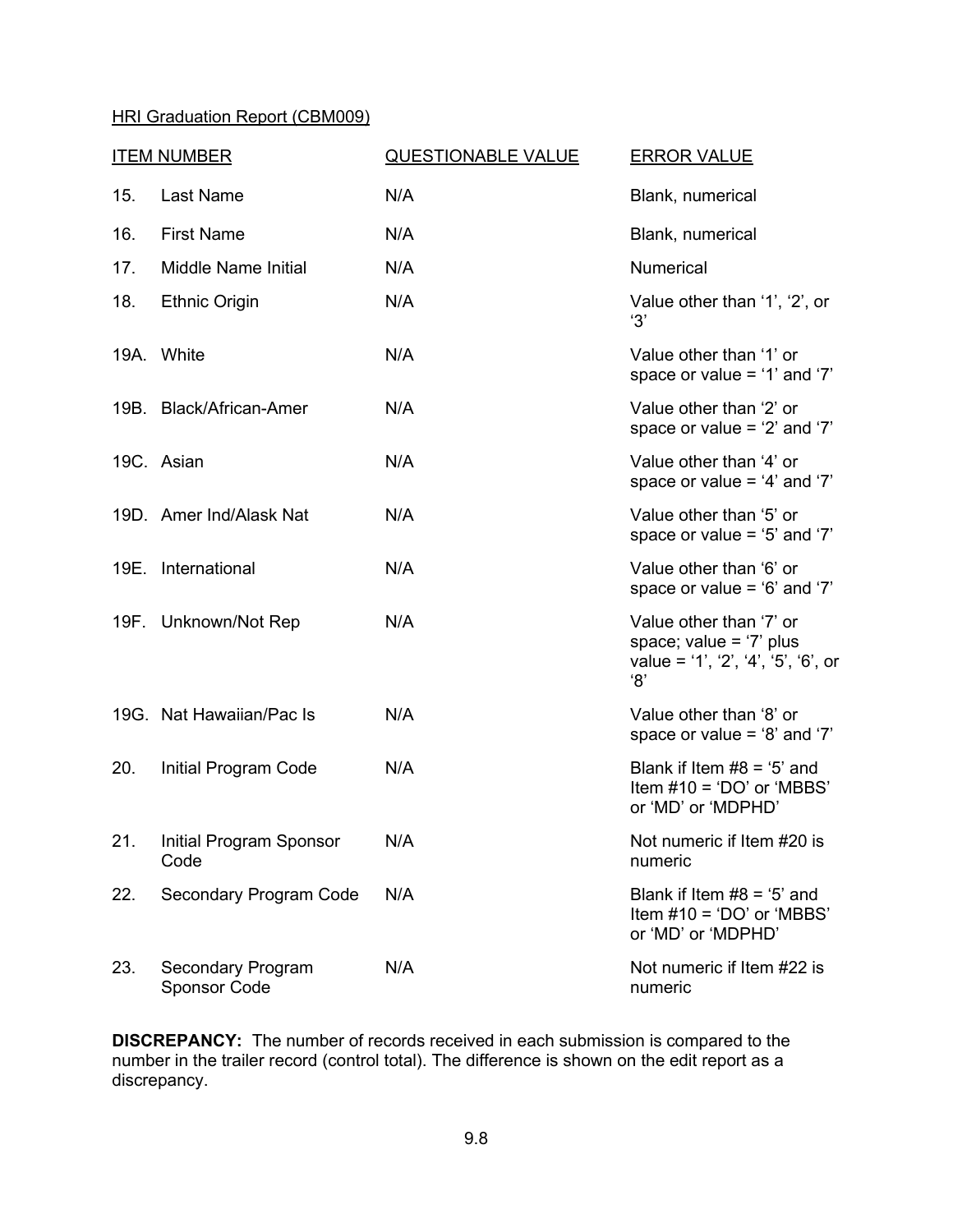HRI Graduation Report (CBM009)

| ITEM NUMBER | | QUESTIONABLE VALUE | ERROR VALUE |
|---|---|---|---|
| 15. | Last Name | N/A | Blank, numerical |
| 16. | First Name | N/A | Blank, numerical |
| 17. | Middle Name Initial | N/A | Numerical |
| 18. | Ethnic Origin | N/A | Value other than '1', '2', or '3' |
| 19A. | White | N/A | Value other than '1' or space or value = '1' and '7' |
| 19B. | Black/African-Amer | N/A | Value other than '2' or space or value = '2' and '7' |
| 19C. | Asian | N/A | Value other than '4' or space or value = '4' and '7' |
| 19D. | Amer Ind/Alask Nat | N/A | Value other than '5' or space or value = '5' and '7' |
| 19E. | International | N/A | Value other than '6' or space or value = '6' and '7' |
| 19F. | Unknown/Not Rep | N/A | Value other than '7' or space; value = '7' plus value = '1', '2', '4', '5', '6', or '8' |
| 19G. | Nat Hawaiian/Pac Is | N/A | Value other than '8' or space or value = '8' and '7' |
| 20. | Initial Program Code | N/A | Blank if Item #8 = '5' and Item #10 = 'DO' or 'MBBS' or 'MD' or 'MDPHD' |
| 21. | Initial Program Sponsor Code | N/A | Not numeric if Item #20 is numeric |
| 22. | Secondary Program Code | N/A | Blank if Item #8 = '5' and Item #10 = 'DO' or 'MBBS' or 'MD' or 'MDPHD' |
| 23. | Secondary Program Sponsor Code | N/A | Not numeric if Item #22 is numeric |

**DISCREPANCY:** The number of records received in each submission is compared to the number in the trailer record (control total). The difference is shown on the edit report as a discrepancy.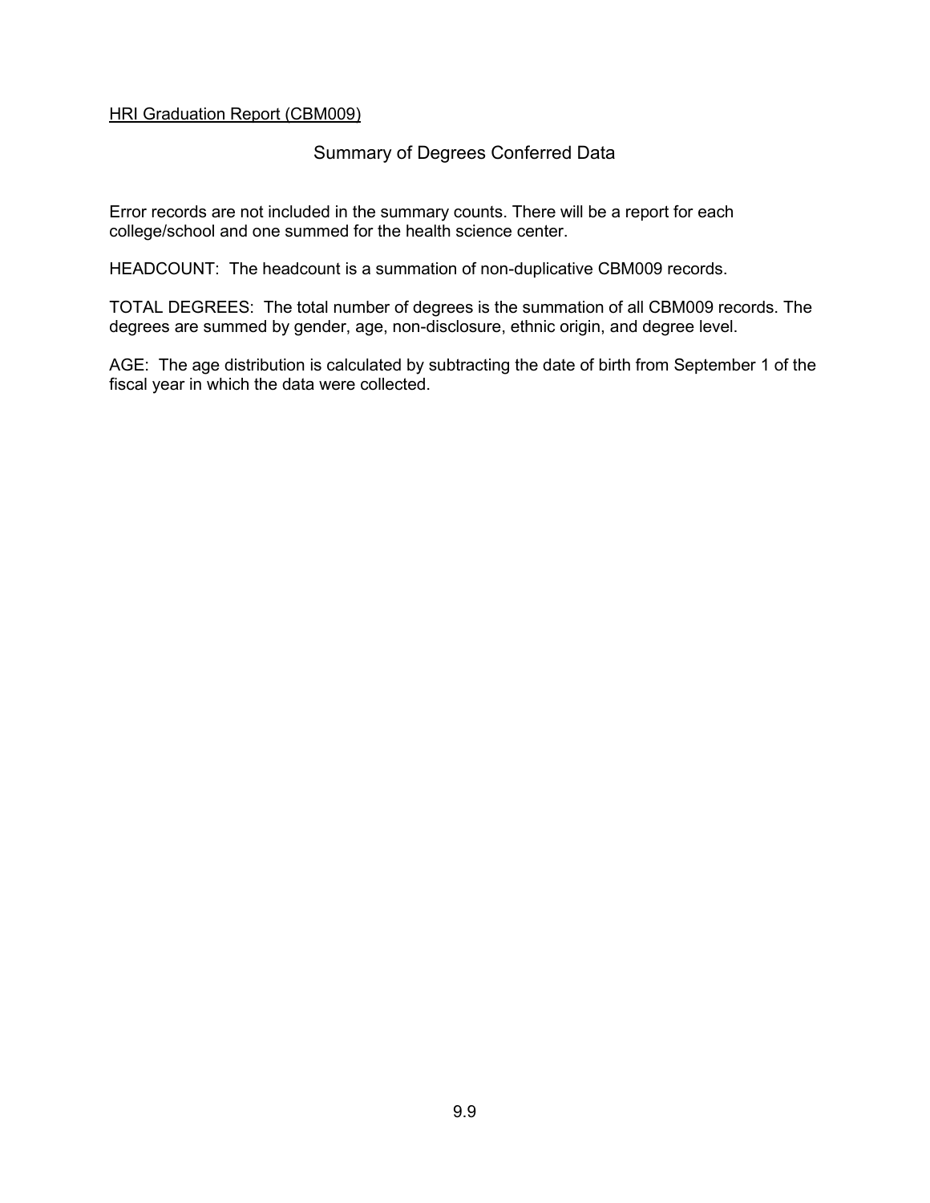HRI Graduation Report (CBM009)

## Summary of Degrees Conferred Data

Error records are not included in the summary counts. There will be a report for each college/school and one summed for the health science center.

HEADCOUNT: The headcount is a summation of non-duplicative CBM009 records.

TOTAL DEGREES: The total number of degrees is the summation of all CBM009 records. The degrees are summed by gender, age, non-disclosure, ethnic origin, and degree level.

AGE: The age distribution is calculated by subtracting the date of birth from September 1 of the fiscal year in which the data were collected.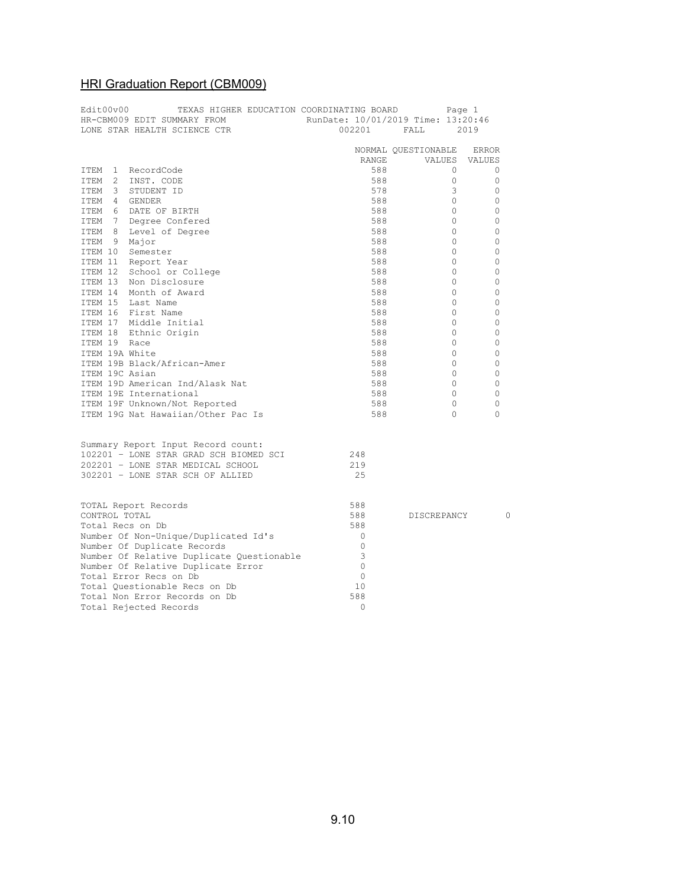## HRI Graduation Report (CBM009)

```
Edit00v00        TEXAS HIGHER EDUCATION COORDINATING BOARD          Page 1
HR-CBM009 EDIT SUMMARY FROM                RunDate: 10/01/2019 Time: 13:20:46
LONE STAR HEALTH SCIENCE CTR                    002201      FALL      2019

                                               NORMAL QUESTIONABLE   ERROR
                                                RANGE       VALUES  VALUES
ITEM  1  RecordCode                               588            0       0
ITEM  2  INST. CODE                               588            0       0
ITEM  3  STUDENT ID                               578            3       0
ITEM  4  GENDER                                   588            0       0
ITEM  6  DATE OF BIRTH                            588            0       0
ITEM  7  Degree Confered                          588            0       0
ITEM  8  Level of Degree                          588            0       0
ITEM  9  Major                                    588            0       0
ITEM 10  Semester                                 588            0       0
ITEM 11  Report Year                              588            0       0
ITEM 12  School or College                        588            0       0
ITEM 13  Non Disclosure                           588            0       0
ITEM 14  Month of Award                           588            0       0
ITEM 15  Last Name                                588            0       0
ITEM 16  First Name                               588            0       0
ITEM 17  Middle Initial                           588            0       0
ITEM 18  Ethnic Origin                            588            0       0
ITEM 19  Race                                     588            0       0
ITEM 19A White                                    588            0       0
ITEM 19B Black/African-Amer                       588            0       0
ITEM 19C Asian                                    588            0       0
ITEM 19D American Ind/Alask Nat                   588            0       0
ITEM 19E International                            588            0       0
ITEM 19F Unknown/Not Reported                     588            0       0
ITEM 19G Nat Hawaiian/Other Pac Is                588            0       0


Summary Report Input Record count:
102201 - LONE STAR GRAD SCH BIOMED SCI          248
202201 - LONE STAR MEDICAL SCHOOL               219
302201 - LONE STAR SCH OF ALLIED                 25


TOTAL Report Records                            588
CONTROL TOTAL                                   588        DISCREPANCY        0
Total Recs on Db                                588
Number Of Non-Unique/Duplicated Id's              0
Number Of Duplicate Records                       0
Number Of Relative Duplicate Questionable         3
Number Of Relative Duplicate Error                0
Total Error Recs on Db                            0
Total Questionable Recs on Db                    10
Total Non Error Records on Db                   588
Total Rejected Records                            0
```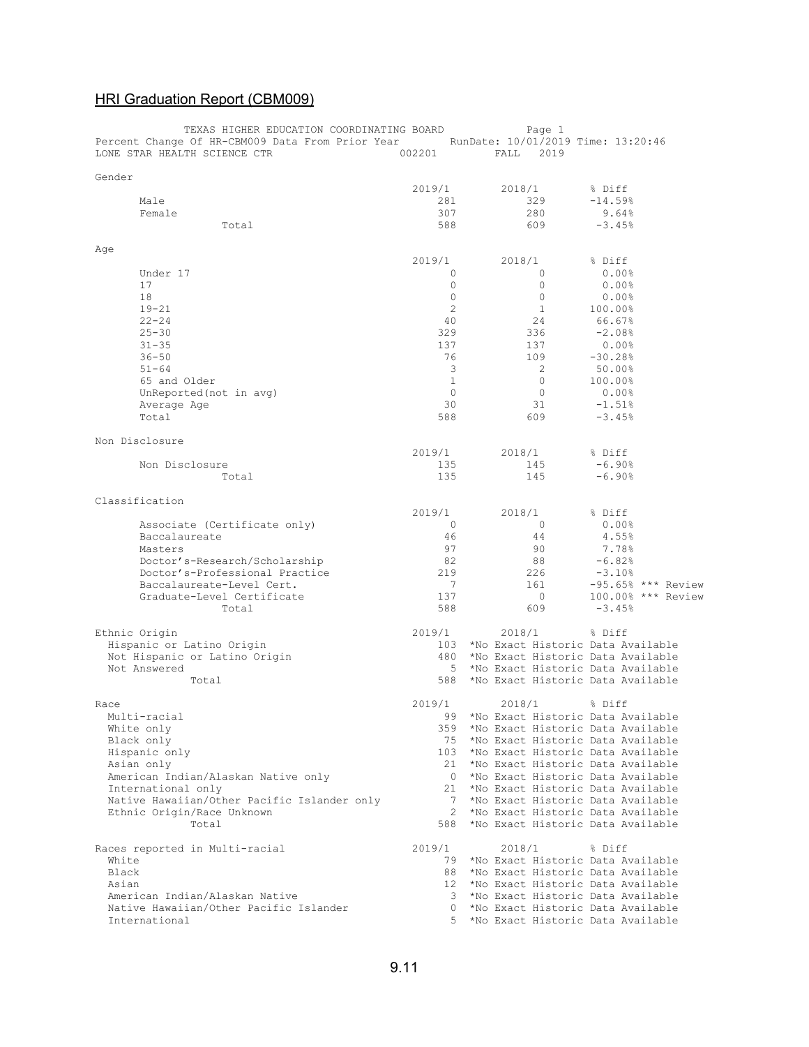## HRI Graduation Report (CBM009)

TEXAS HIGHER EDUCATION COORDINATING BOARD — Page 1

Percent Change Of HR-CBM009 Data From Prior Year — RunDate: 10/01/2019 Time: 13:20:46

LONE STAR HEALTH SCIENCE CTR — 002201 — FALL 2019

**Gender**

| | 2019/1 | 2018/1 | % Diff |
|---|---|---|---|
| Male | 281 | 329 | -14.59% |
| Female | 307 | 280 | 9.64% |
| Total | 588 | 609 | -3.45% |

**Age**

| | 2019/1 | 2018/1 | % Diff |
|---|---|---|---|
| Under 17 | 0 | 0 | 0.00% |
| 17 | 0 | 0 | 0.00% |
| 18 | 0 | 0 | 0.00% |
| 19-21 | 2 | 1 | 100.00% |
| 22-24 | 40 | 24 | 66.67% |
| 25-30 | 329 | 336 | -2.08% |
| 31-35 | 137 | 137 | 0.00% |
| 36-50 | 76 | 109 | -30.28% |
| 51-64 | 3 | 2 | 50.00% |
| 65 and Older | 1 | 0 | 100.00% |
| UnReported(not in avg) | 0 | 0 | 0.00% |
| Average Age | 30 | 31 | -1.51% |
| Total | 588 | 609 | -3.45% |

**Non Disclosure**

| | 2019/1 | 2018/1 | % Diff |
|---|---|---|---|
| Non Disclosure | 135 | 145 | -6.90% |
| Total | 135 | 145 | -6.90% |

**Classification**

| | 2019/1 | 2018/1 | % Diff |
|---|---|---|---|
| Associate (Certificate only) | 0 | 0 | 0.00% |
| Baccalaureate | 46 | 44 | 4.55% |
| Masters | 97 | 90 | 7.78% |
| Doctor's-Research/Scholarship | 82 | 88 | -6.82% |
| Doctor's-Professional Practice | 219 | 226 | -3.10% |
| Baccalaureate-Level Cert. | 7 | 161 | -95.65% *** Review |
| Graduate-Level Certificate | 137 | 0 | 100.00% *** Review |
| Total | 588 | 609 | -3.45% |

**Ethnic Origin**

| | 2019/1 | 2018/1 % Diff |
|---|---|---|
| Hispanic or Latino Origin | 103 | *No Exact Historic Data Available |
| Not Hispanic or Latino Origin | 480 | *No Exact Historic Data Available |
| Not Answered | 5 | *No Exact Historic Data Available |
| Total | 588 | *No Exact Historic Data Available |

**Race**

| | 2019/1 | 2018/1 % Diff |
|---|---|---|
| Multi-racial | 99 | *No Exact Historic Data Available |
| White only | 359 | *No Exact Historic Data Available |
| Black only | 75 | *No Exact Historic Data Available |
| Hispanic only | 103 | *No Exact Historic Data Available |
| Asian only | 21 | *No Exact Historic Data Available |
| American Indian/Alaskan Native only | 0 | *No Exact Historic Data Available |
| International only | 21 | *No Exact Historic Data Available |
| Native Hawaiian/Other Pacific Islander only | 7 | *No Exact Historic Data Available |
| Ethnic Origin/Race Unknown | 2 | *No Exact Historic Data Available |
| Total | 588 | *No Exact Historic Data Available |

**Races reported in Multi-racial**

| | 2019/1 | 2018/1 % Diff |
|---|---|---|
| White | 79 | *No Exact Historic Data Available |
| Black | 88 | *No Exact Historic Data Available |
| Asian | 12 | *No Exact Historic Data Available |
| American Indian/Alaskan Native | 3 | *No Exact Historic Data Available |
| Native Hawaiian/Other Pacific Islander | 0 | *No Exact Historic Data Available |
| International | 5 | *No Exact Historic Data Available |

9.11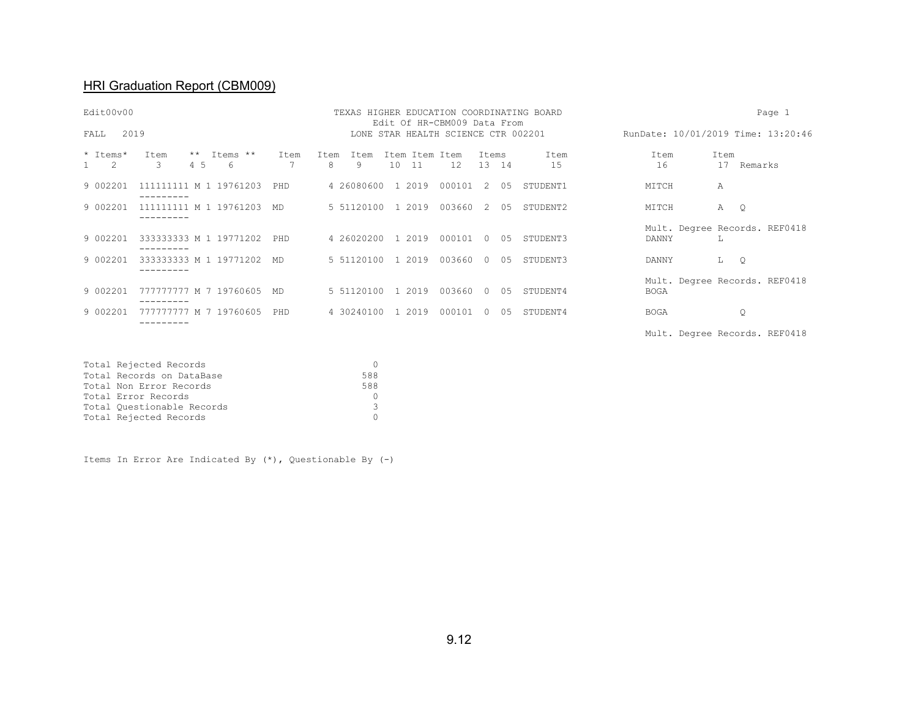## HRI Graduation Report (CBM009)

```
Edit00v00                                TEXAS HIGHER EDUCATION COORDINATING BOARD                                          Page 1
                                              Edit Of HR-CBM009 Data From
FALL   2019                                 LONE STAR HEALTH SCIENCE CTR 002201              RunDate: 10/01/2019 Time: 13:20:46

* Items*   Item    **  Items **    Item   Item  Item   Item Item Item    Items      Item               Item       Item
1    2       3     4 5    6          7     8     9      10  11    12     13  14      15                 16         17  Remarks

9 002201  111111111 M 1 19761203  PHD       4 26080600  1 2019  000101  2  05  STUDENT1            MITCH        A
          ---------
9 002201  111111111 M 1 19761203  MD        5 51120100  1 2019  003660  2  05  STUDENT2            MITCH        A   Q
          ---------
                                                                                                   Mult. Degree Records. REF0418
9 002201  333333333 M 1 19771202  PHD       4 26020200  1 2019  000101  0  05  STUDENT3            DANNY        L
          ---------
9 002201  333333333 M 1 19771202  MD        5 51120100  1 2019  003660  0  05  STUDENT3            DANNY        L   Q
          ---------
                                                                                                   Mult. Degree Records. REF0418
9 002201  777777777 M 7 19760605  MD        5 51120100  1 2019  003660  0  05  STUDENT4            BOGA
          ---------
9 002201  777777777 M 7 19760605  PHD       4 30240100  1 2019  000101  0  05  STUDENT4            BOGA             Q
          ---------
                                                                                                   Mult. Degree Records. REF0418

Total Rejected Records                            0
Total Records on DataBase                       588
Total Non Error Records                         588
Total Error Records                               0
Total Questionable Records                        3
Total Rejected Records                            0


Items In Error Are Indicated By (*), Questionable By (-)
```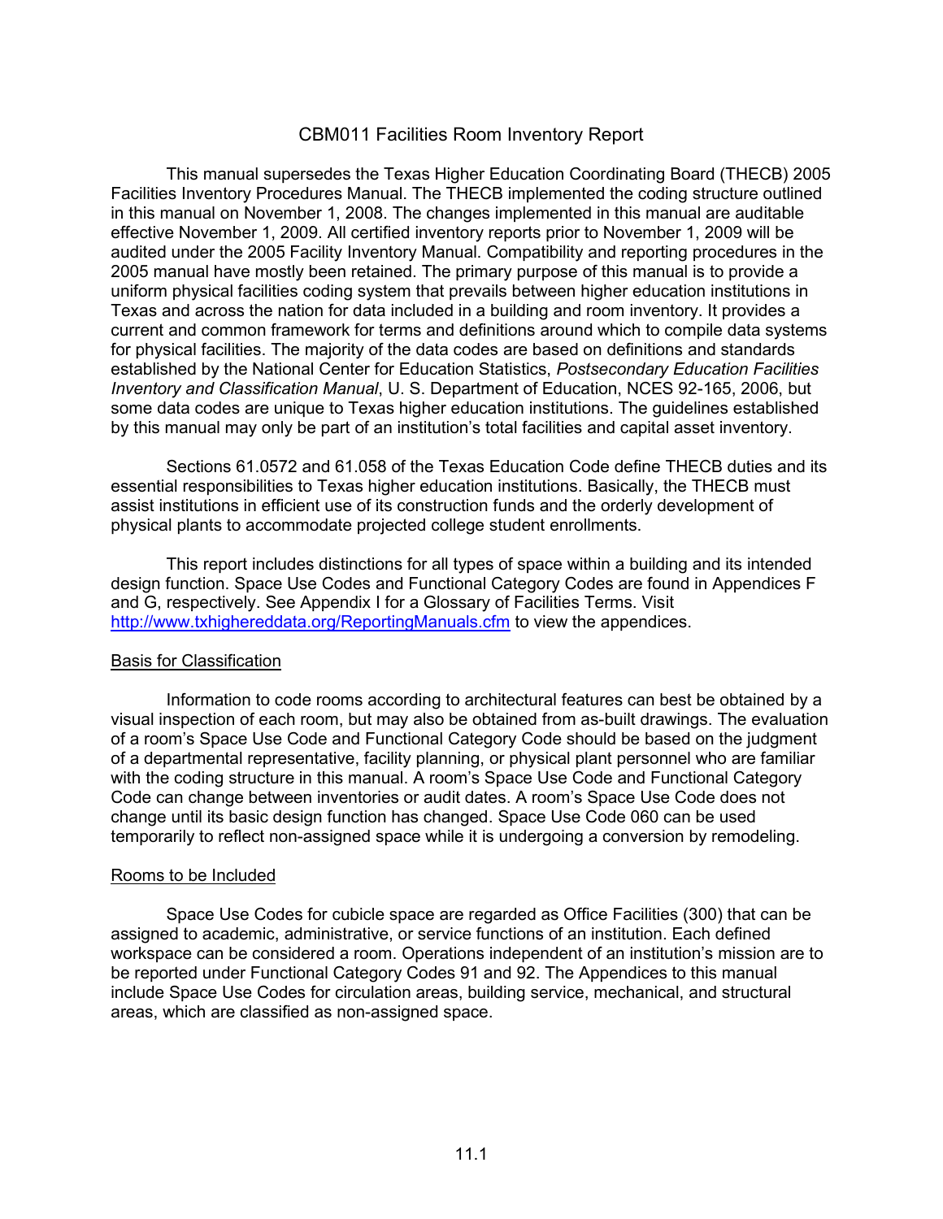# CBM011 Facilities Room Inventory Report

This manual supersedes the Texas Higher Education Coordinating Board (THECB) 2005 Facilities Inventory Procedures Manual. The THECB implemented the coding structure outlined in this manual on November 1, 2008. The changes implemented in this manual are auditable effective November 1, 2009. All certified inventory reports prior to November 1, 2009 will be audited under the 2005 Facility Inventory Manual. Compatibility and reporting procedures in the 2005 manual have mostly been retained. The primary purpose of this manual is to provide a uniform physical facilities coding system that prevails between higher education institutions in Texas and across the nation for data included in a building and room inventory. It provides a current and common framework for terms and definitions around which to compile data systems for physical facilities. The majority of the data codes are based on definitions and standards established by the National Center for Education Statistics, *Postsecondary Education Facilities Inventory and Classification Manual*, U. S. Department of Education, NCES 92-165, 2006, but some data codes are unique to Texas higher education institutions. The guidelines established by this manual may only be part of an institution's total facilities and capital asset inventory.

Sections 61.0572 and 61.058 of the Texas Education Code define THECB duties and its essential responsibilities to Texas higher education institutions. Basically, the THECB must assist institutions in efficient use of its construction funds and the orderly development of physical plants to accommodate projected college student enrollments.

This report includes distinctions for all types of space within a building and its intended design function. Space Use Codes and Functional Category Codes are found in Appendices F and G, respectively. See Appendix I for a Glossary of Facilities Terms. Visit [http://www.txhighereddata.org/ReportingManuals.cfm](http://www.txhighereddata.org/ReportingManuals.cfm) to view the appendices.

## Basis for Classification

Information to code rooms according to architectural features can best be obtained by a visual inspection of each room, but may also be obtained from as-built drawings. The evaluation of a room's Space Use Code and Functional Category Code should be based on the judgment of a departmental representative, facility planning, or physical plant personnel who are familiar with the coding structure in this manual. A room's Space Use Code and Functional Category Code can change between inventories or audit dates. A room's Space Use Code does not change until its basic design function has changed. Space Use Code 060 can be used temporarily to reflect non-assigned space while it is undergoing a conversion by remodeling.

## Rooms to be Included

Space Use Codes for cubicle space are regarded as Office Facilities (300) that can be assigned to academic, administrative, or service functions of an institution. Each defined workspace can be considered a room. Operations independent of an institution's mission are to be reported under Functional Category Codes 91 and 92. The Appendices to this manual include Space Use Codes for circulation areas, building service, mechanical, and structural areas, which are classified as non-assigned space.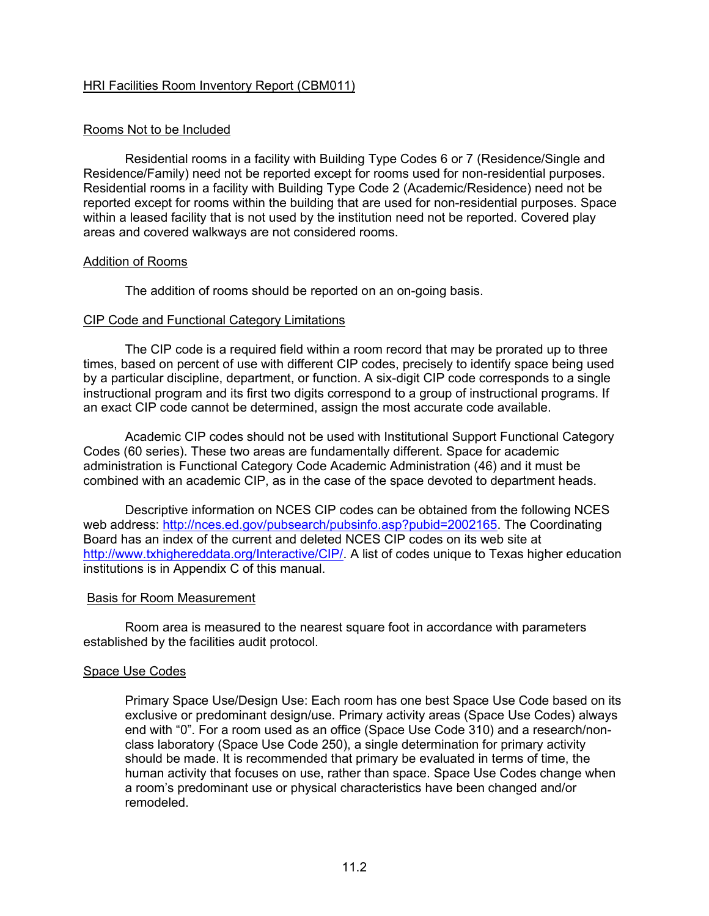## HRI Facilities Room Inventory Report (CBM011)

### Rooms Not to be Included

Residential rooms in a facility with Building Type Codes 6 or 7 (Residence/Single and Residence/Family) need not be reported except for rooms used for non-residential purposes. Residential rooms in a facility with Building Type Code 2 (Academic/Residence) need not be reported except for rooms within the building that are used for non-residential purposes. Space within a leased facility that is not used by the institution need not be reported. Covered play areas and covered walkways are not considered rooms.

### Addition of Rooms

The addition of rooms should be reported on an on-going basis.

### CIP Code and Functional Category Limitations

The CIP code is a required field within a room record that may be prorated up to three times, based on percent of use with different CIP codes, precisely to identify space being used by a particular discipline, department, or function. A six-digit CIP code corresponds to a single instructional program and its first two digits correspond to a group of instructional programs. If an exact CIP code cannot be determined, assign the most accurate code available.

Academic CIP codes should not be used with Institutional Support Functional Category Codes (60 series). These two areas are fundamentally different. Space for academic administration is Functional Category Code Academic Administration (46) and it must be combined with an academic CIP, as in the case of the space devoted to department heads.

Descriptive information on NCES CIP codes can be obtained from the following NCES web address: http://nces.ed.gov/pubsearch/pubsinfo.asp?pubid=2002165. The Coordinating Board has an index of the current and deleted NCES CIP codes on its web site at http://www.txhighereddata.org/Interactive/CIP/. A list of codes unique to Texas higher education institutions is in Appendix C of this manual.

### Basis for Room Measurement

Room area is measured to the nearest square foot in accordance with parameters established by the facilities audit protocol.

### Space Use Codes

Primary Space Use/Design Use: Each room has one best Space Use Code based on its exclusive or predominant design/use. Primary activity areas (Space Use Codes) always end with "0". For a room used as an office (Space Use Code 310) and a research/non-class laboratory (Space Use Code 250), a single determination for primary activity should be made. It is recommended that primary be evaluated in terms of time, the human activity that focuses on use, rather than space. Space Use Codes change when a room's predominant use or physical characteristics have been changed and/or remodeled.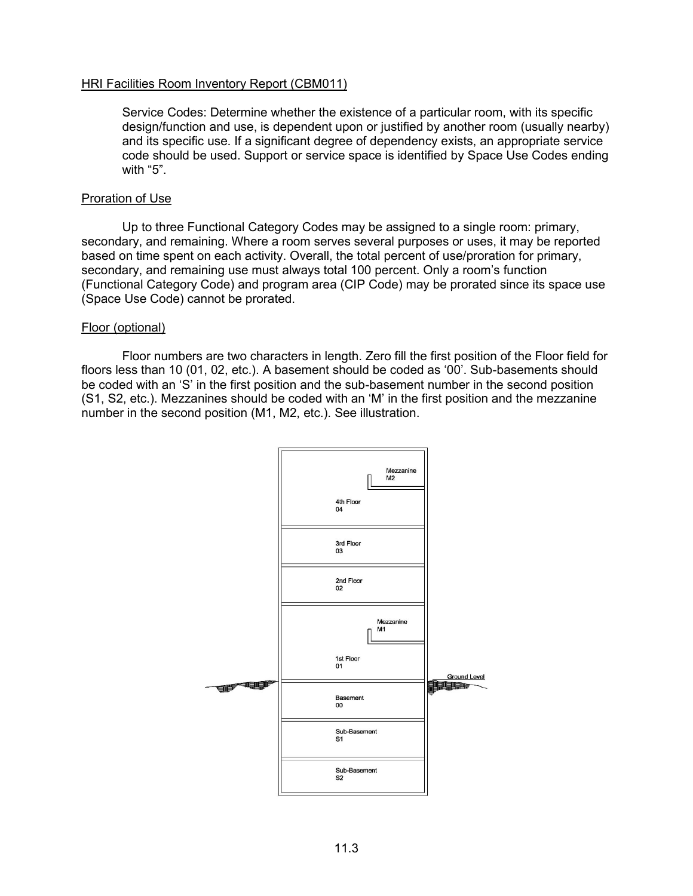HRI Facilities Room Inventory Report (CBM011)

> Service Codes: Determine whether the existence of a particular room, with its specific design/function and use, is dependent upon or justified by another room (usually nearby) and its specific use. If a significant degree of dependency exists, an appropriate service code should be used. Support or service space is identified by Space Use Codes ending with “5”.

Proration of Use

Up to three Functional Category Codes may be assigned to a single room: primary, secondary, and remaining. Where a room serves several purposes or uses, it may be reported based on time spent on each activity. Overall, the total percent of use/proration for primary, secondary, and remaining use must always total 100 percent. Only a room’s function (Functional Category Code) and program area (CIP Code) may be prorated since its space use (Space Use Code) cannot be prorated.

Floor (optional)

Floor numbers are two characters in length. Zero fill the first position of the Floor field for floors less than 10 (01, 02, etc.). A basement should be coded as ‘00’. Sub-basements should be coded with an ‘S’ in the first position and the sub-basement number in the second position (S1, S2, etc.). Mezzanines should be coded with an ‘M’ in the first position and the mezzanine number in the second position (M1, M2, etc.). See illustration.

Mezzanine M2

4th Floor 04

3rd Floor 03

2nd Floor 02

Mezzanine M1

1st Floor 01

Ground Level

Basement 00

Sub-Basement S1

Sub-Basement S2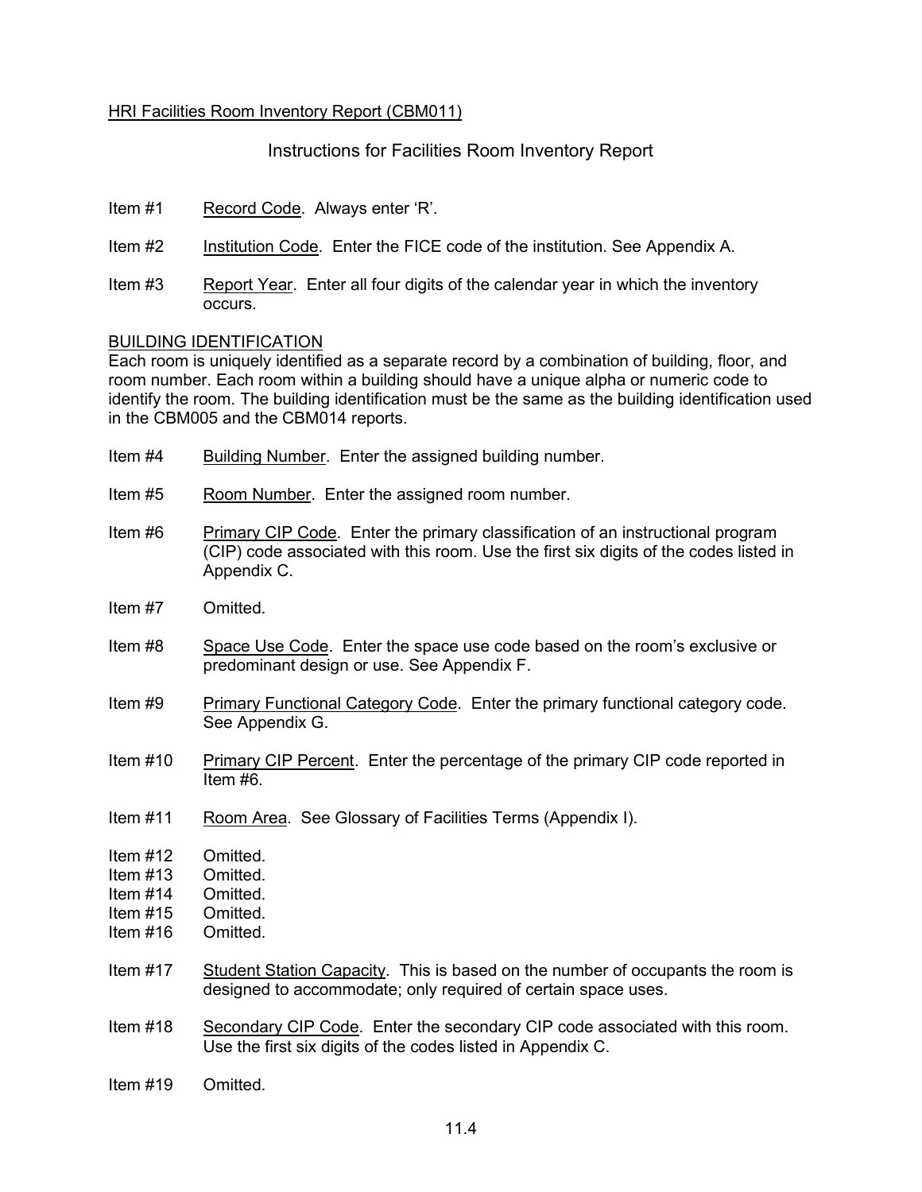HRI Facilities Room Inventory Report (CBM011)

## Instructions for Facilities Room Inventory Report

Item #1 Record Code. Always enter 'R'.

Item #2 Institution Code. Enter the FICE code of the institution. See Appendix A.

Item #3 Report Year. Enter all four digits of the calendar year in which the inventory occurs.

### BUILDING IDENTIFICATION

Each room is uniquely identified as a separate record by a combination of building, floor, and room number. Each room within a building should have a unique alpha or numeric code to identify the room. The building identification must be the same as the building identification used in the CBM005 and the CBM014 reports.

Item #4 Building Number. Enter the assigned building number.

Item #5 Room Number. Enter the assigned room number.

Item #6 Primary CIP Code. Enter the primary classification of an instructional program (CIP) code associated with this room. Use the first six digits of the codes listed in Appendix C.

Item #7 Omitted.

Item #8 Space Use Code. Enter the space use code based on the room's exclusive or predominant design or use. See Appendix F.

Item #9 Primary Functional Category Code. Enter the primary functional category code. See Appendix G.

Item #10 Primary CIP Percent. Enter the percentage of the primary CIP code reported in Item #6.

Item #11 Room Area. See Glossary of Facilities Terms (Appendix I).

Item #12 Omitted.
Item #13 Omitted.
Item #14 Omitted.
Item #15 Omitted.
Item #16 Omitted.

Item #17 Student Station Capacity. This is based on the number of occupants the room is designed to accommodate; only required of certain space uses.

Item #18 Secondary CIP Code. Enter the secondary CIP code associated with this room. Use the first six digits of the codes listed in Appendix C.

Item #19 Omitted.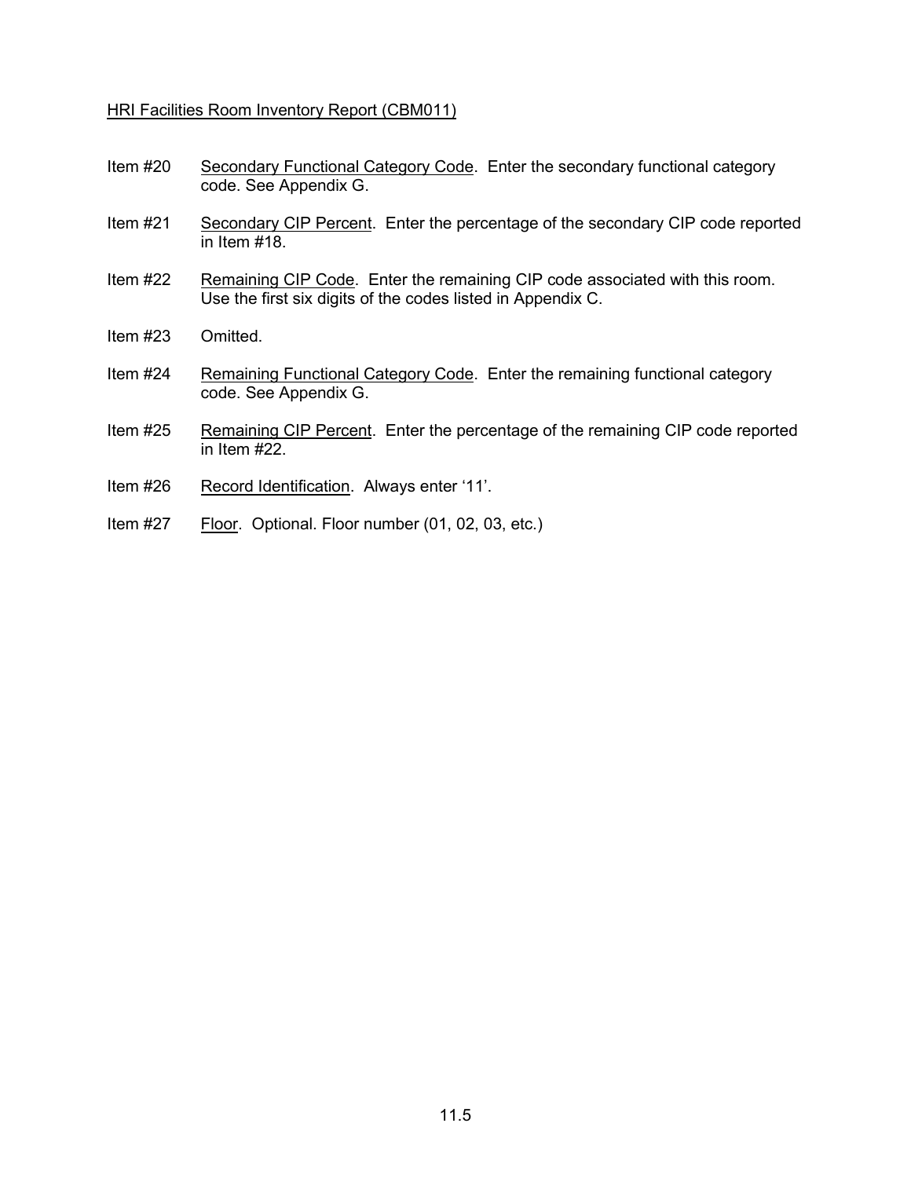HRI Facilities Room Inventory Report (CBM011)

Item #20 Secondary Functional Category Code. Enter the secondary functional category code. See Appendix G.

Item #21 Secondary CIP Percent. Enter the percentage of the secondary CIP code reported in Item #18.

Item #22 Remaining CIP Code. Enter the remaining CIP code associated with this room. Use the first six digits of the codes listed in Appendix C.

Item #23 Omitted.

Item #24 Remaining Functional Category Code. Enter the remaining functional category code. See Appendix G.

Item #25 Remaining CIP Percent. Enter the percentage of the remaining CIP code reported in Item #22.

Item #26 Record Identification. Always enter '11'.

Item #27 Floor. Optional. Floor number (01, 02, 03, etc.)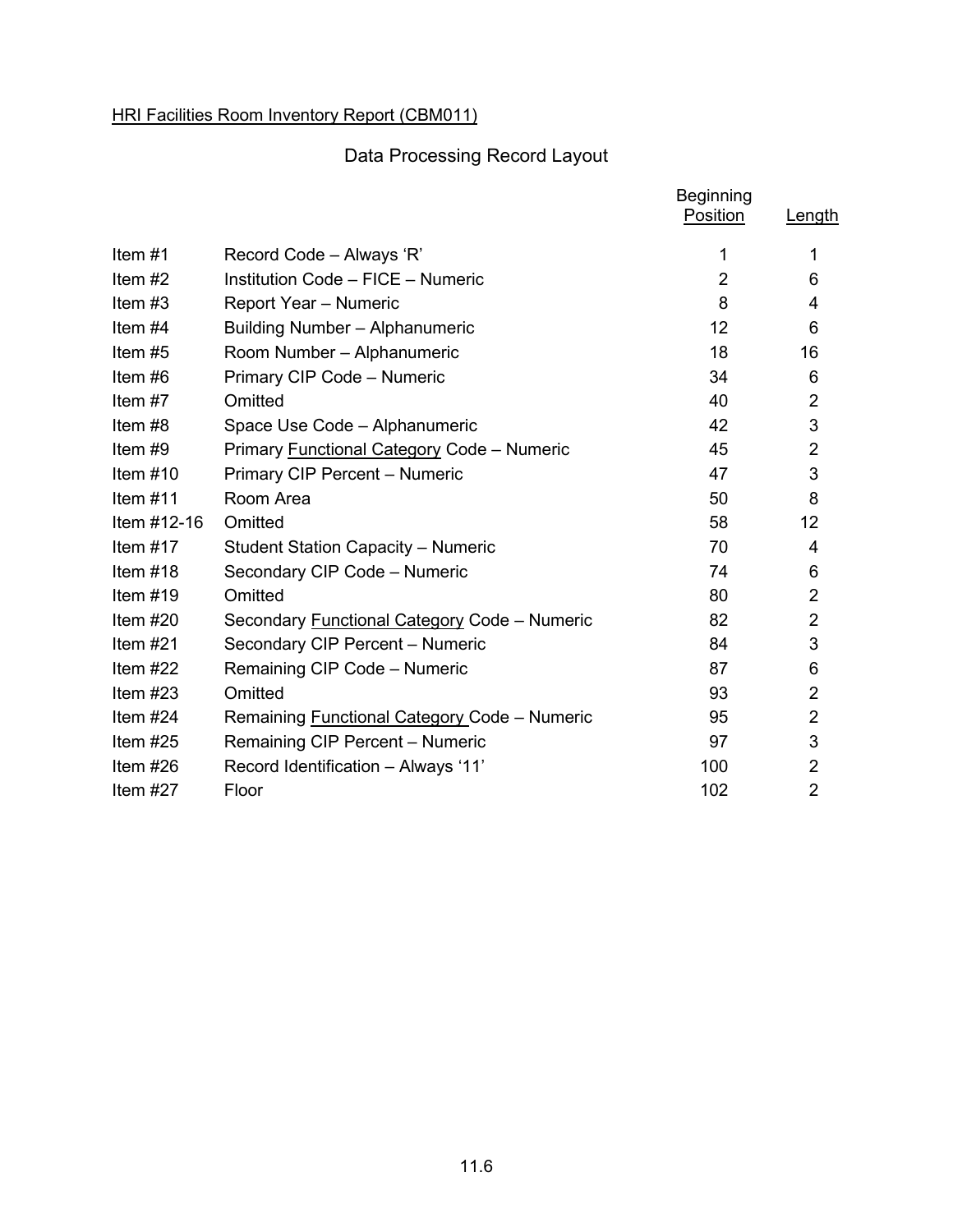<u>HRI Facilities Room Inventory Report (CBM011)</u>

## Data Processing Record Layout

| | | Beginning Position | Length |
|---|---|---|---|
| Item #1 | Record Code – Always ‘R’ | 1 | 1 |
| Item #2 | Institution Code – FICE – Numeric | 2 | 6 |
| Item #3 | Report Year – Numeric | 8 | 4 |
| Item #4 | Building Number – Alphanumeric | 12 | 6 |
| Item #5 | Room Number – Alphanumeric | 18 | 16 |
| Item #6 | Primary CIP Code – Numeric | 34 | 6 |
| Item #7 | Omitted | 40 | 2 |
| Item #8 | Space Use Code – Alphanumeric | 42 | 3 |
| Item #9 | Primary <u>Functional Category</u> Code – Numeric | 45 | 2 |
| Item #10 | Primary CIP Percent – Numeric | 47 | 3 |
| Item #11 | Room Area | 50 | 8 |
| Item #12-16 | Omitted | 58 | 12 |
| Item #17 | Student Station Capacity – Numeric | 70 | 4 |
| Item #18 | Secondary CIP Code – Numeric | 74 | 6 |
| Item #19 | Omitted | 80 | 2 |
| Item #20 | Secondary <u>Functional Category</u> Code – Numeric | 82 | 2 |
| Item #21 | Secondary CIP Percent – Numeric | 84 | 3 |
| Item #22 | Remaining CIP Code – Numeric | 87 | 6 |
| Item #23 | Omitted | 93 | 2 |
| Item #24 | Remaining <u>Functional Category</u> Code – Numeric | 95 | 2 |
| Item #25 | Remaining CIP Percent – Numeric | 97 | 3 |
| Item #26 | Record Identification – Always ‘11’ | 100 | 2 |
| Item #27 | Floor | 102 | 2 |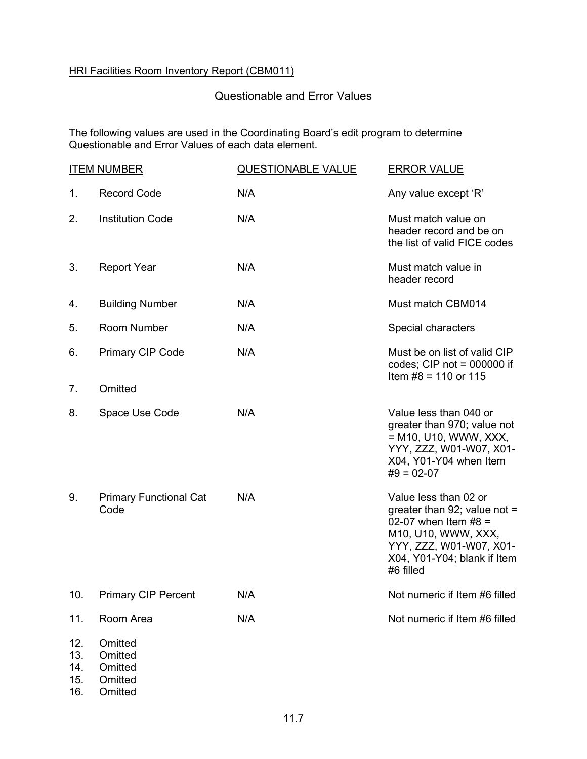HRI Facilities Room Inventory Report (CBM011)

## Questionable and Error Values

The following values are used in the Coordinating Board's edit program to determine Questionable and Error Values of each data element.

| ITEM NUMBER | | QUESTIONABLE VALUE | ERROR VALUE |
|---|---|---|---|
| 1. | Record Code | N/A | Any value except 'R' |
| 2. | Institution Code | N/A | Must match value on header record and be on the list of valid FICE codes |
| 3. | Report Year | N/A | Must match value in header record |
| 4. | Building Number | N/A | Must match CBM014 |
| 5. | Room Number | N/A | Special characters |
| 6. | Primary CIP Code | N/A | Must be on list of valid CIP codes; CIP not = 000000 if Item #8 = 110 or 115 |
| 7. | Omitted | | |
| 8. | Space Use Code | N/A | Value less than 040 or greater than 970; value not = M10, U10, WWW, XXX, YYY, ZZZ, W01-W07, X01-X04, Y01-Y04 when Item #9 = 02-07 |
| 9. | Primary Functional Cat Code | N/A | Value less than 02 or greater than 92; value not = 02-07 when Item #8 = M10, U10, WWW, XXX, YYY, ZZZ, W01-W07, X01-X04, Y01-Y04; blank if Item #6 filled |
| 10. | Primary CIP Percent | N/A | Not numeric if Item #6 filled |
| 11. | Room Area | N/A | Not numeric if Item #6 filled |
| 12. | Omitted | | |
| 13. | Omitted | | |
| 14. | Omitted | | |
| 15. | Omitted | | |
| 16. | Omitted | | |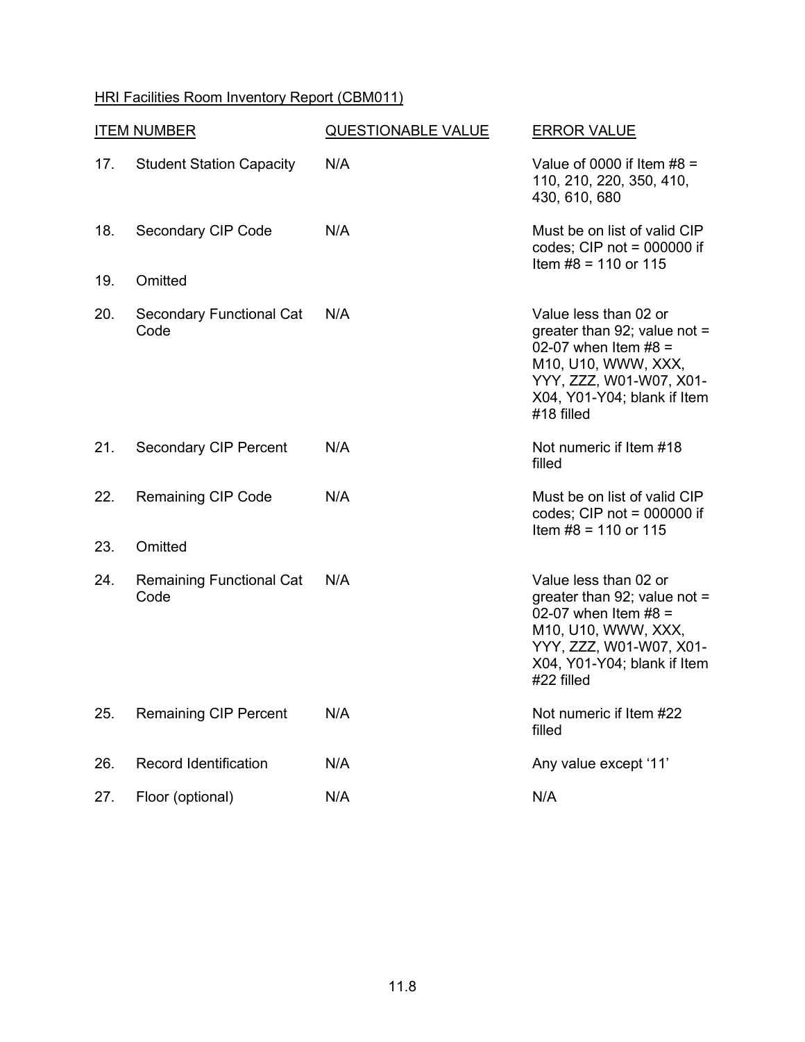HRI Facilities Room Inventory Report (CBM011)

| ITEM NUMBER | | QUESTIONABLE VALUE | ERROR VALUE |
|---|---|---|---|
| 17. | Student Station Capacity | N/A | Value of 0000 if Item #8 = 110, 210, 220, 350, 410, 430, 610, 680 |
| 18. | Secondary CIP Code | N/A | Must be on list of valid CIP codes; CIP not = 000000 if Item #8 = 110 or 115 |
| 19. | Omitted | | |
| 20. | Secondary Functional Cat Code | N/A | Value less than 02 or greater than 92; value not = 02-07 when Item #8 = M10, U10, WWW, XXX, YYY, ZZZ, W01-W07, X01-X04, Y01-Y04; blank if Item #18 filled |
| 21. | Secondary CIP Percent | N/A | Not numeric if Item #18 filled |
| 22. | Remaining CIP Code | N/A | Must be on list of valid CIP codes; CIP not = 000000 if Item #8 = 110 or 115 |
| 23. | Omitted | | |
| 24. | Remaining Functional Cat Code | N/A | Value less than 02 or greater than 92; value not = 02-07 when Item #8 = M10, U10, WWW, XXX, YYY, ZZZ, W01-W07, X01-X04, Y01-Y04; blank if Item #22 filled |
| 25. | Remaining CIP Percent | N/A | Not numeric if Item #22 filled |
| 26. | Record Identification | N/A | Any value except '11' |
| 27. | Floor (optional) | N/A | N/A |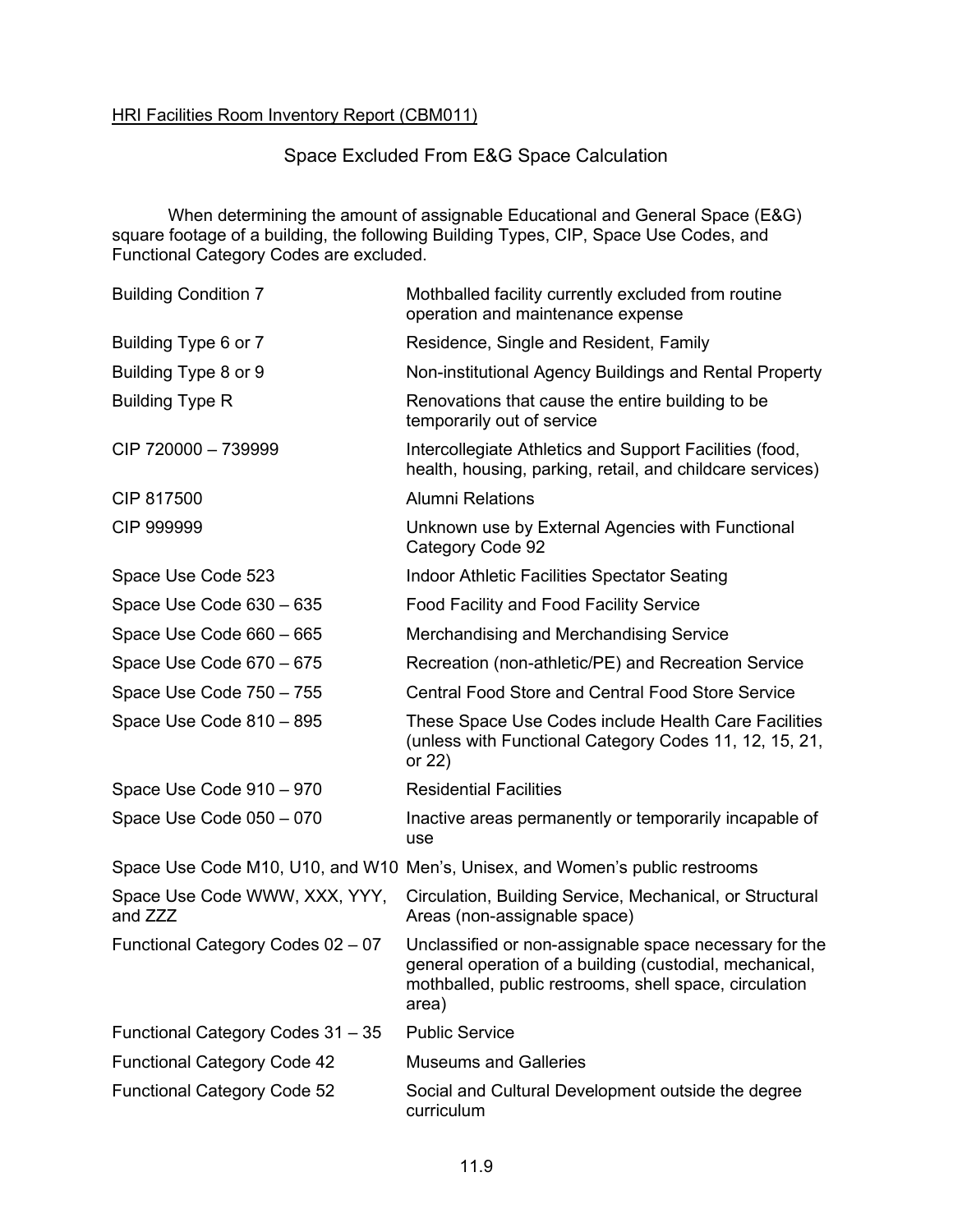HRI Facilities Room Inventory Report (CBM011)

## Space Excluded From E&G Space Calculation

When determining the amount of assignable Educational and General Space (E&G) square footage of a building, the following Building Types, CIP, Space Use Codes, and Functional Category Codes are excluded.

| | |
|---|---|
| Building Condition 7 | Mothballed facility currently excluded from routine operation and maintenance expense |
| Building Type 6 or 7 | Residence, Single and Resident, Family |
| Building Type 8 or 9 | Non-institutional Agency Buildings and Rental Property |
| Building Type R | Renovations that cause the entire building to be temporarily out of service |
| CIP 720000 – 739999 | Intercollegiate Athletics and Support Facilities (food, health, housing, parking, retail, and childcare services) |
| CIP 817500 | Alumni Relations |
| CIP 999999 | Unknown use by External Agencies with Functional Category Code 92 |
| Space Use Code 523 | Indoor Athletic Facilities Spectator Seating |
| Space Use Code 630 – 635 | Food Facility and Food Facility Service |
| Space Use Code 660 – 665 | Merchandising and Merchandising Service |
| Space Use Code 670 – 675 | Recreation (non-athletic/PE) and Recreation Service |
| Space Use Code 750 – 755 | Central Food Store and Central Food Store Service |
| Space Use Code 810 – 895 | These Space Use Codes include Health Care Facilities (unless with Functional Category Codes 11, 12, 15, 21, or 22) |
| Space Use Code 910 – 970 | Residential Facilities |
| Space Use Code 050 – 070 | Inactive areas permanently or temporarily incapable of use |
| Space Use Code M10, U10, and W10 | Men's, Unisex, and Women's public restrooms |
| Space Use Code WWW, XXX, YYY, and ZZZ | Circulation, Building Service, Mechanical, or Structural Areas (non-assignable space) |
| Functional Category Codes 02 – 07 | Unclassified or non-assignable space necessary for the general operation of a building (custodial, mechanical, mothballed, public restrooms, shell space, circulation area) |
| Functional Category Codes 31 – 35 | Public Service |
| Functional Category Code 42 | Museums and Galleries |
| Functional Category Code 52 | Social and Cultural Development outside the degree curriculum |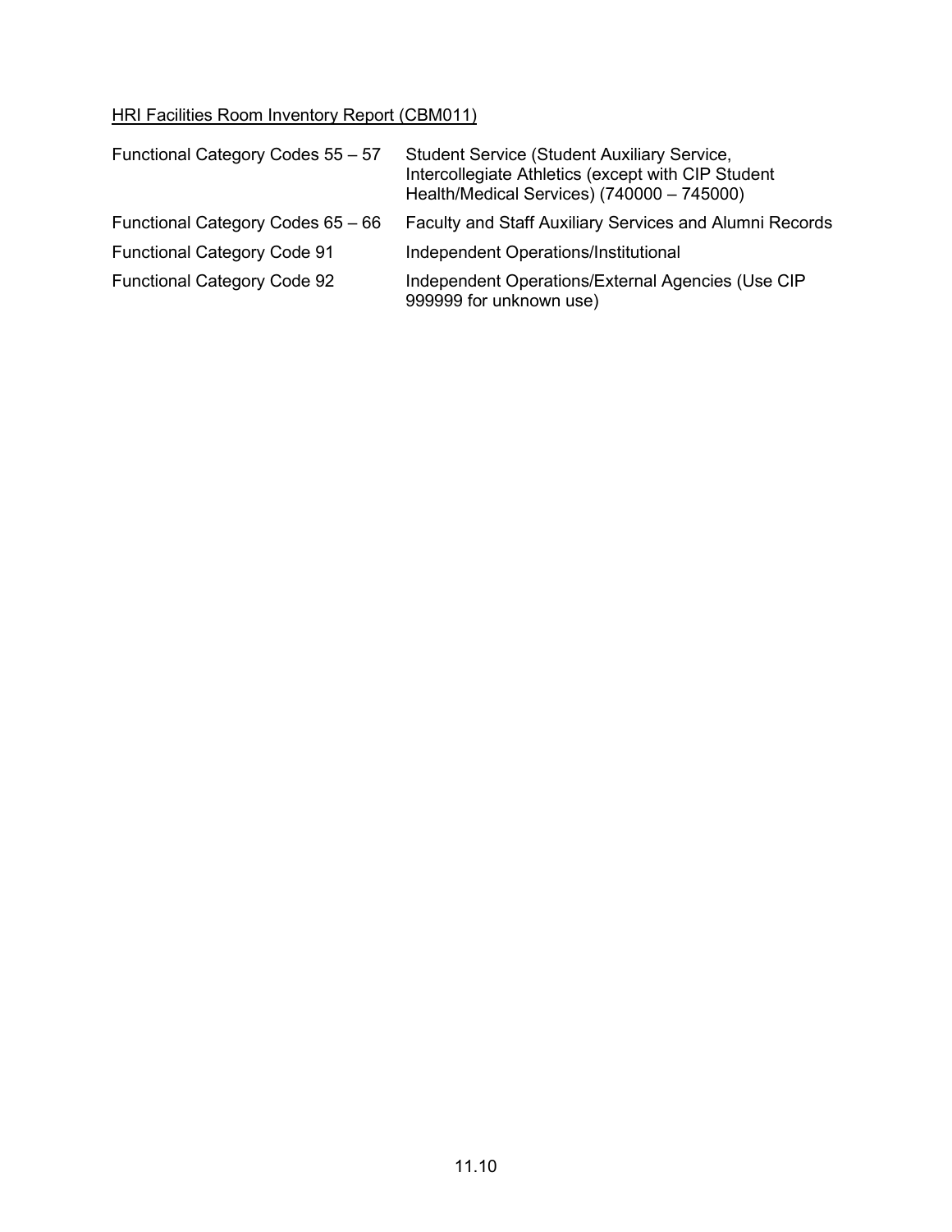<u>HRI Facilities Room Inventory Report (CBM011)</u>

| | |
|---|---|
| Functional Category Codes 55 – 57 | Student Service (Student Auxiliary Service, Intercollegiate Athletics (except with CIP Student Health/Medical Services) (740000 – 745000) |
| Functional Category Codes 65 – 66 | Faculty and Staff Auxiliary Services and Alumni Records |
| Functional Category Code 91 | Independent Operations/Institutional |
| Functional Category Code 92 | Independent Operations/External Agencies (Use CIP 999999 for unknown use) |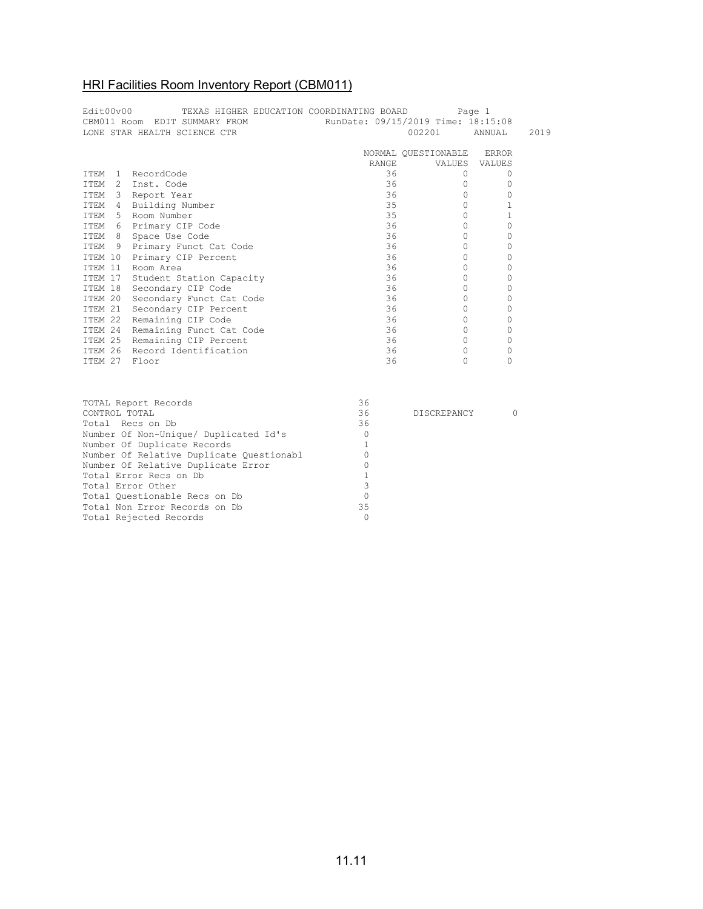## HRI Facilities Room Inventory Report (CBM011)

```
Edit00v00         TEXAS HIGHER EDUCATION COORDINATING BOARD         Page 1
CBM011 Room  EDIT SUMMARY FROM             RunDate: 09/15/2019 Time: 18:15:08
LONE STAR HEALTH SCIENCE CTR                           002201      ANNUAL    2019

                                               NORMAL QUESTIONABLE   ERROR
                                                RANGE       VALUES  VALUES
ITEM  1  RecordCode                               36            0       0
ITEM  2  Inst. Code                               36            0       0
ITEM  3  Report Year                              36            0       0
ITEM  4  Building Number                          35            0       1
ITEM  5  Room Number                              35            0       1
ITEM  6  Primary CIP Code                         36            0       0
ITEM  8  Space Use Code                           36            0       0
ITEM  9  Primary Funct Cat Code                   36            0       0
ITEM 10  Primary CIP Percent                      36            0       0
ITEM 11  Room Area                                36            0       0
ITEM 17  Student Station Capacity                 36            0       0
ITEM 18  Secondary CIP Code                       36            0       0
ITEM 20  Secondary Funct Cat Code                 36            0       0
ITEM 21  Secondary CIP Percent                    36            0       0
ITEM 22  Remaining CIP Code                       36            0       0
ITEM 24  Remaining Funct Cat Code                 36            0       0
ITEM 25  Remaining CIP Percent                    36            0       0
ITEM 26  Record Identification                    36            0       0
ITEM 27  Floor                                    36            0       0


TOTAL Report Records                         36
CONTROL TOTAL                                36       DISCREPANCY       0
Total  Recs on Db                            36
Number Of Non-Unique/ Duplicated Id's         0
Number Of Duplicate Records                   1
Number Of Relative Duplicate Questionabl      0
Number Of Relative Duplicate Error            0
Total Error Recs on Db                        1
Total Error Other                             3
Total Questionable Recs on Db                 0
Total Non Error Records on Db                35
Total Rejected Records                        0
```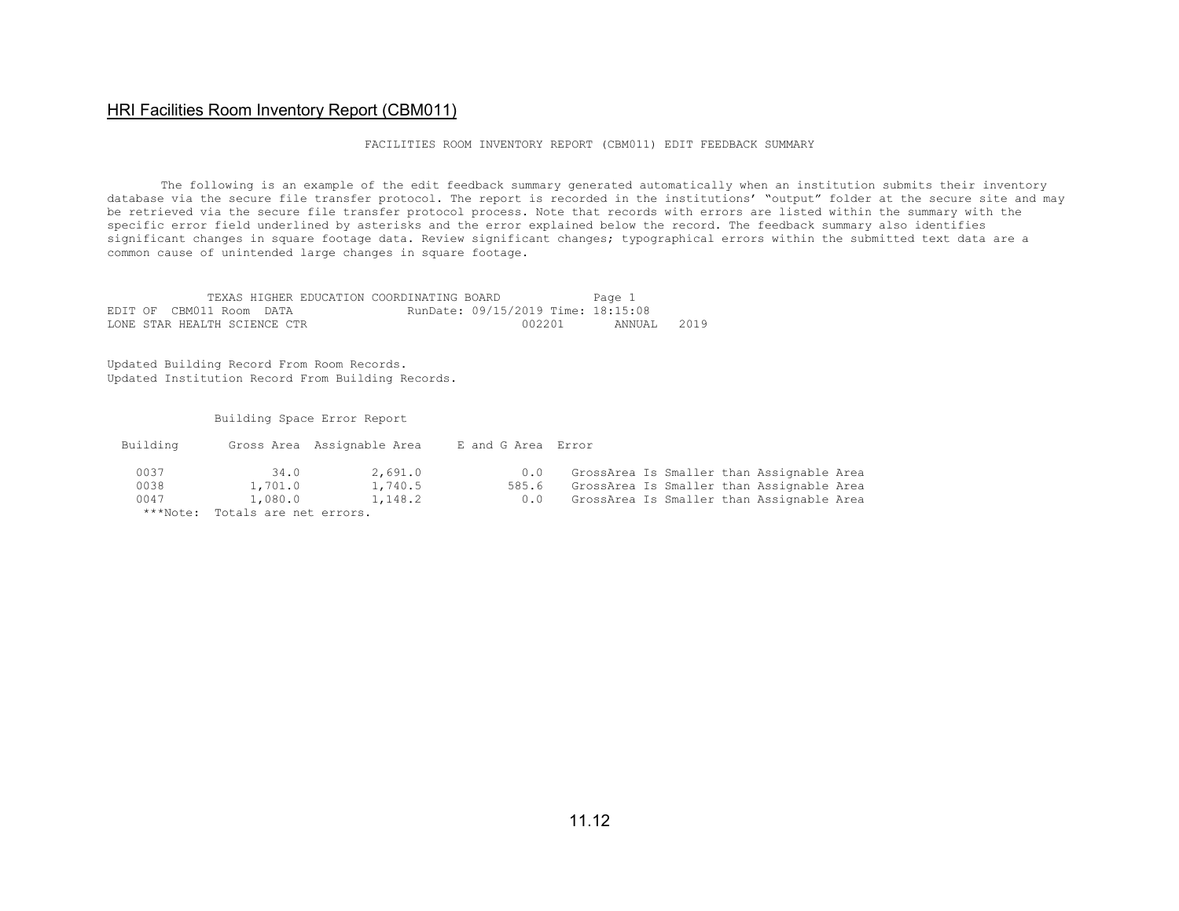## HRI Facilities Room Inventory Report (CBM011)

FACILITIES ROOM INVENTORY REPORT (CBM011) EDIT FEEDBACK SUMMARY

The following is an example of the edit feedback summary generated automatically when an institution submits their inventory database via the secure file transfer protocol. The report is recorded in the institutions' "output" folder at the secure site and may be retrieved via the secure file transfer protocol process. Note that records with errors are listed within the summary with the specific error field underlined by asterisks and the error explained below the record. The feedback summary also identifies significant changes in square footage data. Review significant changes; typographical errors within the submitted text data are a common cause of unintended large changes in square footage.

```
              TEXAS HIGHER EDUCATION COORDINATING BOARD            Page 1
EDIT OF  CBM011 Room  DATA               RunDate: 09/15/2019 Time: 18:15:08
LONE STAR HEALTH SCIENCE CTR                              002201       ANNUAL   2019


Updated Building Record From Room Records.
Updated Institution Record From Building Records.


              Building Space Error Report

  Building       Gross Area  Assignable Area     E and G Area  Error

    0037             34.0         2,691.0             0.0    GrossArea Is Smaller than Assignable Area
    0038          1,701.0         1,740.5           585.6    GrossArea Is Smaller than Assignable Area
    0047          1,080.0         1,148.2             0.0    GrossArea Is Smaller than Assignable Area
     ***Note:  Totals are net errors.
```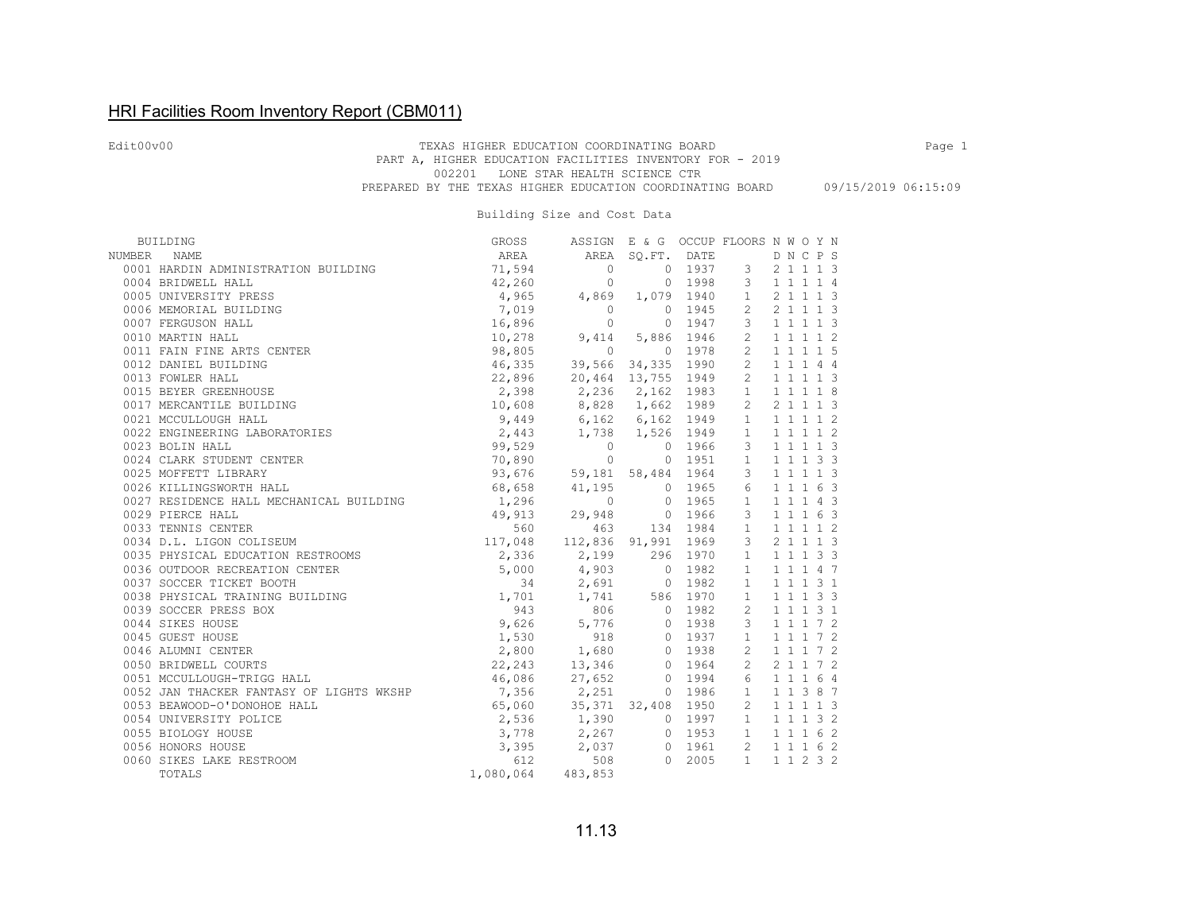## HRI Facilities Room Inventory Report (CBM011)

Edit00v00

TEXAS HIGHER EDUCATION COORDINATING BOARD
PART A, HIGHER EDUCATION FACILITIES INVENTORY FOR - 2019
002201 LONE STAR HEALTH SCIENCE CTR
PREPARED BY THE TEXAS HIGHER EDUCATION COORDINATING BOARD 09/15/2019 06:15:09

Building Size and Cost Data

| BUILDING NUMBER | NAME | GROSS AREA | ASSIGN AREA | E & G SQ.FT. | OCCUP DATE | FLOORS | N D | W N | O C | Y P | N S |
|---|---|---|---|---|---|---|---|---|---|---|---|
| 0001 | HARDIN ADMINISTRATION BUILDING | 71,594 | 0 | 0 | 1937 | 3 | 2 | 1 | 1 | 1 | 3 |
| 0004 | BRIDWELL HALL | 42,260 | 0 | 0 | 1998 | 3 | 1 | 1 | 1 | 1 | 4 |
| 0005 | UNIVERSITY PRESS | 4,965 | 4,869 | 1,079 | 1940 | 1 | 2 | 1 | 1 | 1 | 3 |
| 0006 | MEMORIAL BUILDING | 7,019 | 0 | 0 | 1945 | 2 | 2 | 1 | 1 | 1 | 3 |
| 0007 | FERGUSON HALL | 16,896 | 0 | 0 | 1947 | 3 | 1 | 1 | 1 | 1 | 3 |
| 0010 | MARTIN HALL | 10,278 | 9,414 | 5,886 | 1946 | 2 | 1 | 1 | 1 | 1 | 2 |
| 0011 | FAIN FINE ARTS CENTER | 98,805 | 0 | 0 | 1978 | 2 | 1 | 1 | 1 | 1 | 5 |
| 0012 | DANIEL BUILDING | 46,335 | 39,566 | 34,335 | 1990 | 2 | 1 | 1 | 1 | 4 | 4 |
| 0013 | FOWLER HALL | 22,896 | 20,464 | 13,755 | 1949 | 2 | 1 | 1 | 1 | 1 | 3 |
| 0015 | BEYER GREENHOUSE | 2,398 | 2,236 | 2,162 | 1983 | 1 | 1 | 1 | 1 | 1 | 8 |
| 0017 | MERCANTILE BUILDING | 10,608 | 8,828 | 1,662 | 1989 | 2 | 2 | 1 | 1 | 1 | 3 |
| 0021 | MCCULLOUGH HALL | 9,449 | 6,162 | 6,162 | 1949 | 1 | 1 | 1 | 1 | 1 | 2 |
| 0022 | ENGINEERING LABORATORIES | 2,443 | 1,738 | 1,526 | 1949 | 1 | 1 | 1 | 1 | 1 | 2 |
| 0023 | BOLIN HALL | 99,529 | 0 | 0 | 1966 | 3 | 1 | 1 | 1 | 1 | 3 |
| 0024 | CLARK STUDENT CENTER | 70,890 | 0 | 0 | 1951 | 1 | 1 | 1 | 1 | 3 | 3 |
| 0025 | MOFFETT LIBRARY | 93,676 | 59,181 | 58,484 | 1964 | 3 | 1 | 1 | 1 | 1 | 3 |
| 0026 | KILLINGSWORTH HALL | 68,658 | 41,195 | 0 | 1965 | 6 | 1 | 1 | 1 | 6 | 3 |
| 0027 | RESIDENCE HALL MECHANICAL BUILDING | 1,296 | 0 | 0 | 1965 | 1 | 1 | 1 | 1 | 4 | 3 |
| 0029 | PIERCE HALL | 49,913 | 29,948 | 0 | 1966 | 3 | 1 | 1 | 1 | 6 | 3 |
| 0033 | TENNIS CENTER | 560 | 463 | 134 | 1984 | 1 | 1 | 1 | 1 | 1 | 2 |
| 0034 | D.L. LIGON COLISEUM | 117,048 | 112,836 | 91,991 | 1969 | 3 | 2 | 1 | 1 | 1 | 3 |
| 0035 | PHYSICAL EDUCATION RESTROOMS | 2,336 | 2,199 | 296 | 1970 | 1 | 1 | 1 | 1 | 3 | 3 |
| 0036 | OUTDOOR RECREATION CENTER | 5,000 | 4,903 | 0 | 1982 | 1 | 1 | 1 | 1 | 4 | 7 |
| 0037 | SOCCER TICKET BOOTH | 34 | 2,691 | 0 | 1982 | 1 | 1 | 1 | 1 | 3 | 1 |
| 0038 | PHYSICAL TRAINING BUILDING | 1,701 | 1,741 | 586 | 1970 | 1 | 1 | 1 | 1 | 3 | 3 |
| 0039 | SOCCER PRESS BOX | 943 | 806 | 0 | 1982 | 2 | 1 | 1 | 1 | 3 | 1 |
| 0044 | SIKES HOUSE | 9,626 | 5,776 | 0 | 1938 | 3 | 1 | 1 | 1 | 7 | 2 |
| 0045 | GUEST HOUSE | 1,530 | 918 | 0 | 1937 | 1 | 1 | 1 | 1 | 7 | 2 |
| 0046 | ALUMNI CENTER | 2,800 | 1,680 | 0 | 1938 | 2 | 1 | 1 | 1 | 7 | 2 |
| 0050 | BRIDWELL COURTS | 22,243 | 13,346 | 0 | 1964 | 2 | 2 | 1 | 1 | 7 | 2 |
| 0051 | MCCULLOUGH-TRIGG HALL | 46,086 | 27,652 | 0 | 1994 | 6 | 1 | 1 | 1 | 6 | 4 |
| 0052 | JAN THACKER FANTASY OF LIGHTS WKSHP | 7,356 | 2,251 | 0 | 1986 | 1 | 1 | 1 | 3 | 8 | 7 |
| 0053 | BEAWOOD-O'DONOHOE HALL | 65,060 | 35,371 | 32,408 | 1950 | 2 | 1 | 1 | 1 | 1 | 3 |
| 0054 | UNIVERSITY POLICE | 2,536 | 1,390 | 0 | 1997 | 1 | 1 | 1 | 1 | 3 | 2 |
| 0055 | BIOLOGY HOUSE | 3,778 | 2,267 | 0 | 1953 | 1 | 1 | 1 | 1 | 6 | 2 |
| 0056 | HONORS HOUSE | 3,395 | 2,037 | 0 | 1961 | 2 | 1 | 1 | 1 | 6 | 2 |
| 0060 | SIKES LAKE RESTROOM | 612 | 508 | 0 | 2005 | 1 | 1 | 1 | 2 | 3 | 2 |
| | TOTALS | 1,080,064 | 483,853 | | | | | | | | |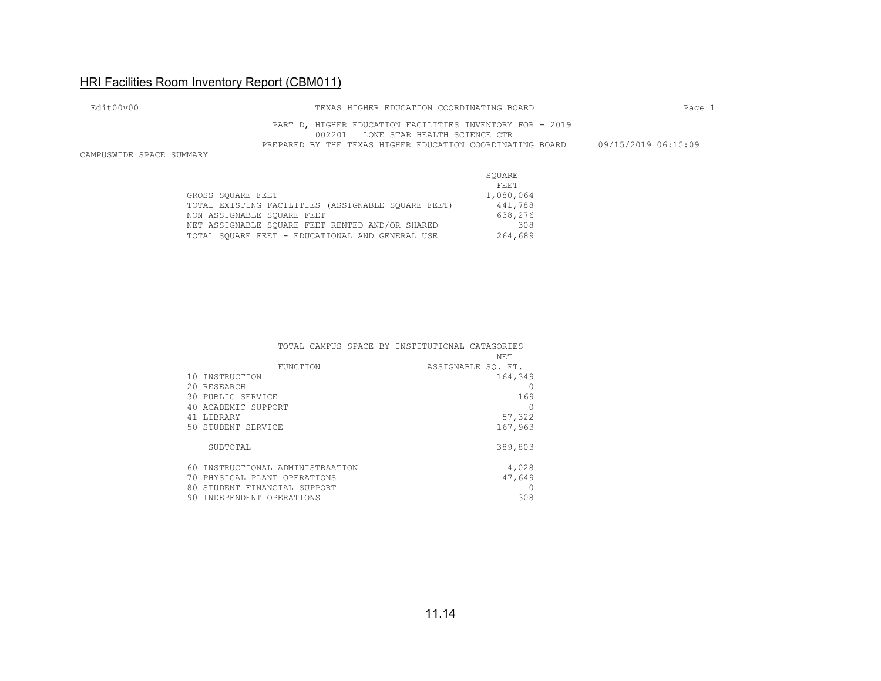## HRI Facilities Room Inventory Report (CBM011)

Edit00v00 TEXAS HIGHER EDUCATION COORDINATING BOARD Page 1

PART D, HIGHER EDUCATION FACILITIES INVENTORY FOR - 2019
002201 LONE STAR HEALTH SCIENCE CTR
PREPARED BY THE TEXAS HIGHER EDUCATION COORDINATING BOARD 09/15/2019 06:15:09

CAMPUSWIDE SPACE SUMMARY

| | SQUARE FEET |
|---|---|
| GROSS SQUARE FEET | 1,080,064 |
| TOTAL EXISTING FACILITIES (ASSIGNABLE SQUARE FEET) | 441,788 |
| NON ASSIGNABLE SQUARE FEET | 638,276 |
| NET ASSIGNABLE SQUARE FEET RENTED AND/OR SHARED | 308 |
| TOTAL SQUARE FEET - EDUCATIONAL AND GENERAL USE | 264,689 |

TOTAL CAMPUS SPACE BY INSTITUTIONAL CATAGORIES

| FUNCTION | NET ASSIGNABLE SQ. FT. |
|---|---|
| 10 INSTRUCTION | 164,349 |
| 20 RESEARCH | 0 |
| 30 PUBLIC SERVICE | 169 |
| 40 ACADEMIC SUPPORT | 0 |
| 41 LIBRARY | 57,322 |
| 50 STUDENT SERVICE | 167,963 |
| SUBTOTAL | 389,803 |
| 60 INSTRUCTIONAL ADMINISTRAATION | 4,028 |
| 70 PHYSICAL PLANT OPERATIONS | 47,649 |
| 80 STUDENT FINANCIAL SUPPORT | 0 |
| 90 INDEPENDENT OPERATIONS | 308 |

11.14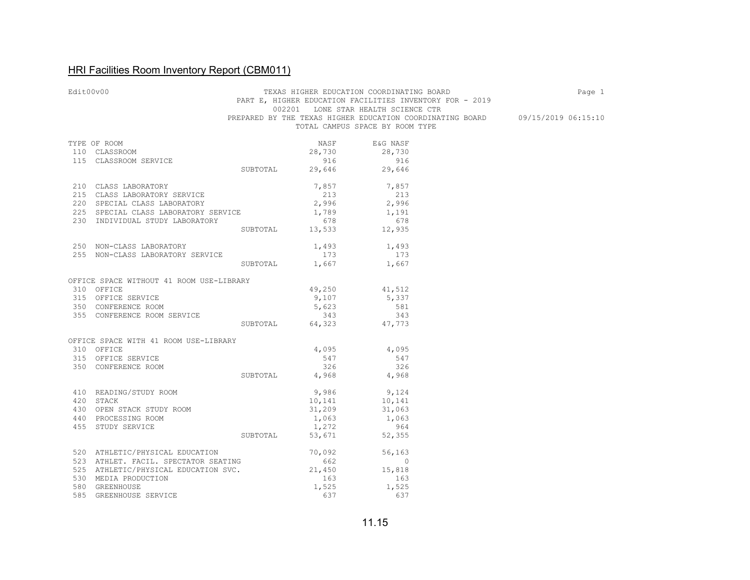## HRI Facilities Room Inventory Report (CBM011)

Edit00v00

TEXAS HIGHER EDUCATION COORDINATING BOARD
PART E, HIGHER EDUCATION FACILITIES INVENTORY FOR - 2019
002201 LONE STAR HEALTH SCIENCE CTR
PREPARED BY THE TEXAS HIGHER EDUCATION COORDINATING BOARD 09/15/2019 06:15:10
TOTAL CAMPUS SPACE BY ROOM TYPE

| TYPE OF ROOM | | NASF | E&G NASF |
|---|---|---|---|
| 110 CLASSROOM | | 28,730 | 28,730 |
| 115 CLASSROOM SERVICE | | 916 | 916 |
| | SUBTOTAL | 29,646 | 29,646 |
| 210 CLASS LABORATORY | | 7,857 | 7,857 |
| 215 CLASS LABORATORY SERVICE | | 213 | 213 |
| 220 SPECIAL CLASS LABORATORY | | 2,996 | 2,996 |
| 225 SPECIAL CLASS LABORATORY SERVICE | | 1,789 | 1,191 |
| 230 INDIVIDUAL STUDY LABORATORY | | 678 | 678 |
| | SUBTOTAL | 13,533 | 12,935 |
| 250 NON-CLASS LABORATORY | | 1,493 | 1,493 |
| 255 NON-CLASS LABORATORY SERVICE | | 173 | 173 |
| | SUBTOTAL | 1,667 | 1,667 |
| OFFICE SPACE WITHOUT 41 ROOM USE-LIBRARY | | | |
| 310 OFFICE | | 49,250 | 41,512 |
| 315 OFFICE SERVICE | | 9,107 | 5,337 |
| 350 CONFERENCE ROOM | | 5,623 | 581 |
| 355 CONFERENCE ROOM SERVICE | | 343 | 343 |
| | SUBTOTAL | 64,323 | 47,773 |
| OFFICE SPACE WITH 41 ROOM USE-LIBRARY | | | |
| 310 OFFICE | | 4,095 | 4,095 |
| 315 OFFICE SERVICE | | 547 | 547 |
| 350 CONFERENCE ROOM | | 326 | 326 |
| | SUBTOTAL | 4,968 | 4,968 |
| 410 READING/STUDY ROOM | | 9,986 | 9,124 |
| 420 STACK | | 10,141 | 10,141 |
| 430 OPEN STACK STUDY ROOM | | 31,209 | 31,063 |
| 440 PROCESSING ROOM | | 1,063 | 1,063 |
| 455 STUDY SERVICE | | 1,272 | 964 |
| | SUBTOTAL | 53,671 | 52,355 |
| 520 ATHLETIC/PHYSICAL EDUCATION | | 70,092 | 56,163 |
| 523 ATHLET. FACIL. SPECTATOR SEATING | | 662 | 0 |
| 525 ATHLETIC/PHYSICAL EDUCATION SVC. | | 21,450 | 15,818 |
| 530 MEDIA PRODUCTION | | 163 | 163 |
| 580 GREENHOUSE | | 1,525 | 1,525 |
| 585 GREENHOUSE SERVICE | | 637 | 637 |

11.15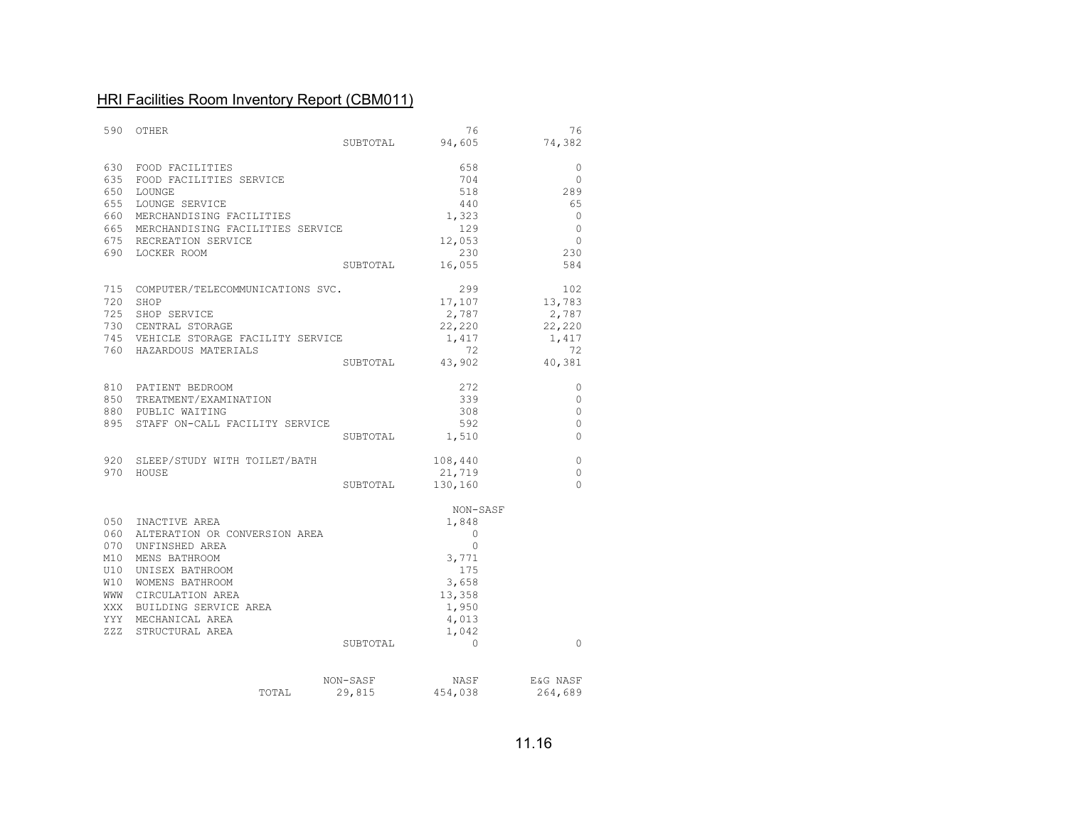## HRI Facilities Room Inventory Report (CBM011)

| Code | Description | | NASF | E&G NASF |
|---|---|---|---|---|
| 590 | OTHER | | 76 | 76 |
| | | SUBTOTAL | 94,605 | 74,382 |
| 630 | FOOD FACILITIES | | 658 | 0 |
| 635 | FOOD FACILITIES SERVICE | | 704 | 0 |
| 650 | LOUNGE | | 518 | 289 |
| 655 | LOUNGE SERVICE | | 440 | 65 |
| 660 | MERCHANDISING FACILITIES | | 1,323 | 0 |
| 665 | MERCHANDISING FACILITIES SERVICE | | 129 | 0 |
| 675 | RECREATION SERVICE | | 12,053 | 0 |
| 690 | LOCKER ROOM | | 230 | 230 |
| | | SUBTOTAL | 16,055 | 584 |
| 715 | COMPUTER/TELECOMMUNICATIONS SVC. | | 299 | 102 |
| 720 | SHOP | | 17,107 | 13,783 |
| 725 | SHOP SERVICE | | 2,787 | 2,787 |
| 730 | CENTRAL STORAGE | | 22,220 | 22,220 |
| 745 | VEHICLE STORAGE FACILITY SERVICE | | 1,417 | 1,417 |
| 760 | HAZARDOUS MATERIALS | | 72 | 72 |
| | | SUBTOTAL | 43,902 | 40,381 |
| 810 | PATIENT BEDROOM | | 272 | 0 |
| 850 | TREATMENT/EXAMINATION | | 339 | 0 |
| 880 | PUBLIC WAITING | | 308 | 0 |
| 895 | STAFF ON-CALL FACILITY SERVICE | | 592 | 0 |
| | | SUBTOTAL | 1,510 | 0 |
| 920 | SLEEP/STUDY WITH TOILET/BATH | | 108,440 | 0 |
| 970 | HOUSE | | 21,719 | 0 |
| | | SUBTOTAL | 130,160 | 0 |
| | | | NON-SASF | |
| 050 | INACTIVE AREA | | 1,848 | |
| 060 | ALTERATION OR CONVERSION AREA | | 0 | |
| 070 | UNFINSHED AREA | | 0 | |
| M10 | MENS BATHROOM | | 3,771 | |
| U10 | UNISEX BATHROOM | | 175 | |
| W10 | WOMENS BATHROOM | | 3,658 | |
| WWW | CIRCULATION AREA | | 13,358 | |
| XXX | BUILDING SERVICE AREA | | 1,950 | |
| YYY | MECHANICAL AREA | | 4,013 | |
| ZZZ | STRUCTURAL AREA | | 1,042 | |
| | | SUBTOTAL | 0 | 0 |

| | NON-SASF | NASF | E&G NASF |
|---|---|---|---|
| TOTAL | 29,815 | 454,038 | 264,689 |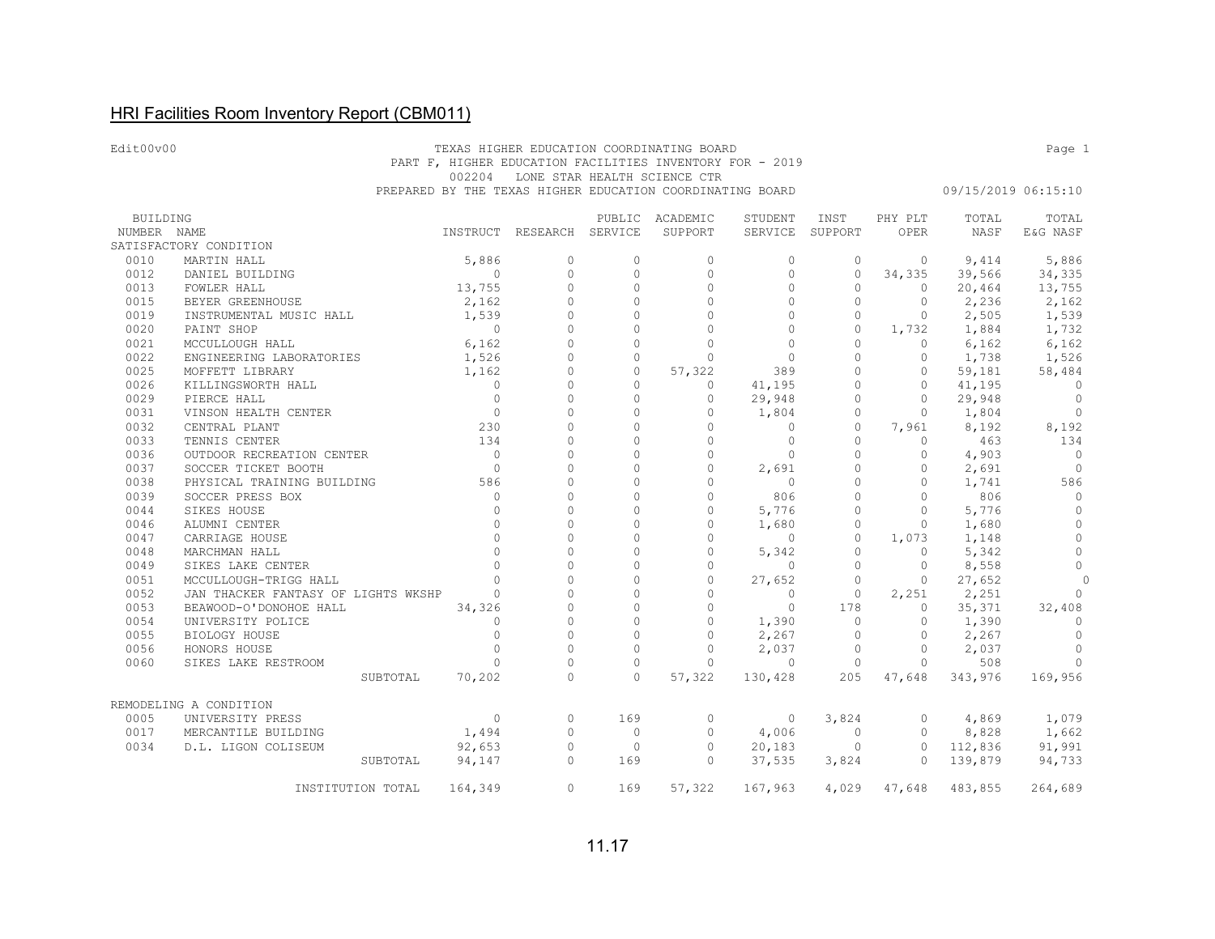## HRI Facilities Room Inventory Report (CBM011)

Edit00v00

TEXAS HIGHER EDUCATION COORDINATING BOARD
PART F, HIGHER EDUCATION FACILITIES INVENTORY FOR - 2019
002204 LONE STAR HEALTH SCIENCE CTR
PREPARED BY THE TEXAS HIGHER EDUCATION COORDINATING BOARD

09/15/2019 06:15:10

| BUILDING NUMBER | NAME | INSTRUCT | RESEARCH | PUBLIC SERVICE | ACADEMIC SUPPORT | STUDENT SERVICE | INST SUPPORT | PHY PLT OPER | TOTAL NASF | TOTAL E&G NASF |
|---|---|---|---|---|---|---|---|---|---|---|
| SATISFACTORY CONDITION | | | | | | | | | | |
| 0010 | MARTIN HALL | 5,886 | 0 | 0 | 0 | 0 | 0 | 0 | 9,414 | 5,886 |
| 0012 | DANIEL BUILDING | 0 | 0 | 0 | 0 | 0 | 0 | 34,335 | 39,566 | 34,335 |
| 0013 | FOWLER HALL | 13,755 | 0 | 0 | 0 | 0 | 0 | 0 | 20,464 | 13,755 |
| 0015 | BEYER GREENHOUSE | 2,162 | 0 | 0 | 0 | 0 | 0 | 0 | 2,236 | 2,162 |
| 0019 | INSTRUMENTAL MUSIC HALL | 1,539 | 0 | 0 | 0 | 0 | 0 | 0 | 2,505 | 1,539 |
| 0020 | PAINT SHOP | 0 | 0 | 0 | 0 | 0 | 0 | 1,732 | 1,884 | 1,732 |
| 0021 | MCCULLOUGH HALL | 6,162 | 0 | 0 | 0 | 0 | 0 | 0 | 6,162 | 6,162 |
| 0022 | ENGINEERING LABORATORIES | 1,526 | 0 | 0 | 0 | 0 | 0 | 0 | 1,738 | 1,526 |
| 0025 | MOFFETT LIBRARY | 1,162 | 0 | 0 | 57,322 | 389 | 0 | 0 | 59,181 | 58,484 |
| 0026 | KILLINGSWORTH HALL | 0 | 0 | 0 | 0 | 41,195 | 0 | 0 | 41,195 | 0 |
| 0029 | PIERCE HALL | 0 | 0 | 0 | 0 | 29,948 | 0 | 0 | 29,948 | 0 |
| 0031 | VINSON HEALTH CENTER | 0 | 0 | 0 | 0 | 1,804 | 0 | 0 | 1,804 | 0 |
| 0032 | CENTRAL PLANT | 230 | 0 | 0 | 0 | 0 | 0 | 7,961 | 8,192 | 8,192 |
| 0033 | TENNIS CENTER | 134 | 0 | 0 | 0 | 0 | 0 | 0 | 463 | 134 |
| 0036 | OUTDOOR RECREATION CENTER | 0 | 0 | 0 | 0 | 0 | 0 | 0 | 4,903 | 0 |
| 0037 | SOCCER TICKET BOOTH | 0 | 0 | 0 | 0 | 2,691 | 0 | 0 | 2,691 | 0 |
| 0038 | PHYSICAL TRAINING BUILDING | 586 | 0 | 0 | 0 | 0 | 0 | 0 | 1,741 | 586 |
| 0039 | SOCCER PRESS BOX | 0 | 0 | 0 | 0 | 806 | 0 | 0 | 806 | 0 |
| 0044 | SIKES HOUSE | 0 | 0 | 0 | 0 | 5,776 | 0 | 0 | 5,776 | 0 |
| 0046 | ALUMNI CENTER | 0 | 0 | 0 | 0 | 1,680 | 0 | 0 | 1,680 | 0 |
| 0047 | CARRIAGE HOUSE | 0 | 0 | 0 | 0 | 0 | 0 | 1,073 | 1,148 | 0 |
| 0048 | MARCHMAN HALL | 0 | 0 | 0 | 0 | 5,342 | 0 | 0 | 5,342 | 0 |
| 0049 | SIKES LAKE CENTER | 0 | 0 | 0 | 0 | 0 | 0 | 0 | 8,558 | 0 |
| 0051 | MCCULLOUGH-TRIGG HALL | 0 | 0 | 0 | 0 | 27,652 | 0 | 0 | 27,652 | 0 |
| 0052 | JAN THACKER FANTASY OF LIGHTS WKSHP | 0 | 0 | 0 | 0 | 0 | 0 | 2,251 | 2,251 | 0 |
| 0053 | BEAWOOD-O'DONOHOE HALL | 34,326 | 0 | 0 | 0 | 0 | 178 | 0 | 35,371 | 32,408 |
| 0054 | UNIVERSITY POLICE | 0 | 0 | 0 | 0 | 1,390 | 0 | 0 | 1,390 | 0 |
| 0055 | BIOLOGY HOUSE | 0 | 0 | 0 | 0 | 2,267 | 0 | 0 | 2,267 | 0 |
| 0056 | HONORS HOUSE | 0 | 0 | 0 | 0 | 2,037 | 0 | 0 | 2,037 | 0 |
| 0060 | SIKES LAKE RESTROOM | 0 | 0 | 0 | 0 | 0 | 0 | 0 | 508 | 0 |
| | SUBTOTAL | 70,202 | 0 | 0 | 57,322 | 130,428 | 205 | 47,648 | 343,976 | 169,956 |
| REMODELING A CONDITION | | | | | | | | | | |
| 0005 | UNIVERSITY PRESS | 0 | 0 | 169 | 0 | 0 | 3,824 | 0 | 4,869 | 1,079 |
| 0017 | MERCANTILE BUILDING | 1,494 | 0 | 0 | 0 | 4,006 | 0 | 0 | 8,828 | 1,662 |
| 0034 | D.L. LIGON COLISEUM | 92,653 | 0 | 0 | 0 | 20,183 | 0 | 0 | 112,836 | 91,991 |
| | SUBTOTAL | 94,147 | 0 | 169 | 0 | 37,535 | 3,824 | 0 | 139,879 | 94,733 |
| | INSTITUTION TOTAL | 164,349 | 0 | 169 | 57,322 | 167,963 | 4,029 | 47,648 | 483,855 | 264,689 |

11.17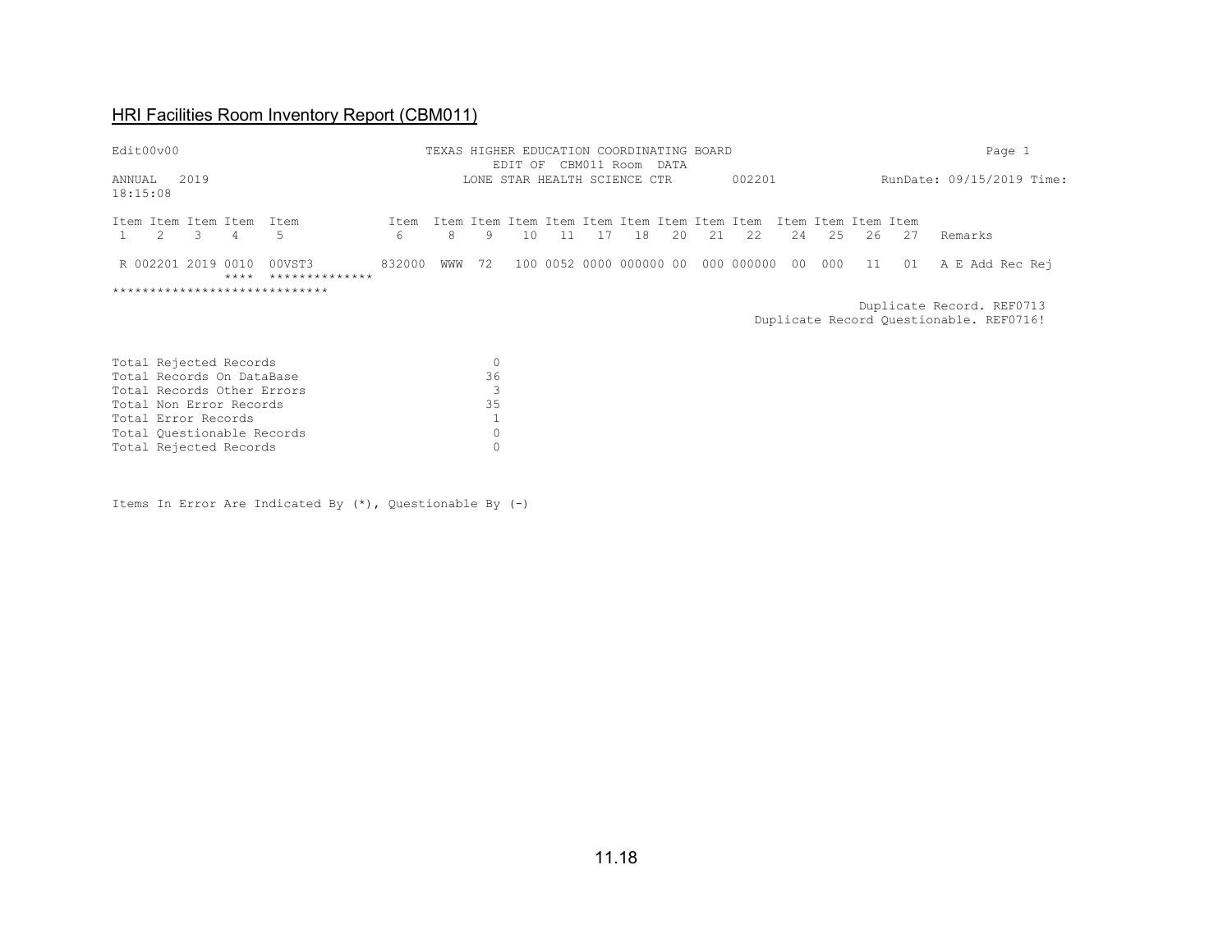## HRI Facilities Room Inventory Report (CBM011)

```
Edit00v00                                    TEXAS HIGHER EDUCATION COORDINATING BOARD                                    Page 1
                                                    EDIT OF  CBM011 Room  DATA
ANNUAL   2019                                    LONE STAR HEALTH SCIENCE CTR         002201              RunDate: 09/15/2019 Time:
18:15:08

Item Item Item Item  Item            Item  Item Item Item Item Item Item Item Item Item  Item Item Item Item
 1    2    3    4     5               6     8    9    10   11   17   18   20   21   22    24   25   26   27   Remarks

 R 002201 2019 0010  00VST3         832000  WWW  72   100 0052 0000 000000 00  000 000000  00  000   11   01   A E Add Rec Rej
               ****  **************
*****************************
                                                                                                   Duplicate Record. REF0713
                                                                                        Duplicate Record Questionable. REF0716!


Total Rejected Records                          0
Total Records On DataBase                      36
Total Records Other Errors                      3
Total Non Error Records                        35
Total Error Records                             1
Total Questionable Records                      0
Total Rejected Records                          0


Items In Error Are Indicated By (*), Questionable By (-)
```

11.18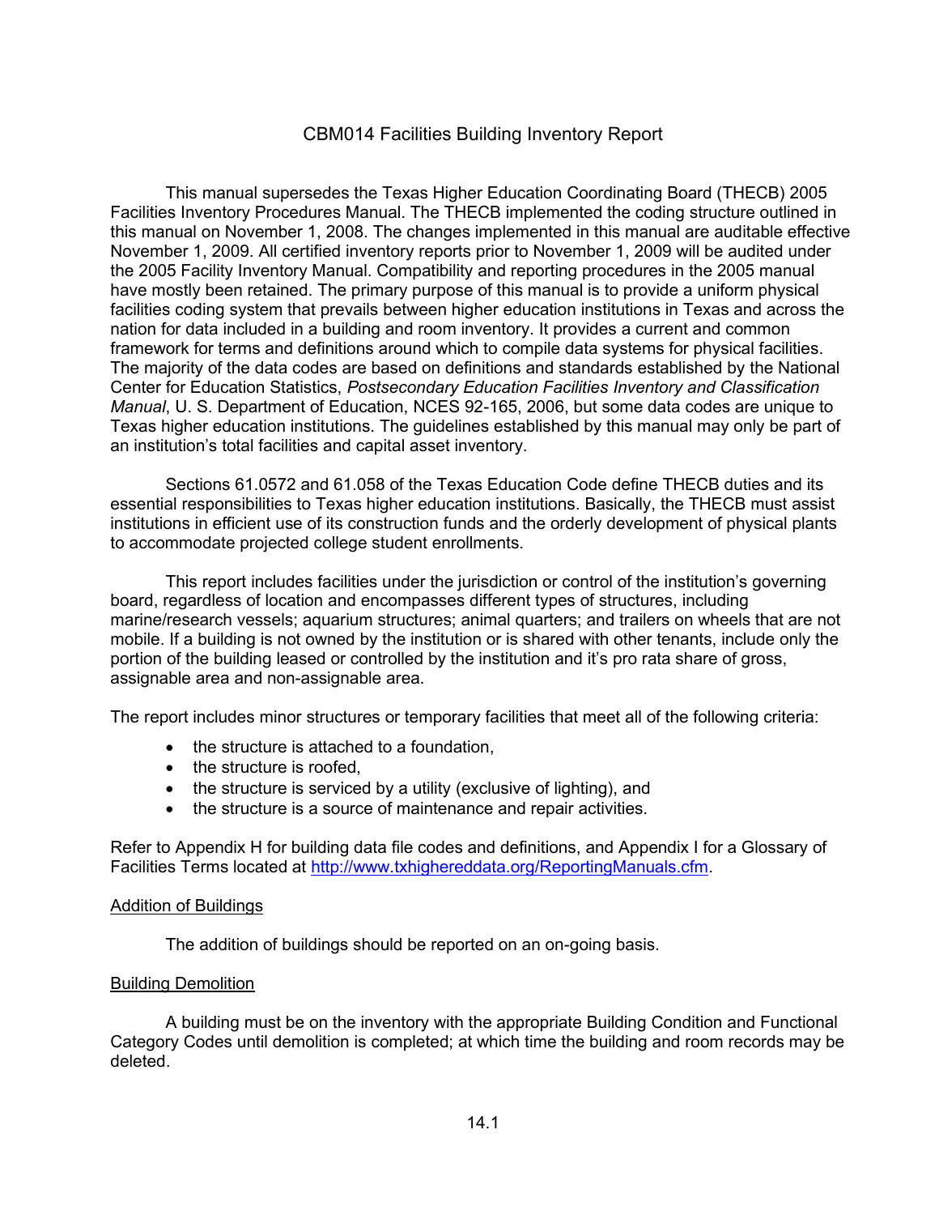# CBM014 Facilities Building Inventory Report

This manual supersedes the Texas Higher Education Coordinating Board (THECB) 2005 Facilities Inventory Procedures Manual. The THECB implemented the coding structure outlined in this manual on November 1, 2008. The changes implemented in this manual are auditable effective November 1, 2009. All certified inventory reports prior to November 1, 2009 will be audited under the 2005 Facility Inventory Manual. Compatibility and reporting procedures in the 2005 manual have mostly been retained. The primary purpose of this manual is to provide a uniform physical facilities coding system that prevails between higher education institutions in Texas and across the nation for data included in a building and room inventory. It provides a current and common framework for terms and definitions around which to compile data systems for physical facilities. The majority of the data codes are based on definitions and standards established by the National Center for Education Statistics, *Postsecondary Education Facilities Inventory and Classification Manual*, U. S. Department of Education, NCES 92-165, 2006, but some data codes are unique to Texas higher education institutions. The guidelines established by this manual may only be part of an institution's total facilities and capital asset inventory.

Sections 61.0572 and 61.058 of the Texas Education Code define THECB duties and its essential responsibilities to Texas higher education institutions. Basically, the THECB must assist institutions in efficient use of its construction funds and the orderly development of physical plants to accommodate projected college student enrollments.

This report includes facilities under the jurisdiction or control of the institution's governing board, regardless of location and encompasses different types of structures, including marine/research vessels; aquarium structures; animal quarters; and trailers on wheels that are not mobile. If a building is not owned by the institution or is shared with other tenants, include only the portion of the building leased or controlled by the institution and it's pro rata share of gross, assignable area and non-assignable area.

The report includes minor structures or temporary facilities that meet all of the following criteria:

- the structure is attached to a foundation,
- the structure is roofed,
- the structure is serviced by a utility (exclusive of lighting), and
- the structure is a source of maintenance and repair activities.

Refer to Appendix H for building data file codes and definitions, and Appendix I for a Glossary of Facilities Terms located at http://www.txhighereddata.org/ReportingManuals.cfm.

## Addition of Buildings

The addition of buildings should be reported on an on-going basis.

## Building Demolition

A building must be on the inventory with the appropriate Building Condition and Functional Category Codes until demolition is completed; at which time the building and room records may be deleted.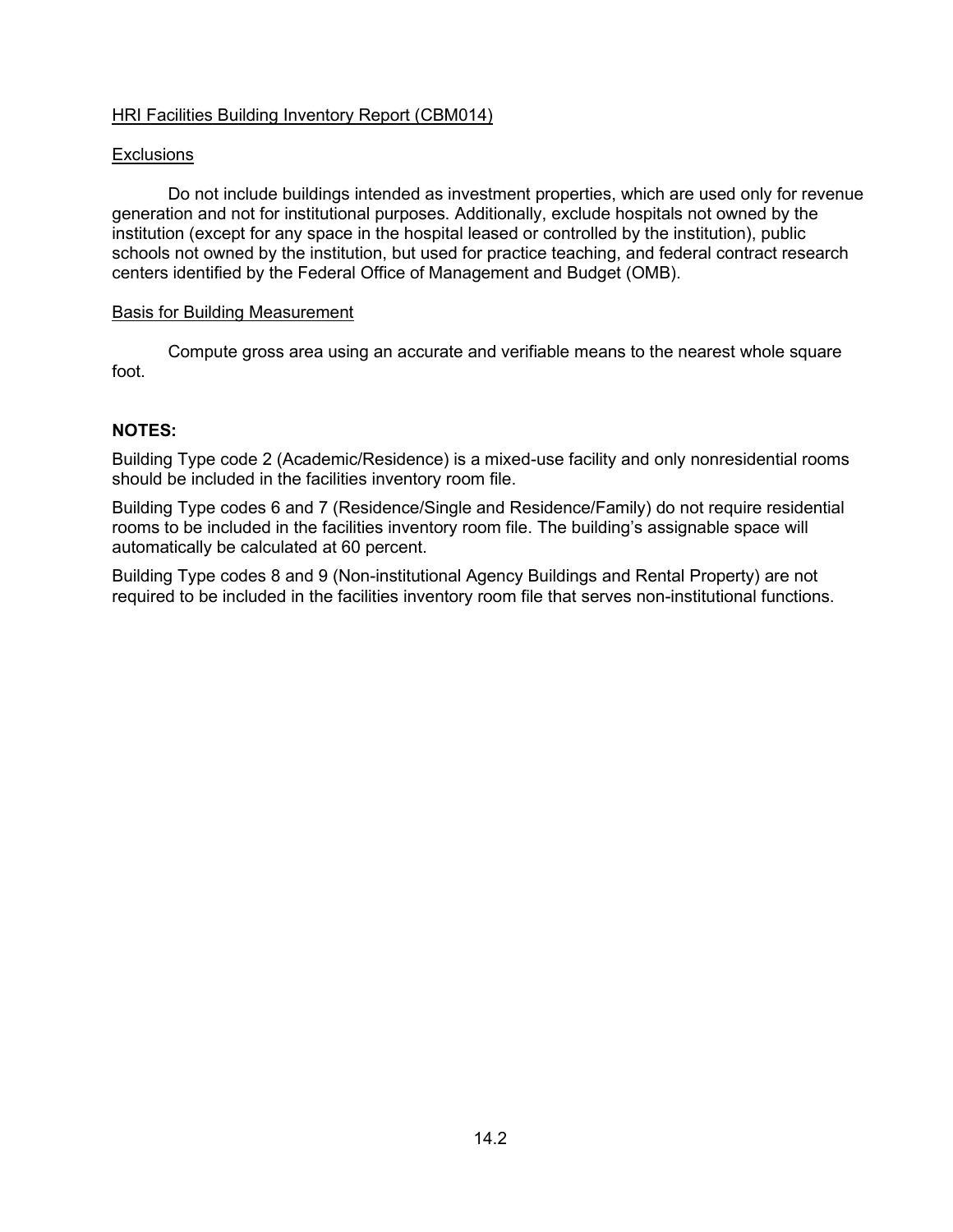HRI Facilities Building Inventory Report (CBM014)

Exclusions

Do not include buildings intended as investment properties, which are used only for revenue generation and not for institutional purposes. Additionally, exclude hospitals not owned by the institution (except for any space in the hospital leased or controlled by the institution), public schools not owned by the institution, but used for practice teaching, and federal contract research centers identified by the Federal Office of Management and Budget (OMB).

Basis for Building Measurement

Compute gross area using an accurate and verifiable means to the nearest whole square foot.

**NOTES:**

Building Type code 2 (Academic/Residence) is a mixed-use facility and only nonresidential rooms should be included in the facilities inventory room file.

Building Type codes 6 and 7 (Residence/Single and Residence/Family) do not require residential rooms to be included in the facilities inventory room file. The building's assignable space will automatically be calculated at 60 percent.

Building Type codes 8 and 9 (Non-institutional Agency Buildings and Rental Property) are not required to be included in the facilities inventory room file that serves non-institutional functions.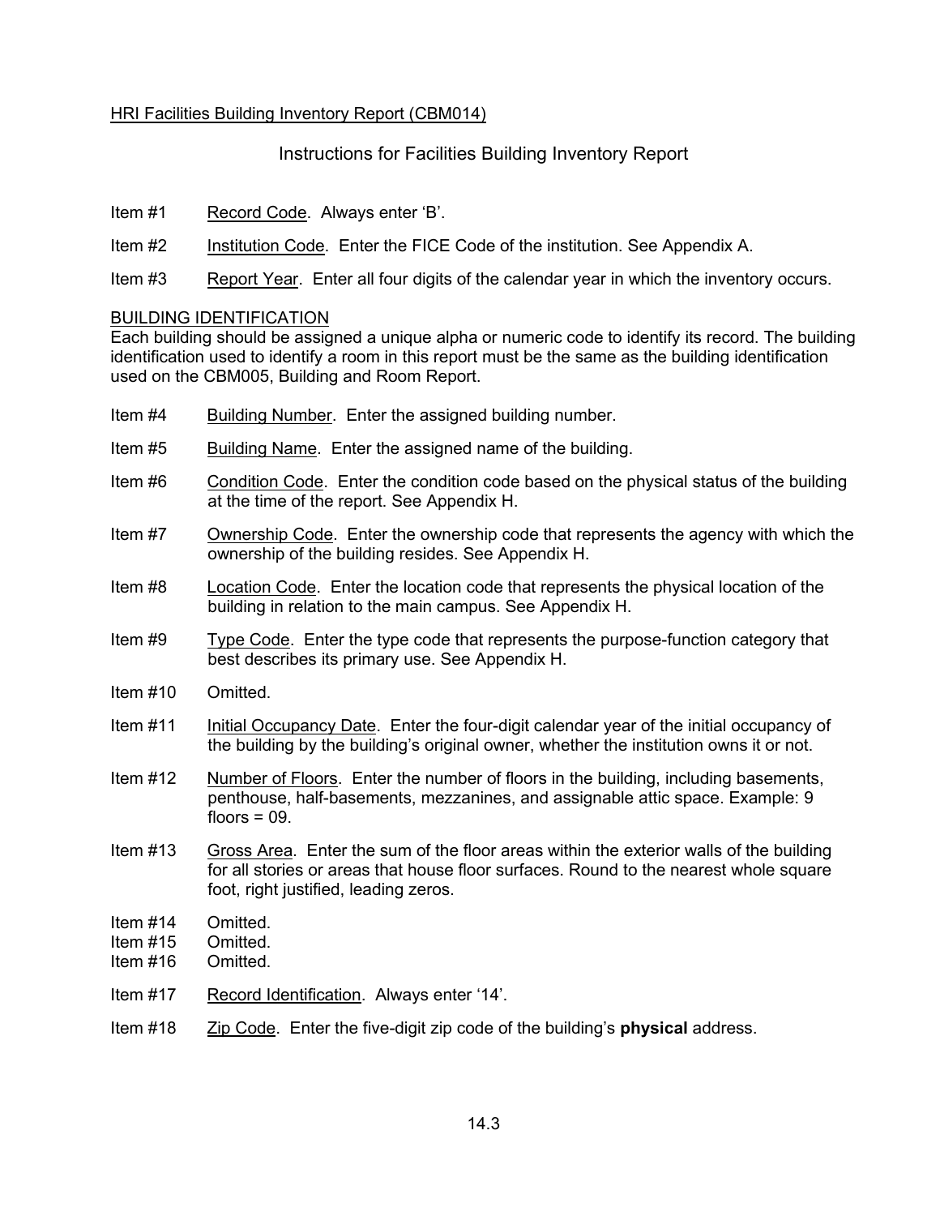HRI Facilities Building Inventory Report (CBM014)

## Instructions for Facilities Building Inventory Report

Item #1 Record Code. Always enter 'B'.

Item #2 Institution Code. Enter the FICE Code of the institution. See Appendix A.

Item #3 Report Year. Enter all four digits of the calendar year in which the inventory occurs.

### BUILDING IDENTIFICATION

Each building should be assigned a unique alpha or numeric code to identify its record. The building identification used to identify a room in this report must be the same as the building identification used on the CBM005, Building and Room Report.

Item #4 Building Number. Enter the assigned building number.

Item #5 Building Name. Enter the assigned name of the building.

Item #6 Condition Code. Enter the condition code based on the physical status of the building at the time of the report. See Appendix H.

Item #7 Ownership Code. Enter the ownership code that represents the agency with which the ownership of the building resides. See Appendix H.

Item #8 Location Code. Enter the location code that represents the physical location of the building in relation to the main campus. See Appendix H.

Item #9 Type Code. Enter the type code that represents the purpose-function category that best describes its primary use. See Appendix H.

Item #10 Omitted.

Item #11 Initial Occupancy Date. Enter the four-digit calendar year of the initial occupancy of the building by the building's original owner, whether the institution owns it or not.

Item #12 Number of Floors. Enter the number of floors in the building, including basements, penthouse, half-basements, mezzanines, and assignable attic space. Example: 9 floors = 09.

Item #13 Gross Area. Enter the sum of the floor areas within the exterior walls of the building for all stories or areas that house floor surfaces. Round to the nearest whole square foot, right justified, leading zeros.

Item #14 Omitted.
Item #15 Omitted.
Item #16 Omitted.

Item #17 Record Identification. Always enter '14'.

Item #18 Zip Code. Enter the five-digit zip code of the building's **physical** address.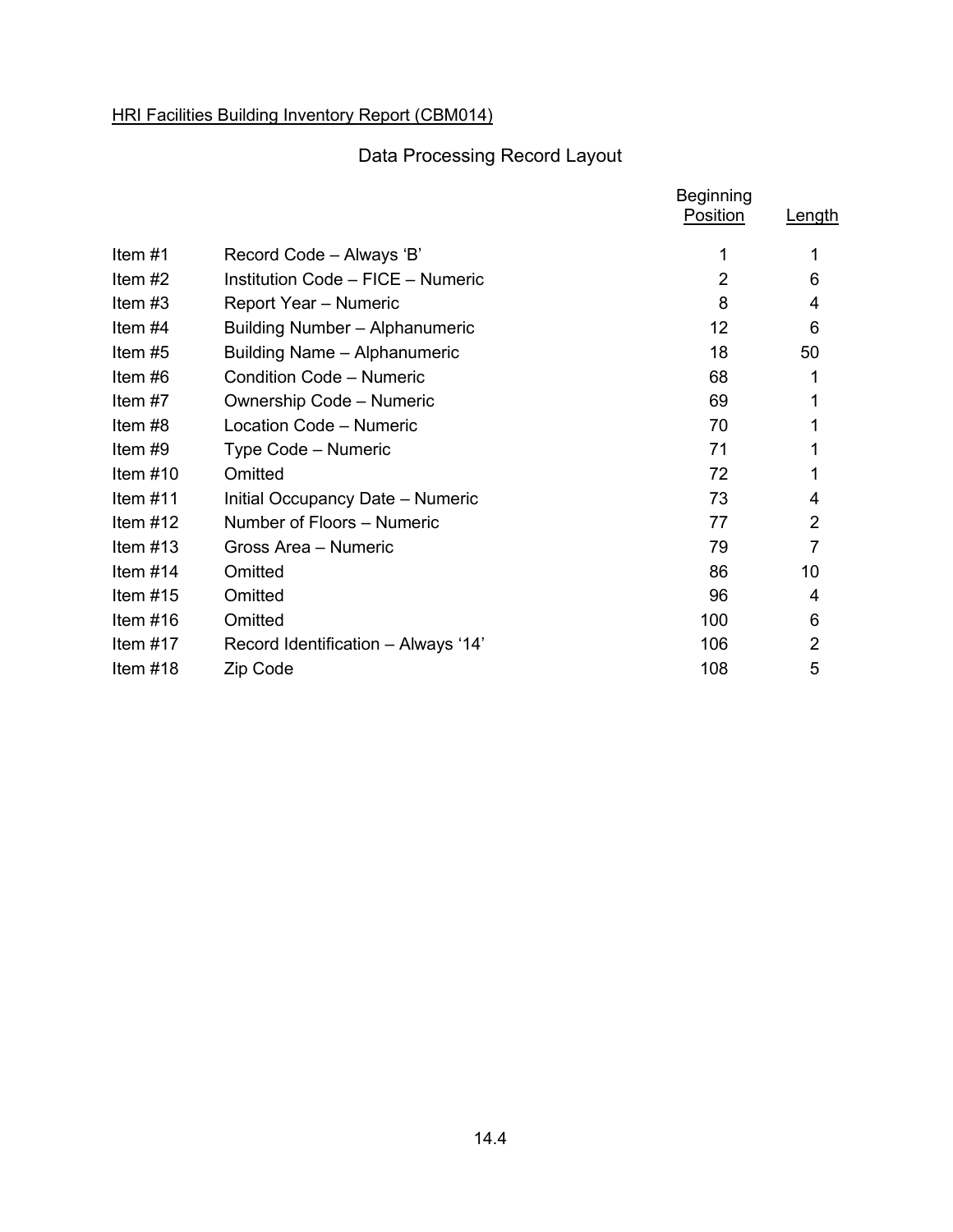HRI Facilities Building Inventory Report (CBM014)

## Data Processing Record Layout

| Item | Description | Beginning Position | Length |
|---|---|---|---|
| Item #1 | Record Code – Always 'B' | 1 | 1 |
| Item #2 | Institution Code – FICE – Numeric | 2 | 6 |
| Item #3 | Report Year – Numeric | 8 | 4 |
| Item #4 | Building Number – Alphanumeric | 12 | 6 |
| Item #5 | Building Name – Alphanumeric | 18 | 50 |
| Item #6 | Condition Code – Numeric | 68 | 1 |
| Item #7 | Ownership Code – Numeric | 69 | 1 |
| Item #8 | Location Code – Numeric | 70 | 1 |
| Item #9 | Type Code – Numeric | 71 | 1 |
| Item #10 | Omitted | 72 | 1 |
| Item #11 | Initial Occupancy Date – Numeric | 73 | 4 |
| Item #12 | Number of Floors – Numeric | 77 | 2 |
| Item #13 | Gross Area – Numeric | 79 | 7 |
| Item #14 | Omitted | 86 | 10 |
| Item #15 | Omitted | 96 | 4 |
| Item #16 | Omitted | 100 | 6 |
| Item #17 | Record Identification – Always '14' | 106 | 2 |
| Item #18 | Zip Code | 108 | 5 |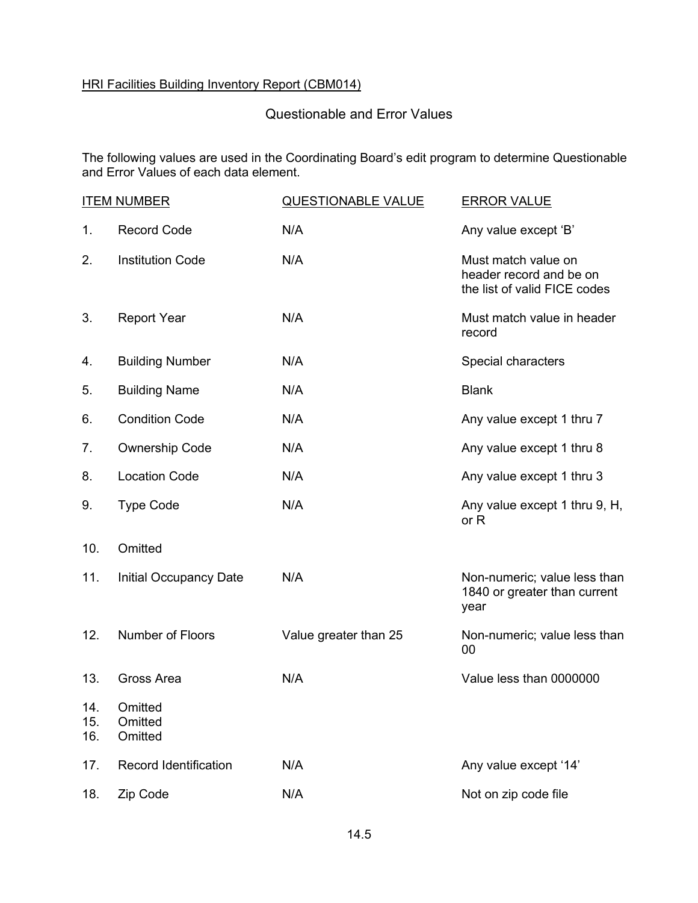HRI Facilities Building Inventory Report (CBM014)

## Questionable and Error Values

The following values are used in the Coordinating Board's edit program to determine Questionable and Error Values of each data element.

| ITEM NUMBER | | QUESTIONABLE VALUE | ERROR VALUE |
|---|---|---|---|
| 1. | Record Code | N/A | Any value except 'B' |
| 2. | Institution Code | N/A | Must match value on header record and be on the list of valid FICE codes |
| 3. | Report Year | N/A | Must match value in header record |
| 4. | Building Number | N/A | Special characters |
| 5. | Building Name | N/A | Blank |
| 6. | Condition Code | N/A | Any value except 1 thru 7 |
| 7. | Ownership Code | N/A | Any value except 1 thru 8 |
| 8. | Location Code | N/A | Any value except 1 thru 3 |
| 9. | Type Code | N/A | Any value except 1 thru 9, H, or R |
| 10. | Omitted | | |
| 11. | Initial Occupancy Date | N/A | Non-numeric; value less than 1840 or greater than current year |
| 12. | Number of Floors | Value greater than 25 | Non-numeric; value less than 00 |
| 13. | Gross Area | N/A | Value less than 0000000 |
| 14. | Omitted | | |
| 15. | Omitted | | |
| 16. | Omitted | | |
| 17. | Record Identification | N/A | Any value except '14' |
| 18. | Zip Code | N/A | Not on zip code file |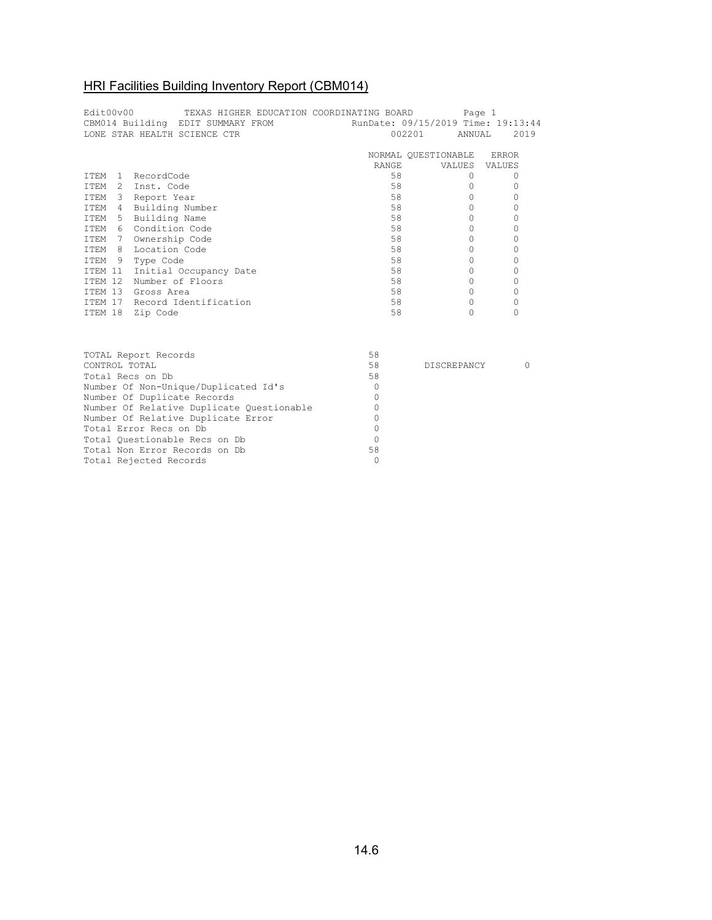## HRI Facilities Building Inventory Report (CBM014)

```
Edit00v00          TEXAS HIGHER EDUCATION COORDINATING BOARD           Page 1
CBM014 Building  EDIT SUMMARY FROM             RunDate: 09/15/2019 Time: 19:13:44
LONE STAR HEALTH SCIENCE CTR                          002201      ANNUAL    2019

                                              NORMAL QUESTIONABLE   ERROR
                                               RANGE       VALUES  VALUES
ITEM  1  RecordCode                               58            0       0
ITEM  2  Inst. Code                               58            0       0
ITEM  3  Report Year                              58            0       0
ITEM  4  Building Number                          58            0       0
ITEM  5  Building Name                            58            0       0
ITEM  6  Condition Code                           58            0       0
ITEM  7  Ownership Code                           58            0       0
ITEM  8  Location Code                            58            0       0
ITEM  9  Type Code                                58            0       0
ITEM 11  Initial Occupancy Date                   58            0       0
ITEM 12  Number of Floors                         58            0       0
ITEM 13  Gross Area                               58            0       0
ITEM 17  Record Identification                    58            0       0
ITEM 18  Zip Code                                 58            0       0


TOTAL Report Records                          58
CONTROL TOTAL                                 58       DISCREPANCY        0
Total Recs on Db                              58
Number Of Non-Unique/Duplicated Id's           0
Number Of Duplicate Records                    0
Number Of Relative Duplicate Questionable      0
Number Of Relative Duplicate Error             0
Total Error Recs on Db                         0
Total Questionable Recs on Db                  0
Total Non Error Records on Db                 58
Total Rejected Records                         0
```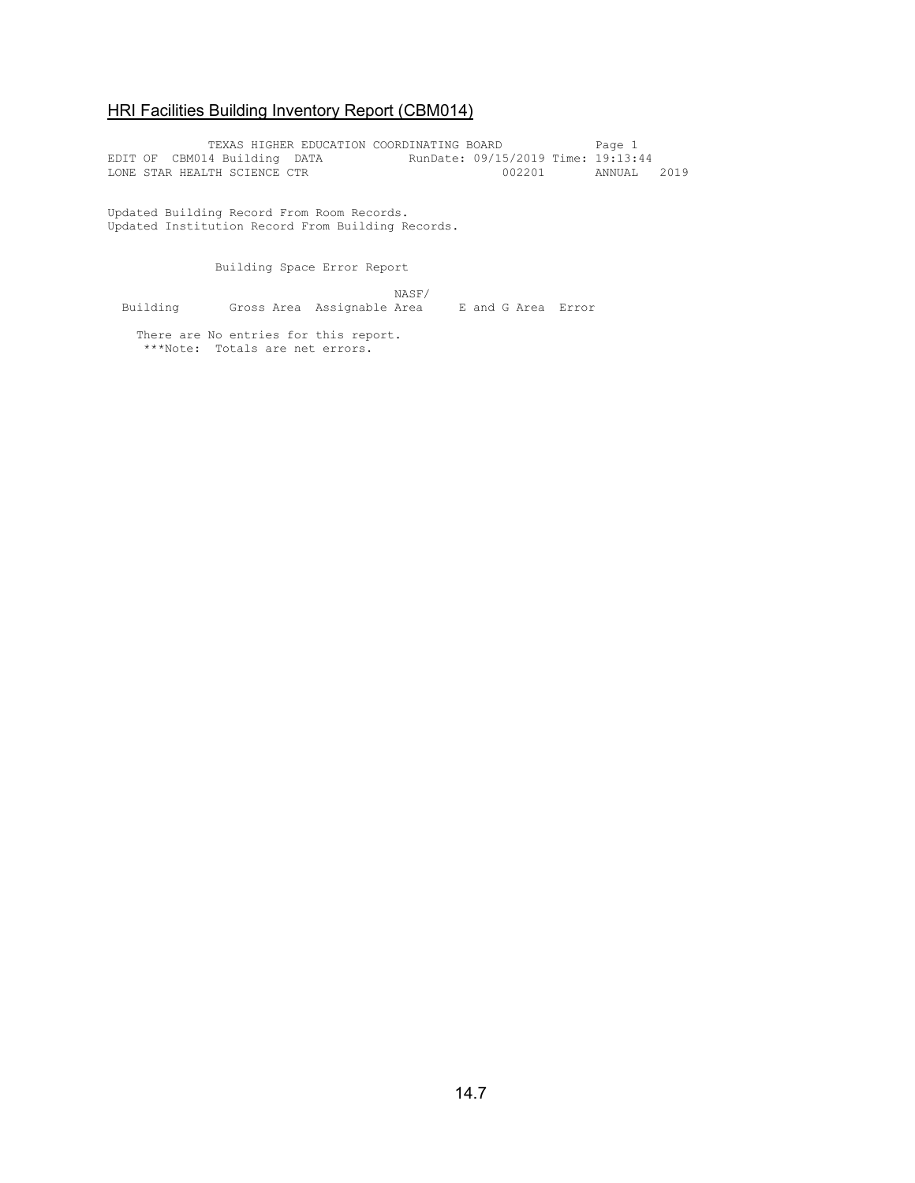## HRI Facilities Building Inventory Report (CBM014)

```
              TEXAS HIGHER EDUCATION COORDINATING BOARD            Page 1
EDIT OF  CBM014 Building  DATA           RunDate: 09/15/2019 Time: 19:13:44
LONE STAR HEALTH SCIENCE CTR                          002201       ANNUAL   2019


Updated Building Record From Room Records.
Updated Institution Record From Building Records.


               Building Space Error Report

                                         NASF/
  Building       Gross Area  Assignable Area     E and G Area  Error

    There are No entries for this report.
     ***Note:  Totals are net errors.
```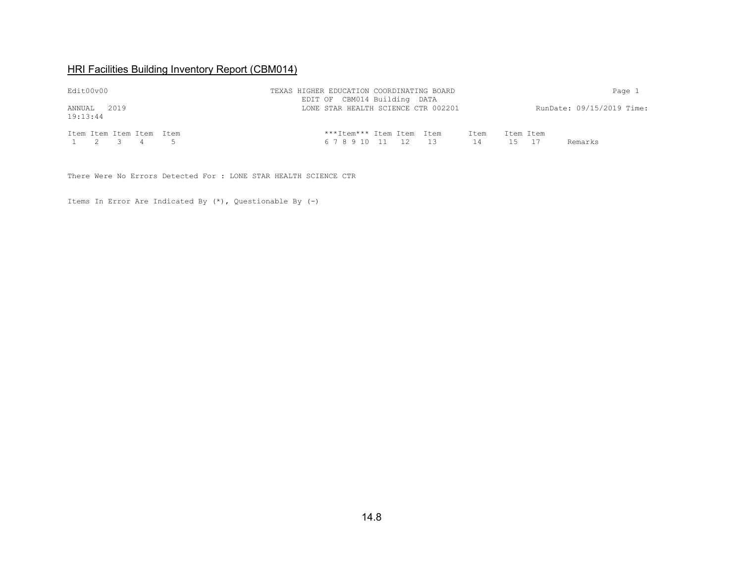## HRI Facilities Building Inventory Report (CBM014)

```
Edit00v00                                 TEXAS HIGHER EDUCATION COORDINATING BOARD                    Page 1
                                                EDIT OF  CBM014 Building  DATA
ANNUAL   2019                                   LONE STAR HEALTH SCIENCE CTR 002201            RunDate: 09/15/2019 Time:
19:13:44

Item Item Item Item  Item                            ***Item*** Item Item  Item      Item    Item Item
 1    2    3    4      5                             6 7 8 9 10  11   12    13        14      15   17     Remarks
```

There Were No Errors Detected For : LONE STAR HEALTH SCIENCE CTR

Items In Error Are Indicated By (*), Questionable By (-)

14.8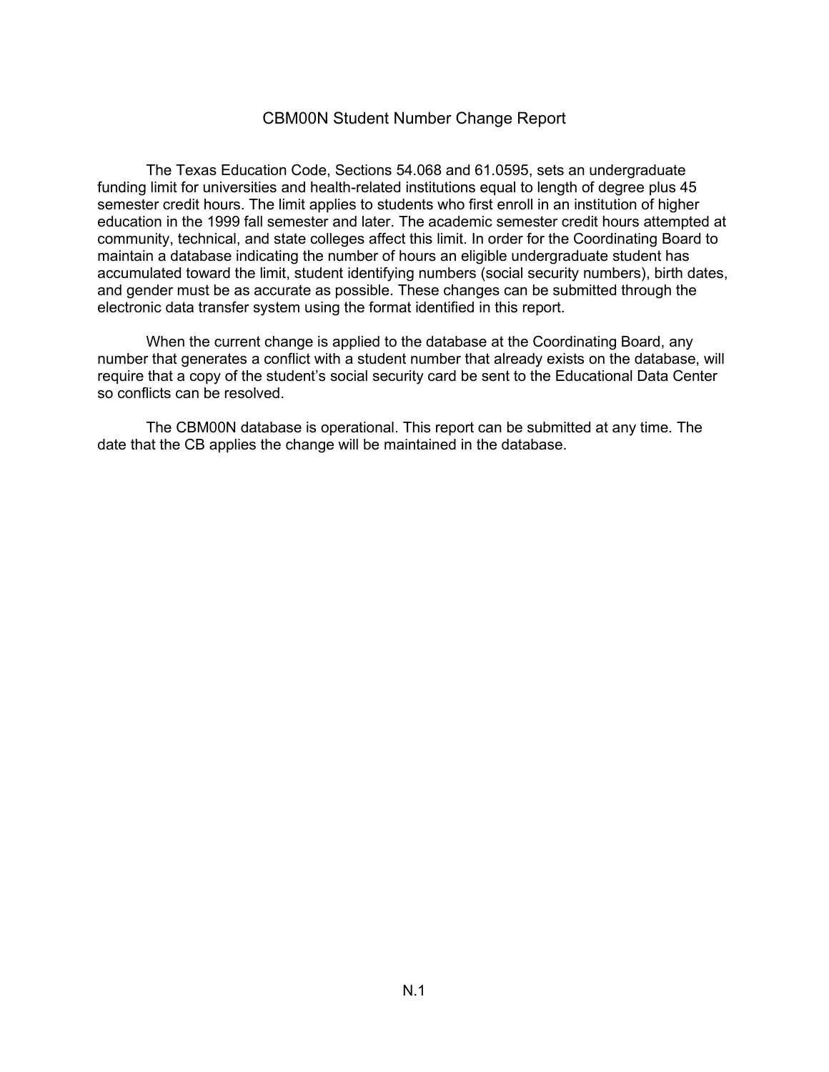# CBM00N Student Number Change Report

The Texas Education Code, Sections 54.068 and 61.0595, sets an undergraduate funding limit for universities and health-related institutions equal to length of degree plus 45 semester credit hours. The limit applies to students who first enroll in an institution of higher education in the 1999 fall semester and later. The academic semester credit hours attempted at community, technical, and state colleges affect this limit. In order for the Coordinating Board to maintain a database indicating the number of hours an eligible undergraduate student has accumulated toward the limit, student identifying numbers (social security numbers), birth dates, and gender must be as accurate as possible. These changes can be submitted through the electronic data transfer system using the format identified in this report.

When the current change is applied to the database at the Coordinating Board, any number that generates a conflict with a student number that already exists on the database, will require that a copy of the student's social security card be sent to the Educational Data Center so conflicts can be resolved.

The CBM00N database is operational. This report can be submitted at any time. The date that the CB applies the change will be maintained in the database.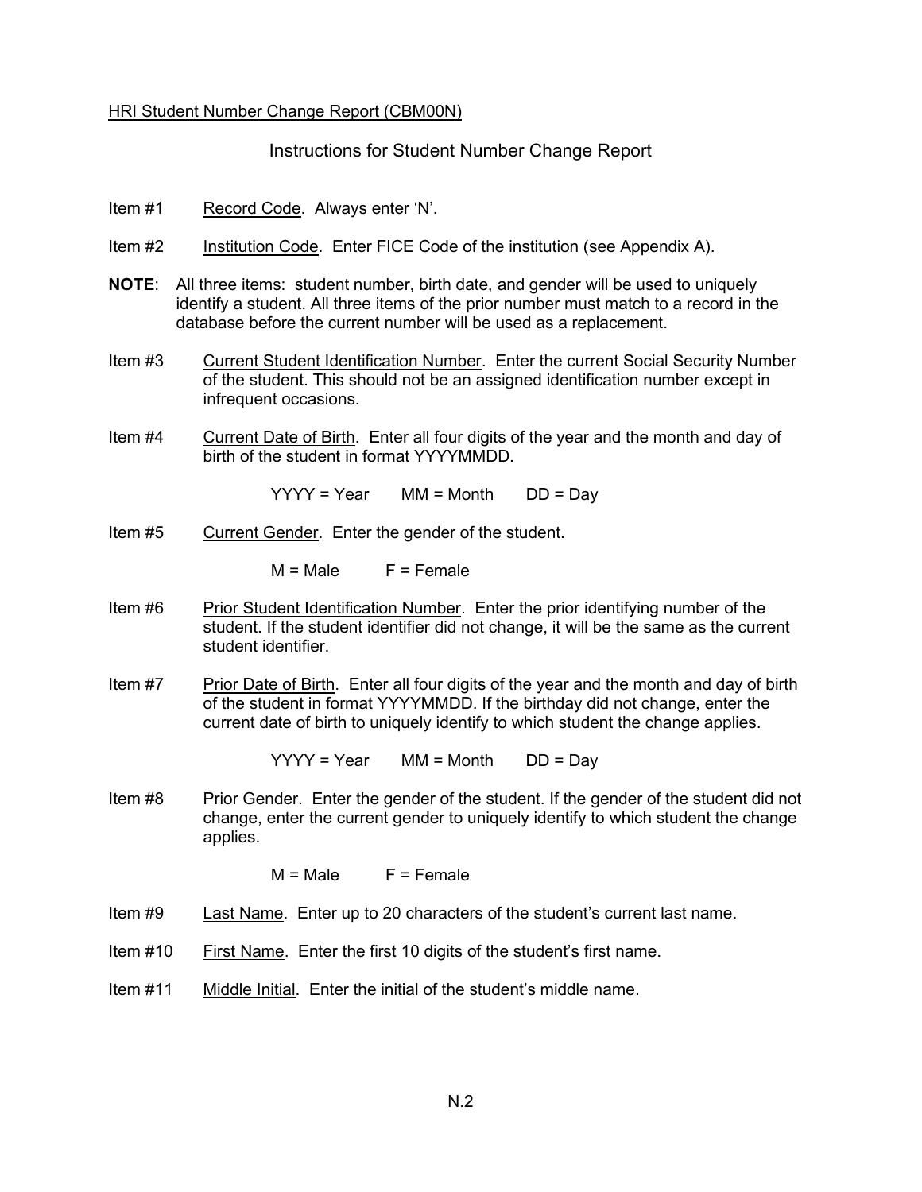HRI Student Number Change Report (CBM00N)

## Instructions for Student Number Change Report

Item #1 Record Code. Always enter 'N'.

Item #2 Institution Code. Enter FICE Code of the institution (see Appendix A).

**NOTE**: All three items: student number, birth date, and gender will be used to uniquely identify a student. All three items of the prior number must match to a record in the database before the current number will be used as a replacement.

Item #3 Current Student Identification Number. Enter the current Social Security Number of the student. This should not be an assigned identification number except in infrequent occasions.

Item #4 Current Date of Birth. Enter all four digits of the year and the month and day of birth of the student in format YYYYMMDD.

YYYY = Year MM = Month DD = Day

Item #5 Current Gender. Enter the gender of the student.

M = Male F = Female

Item #6 Prior Student Identification Number. Enter the prior identifying number of the student. If the student identifier did not change, it will be the same as the current student identifier.

Item #7 Prior Date of Birth. Enter all four digits of the year and the month and day of birth of the student in format YYYYMMDD. If the birthday did not change, enter the current date of birth to uniquely identify to which student the change applies.

YYYY = Year MM = Month DD = Day

Item #8 Prior Gender. Enter the gender of the student. If the gender of the student did not change, enter the current gender to uniquely identify to which student the change applies.

M = Male F = Female

Item #9 Last Name. Enter up to 20 characters of the student's current last name.

Item #10 First Name. Enter the first 10 digits of the student's first name.

Item #11 Middle Initial. Enter the initial of the student's middle name.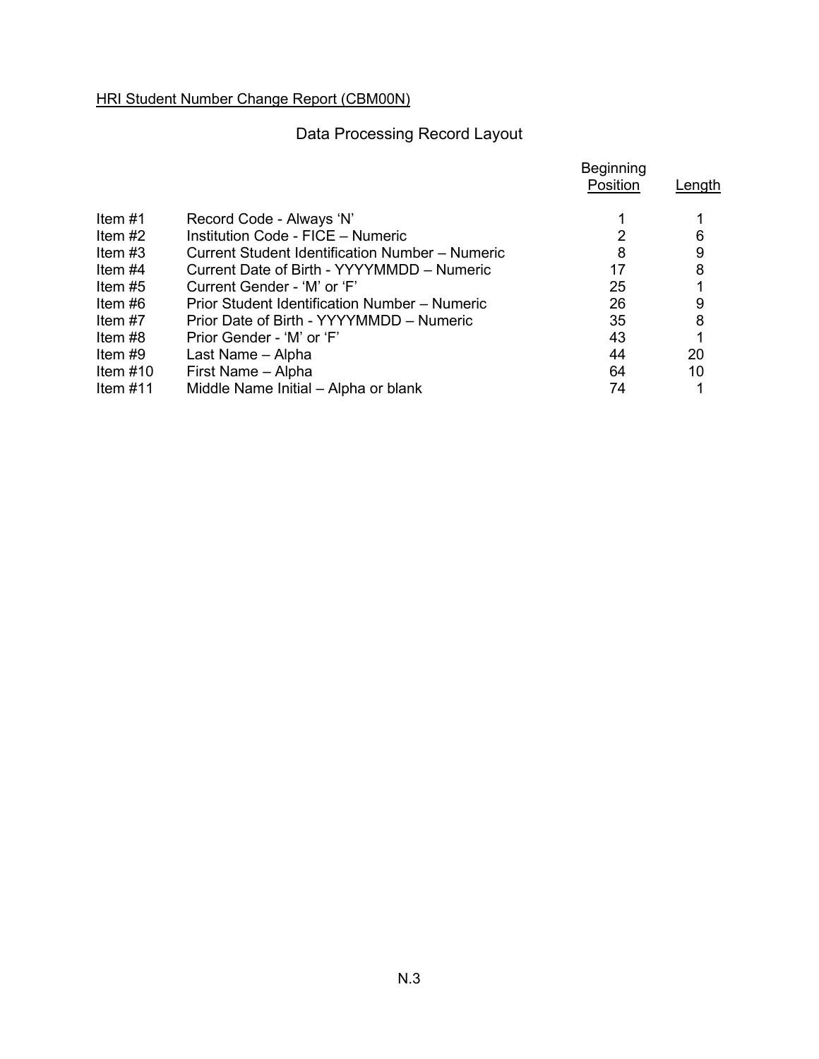HRI Student Number Change Report (CBM00N)

## Data Processing Record Layout

| | | Beginning Position | Length |
|---|---|---|---|
| Item #1 | Record Code - Always 'N' | 1 | 1 |
| Item #2 | Institution Code - FICE – Numeric | 2 | 6 |
| Item #3 | Current Student Identification Number – Numeric | 8 | 9 |
| Item #4 | Current Date of Birth - YYYYMMDD – Numeric | 17 | 8 |
| Item #5 | Current Gender - 'M' or 'F' | 25 | 1 |
| Item #6 | Prior Student Identification Number – Numeric | 26 | 9 |
| Item #7 | Prior Date of Birth - YYYYMMDD – Numeric | 35 | 8 |
| Item #8 | Prior Gender - 'M' or 'F' | 43 | 1 |
| Item #9 | Last Name – Alpha | 44 | 20 |
| Item #10 | First Name – Alpha | 64 | 10 |
| Item #11 | Middle Name Initial – Alpha or blank | 74 | 1 |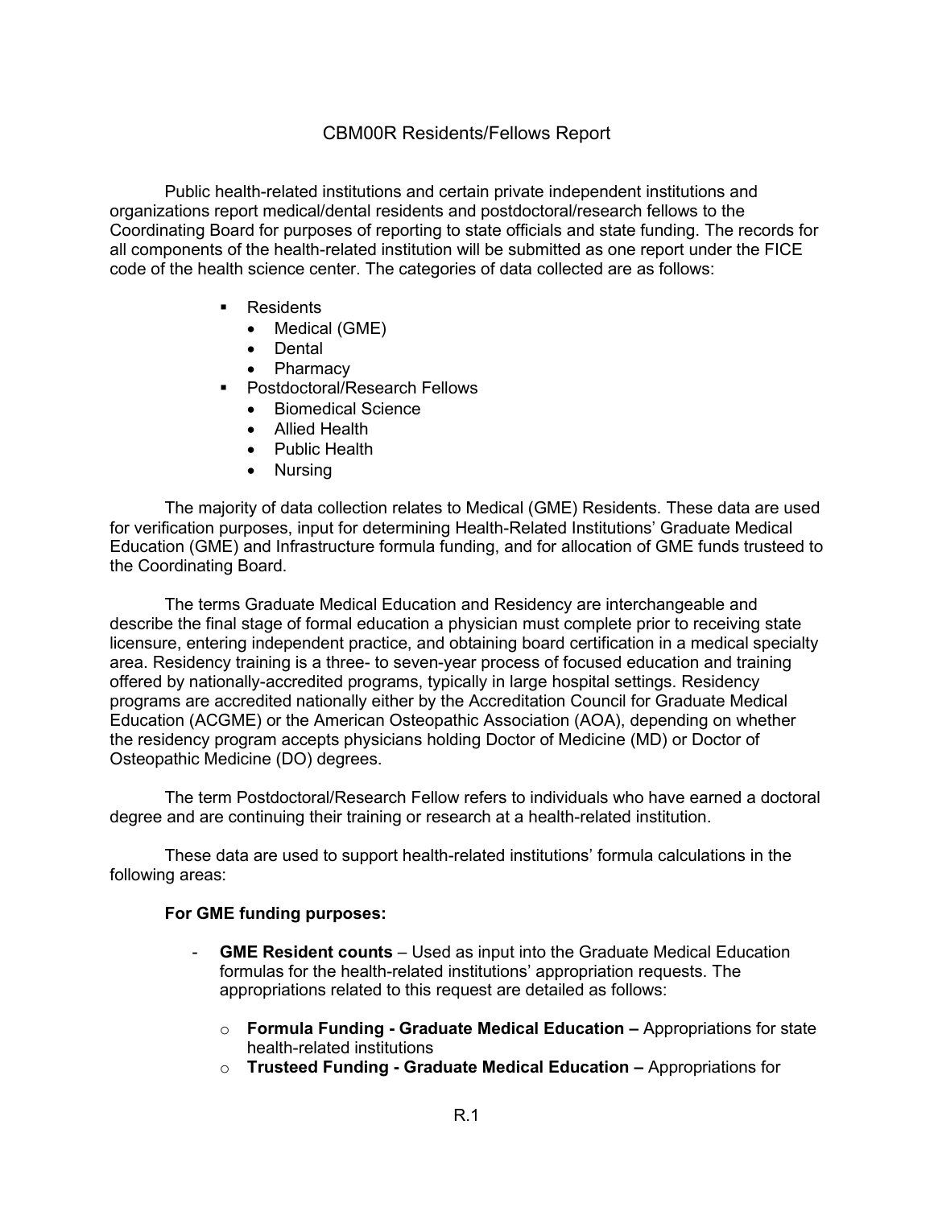# CBM00R Residents/Fellows Report

Public health-related institutions and certain private independent institutions and organizations report medical/dental residents and postdoctoral/research fellows to the Coordinating Board for purposes of reporting to state officials and state funding. The records for all components of the health-related institution will be submitted as one report under the FICE code of the health science center. The categories of data collected are as follows:

- Residents
  - Medical (GME)
  - Dental
  - Pharmacy
- Postdoctoral/Research Fellows
  - Biomedical Science
  - Allied Health
  - Public Health
  - Nursing

The majority of data collection relates to Medical (GME) Residents. These data are used for verification purposes, input for determining Health-Related Institutions' Graduate Medical Education (GME) and Infrastructure formula funding, and for allocation of GME funds trusteed to the Coordinating Board.

The terms Graduate Medical Education and Residency are interchangeable and describe the final stage of formal education a physician must complete prior to receiving state licensure, entering independent practice, and obtaining board certification in a medical specialty area. Residency training is a three- to seven-year process of focused education and training offered by nationally-accredited programs, typically in large hospital settings. Residency programs are accredited nationally either by the Accreditation Council for Graduate Medical Education (ACGME) or the American Osteopathic Association (AOA), depending on whether the residency program accepts physicians holding Doctor of Medicine (MD) or Doctor of Osteopathic Medicine (DO) degrees.

The term Postdoctoral/Research Fellow refers to individuals who have earned a doctoral degree and are continuing their training or research at a health-related institution.

These data are used to support health-related institutions' formula calculations in the following areas:

**For GME funding purposes:**

- **GME Resident counts** – Used as input into the Graduate Medical Education formulas for the health-related institutions' appropriation requests. The appropriations related to this request are detailed as follows:
  - **Formula Funding - Graduate Medical Education –** Appropriations for state health-related institutions
  - **Trusteed Funding - Graduate Medical Education –** Appropriations for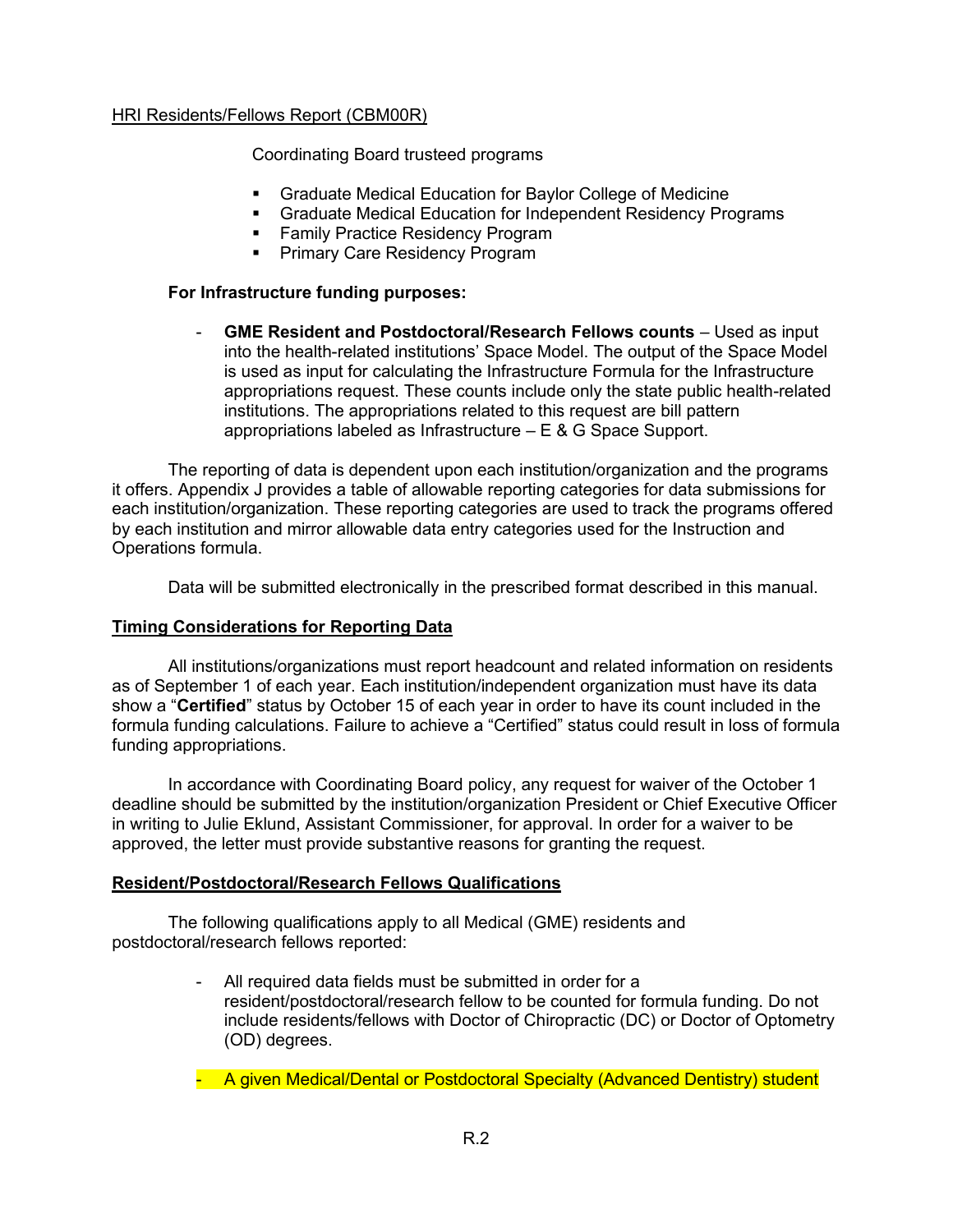HRI Residents/Fellows Report (CBM00R)

Coordinating Board trusteed programs

- Graduate Medical Education for Baylor College of Medicine
- Graduate Medical Education for Independent Residency Programs
- Family Practice Residency Program
- Primary Care Residency Program

**For Infrastructure funding purposes:**

- **GME Resident and Postdoctoral/Research Fellows counts** – Used as input into the health-related institutions' Space Model. The output of the Space Model is used as input for calculating the Infrastructure Formula for the Infrastructure appropriations request. These counts include only the state public health-related institutions. The appropriations related to this request are bill pattern appropriations labeled as Infrastructure – E & G Space Support.

The reporting of data is dependent upon each institution/organization and the programs it offers. Appendix J provides a table of allowable reporting categories for data submissions for each institution/organization. These reporting categories are used to track the programs offered by each institution and mirror allowable data entry categories used for the Instruction and Operations formula.

Data will be submitted electronically in the prescribed format described in this manual.

## Timing Considerations for Reporting Data

All institutions/organizations must report headcount and related information on residents as of September 1 of each year. Each institution/independent organization must have its data show a "**Certified**" status by October 15 of each year in order to have its count included in the formula funding calculations. Failure to achieve a "Certified" status could result in loss of formula funding appropriations.

In accordance with Coordinating Board policy, any request for waiver of the October 1 deadline should be submitted by the institution/organization President or Chief Executive Officer in writing to Julie Eklund, Assistant Commissioner, for approval. In order for a waiver to be approved, the letter must provide substantive reasons for granting the request.

## Resident/Postdoctoral/Research Fellows Qualifications

The following qualifications apply to all Medical (GME) residents and postdoctoral/research fellows reported:

- All required data fields must be submitted in order for a resident/postdoctoral/research fellow to be counted for formula funding. Do not include residents/fellows with Doctor of Chiropractic (DC) or Doctor of Optometry (OD) degrees.
- A given Medical/Dental or Postdoctoral Specialty (Advanced Dentistry) student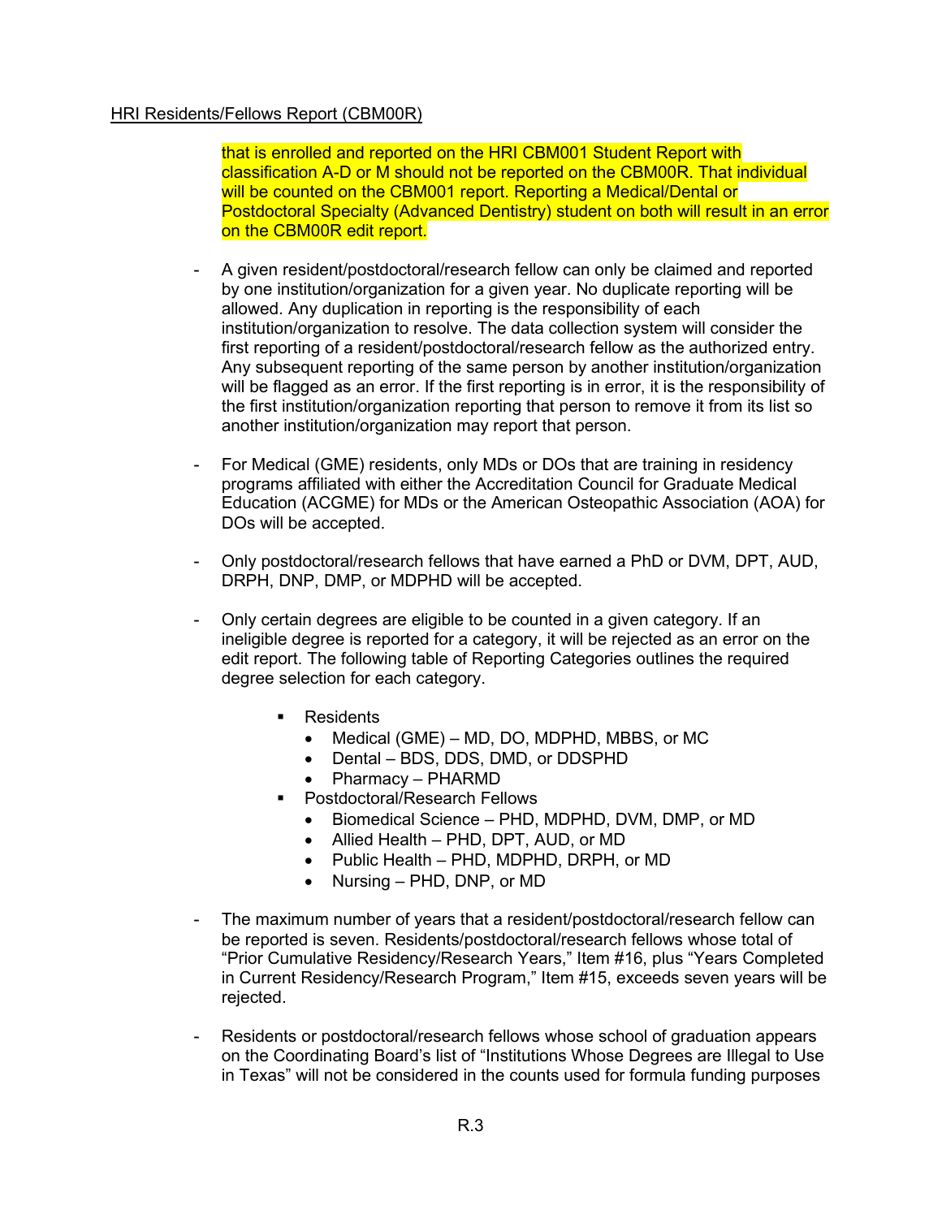that is enrolled and reported on the HRI CBM001 Student Report with classification A-D or M should not be reported on the CBM00R. That individual will be counted on the CBM001 report. Reporting a Medical/Dental or Postdoctoral Specialty (Advanced Dentistry) student on both will result in an error on the CBM00R edit report.

- A given resident/postdoctoral/research fellow can only be claimed and reported by one institution/organization for a given year. No duplicate reporting will be allowed. Any duplication in reporting is the responsibility of each institution/organization to resolve. The data collection system will consider the first reporting of a resident/postdoctoral/research fellow as the authorized entry. Any subsequent reporting of the same person by another institution/organization will be flagged as an error. If the first reporting is in error, it is the responsibility of the first institution/organization reporting that person to remove it from its list so another institution/organization may report that person.

- For Medical (GME) residents, only MDs or DOs that are training in residency programs affiliated with either the Accreditation Council for Graduate Medical Education (ACGME) for MDs or the American Osteopathic Association (AOA) for DOs will be accepted.

- Only postdoctoral/research fellows that have earned a PhD or DVM, DPT, AUD, DRPH, DNP, DMP, or MDPHD will be accepted.

- Only certain degrees are eligible to be counted in a given category. If an ineligible degree is reported for a category, it will be rejected as an error on the edit report. The following table of Reporting Categories outlines the required degree selection for each category.

  - Residents
    - Medical (GME) – MD, DO, MDPHD, MBBS, or MC
    - Dental – BDS, DDS, DMD, or DDSPHD
    - Pharmacy – PHARMD
  - Postdoctoral/Research Fellows
    - Biomedical Science – PHD, MDPHD, DVM, DMP, or MD
    - Allied Health – PHD, DPT, AUD, or MD
    - Public Health – PHD, MDPHD, DRPH, or MD
    - Nursing – PHD, DNP, or MD

- The maximum number of years that a resident/postdoctoral/research fellow can be reported is seven. Residents/postdoctoral/research fellows whose total of "Prior Cumulative Residency/Research Years," Item #16, plus "Years Completed in Current Residency/Research Program," Item #15, exceeds seven years will be rejected.

- Residents or postdoctoral/research fellows whose school of graduation appears on the Coordinating Board's list of "Institutions Whose Degrees are Illegal to Use in Texas" will not be considered in the counts used for formula funding purposes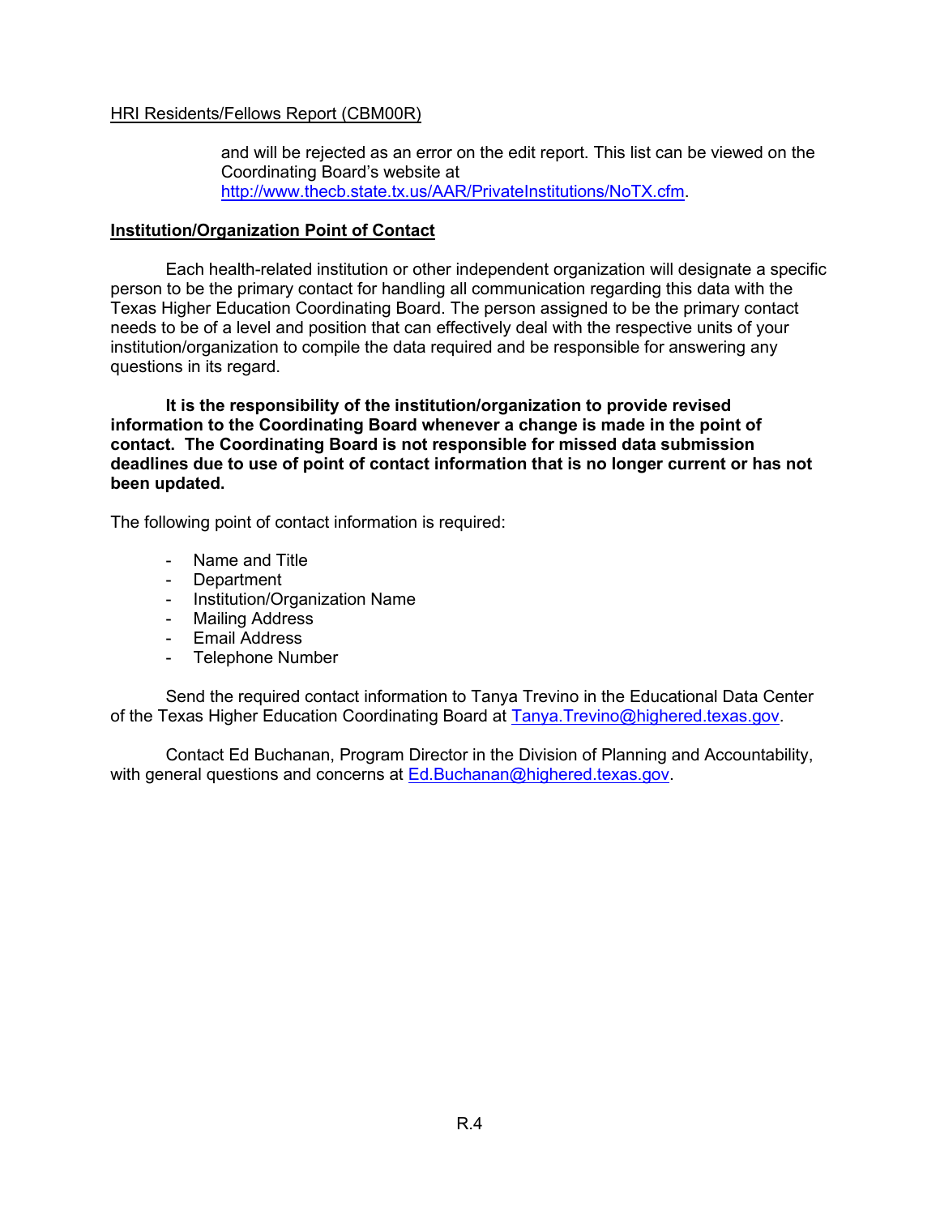and will be rejected as an error on the edit report. This list can be viewed on the Coordinating Board's website at http://www.thecb.state.tx.us/AAR/PrivateInstitutions/NoTX.cfm.

## Institution/Organization Point of Contact

Each health-related institution or other independent organization will designate a specific person to be the primary contact for handling all communication regarding this data with the Texas Higher Education Coordinating Board. The person assigned to be the primary contact needs to be of a level and position that can effectively deal with the respective units of your institution/organization to compile the data required and be responsible for answering any questions in its regard.

**It is the responsibility of the institution/organization to provide revised information to the Coordinating Board whenever a change is made in the point of contact. The Coordinating Board is not responsible for missed data submission deadlines due to use of point of contact information that is no longer current or has not been updated.**

The following point of contact information is required:

- Name and Title
- Department
- Institution/Organization Name
- Mailing Address
- Email Address
- Telephone Number

Send the required contact information to Tanya Trevino in the Educational Data Center of the Texas Higher Education Coordinating Board at Tanya.Trevino@highered.texas.gov.

Contact Ed Buchanan, Program Director in the Division of Planning and Accountability, with general questions and concerns at Ed.Buchanan@highered.texas.gov.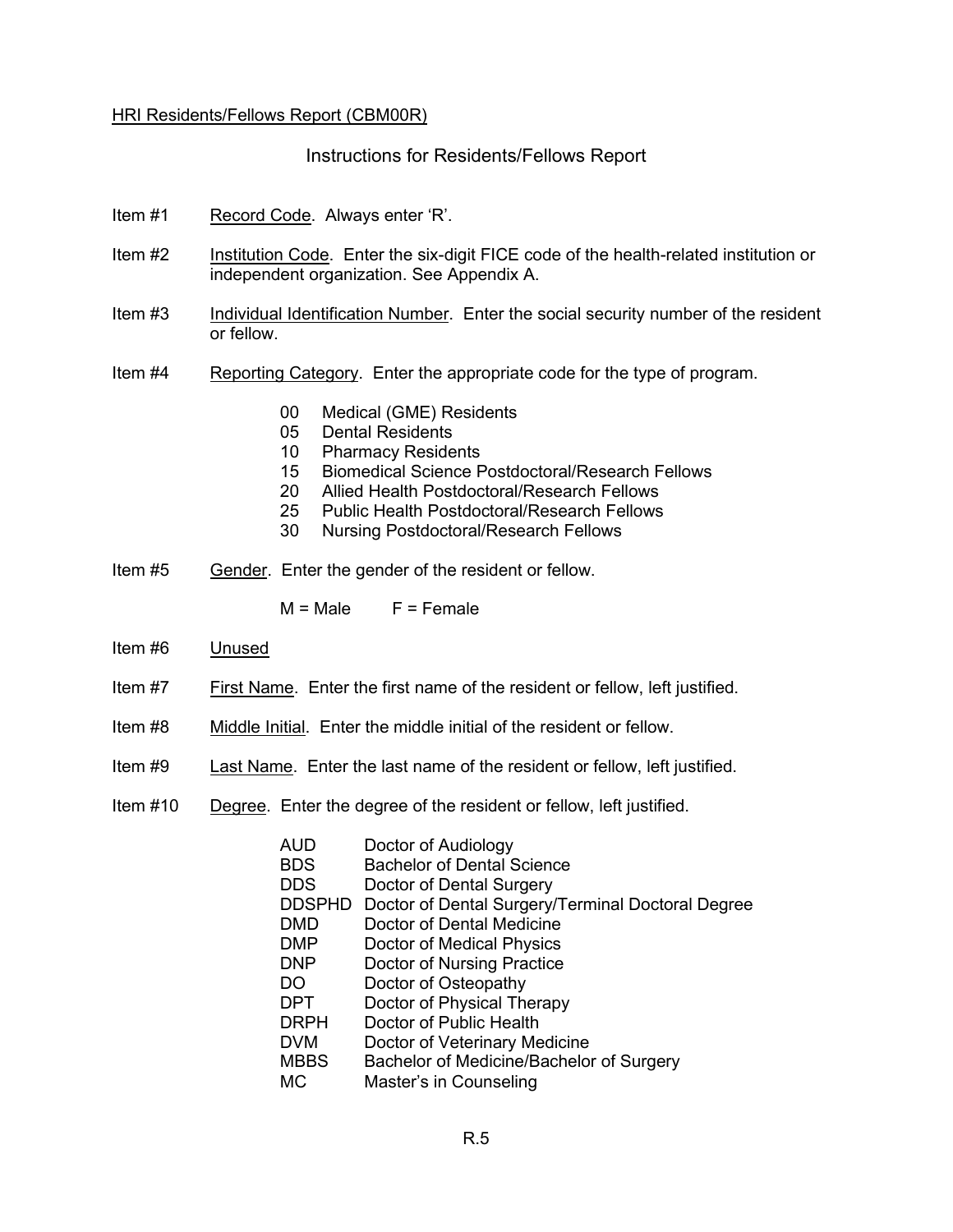HRI Residents/Fellows Report (CBM00R)

## Instructions for Residents/Fellows Report

Item #1 Record Code. Always enter 'R'.

Item #2 Institution Code. Enter the six-digit FICE code of the health-related institution or independent organization. See Appendix A.

Item #3 Individual Identification Number. Enter the social security number of the resident or fellow.

Item #4 Reporting Category. Enter the appropriate code for the type of program.

| | |
|---|---|
| 00 | Medical (GME) Residents |
| 05 | Dental Residents |
| 10 | Pharmacy Residents |
| 15 | Biomedical Science Postdoctoral/Research Fellows |
| 20 | Allied Health Postdoctoral/Research Fellows |
| 25 | Public Health Postdoctoral/Research Fellows |
| 30 | Nursing Postdoctoral/Research Fellows |

Item #5 Gender. Enter the gender of the resident or fellow.

M = Male F = Female

Item #6 Unused

Item #7 First Name. Enter the first name of the resident or fellow, left justified.

Item #8 Middle Initial. Enter the middle initial of the resident or fellow.

Item #9 Last Name. Enter the last name of the resident or fellow, left justified.

Item #10 Degree. Enter the degree of the resident or fellow, left justified.

| | |
|---|---|
| AUD | Doctor of Audiology |
| BDS | Bachelor of Dental Science |
| DDS | Doctor of Dental Surgery |
| DDSPHD | Doctor of Dental Surgery/Terminal Doctoral Degree |
| DMD | Doctor of Dental Medicine |
| DMP | Doctor of Medical Physics |
| DNP | Doctor of Nursing Practice |
| DO | Doctor of Osteopathy |
| DPT | Doctor of Physical Therapy |
| DRPH | Doctor of Public Health |
| DVM | Doctor of Veterinary Medicine |
| MBBS | Bachelor of Medicine/Bachelor of Surgery |
| MC | Master's in Counseling |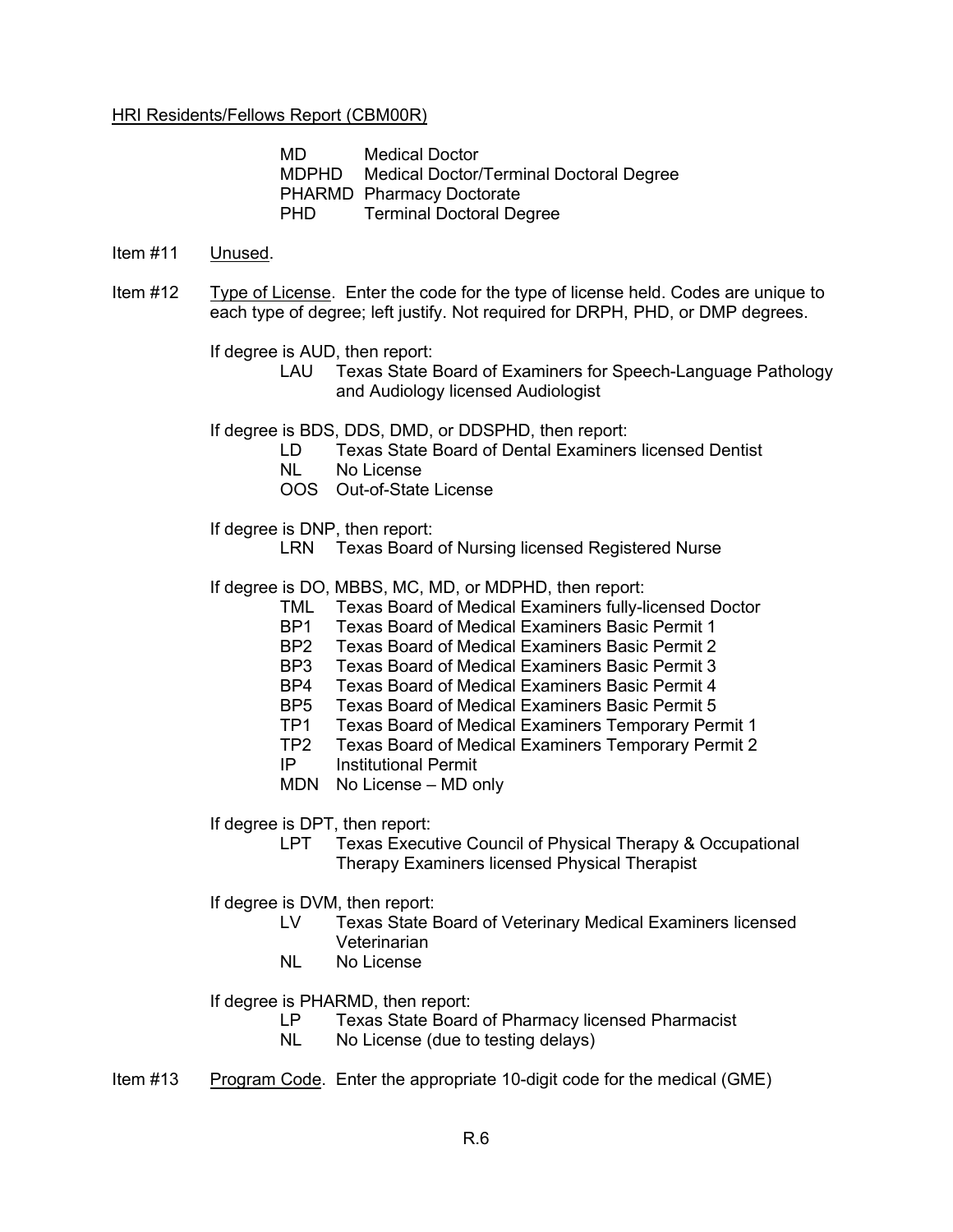HRI Residents/Fellows Report (CBM00R)

| | |
|---|---|
| MD | Medical Doctor |
| MDPHD | Medical Doctor/Terminal Doctoral Degree |
| PHARMD | Pharmacy Doctorate |
| PHD | Terminal Doctoral Degree |

Item #11 Unused.

Item #12 Type of License. Enter the code for the type of license held. Codes are unique to each type of degree; left justify. Not required for DRPH, PHD, or DMP degrees.

If degree is AUD, then report:

- LAU Texas State Board of Examiners for Speech-Language Pathology and Audiology licensed Audiologist

If degree is BDS, DDS, DMD, or DDSPHD, then report:

- LD Texas State Board of Dental Examiners licensed Dentist
- NL No License
- OOS Out-of-State License

If degree is DNP, then report:

- LRN Texas Board of Nursing licensed Registered Nurse

If degree is DO, MBBS, MC, MD, or MDPHD, then report:

- TML Texas Board of Medical Examiners fully-licensed Doctor
- BP1 Texas Board of Medical Examiners Basic Permit 1
- BP2 Texas Board of Medical Examiners Basic Permit 2
- BP3 Texas Board of Medical Examiners Basic Permit 3
- BP4 Texas Board of Medical Examiners Basic Permit 4
- BP5 Texas Board of Medical Examiners Basic Permit 5
- TP1 Texas Board of Medical Examiners Temporary Permit 1
- TP2 Texas Board of Medical Examiners Temporary Permit 2
- IP Institutional Permit
- MDN No License – MD only

If degree is DPT, then report:

- LPT Texas Executive Council of Physical Therapy & Occupational Therapy Examiners licensed Physical Therapist

If degree is DVM, then report:

- LV Texas State Board of Veterinary Medical Examiners licensed Veterinarian
- NL No License

If degree is PHARMD, then report:

- LP Texas State Board of Pharmacy licensed Pharmacist
- NL No License (due to testing delays)

Item #13 Program Code. Enter the appropriate 10-digit code for the medical (GME)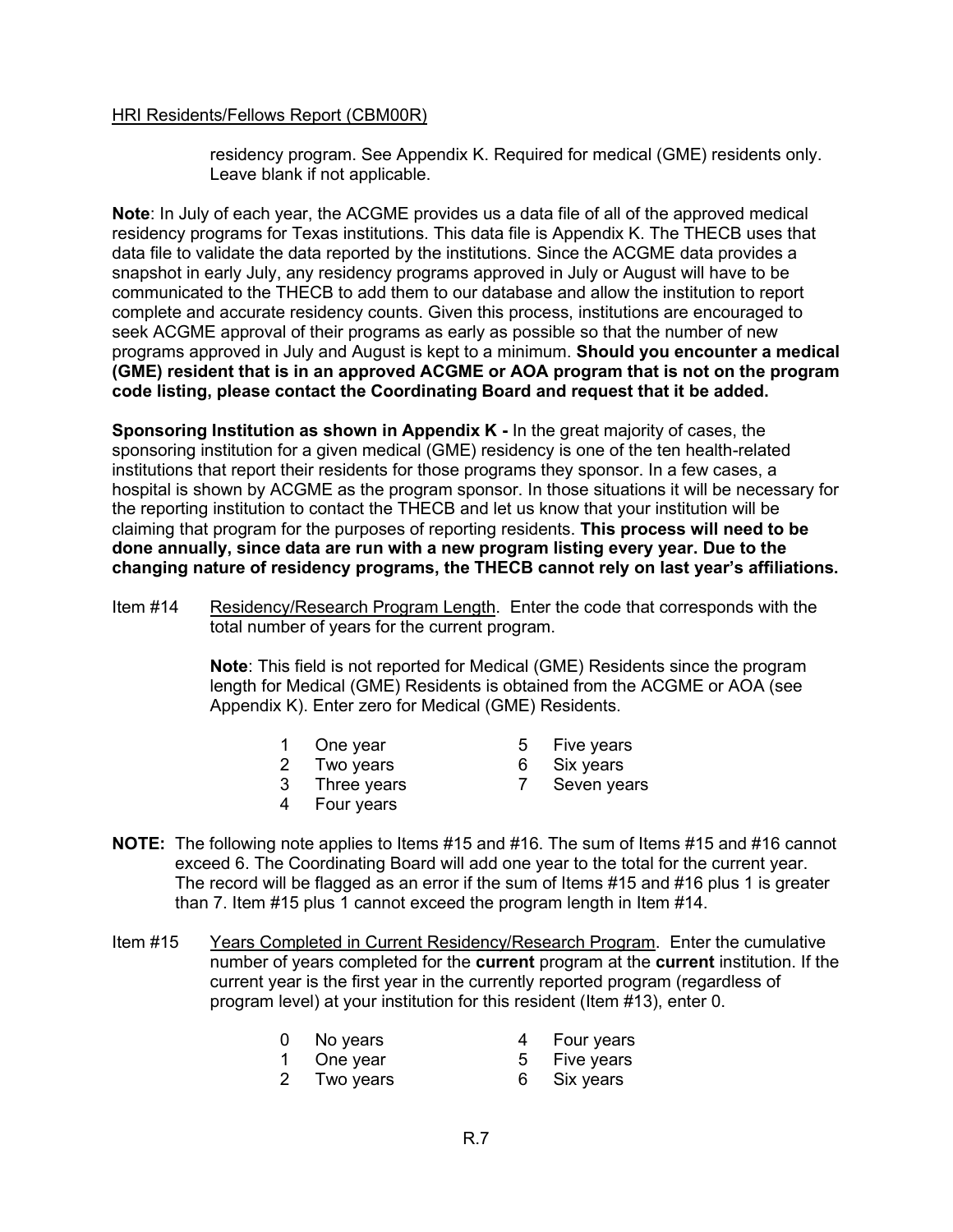residency program. See Appendix K. Required for medical (GME) residents only. Leave blank if not applicable.

**Note**: In July of each year, the ACGME provides us a data file of all of the approved medical residency programs for Texas institutions. This data file is Appendix K. The THECB uses that data file to validate the data reported by the institutions. Since the ACGME data provides a snapshot in early July, any residency programs approved in July or August will have to be communicated to the THECB to add them to our database and allow the institution to report complete and accurate residency counts. Given this process, institutions are encouraged to seek ACGME approval of their programs as early as possible so that the number of new programs approved in July and August is kept to a minimum. **Should you encounter a medical (GME) resident that is in an approved ACGME or AOA program that is not on the program code listing, please contact the Coordinating Board and request that it be added.**

**Sponsoring Institution as shown in Appendix K -** In the great majority of cases, the sponsoring institution for a given medical (GME) residency is one of the ten health-related institutions that report their residents for those programs they sponsor. In a few cases, a hospital is shown by ACGME as the program sponsor. In those situations it will be necessary for the reporting institution to contact the THECB and let us know that your institution will be claiming that program for the purposes of reporting residents. **This process will need to be done annually, since data are run with a new program listing every year. Due to the changing nature of residency programs, the THECB cannot rely on last year's affiliations.**

Item #14 Residency/Research Program Length. Enter the code that corresponds with the total number of years for the current program.

**Note**: This field is not reported for Medical (GME) Residents since the program length for Medical (GME) Residents is obtained from the ACGME or AOA (see Appendix K). Enter zero for Medical (GME) Residents.

- 1 One year
- 2 Two years
- 3 Three years
- 4 Four years
- 5 Five years
- 6 Six years
- 7 Seven years

**NOTE:** The following note applies to Items #15 and #16. The sum of Items #15 and #16 cannot exceed 6. The Coordinating Board will add one year to the total for the current year. The record will be flagged as an error if the sum of Items #15 and #16 plus 1 is greater than 7. Item #15 plus 1 cannot exceed the program length in Item #14.

Item #15 Years Completed in Current Residency/Research Program. Enter the cumulative number of years completed for the **current** program at the **current** institution. If the current year is the first year in the currently reported program (regardless of program level) at your institution for this resident (Item #13), enter 0.

- 0 No years
- 1 One year
- 2 Two years
- 4 Four years
- 5 Five years
- 6 Six years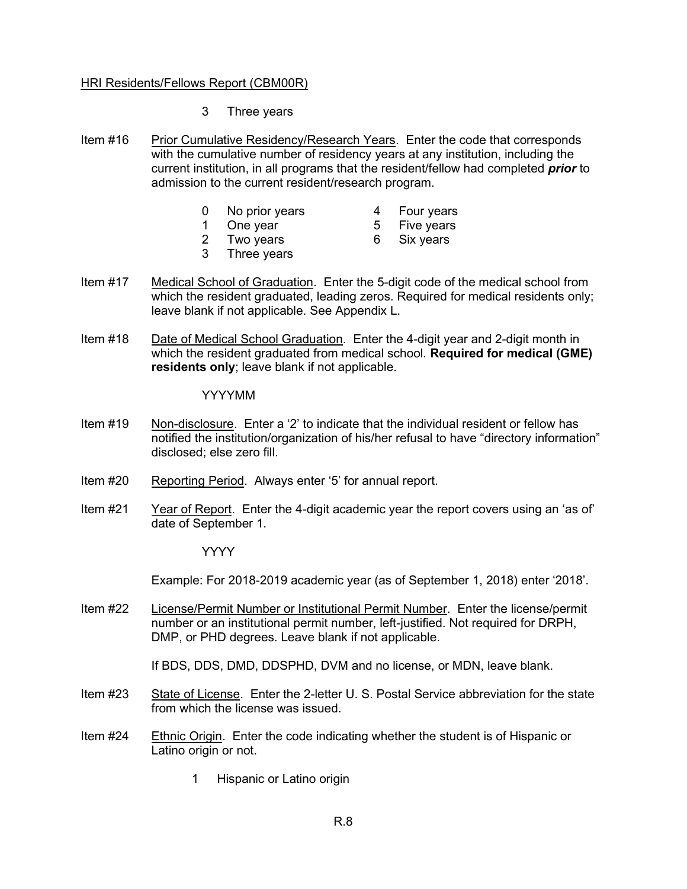3 Three years

Item #16 Prior Cumulative Residency/Research Years. Enter the code that corresponds with the cumulative number of residency years at any institution, including the current institution, in all programs that the resident/fellow had completed ***prior*** to admission to the current resident/research program.

- 0 No prior years
- 1 One year
- 2 Two years
- 3 Three years
- 4 Four years
- 5 Five years
- 6 Six years

Item #17 Medical School of Graduation. Enter the 5-digit code of the medical school from which the resident graduated, leading zeros. Required for medical residents only; leave blank if not applicable. See Appendix L.

Item #18 Date of Medical School Graduation. Enter the 4-digit year and 2-digit month in which the resident graduated from medical school. **Required for medical (GME) residents only**; leave blank if not applicable.

YYYYMM

Item #19 Non-disclosure. Enter a '2' to indicate that the individual resident or fellow has notified the institution/organization of his/her refusal to have "directory information" disclosed; else zero fill.

Item #20 Reporting Period. Always enter '5' for annual report.

Item #21 Year of Report. Enter the 4-digit academic year the report covers using an 'as of' date of September 1.

YYYY

Example: For 2018-2019 academic year (as of September 1, 2018) enter '2018'.

Item #22 License/Permit Number or Institutional Permit Number. Enter the license/permit number or an institutional permit number, left-justified. Not required for DRPH, DMP, or PHD degrees. Leave blank if not applicable.

If BDS, DDS, DMD, DDSPHD, DVM and no license, or MDN, leave blank.

Item #23 State of License. Enter the 2-letter U. S. Postal Service abbreviation for the state from which the license was issued.

Item #24 Ethnic Origin. Enter the code indicating whether the student is of Hispanic or Latino origin or not.

1 Hispanic or Latino origin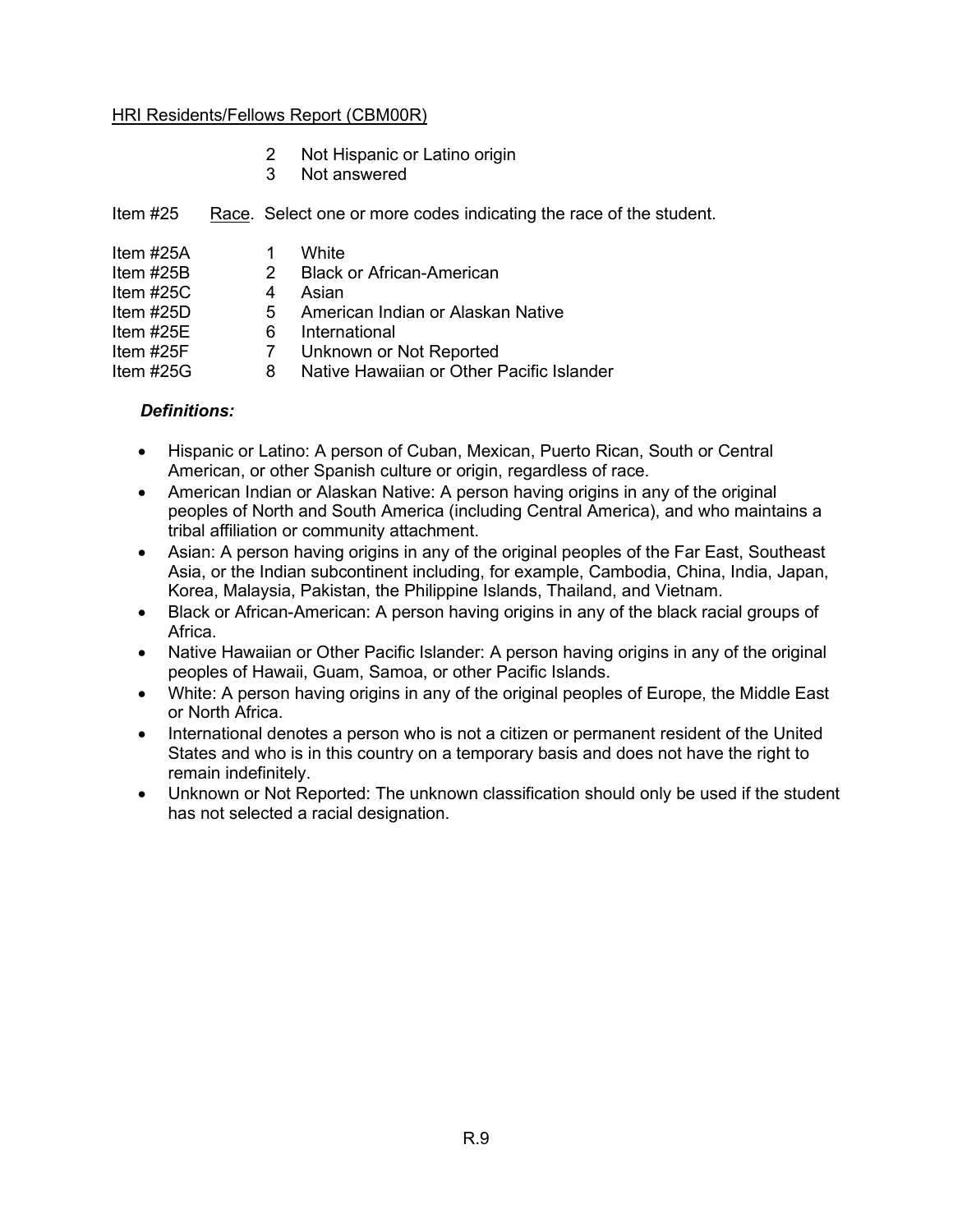HRI Residents/Fellows Report (CBM00R)

2 Not Hispanic or Latino origin
3 Not answered

Item #25 Race. Select one or more codes indicating the race of the student.

Item #25A 1 White
Item #25B 2 Black or African-American
Item #25C 4 Asian
Item #25D 5 American Indian or Alaskan Native
Item #25E 6 International
Item #25F 7 Unknown or Not Reported
Item #25G 8 Native Hawaiian or Other Pacific Islander

***Definitions:***

- Hispanic or Latino: A person of Cuban, Mexican, Puerto Rican, South or Central American, or other Spanish culture or origin, regardless of race.
- American Indian or Alaskan Native: A person having origins in any of the original peoples of North and South America (including Central America), and who maintains a tribal affiliation or community attachment.
- Asian: A person having origins in any of the original peoples of the Far East, Southeast Asia, or the Indian subcontinent including, for example, Cambodia, China, India, Japan, Korea, Malaysia, Pakistan, the Philippine Islands, Thailand, and Vietnam.
- Black or African-American: A person having origins in any of the black racial groups of Africa.
- Native Hawaiian or Other Pacific Islander: A person having origins in any of the original peoples of Hawaii, Guam, Samoa, or other Pacific Islands.
- White: A person having origins in any of the original peoples of Europe, the Middle East or North Africa.
- International denotes a person who is not a citizen or permanent resident of the United States and who is in this country on a temporary basis and does not have the right to remain indefinitely.
- Unknown or Not Reported: The unknown classification should only be used if the student has not selected a racial designation.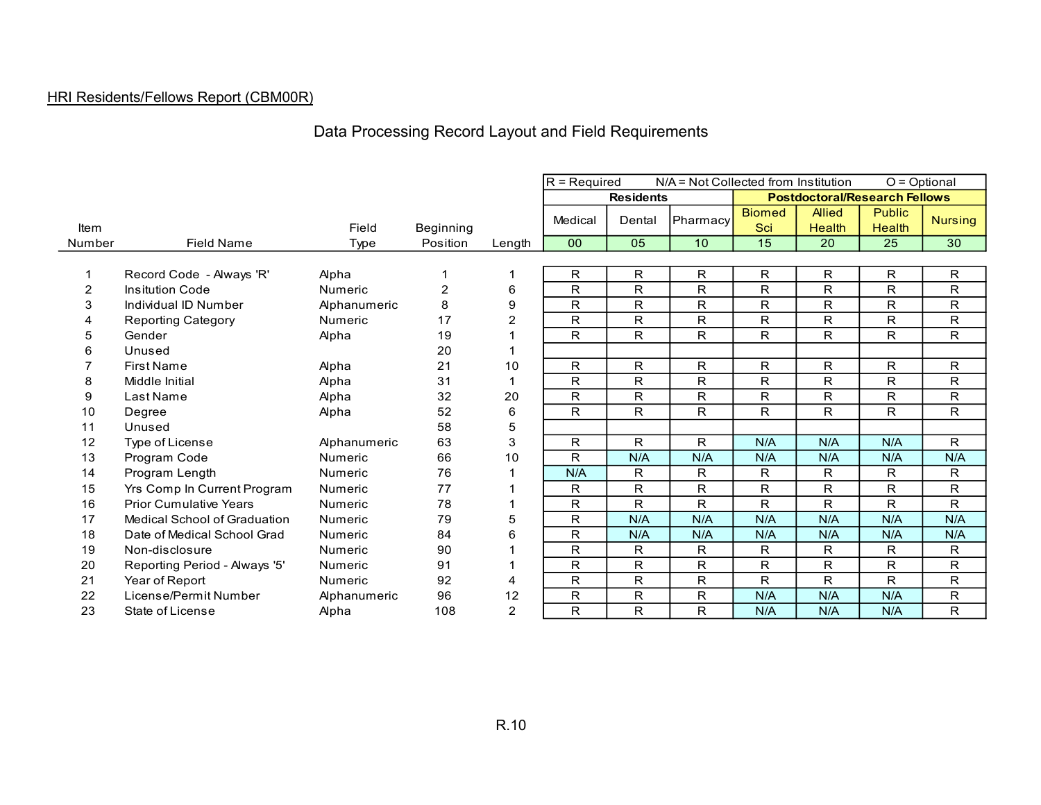HRI Residents/Fellows Report (CBM00R)

## Data Processing Record Layout and Field Requirements

R = Required    N/A = Not Collected from Institution    O = Optional

| Item Number | Field Name | Field Type | Beginning Position | Length | Residents | | | Postdoctoral/Research Fellows | | | |
|---|---|---|---|---|---|---|---|---|---|---|---|
| | | | | | Medical | Dental | Pharmacy | Biomed Sci | Allied Health | Public Health | Nursing |
| | | | | | 00 | 05 | 10 | 15 | 20 | 25 | 30 |
| 1 | Record Code - Always 'R' | Alpha | 1 | 1 | R | R | R | R | R | R | R |
| 2 | Insitution Code | Numeric | 2 | 6 | R | R | R | R | R | R | R |
| 3 | Individual ID Number | Alphanumeric | 8 | 9 | R | R | R | R | R | R | R |
| 4 | Reporting Category | Numeric | 17 | 2 | R | R | R | R | R | R | R |
| 5 | Gender | Alpha | 19 | 1 | R | R | R | R | R | R | R |
| 6 | Unused | | 20 | 1 | | | | | | | |
| 7 | First Name | Alpha | 21 | 10 | R | R | R | R | R | R | R |
| 8 | Middle Initial | Alpha | 31 | 1 | R | R | R | R | R | R | R |
| 9 | Last Name | Alpha | 32 | 20 | R | R | R | R | R | R | R |
| 10 | Degree | Alpha | 52 | 6 | R | R | R | R | R | R | R |
| 11 | Unused | | 58 | 5 | | | | | | | |
| 12 | Type of License | Alphanumeric | 63 | 3 | R | R | R | N/A | N/A | N/A | R |
| 13 | Program Code | Numeric | 66 | 10 | R | N/A | N/A | N/A | N/A | N/A | N/A |
| 14 | Program Length | Numeric | 76 | 1 | N/A | R | R | R | R | R | R |
| 15 | Yrs Comp In Current Program | Numeric | 77 | 1 | R | R | R | R | R | R | R |
| 16 | Prior Cumulative Years | Numeric | 78 | 1 | R | R | R | R | R | R | R |
| 17 | Medical School of Graduation | Numeric | 79 | 5 | R | N/A | N/A | N/A | N/A | N/A | N/A |
| 18 | Date of Medical School Grad | Numeric | 84 | 6 | R | N/A | N/A | N/A | N/A | N/A | N/A |
| 19 | Non-disclosure | Numeric | 90 | 1 | R | R | R | R | R | R | R |
| 20 | Reporting Period - Always '5' | Numeric | 91 | 1 | R | R | R | R | R | R | R |
| 21 | Year of Report | Numeric | 92 | 4 | R | R | R | R | R | R | R |
| 22 | License/Permit Number | Alphanumeric | 96 | 12 | R | R | R | N/A | N/A | N/A | R |
| 23 | State of License | Alpha | 108 | 2 | R | R | R | N/A | N/A | N/A | R |

R.10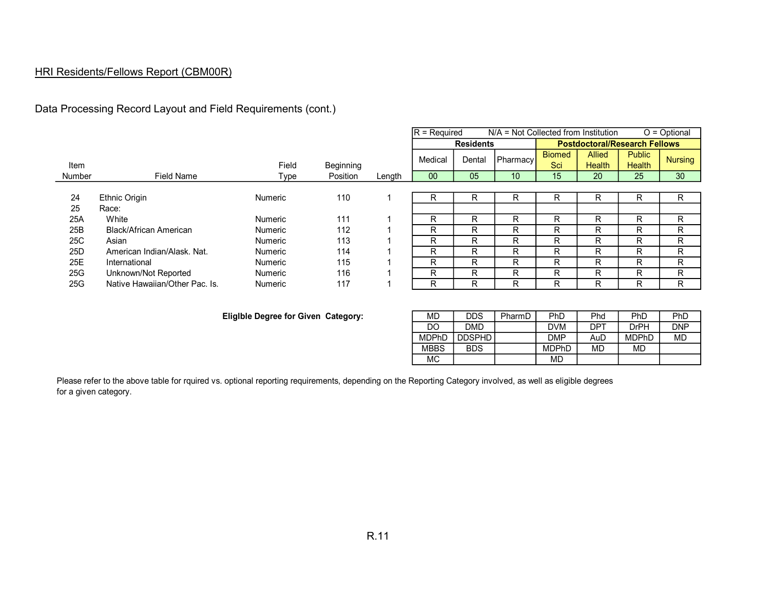HRI Residents/Fellows Report (CBM00R)

Data Processing Record Layout and Field Requirements (cont.)

R = Required     N/A = Not Collected from Institution     O = Optional

| Item Number | Field Name | Field Type | Beginning Position | Length | Residents | | | Postdoctoral/Research Fellows | | | |
|---|---|---|---|---|---|---|---|---|---|---|---|
| | | | | | Medical | Dental | Pharmacy | Biomed Sci | Allied Health | Public Health | Nursing |
| | | | | | 00 | 05 | 10 | 15 | 20 | 25 | 30 |
| 24 | Ethnic Origin | Numeric | 110 | 1 | R | R | R | R | R | R | R |
| 25 | Race: | | | | | | | | | | |
| 25A | White | Numeric | 111 | 1 | R | R | R | R | R | R | R |
| 25B | Black/African American | Numeric | 112 | 1 | R | R | R | R | R | R | R |
| 25C | Asian | Numeric | 113 | 1 | R | R | R | R | R | R | R |
| 25D | American Indian/Alask. Nat. | Numeric | 114 | 1 | R | R | R | R | R | R | R |
| 25E | International | Numeric | 115 | 1 | R | R | R | R | R | R | R |
| 25G | Unknown/Not Reported | Numeric | 116 | 1 | R | R | R | R | R | R | R |
| 25G | Native Hawaiian/Other Pac. Is. | Numeric | 117 | 1 | R | R | R | R | R | R | R |

**Eliglble Degree for Given Category:**

| Medical | Dental | Pharmacy | Biomed Sci | Allied Health | Public Health | Nursing |
|---|---|---|---|---|---|---|
| MD | DDS | PharmD | PhD | Phd | PhD | PhD |
| DO | DMD | | DVM | DPT | DrPH | DNP |
| MDPhD | DDSPHD | | DMP | AuD | MDPhD | MD |
| MBBS | BDS | | MDPhD | MD | MD | |
| MC | | | MD | | | |

Please refer to the above table for rquired vs. optional reporting requirements, depending on the Reporting Category involved, as well as eligible degrees for a given category.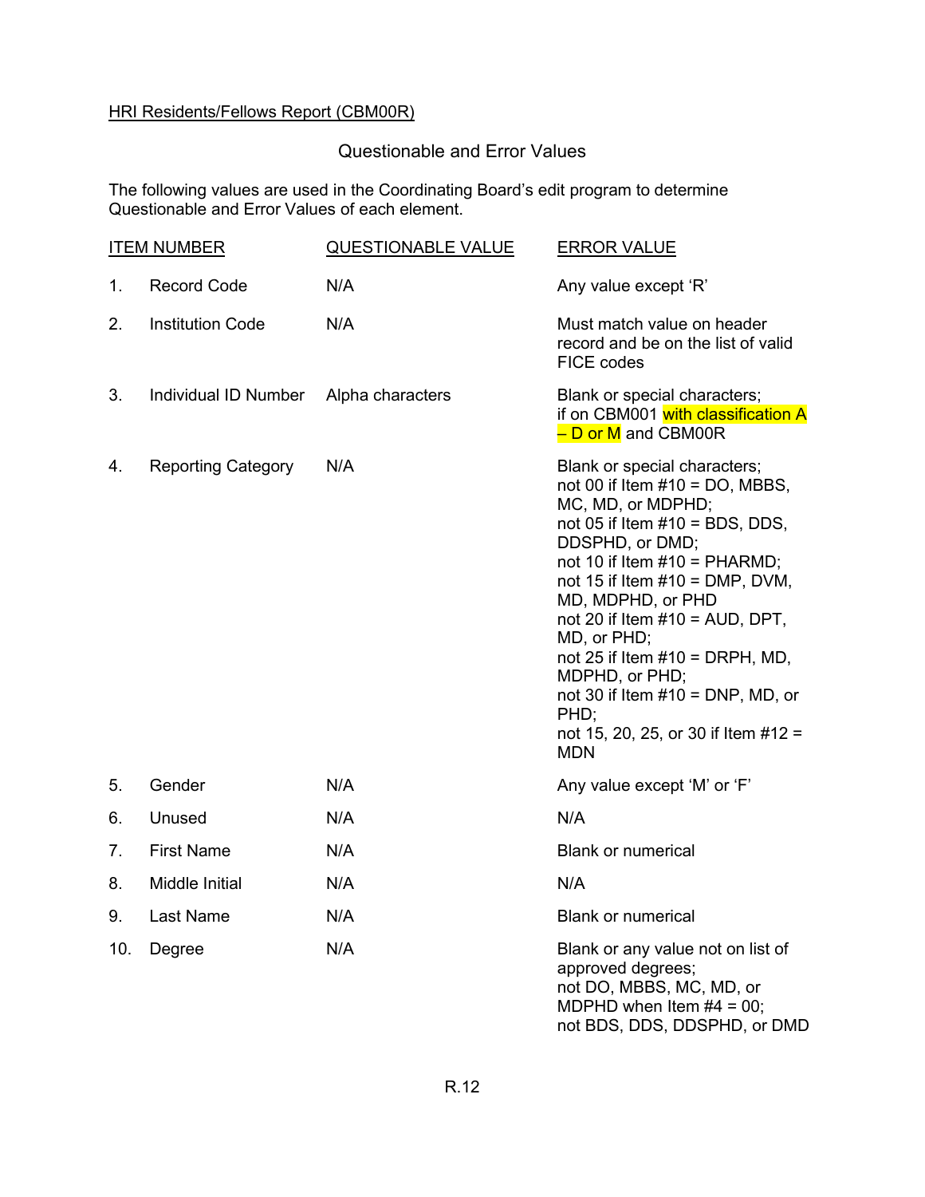HRI Residents/Fellows Report (CBM00R)

## Questionable and Error Values

The following values are used in the Coordinating Board's edit program to determine Questionable and Error Values of each element.

| ITEM NUMBER | QUESTIONABLE VALUE | ERROR VALUE |
|---|---|---|
| 1. Record Code | N/A | Any value except 'R' |
| 2. Institution Code | N/A | Must match value on header record and be on the list of valid FICE codes |
| 3. Individual ID Number | Alpha characters | Blank or special characters; if on CBM001 with classification A – D or M and CBM00R |
| 4. Reporting Category | N/A | Blank or special characters; not 00 if Item #10 = DO, MBBS, MC, MD, or MDPHD; not 05 if Item #10 = BDS, DDS, DDSPHD, or DMD; not 10 if Item #10 = PHARMD; not 15 if Item #10 = DMP, DVM, MD, MDPHD, or PHD not 20 if Item #10 = AUD, DPT, MD, or PHD; not 25 if Item #10 = DRPH, MD, MDPHD, or PHD; not 30 if Item #10 = DNP, MD, or PHD; not 15, 20, 25, or 30 if Item #12 = MDN |
| 5. Gender | N/A | Any value except 'M' or 'F' |
| 6. Unused | N/A | N/A |
| 7. First Name | N/A | Blank or numerical |
| 8. Middle Initial | N/A | N/A |
| 9. Last Name | N/A | Blank or numerical |
| 10. Degree | N/A | Blank or any value not on list of approved degrees; not DO, MBBS, MC, MD, or MDPHD when Item #4 = 00; not BDS, DDS, DDSPHD, or DMD |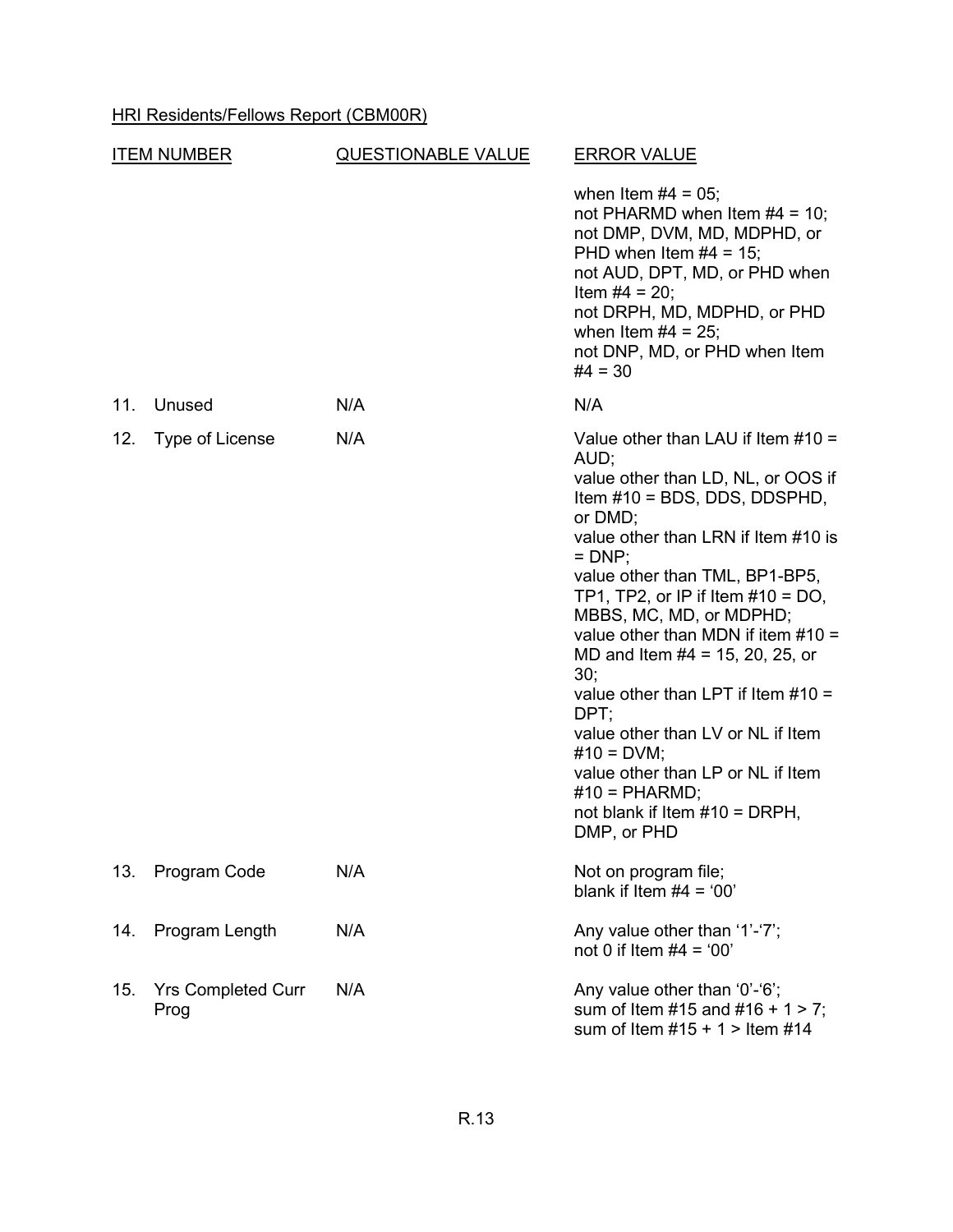HRI Residents/Fellows Report (CBM00R)

| ITEM NUMBER | QUESTIONABLE VALUE | ERROR VALUE |
|---|---|---|
| | | when Item #4 = 05; not PHARMD when Item #4 = 10; not DMP, DVM, MD, MDPHD, or PHD when Item #4 = 15; not AUD, DPT, MD, or PHD when Item #4 = 20; not DRPH, MD, MDPHD, or PHD when Item #4 = 25; not DNP, MD, or PHD when Item #4 = 30 |
| 11. Unused | N/A | N/A |
| 12. Type of License | N/A | Value other than LAU if Item #10 = AUD; value other than LD, NL, or OOS if Item #10 = BDS, DDS, DDSPHD, or DMD; value other than LRN if Item #10 is = DNP; value other than TML, BP1-BP5, TP1, TP2, or IP if Item #10 = DO, MBBS, MC, MD, or MDPHD; value other than MDN if item #10 = MD and Item #4 = 15, 20, 25, or 30; value other than LPT if Item #10 = DPT; value other than LV or NL if Item #10 = DVM; value other than LP or NL if Item #10 = PHARMD; not blank if Item #10 = DRPH, DMP, or PHD |
| 13. Program Code | N/A | Not on program file; blank if Item #4 = '00' |
| 14. Program Length | N/A | Any value other than '1'-'7'; not 0 if Item #4 = '00' |
| 15. Yrs Completed Curr Prog | N/A | Any value other than '0'-'6'; sum of Item #15 and #16 + 1 > 7; sum of Item #15 + 1 > Item #14 |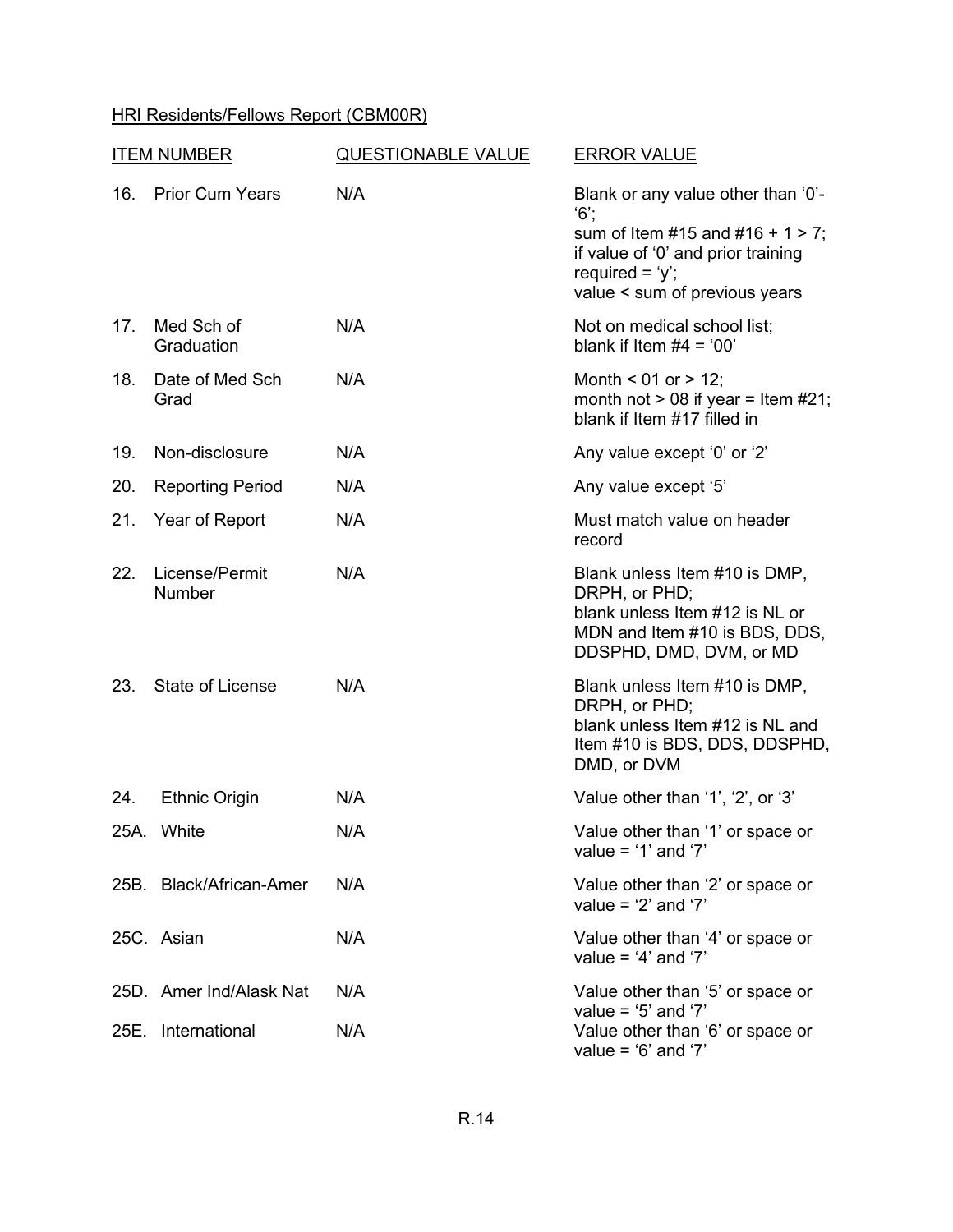HRI Residents/Fellows Report (CBM00R)

| ITEM NUMBER | QUESTIONABLE VALUE | ERROR VALUE |
|---|---|---|
| 16. Prior Cum Years | N/A | Blank or any value other than '0'-'6';<br>sum of Item #15 and #16 + 1 > 7;<br>if value of '0' and prior training required = 'y';<br>value < sum of previous years |
| 17. Med Sch of Graduation | N/A | Not on medical school list;<br>blank if Item #4 = '00' |
| 18. Date of Med Sch Grad | N/A | Month < 01 or > 12;<br>month not > 08 if year = Item #21;<br>blank if Item #17 filled in |
| 19. Non-disclosure | N/A | Any value except '0' or '2' |
| 20. Reporting Period | N/A | Any value except '5' |
| 21. Year of Report | N/A | Must match value on header record |
| 22. License/Permit Number | N/A | Blank unless Item #10 is DMP, DRPH, or PHD;<br>blank unless Item #12 is NL or MDN and Item #10 is BDS, DDS, DDSPHD, DMD, DVM, or MD |
| 23. State of License | N/A | Blank unless Item #10 is DMP, DRPH, or PHD;<br>blank unless Item #12 is NL and Item #10 is BDS, DDS, DDSPHD, DMD, or DVM |
| 24. Ethnic Origin | N/A | Value other than '1', '2', or '3' |
| 25A. White | N/A | Value other than '1' or space or value = '1' and '7' |
| 25B. Black/African-Amer | N/A | Value other than '2' or space or value = '2' and '7' |
| 25C. Asian | N/A | Value other than '4' or space or value = '4' and '7' |
| 25D. Amer Ind/Alask Nat | N/A | Value other than '5' or space or value = '5' and '7' |
| 25E. International | N/A | Value other than '6' or space or value = '6' and '7' |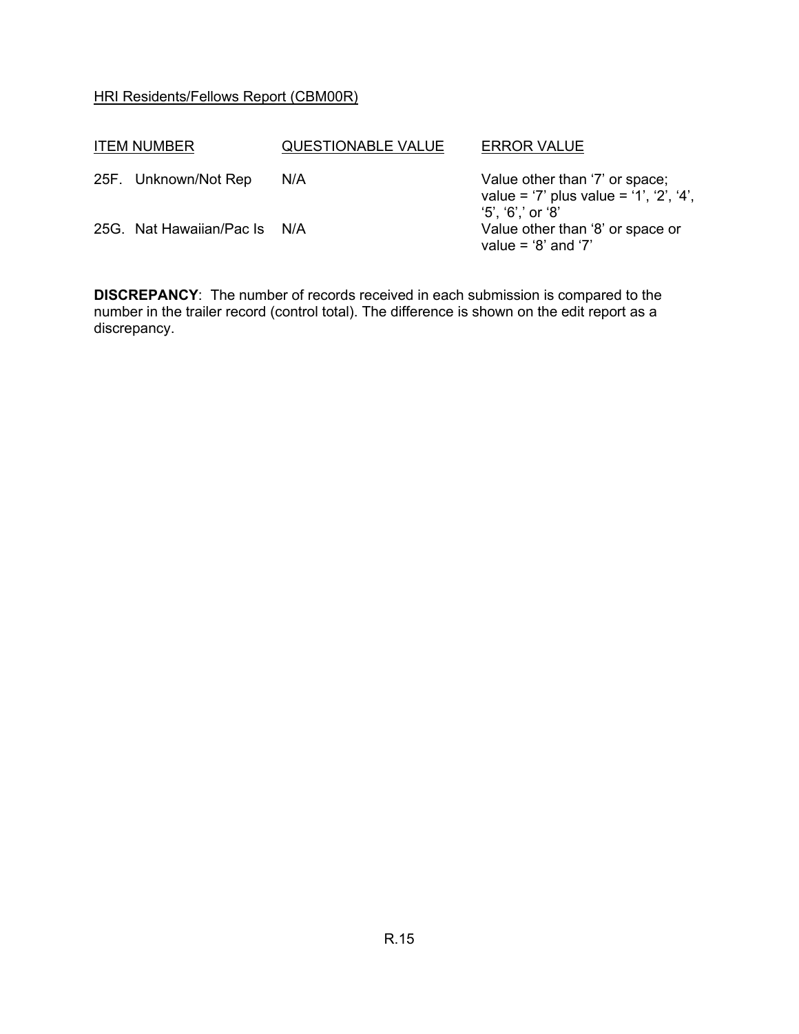HRI Residents/Fellows Report (CBM00R)

| ITEM NUMBER | QUESTIONABLE VALUE | ERROR VALUE |
| --- | --- | --- |
| 25F. Unknown/Not Rep | N/A | Value other than ‘7’ or space; value = ‘7’ plus value = ‘1’, ‘2’, ‘4’, ‘5’, ‘6’,’ or ‘8’ |
| 25G. Nat Hawaiian/Pac Is | N/A | Value other than ‘8’ or space or value = ‘8’ and ‘7’ |

**DISCREPANCY**: The number of records received in each submission is compared to the number in the trailer record (control total). The difference is shown on the edit report as a discrepancy.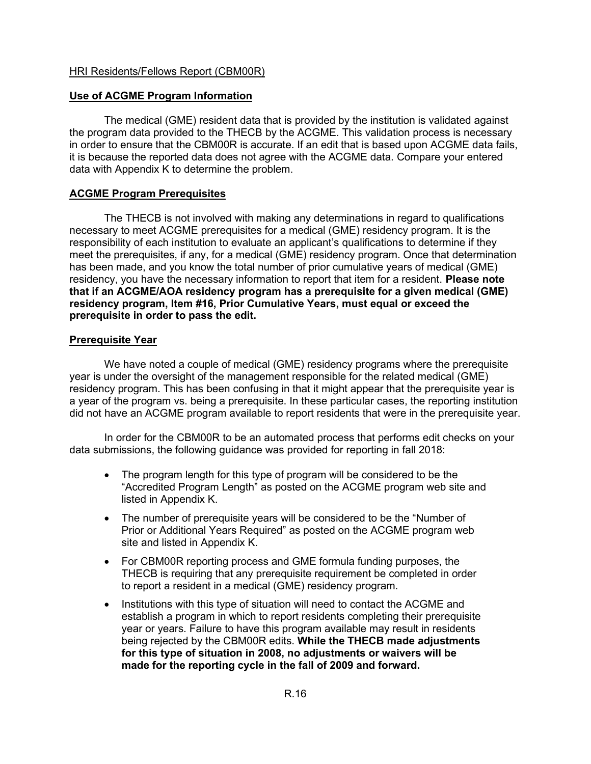HRI Residents/Fellows Report (CBM00R)

**Use of ACGME Program Information**

The medical (GME) resident data that is provided by the institution is validated against the program data provided to the THECB by the ACGME. This validation process is necessary in order to ensure that the CBM00R is accurate. If an edit that is based upon ACGME data fails, it is because the reported data does not agree with the ACGME data. Compare your entered data with Appendix K to determine the problem.

**ACGME Program Prerequisites**

The THECB is not involved with making any determinations in regard to qualifications necessary to meet ACGME prerequisites for a medical (GME) residency program. It is the responsibility of each institution to evaluate an applicant's qualifications to determine if they meet the prerequisites, if any, for a medical (GME) residency program. Once that determination has been made, and you know the total number of prior cumulative years of medical (GME) residency, you have the necessary information to report that item for a resident. **Please note that if an ACGME/AOA residency program has a prerequisite for a given medical (GME) residency program, Item #16, Prior Cumulative Years, must equal or exceed the prerequisite in order to pass the edit.**

**Prerequisite Year**

We have noted a couple of medical (GME) residency programs where the prerequisite year is under the oversight of the management responsible for the related medical (GME) residency program. This has been confusing in that it might appear that the prerequisite year is a year of the program vs. being a prerequisite. In these particular cases, the reporting institution did not have an ACGME program available to report residents that were in the prerequisite year.

In order for the CBM00R to be an automated process that performs edit checks on your data submissions, the following guidance was provided for reporting in fall 2018:

- The program length for this type of program will be considered to be the "Accredited Program Length" as posted on the ACGME program web site and listed in Appendix K.
- The number of prerequisite years will be considered to be the "Number of Prior or Additional Years Required" as posted on the ACGME program web site and listed in Appendix K.
- For CBM00R reporting process and GME formula funding purposes, the THECB is requiring that any prerequisite requirement be completed in order to report a resident in a medical (GME) residency program.
- Institutions with this type of situation will need to contact the ACGME and establish a program in which to report residents completing their prerequisite year or years. Failure to have this program available may result in residents being rejected by the CBM00R edits. **While the THECB made adjustments for this type of situation in 2008, no adjustments or waivers will be made for the reporting cycle in the fall of 2009 and forward.**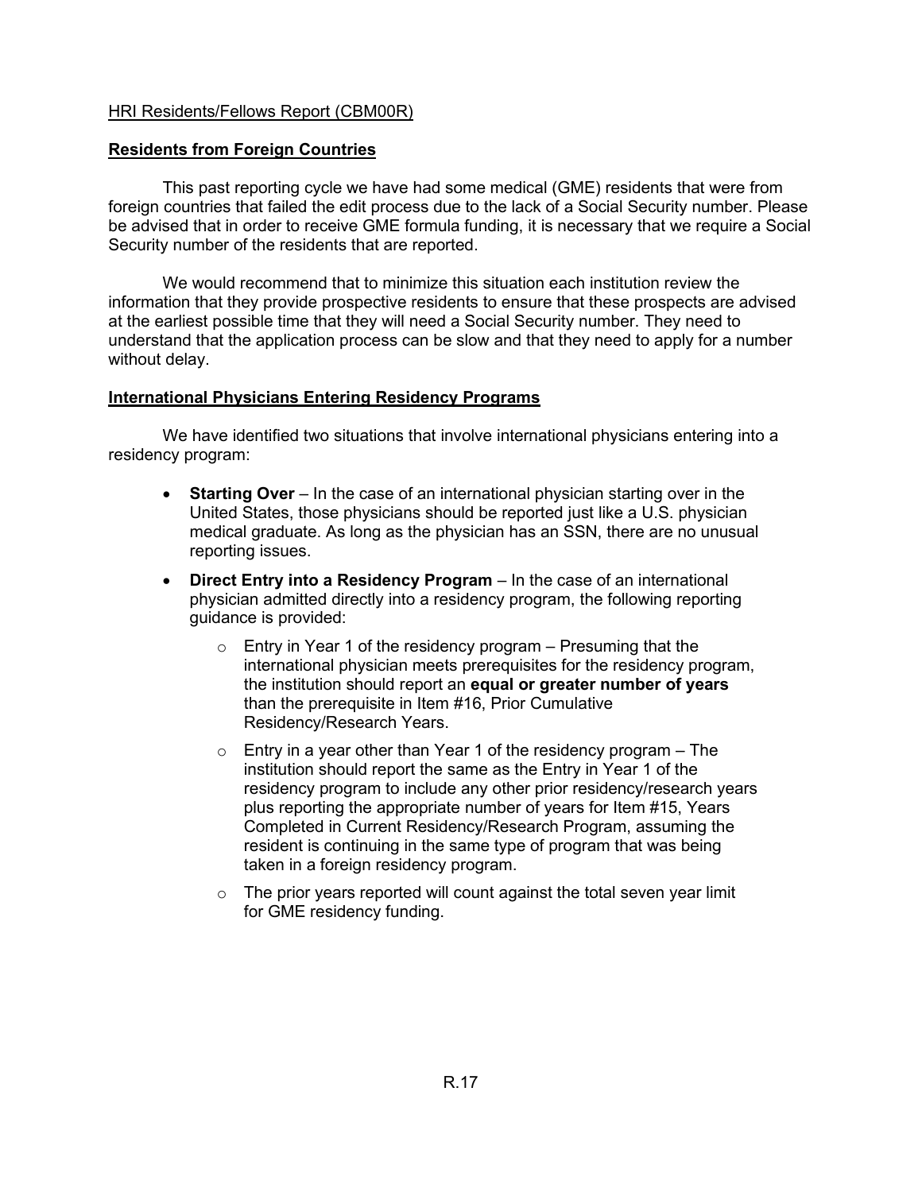HRI Residents/Fellows Report (CBM00R)

## Residents from Foreign Countries

This past reporting cycle we have had some medical (GME) residents that were from foreign countries that failed the edit process due to the lack of a Social Security number. Please be advised that in order to receive GME formula funding, it is necessary that we require a Social Security number of the residents that are reported.

We would recommend that to minimize this situation each institution review the information that they provide prospective residents to ensure that these prospects are advised at the earliest possible time that they will need a Social Security number. They need to understand that the application process can be slow and that they need to apply for a number without delay.

## International Physicians Entering Residency Programs

We have identified two situations that involve international physicians entering into a residency program:

- **Starting Over** – In the case of an international physician starting over in the United States, those physicians should be reported just like a U.S. physician medical graduate. As long as the physician has an SSN, there are no unusual reporting issues.
- **Direct Entry into a Residency Program** – In the case of an international physician admitted directly into a residency program, the following reporting guidance is provided:
  - Entry in Year 1 of the residency program – Presuming that the international physician meets prerequisites for the residency program, the institution should report an **equal or greater number of years** than the prerequisite in Item #16, Prior Cumulative Residency/Research Years.
  - Entry in a year other than Year 1 of the residency program – The institution should report the same as the Entry in Year 1 of the residency program to include any other prior residency/research years plus reporting the appropriate number of years for Item #15, Years Completed in Current Residency/Research Program, assuming the resident is continuing in the same type of program that was being taken in a foreign residency program.
  - The prior years reported will count against the total seven year limit for GME residency funding.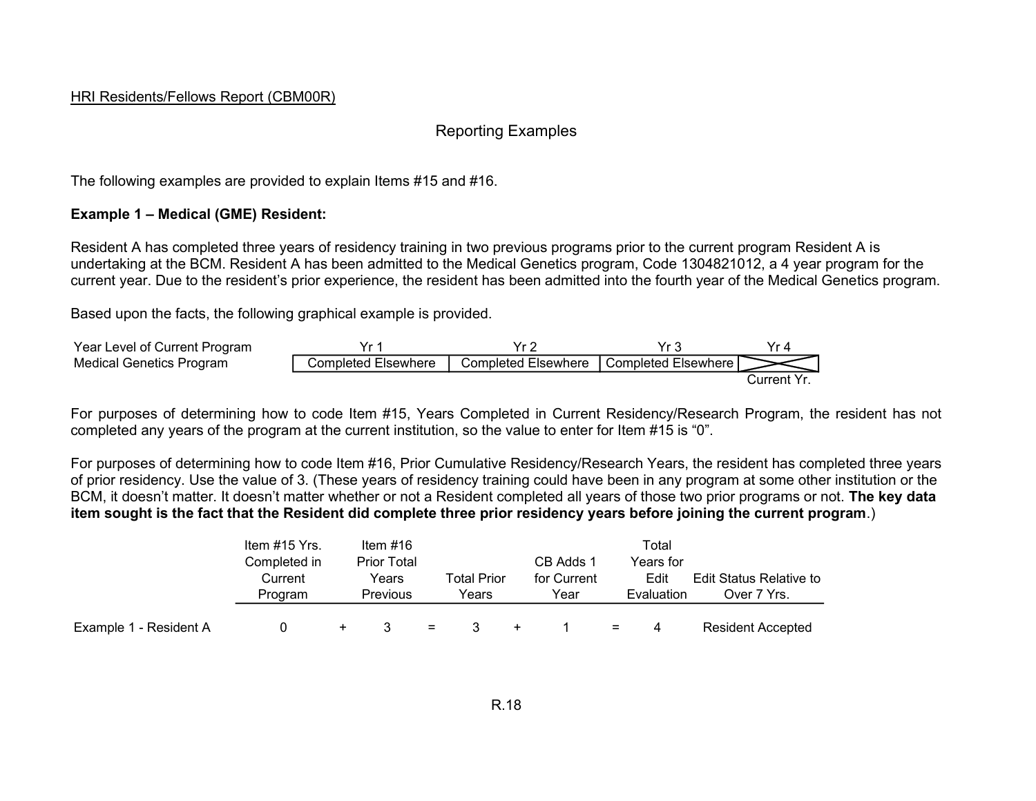HRI Residents/Fellows Report (CBM00R)

## Reporting Examples

The following examples are provided to explain Items #15 and #16.

**Example 1 – Medical (GME) Resident:**

Resident A has completed three years of residency training in two previous programs prior to the current program Resident A is undertaking at the BCM. Resident A has been admitted to the Medical Genetics program, Code 1304821012, a 4 year program for the current year. Due to the resident's prior experience, the resident has been admitted into the fourth year of the Medical Genetics program.

Based upon the facts, the following graphical example is provided.

| Year Level of Current Program | Yr 1 | Yr 2 | Yr 3 | Yr 4 |
|---|---|---|---|---|
| Medical Genetics Program | Completed Elsewhere | Completed Elsewhere | Completed Elsewhere | Current Yr. |

For purposes of determining how to code Item #15, Years Completed in Current Residency/Research Program, the resident has not completed any years of the program at the current institution, so the value to enter for Item #15 is "0".

For purposes of determining how to code Item #16, Prior Cumulative Residency/Research Years, the resident has completed three years of prior residency. Use the value of 3. (These years of residency training could have been in any program at some other institution or the BCM, it doesn't matter. It doesn't matter whether or not a Resident completed all years of those two prior programs or not. **The key data item sought is the fact that the Resident did complete three prior residency years before joining the current program**.)

| | Item #15 Yrs. Completed in Current Program | | Item #16 Prior Total Years Previous | | Total Prior Years | | CB Adds 1 for Current Year | | Total Years for Edit Evaluation | Edit Status Relative to Over 7 Yrs. |
|---|---|---|---|---|---|---|---|---|---|---|
| Example 1 - Resident A | 0 | + | 3 | = | 3 | + | 1 | = | 4 | Resident Accepted |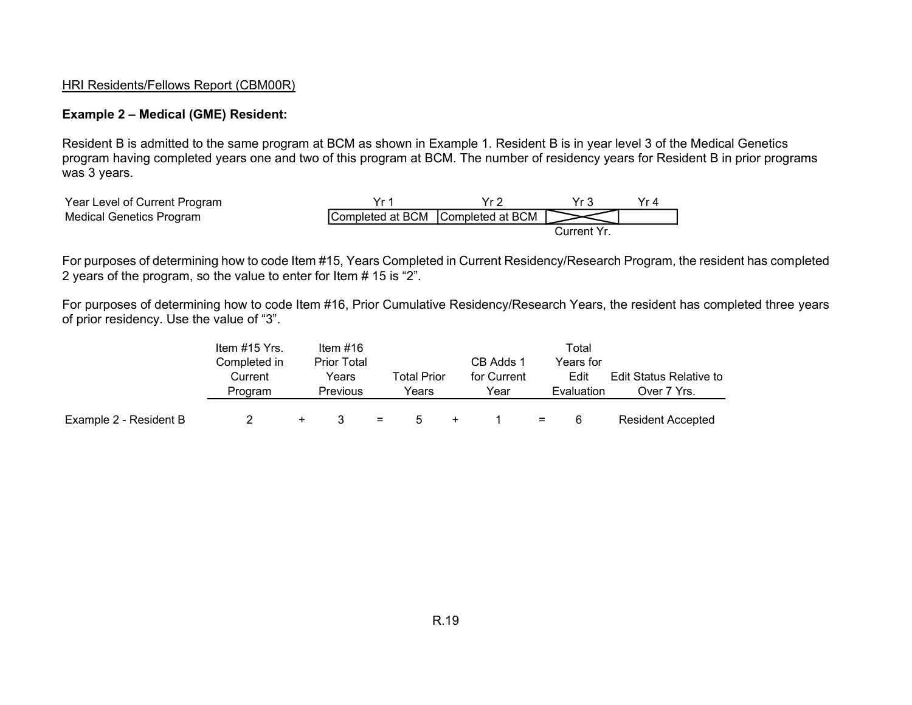HRI Residents/Fellows Report (CBM00R)

**Example 2 – Medical (GME) Resident:**

Resident B is admitted to the same program at BCM as shown in Example 1. Resident B is in year level 3 of the Medical Genetics program having completed years one and two of this program at BCM. The number of residency years for Resident B in prior programs was 3 years.

| Year Level of Current Program | Yr 1 | Yr 2 | Yr 3 | Yr 4 |
|---|---|---|---|---|
| Medical Genetics Program | Completed at BCM | Completed at BCM | Current Yr. | |

For purposes of determining how to code Item #15, Years Completed in Current Residency/Research Program, the resident has completed 2 years of the program, so the value to enter for Item # 15 is "2".

For purposes of determining how to code Item #16, Prior Cumulative Residency/Research Years, the resident has completed three years of prior residency. Use the value of "3".

| | Item #15 Yrs. Completed in Current Program | | Item #16 Prior Total Years Previous | | Total Prior Years | | CB Adds 1 for Current Year | | Total Years for Edit Evaluation | Edit Status Relative to Over 7 Yrs. |
|---|---|---|---|---|---|---|---|---|---|---|
| Example 2 - Resident B | 2 | + | 3 | = | 5 | + | 1 | = | 6 | Resident Accepted |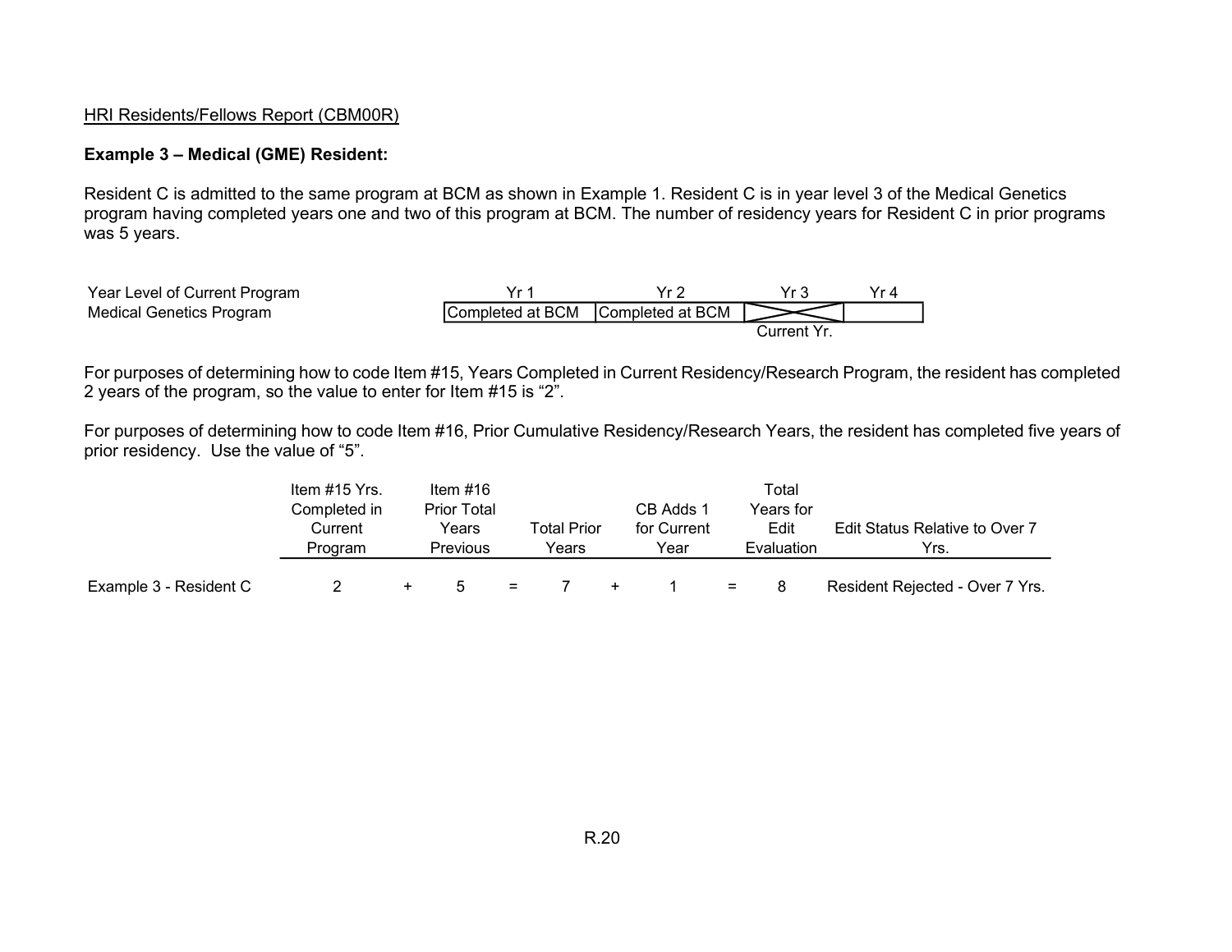HRI Residents/Fellows Report (CBM00R)

**Example 3 – Medical (GME) Resident:**

Resident C is admitted to the same program at BCM as shown in Example 1. Resident C is in year level 3 of the Medical Genetics program having completed years one and two of this program at BCM. The number of residency years for Resident C in prior programs was 5 years.

| Year Level of Current Program | Yr 1 | Yr 2 | Yr 3 | Yr 4 |
|---|---|---|---|---|
| Medical Genetics Program | Completed at BCM | Completed at BCM | Current Yr. | |

For purposes of determining how to code Item #15, Years Completed in Current Residency/Research Program, the resident has completed 2 years of the program, so the value to enter for Item #15 is "2".

For purposes of determining how to code Item #16, Prior Cumulative Residency/Research Years, the resident has completed five years of prior residency. Use the value of "5".

| | Item #15 Yrs. Completed in Current Program | | Item #16 Prior Total Years Previous | | Total Prior Years | | CB Adds 1 for Current Year | | Total Years for Edit Evaluation | Edit Status Relative to Over 7 Yrs. |
|---|---|---|---|---|---|---|---|---|---|---|
| Example 3 - Resident C | 2 | + | 5 | = | 7 | + | 1 | = | 8 | Resident Rejected - Over 7 Yrs. |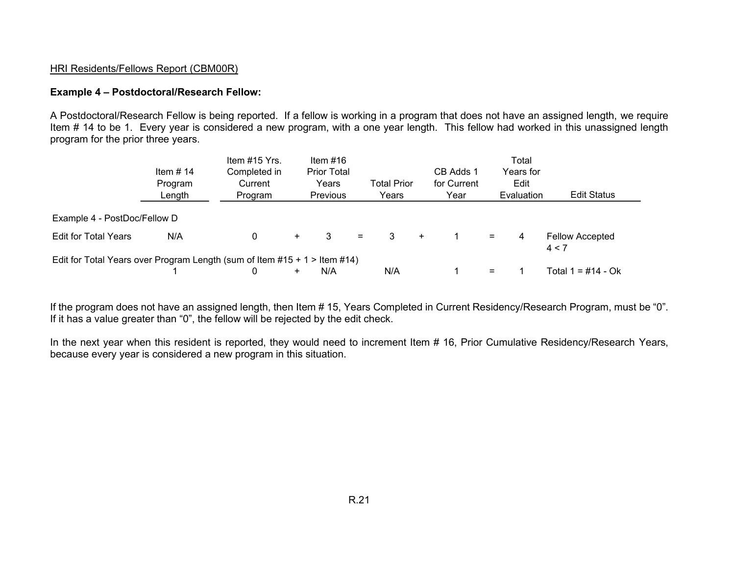HRI Residents/Fellows Report (CBM00R)

**Example 4 – Postdoctoral/Research Fellow:**

A Postdoctoral/Research Fellow is being reported. If a fellow is working in a program that does not have an assigned length, we require Item # 14 to be 1. Every year is considered a new program, with a one year length. This fellow had worked in this unassigned length program for the prior three years.

| | Item # 14 Program Length | Item #15 Yrs. Completed in Current Program | | Item #16 Prior Total Years Previous | | Total Prior Years | | CB Adds 1 for Current Year | | Total Years for Edit Evaluation | Edit Status |
|---|---|---|---|---|---|---|---|---|---|---|---|
| Example 4 - PostDoc/Fellow D | | | | | | | | | | | |
| Edit for Total Years | N/A | 0 | + | 3 | = | 3 | + | 1 | = | 4 | Fellow Accepted 4 < 7 |
| Edit for Total Years over Program Length (sum of Item #15 + 1 > Item #14) | | | | | | | | | | | |
| | 1 | 0 | + | N/A | | N/A | | 1 | = | 1 | Total 1 = #14 - Ok |

If the program does not have an assigned length, then Item # 15, Years Completed in Current Residency/Research Program, must be "0". If it has a value greater than "0", the fellow will be rejected by the edit check.

In the next year when this resident is reported, they would need to increment Item # 16, Prior Cumulative Residency/Research Years, because every year is considered a new program in this situation.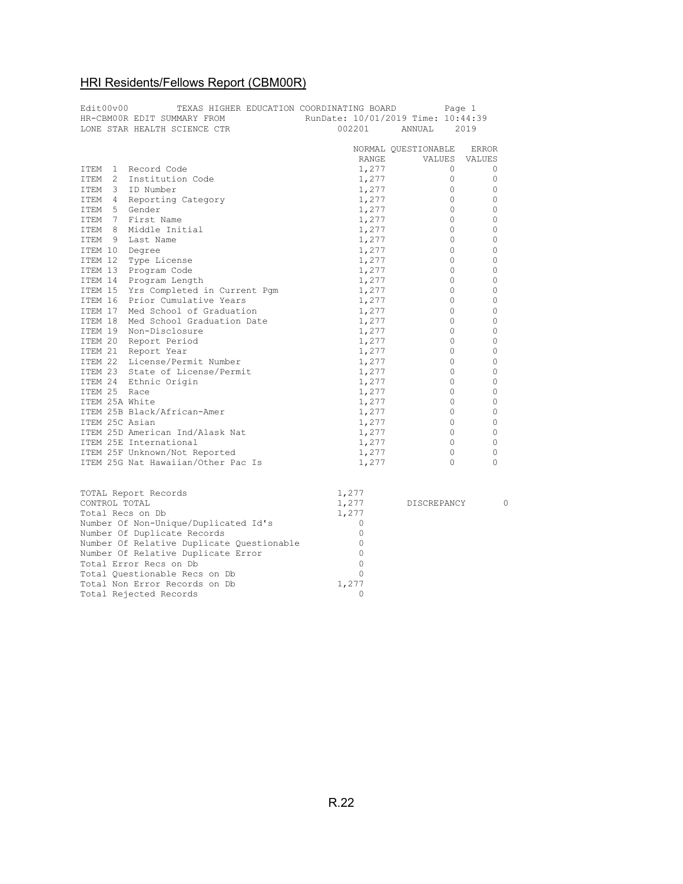## HRI Residents/Fellows Report (CBM00R)

```
Edit00v00          TEXAS HIGHER EDUCATION COORDINATING BOARD          Page 1
HR-CBM00R EDIT SUMMARY FROM                  RunDate: 10/01/2019 Time: 10:44:39
LONE STAR HEALTH SCIENCE CTR                      002201     ANNUAL    2019

                                                 NORMAL QUESTIONABLE   ERROR
                                                  RANGE      VALUES   VALUES
ITEM  1  Record Code                              1,277           0        0
ITEM  2  Institution Code                         1,277           0        0
ITEM  3  ID Number                                1,277           0        0
ITEM  4  Reporting Category                       1,277           0        0
ITEM  5  Gender                                   1,277           0        0
ITEM  7  First Name                               1,277           0        0
ITEM  8  Middle Initial                           1,277           0        0
ITEM  9  Last Name                                1,277           0        0
ITEM 10  Degree                                   1,277           0        0
ITEM 12  Type License                             1,277           0        0
ITEM 13  Program Code                             1,277           0        0
ITEM 14  Program Length                           1,277           0        0
ITEM 15  Yrs Completed in Current Pgm             1,277           0        0
ITEM 16  Prior Cumulative Years                   1,277           0        0
ITEM 17  Med School of Graduation                 1,277           0        0
ITEM 18  Med School Graduation Date               1,277           0        0
ITEM 19  Non-Disclosure                           1,277           0        0
ITEM 20  Report Period                            1,277           0        0
ITEM 21  Report Year                              1,277           0        0
ITEM 22  License/Permit Number                    1,277           0        0
ITEM 23  State of License/Permit                  1,277           0        0
ITEM 24  Ethnic Origin                            1,277           0        0
ITEM 25  Race                                     1,277           0        0
ITEM 25A White                                    1,277           0        0
ITEM 25B Black/African-Amer                       1,277           0        0
ITEM 25C Asian                                    1,277           0        0
ITEM 25D American Ind/Alask Nat                   1,277           0        0
ITEM 25E International                            1,277           0        0
ITEM 25F Unknown/Not Reported                     1,277           0        0
ITEM 25G Nat Hawaiian/Other Pac Is                1,277           0        0


TOTAL Report Records                            1,277
CONTROL TOTAL                                   1,277      DISCREPANCY        0
Total Recs on Db                                1,277
Number Of Non-Unique/Duplicated Id's                0
Number Of Duplicate Records                         0
Number Of Relative Duplicate Questionable           0
Number Of Relative Duplicate Error                  0
Total Error Recs on Db                              0
Total Questionable Recs on Db                       0
Total Non Error Records on Db                   1,277
Total Rejected Records                              0
```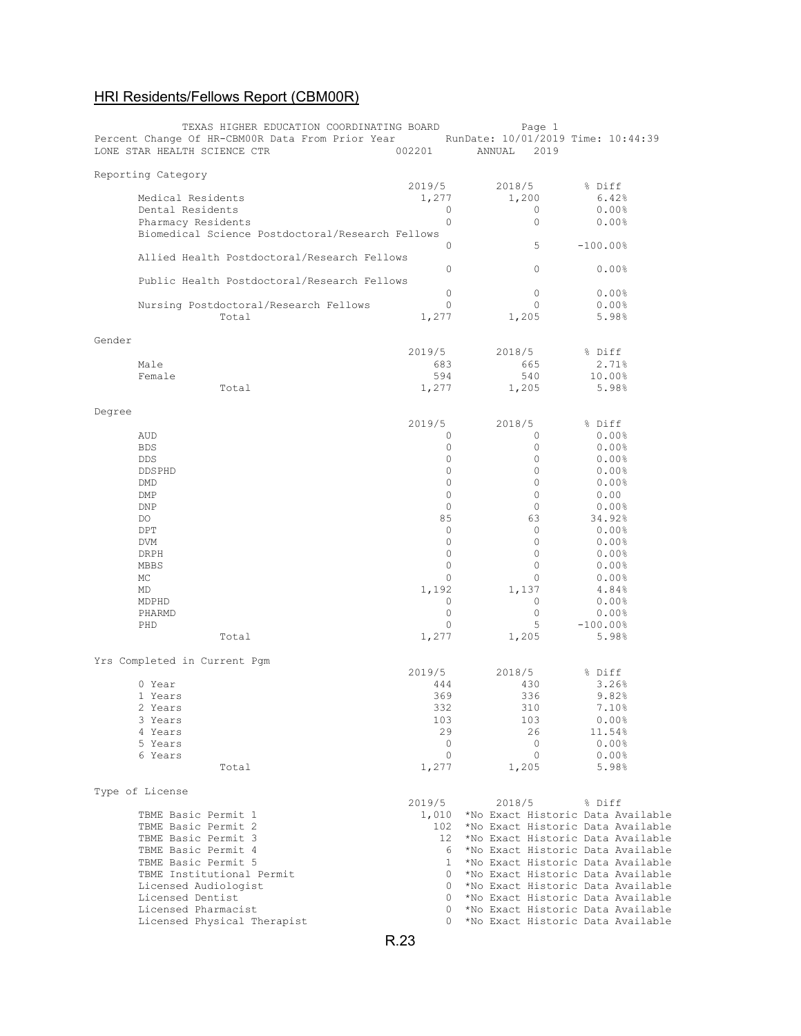## HRI Residents/Fellows Report (CBM00R)

TEXAS HIGHER EDUCATION COORDINATING BOARD
Percent Change Of HR-CBM00R Data From Prior Year — RunDate: 10/01/2019 Time: 10:44:39
LONE STAR HEALTH SCIENCE CTR — 002201 — ANNUAL 2019

**Reporting Category**

| | 2019/5 | 2018/5 | % Diff |
|---|---|---|---|
| Medical Residents | 1,277 | 1,200 | 6.42% |
| Dental Residents | 0 | 0 | 0.00% |
| Pharmacy Residents | 0 | 0 | 0.00% |
| Biomedical Science Postdoctoral/Research Fellows | 0 | 5 | -100.00% |
| Allied Health Postdoctoral/Research Fellows | 0 | 0 | 0.00% |
| Public Health Postdoctoral/Research Fellows | 0 | 0 | 0.00% |
| Nursing Postdoctoral/Research Fellows | 0 | 0 | 0.00% |
| Total | 1,277 | 1,205 | 5.98% |

**Gender**

| | 2019/5 | 2018/5 | % Diff |
|---|---|---|---|
| Male | 683 | 665 | 2.71% |
| Female | 594 | 540 | 10.00% |
| Total | 1,277 | 1,205 | 5.98% |

**Degree**

| | 2019/5 | 2018/5 | % Diff |
|---|---|---|---|
| AUD | 0 | 0 | 0.00% |
| BDS | 0 | 0 | 0.00% |
| DDS | 0 | 0 | 0.00% |
| DDSPHD | 0 | 0 | 0.00% |
| DMD | 0 | 0 | 0.00% |
| DMP | 0 | 0 | 0.00 |
| DNP | 0 | 0 | 0.00% |
| DO | 85 | 63 | 34.92% |
| DPT | 0 | 0 | 0.00% |
| DVM | 0 | 0 | 0.00% |
| DRPH | 0 | 0 | 0.00% |
| MBBS | 0 | 0 | 0.00% |
| MC | 0 | 0 | 0.00% |
| MD | 1,192 | 1,137 | 4.84% |
| MDPHD | 0 | 0 | 0.00% |
| PHARMD | 0 | 0 | 0.00% |
| PHD | 0 | 5 | -100.00% |
| Total | 1,277 | 1,205 | 5.98% |

**Yrs Completed in Current Pgm**

| | 2019/5 | 2018/5 | % Diff |
|---|---|---|---|
| 0 Year | 444 | 430 | 3.26% |
| 1 Years | 369 | 336 | 9.82% |
| 2 Years | 332 | 310 | 7.10% |
| 3 Years | 103 | 103 | 0.00% |
| 4 Years | 29 | 26 | 11.54% |
| 5 Years | 0 | 0 | 0.00% |
| 6 Years | 0 | 0 | 0.00% |
| Total | 1,277 | 1,205 | 5.98% |

**Type of License**

| | 2019/5 | 2018/5 | % Diff |
|---|---|---|---|
| TBME Basic Permit 1 | 1,010 | *No Exact Historic Data Available | |
| TBME Basic Permit 2 | 102 | *No Exact Historic Data Available | |
| TBME Basic Permit 3 | 12 | *No Exact Historic Data Available | |
| TBME Basic Permit 4 | 6 | *No Exact Historic Data Available | |
| TBME Basic Permit 5 | 1 | *No Exact Historic Data Available | |
| TBME Institutional Permit | 0 | *No Exact Historic Data Available | |
| Licensed Audiologist | 0 | *No Exact Historic Data Available | |
| Licensed Dentist | 0 | *No Exact Historic Data Available | |
| Licensed Pharmacist | 0 | *No Exact Historic Data Available | |
| Licensed Physical Therapist | 0 | *No Exact Historic Data Available | |

R.23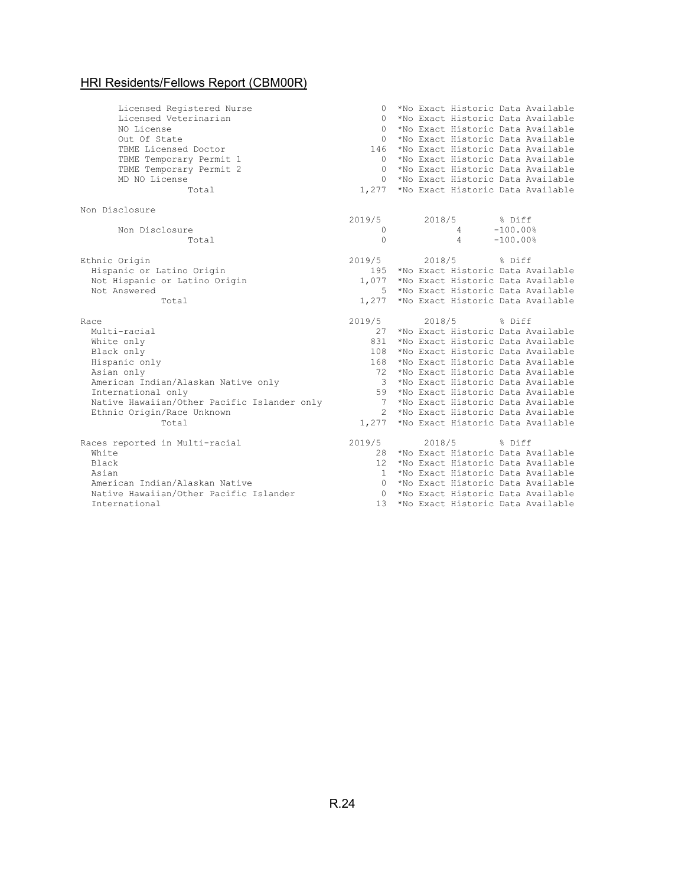## HRI Residents/Fellows Report (CBM00R)

| | 2019/5 | 2018/5 | % Diff |
|---|---|---|---|
| Licensed Registered Nurse | 0 | *No Exact Historic Data Available | |
| Licensed Veterinarian | 0 | *No Exact Historic Data Available | |
| NO License | 0 | *No Exact Historic Data Available | |
| Out Of State | 0 | *No Exact Historic Data Available | |
| TBME Licensed Doctor | 146 | *No Exact Historic Data Available | |
| TBME Temporary Permit 1 | 0 | *No Exact Historic Data Available | |
| TBME Temporary Permit 2 | 0 | *No Exact Historic Data Available | |
| MD NO License | 0 | *No Exact Historic Data Available | |
| Total | 1,277 | *No Exact Historic Data Available | |

Non Disclosure

| | 2019/5 | 2018/5 | % Diff |
|---|---|---|---|
| Non Disclosure | 0 | 4 | -100.00% |
| Total | 0 | 4 | -100.00% |

| Ethnic Origin | 2019/5 | 2018/5 | % Diff |
|---|---|---|---|
| Hispanic or Latino Origin | 195 | *No Exact Historic Data Available | |
| Not Hispanic or Latino Origin | 1,077 | *No Exact Historic Data Available | |
| Not Answered | 5 | *No Exact Historic Data Available | |
| Total | 1,277 | *No Exact Historic Data Available | |

| Race | 2019/5 | 2018/5 | % Diff |
|---|---|---|---|
| Multi-racial | 27 | *No Exact Historic Data Available | |
| White only | 831 | *No Exact Historic Data Available | |
| Black only | 108 | *No Exact Historic Data Available | |
| Hispanic only | 168 | *No Exact Historic Data Available | |
| Asian only | 72 | *No Exact Historic Data Available | |
| American Indian/Alaskan Native only | 3 | *No Exact Historic Data Available | |
| International only | 59 | *No Exact Historic Data Available | |
| Native Hawaiian/Other Pacific Islander only | 7 | *No Exact Historic Data Available | |
| Ethnic Origin/Race Unknown | 2 | *No Exact Historic Data Available | |
| Total | 1,277 | *No Exact Historic Data Available | |

| Races reported in Multi-racial | 2019/5 | 2018/5 | % Diff |
|---|---|---|---|
| White | 28 | *No Exact Historic Data Available | |
| Black | 12 | *No Exact Historic Data Available | |
| Asian | 1 | *No Exact Historic Data Available | |
| American Indian/Alaskan Native | 0 | *No Exact Historic Data Available | |
| Native Hawaiian/Other Pacific Islander | 0 | *No Exact Historic Data Available | |
| International | 13 | *No Exact Historic Data Available | |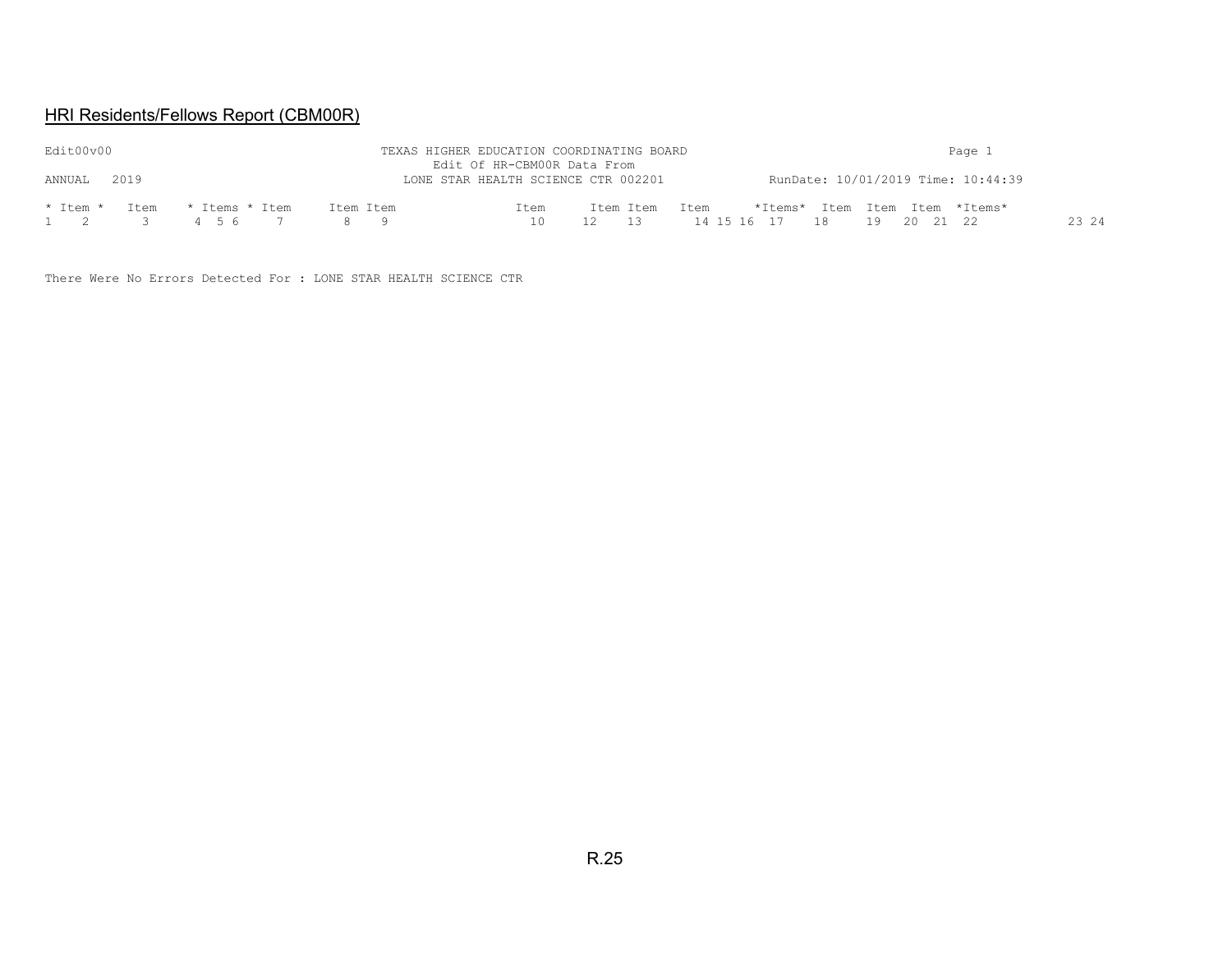## HRI Residents/Fellows Report (CBM00R)

```
Edit00v00                                TEXAS HIGHER EDUCATION COORDINATING BOARD                          Page 1
                                              Edit Of HR-CBM00R Data From
ANNUAL   2019                            LONE STAR HEALTH SCIENCE CTR 002201            RunDate: 10/01/2019 Time: 10:44:39

* Item *   Item    * Items * Item     Item Item              Item      Item Item   Item      *Items*  Item  Item  Item  *Items*
1    2       3      4  5 6     7       8    9                  10     12    13      14 15 16  17    18     19   20  21  22           23 24
```

There Were No Errors Detected For : LONE STAR HEALTH SCIENCE CTR

R.25